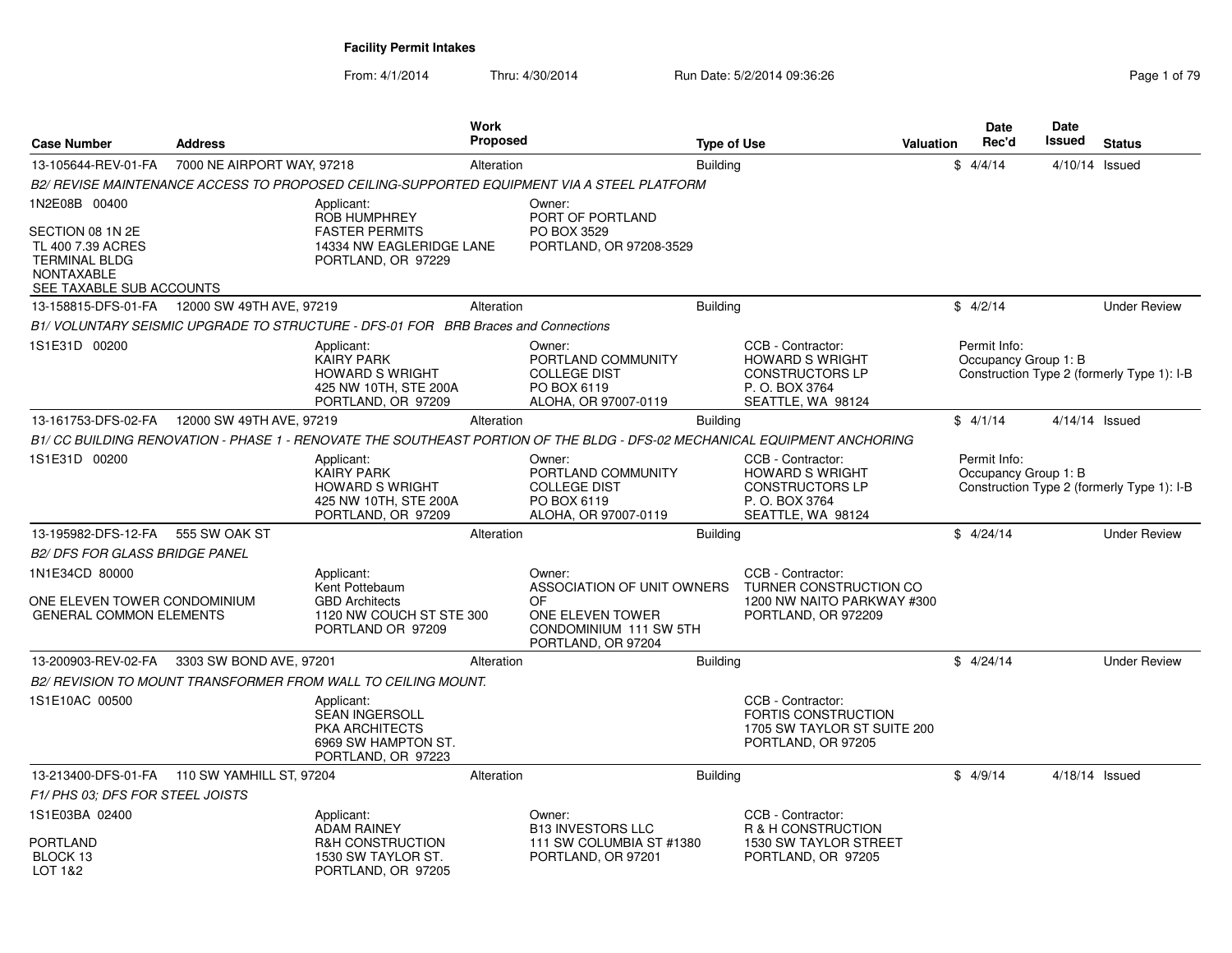# Facility Permit Intakes

From: 4/1/2014 Thru: 4/30/2014 Run Date: 5/2/2014 09:36:26

| Case Number | Address | Work Proposed | Type of Use | Valuation | Date Rec'd | Date Issued | Status |
|---|---|---|---|---|---|---|---|
| 13-105644-REV-01-FA | 7000 NE AIRPORT WAY, 97218 | Alteration | Building | $ | 4/4/14 | 4/10/14 | Issued |

*B2/ REVISE MAINTENANCE ACCESS TO PROPOSED CEILING-SUPPORTED EQUIPMENT VIA A STEEL PLATFORM*

1N2E08B 00400

SECTION 08 1N 2E
TL 400 7.39 ACRES
TERMINAL BLDG
NONTAXABLE
SEE TAXABLE SUB ACCOUNTS

Applicant:
ROB HUMPHREY
FASTER PERMITS
14334 NW EAGLERIDGE LANE
PORTLAND, OR 97229

Owner:
PORT OF PORTLAND
PO BOX 3529
PORTLAND, OR 97208-3529

| Case Number | Address | Work Proposed | Type of Use | Valuation | Date Rec'd | Date Issued | Status |
|---|---|---|---|---|---|---|---|
| 13-158815-DFS-01-FA | 12000 SW 49TH AVE, 97219 | Alteration | Building | $ | 4/2/14 | | Under Review |

*B1/ VOLUNTARY SEISMIC UPGRADE TO STRUCTURE - DFS-01 FOR BRB Braces and Connections*

1S1E31D 00200

Applicant:
KAIRY PARK
HOWARD S WRIGHT
425 NW 10TH, STE 200A
PORTLAND, OR 97209

Owner:
PORTLAND COMMUNITY
COLLEGE DIST
PO BOX 6119
ALOHA, OR 97007-0119

CCB - Contractor:
HOWARD S WRIGHT
CONSTRUCTORS LP
P. O. BOX 3764
SEATTLE, WA 98124

Permit Info:
Occupancy Group 1: B
Construction Type 2 (formerly Type 1): I-B

| Case Number | Address | Work Proposed | Type of Use | Valuation | Date Rec'd | Date Issued | Status |
|---|---|---|---|---|---|---|---|
| 13-161753-DFS-02-FA | 12000 SW 49TH AVE, 97219 | Alteration | Building | $ | 4/1/14 | 4/14/14 | Issued |

*B1/ CC BUILDING RENOVATION - PHASE 1 - RENOVATE THE SOUTHEAST PORTION OF THE BLDG - DFS-02 MECHANICAL EQUIPMENT ANCHORING*

1S1E31D 00200

Applicant:
KAIRY PARK
HOWARD S WRIGHT
425 NW 10TH, STE 200A
PORTLAND, OR 97209

Owner:
PORTLAND COMMUNITY
COLLEGE DIST
PO BOX 6119
ALOHA, OR 97007-0119

CCB - Contractor:
HOWARD S WRIGHT
CONSTRUCTORS LP
P. O. BOX 3764
SEATTLE, WA 98124

Permit Info:
Occupancy Group 1: B
Construction Type 2 (formerly Type 1): I-B

| Case Number | Address | Work Proposed | Type of Use | Valuation | Date Rec'd | Date Issued | Status |
|---|---|---|---|---|---|---|---|
| 13-195982-DFS-12-FA | 555 SW OAK ST | Alteration | Building | $ | 4/24/14 | | Under Review |

*B2/ DFS FOR GLASS BRIDGE PANEL*

1N1E34CD 80000

ONE ELEVEN TOWER CONDOMINIUM
GENERAL COMMON ELEMENTS

Applicant:
Kent Pottebaum
GBD Architects
1120 NW COUCH ST STE 300
PORTLAND OR 97209

Owner:
ASSOCIATION OF UNIT OWNERS
OF
ONE ELEVEN TOWER
CONDOMINIUM 111 SW 5TH
PORTLAND, OR 97204

CCB - Contractor:
TURNER CONSTRUCTION CO
1200 NW NAITO PARKWAY #300
PORTLAND, OR 972209

| Case Number | Address | Work Proposed | Type of Use | Valuation | Date Rec'd | Date Issued | Status |
|---|---|---|---|---|---|---|---|
| 13-200903-REV-02-FA | 3303 SW BOND AVE, 97201 | Alteration | Building | $ | 4/24/14 | | Under Review |

*B2/ REVISION TO MOUNT TRANSFORMER FROM WALL TO CEILING MOUNT.*

1S1E10AC 00500

Applicant:
SEAN INGERSOLL
PKA ARCHITECTS
6969 SW HAMPTON ST.
PORTLAND, OR 97223

CCB - Contractor:
FORTIS CONSTRUCTION
1705 SW TAYLOR ST SUITE 200
PORTLAND, OR 97205

| Case Number | Address | Work Proposed | Type of Use | Valuation | Date Rec'd | Date Issued | Status |
|---|---|---|---|---|---|---|---|
| 13-213400-DFS-01-FA | 110 SW YAMHILL ST, 97204 | Alteration | Building | $ | 4/9/14 | 4/18/14 | Issued |

*F1/ PHS 03; DFS FOR STEEL JOISTS*

1S1E03BA 02400

PORTLAND
BLOCK 13
LOT 1&2

Applicant:
ADAM RAINEY
R&H CONSTRUCTION
1530 SW TAYLOR ST.
PORTLAND, OR 97205

Owner:
B13 INVESTORS LLC
111 SW COLUMBIA ST #1380
PORTLAND, OR 97201

CCB - Contractor:
R & H CONSTRUCTION
1530 SW TAYLOR STREET
PORTLAND, OR 97205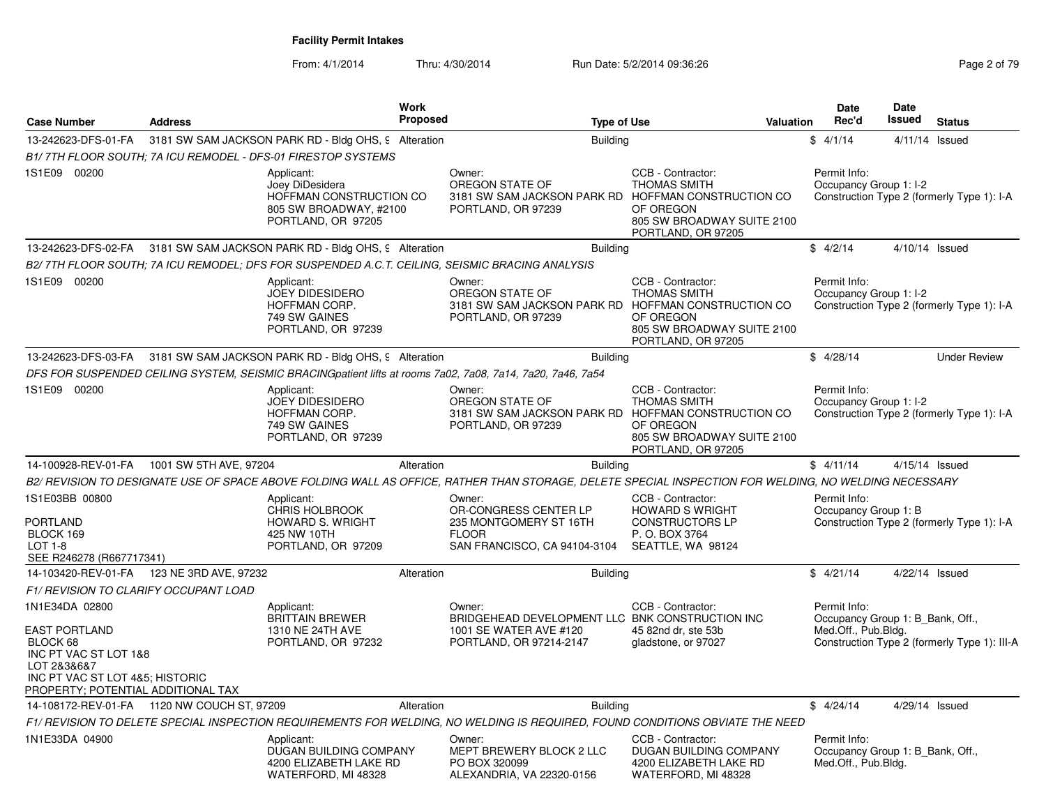**Facility Permit Intakes**

From: 4/1/2014 Thru: 4/30/2014 Run Date: 5/2/2014 09:36:26

| Case Number | Address | Work Proposed | Type of Use | Valuation | Date Rec'd | Date Issued | Status |
|---|---|---|---|---|---|---|---|
| 13-242623-DFS-01-FA | 3181 SW SAM JACKSON PARK RD - Bldg OHS, 9 | Alteration | Building | $ | 4/1/14 | 4/11/14 | Issued |

*B1/ 7TH FLOOR SOUTH; 7A ICU REMODEL - DFS-01 FIRESTOP SYSTEMS*

1S1E09 00200

Applicant: Joey DiDesidera, HOFFMAN CONSTRUCTION CO, 805 SW BROADWAY, #2100, PORTLAND, OR 97205

Owner: OREGON STATE OF, 3181 SW SAM JACKSON PARK RD, PORTLAND, OR 97239

CCB - Contractor: THOMAS SMITH, HOFFMAN CONSTRUCTION CO OF OREGON, 805 SW BROADWAY SUITE 2100, PORTLAND, OR 97205

Permit Info: Occupancy Group 1: I-2; Construction Type 2 (formerly Type 1): I-A

| Case Number | Address | Work Proposed | Type of Use | Valuation | Date Rec'd | Date Issued | Status |
|---|---|---|---|---|---|---|---|
| 13-242623-DFS-02-FA | 3181 SW SAM JACKSON PARK RD - Bldg OHS, 9 | Alteration | Building | $ | 4/2/14 | 4/10/14 | Issued |

*B2/ 7TH FLOOR SOUTH; 7A ICU REMODEL; DFS FOR SUSPENDED A.C.T. CEILING, SEISMIC BRACING ANALYSIS*

1S1E09 00200

Applicant: JOEY DIDESIDERO, HOFFMAN CORP., 749 SW GAINES, PORTLAND, OR 97239

Owner: OREGON STATE OF, 3181 SW SAM JACKSON PARK RD, PORTLAND, OR 97239

CCB - Contractor: THOMAS SMITH, HOFFMAN CONSTRUCTION CO OF OREGON, 805 SW BROADWAY SUITE 2100, PORTLAND, OR 97205

Permit Info: Occupancy Group 1: I-2; Construction Type 2 (formerly Type 1): I-A

| Case Number | Address | Work Proposed | Type of Use | Valuation | Date Rec'd | Date Issued | Status |
|---|---|---|---|---|---|---|---|
| 13-242623-DFS-03-FA | 3181 SW SAM JACKSON PARK RD - Bldg OHS, 9 | Alteration | Building | $ | 4/28/14 | | Under Review |

*DFS FOR SUSPENDED CEILING SYSTEM, SEISMIC BRACINGpatient lifts at rooms 7a02, 7a08, 7a14, 7a20, 7a46, 7a54*

1S1E09 00200

Applicant: JOEY DIDESIDERO, HOFFMAN CORP., 749 SW GAINES, PORTLAND, OR 97239

Owner: OREGON STATE OF, 3181 SW SAM JACKSON PARK RD, PORTLAND, OR 97239

CCB - Contractor: THOMAS SMITH, HOFFMAN CONSTRUCTION CO OF OREGON, 805 SW BROADWAY SUITE 2100, PORTLAND, OR 97205

Permit Info: Occupancy Group 1: I-2; Construction Type 2 (formerly Type 1): I-A

| Case Number | Address | Work Proposed | Type of Use | Valuation | Date Rec'd | Date Issued | Status |
|---|---|---|---|---|---|---|---|
| 14-100928-REV-01-FA | 1001 SW 5TH AVE, 97204 | Alteration | Building | $ | 4/11/14 | 4/15/14 | Issued |

*B2/ REVISION TO DESIGNATE USE OF SPACE ABOVE FOLDING WALL AS OFFICE, RATHER THAN STORAGE, DELETE SPECIAL INSPECTION FOR WELDING, NO WELDING NECESSARY*

1S1E03BB 00800

PORTLAND
BLOCK 169
LOT 1-8
SEE R246278 (R667717341)

Applicant: CHRIS HOLBROOK, HOWARD S. WRIGHT, 425 NW 10TH, PORTLAND, OR 97209

Owner: OR-CONGRESS CENTER LP, 235 MONTGOMERY ST 16TH FLOOR, SAN FRANCISCO, CA 94104-3104

CCB - Contractor: HOWARD S WRIGHT CONSTRUCTORS LP, P. O. BOX 3764, SEATTLE, WA 98124

Permit Info: Occupancy Group 1: B; Construction Type 2 (formerly Type 1): I-A

| Case Number | Address | Work Proposed | Type of Use | Valuation | Date Rec'd | Date Issued | Status |
|---|---|---|---|---|---|---|---|
| 14-103420-REV-01-FA | 123 NE 3RD AVE, 97232 | Alteration | Building | $ | 4/21/14 | 4/22/14 | Issued |

*F1/ REVISION TO CLARIFY OCCUPANT LOAD*

1N1E34DA 02800

EAST PORTLAND
BLOCK 68
INC PT VAC ST LOT 1&8
LOT 2&3&6&7
INC PT VAC ST LOT 4&5; HISTORIC PROPERTY; POTENTIAL ADDITIONAL TAX

Applicant: BRITTAIN BREWER, 1310 NE 24TH AVE, PORTLAND, OR 97232

Owner: BRIDGEHEAD DEVELOPMENT LLC, 1001 SE WATER AVE #120, PORTLAND, OR 97214-2147

CCB - Contractor: BNK CONSTRUCTION INC, 45 82nd dr, ste 53b, gladstone, or 97027

Permit Info: Occupancy Group 1: B_Bank, Off., Med.Off., Pub.Bldg.; Construction Type 2 (formerly Type 1): III-A

| Case Number | Address | Work Proposed | Type of Use | Valuation | Date Rec'd | Date Issued | Status |
|---|---|---|---|---|---|---|---|
| 14-108172-REV-01-FA | 1120 NW COUCH ST, 97209 | Alteration | Building | $ | 4/24/14 | 4/29/14 | Issued |

*F1/ REVISION TO DELETE SPECIAL INSPECTION REQUIREMENTS FOR WELDING, NO WELDING IS REQUIRED, FOUND CONDITIONS OBVIATE THE NEED*

1N1E33DA 04900

Applicant: DUGAN BUILDING COMPANY, 4200 ELIZABETH LAKE RD, WATERFORD, MI 48328

Owner: MEPT BREWERY BLOCK 2 LLC, PO BOX 320099, ALEXANDRIA, VA 22320-0156

CCB - Contractor: DUGAN BUILDING COMPANY, 4200 ELIZABETH LAKE RD, WATERFORD, MI 48328

Permit Info: Occupancy Group 1: B_Bank, Off., Med.Off., Pub.Bldg.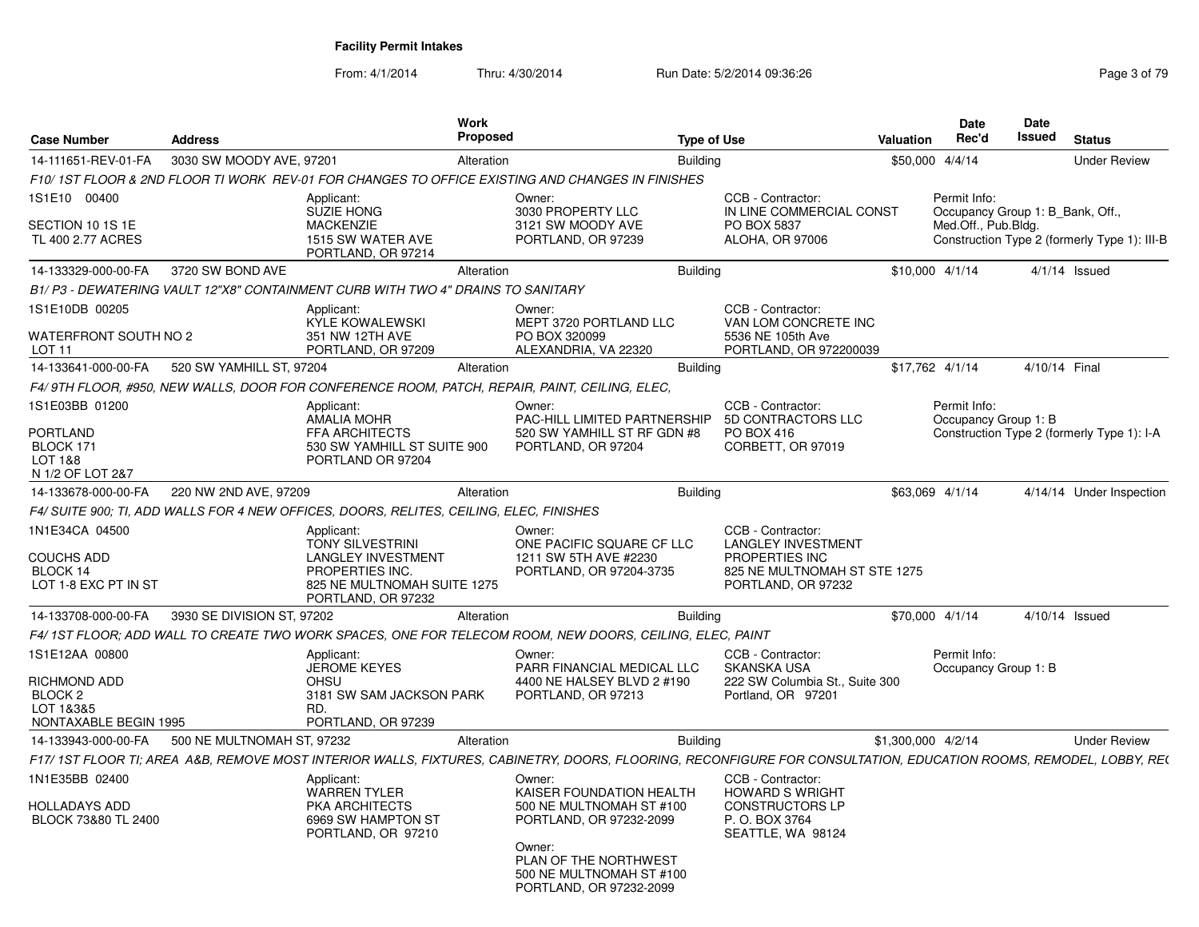**Facility Permit Intakes**

From: 4/1/2014 Thru: 4/30/2014 Run Date: 5/2/2014 09:36:26

| Case Number | Address | Work Proposed | Type of Use | Valuation | Date Rec'd | Date Issued | Status |
|---|---|---|---|---|---|---|---|
| 14-111651-REV-01-FA | 3030 SW MOODY AVE, 97201 | Alteration | Building | $50,000 | 4/4/14 | | Under Review |

F10/ 1ST FLOOR & 2ND FLOOR TI WORK REV-01 FOR CHANGES TO OFFICE EXISTING AND CHANGES IN FINISHES

1S1E10 00400
SECTION 10 1S 1E
TL 400 2.77 ACRES

Applicant:
SUZIE HONG
MACKENZIE
1515 SW WATER AVE
PORTLAND, OR 97214

Owner:
3030 PROPERTY LLC
3121 SW MOODY AVE
PORTLAND, OR 97239

CCB - Contractor:
IN LINE COMMERCIAL CONST
PO BOX 5837
ALOHA, OR 97006

Permit Info:
Occupancy Group 1: B_Bank, Off., Med.Off., Pub.Bldg.
Construction Type 2 (formerly Type 1): III-B

---

| Case Number | Address | Work Proposed | Type of Use | Valuation | Date Rec'd | Date Issued | Status |
|---|---|---|---|---|---|---|---|
| 14-133329-000-00-FA | 3720 SW BOND AVE | Alteration | Building | $10,000 | 4/1/14 | 4/1/14 | Issued |

B1/ P3 - DEWATERING VAULT 12"X8" CONTAINMENT CURB WITH TWO 4" DRAINS TO SANITARY

1S1E10DB 00205
WATERFRONT SOUTH NO 2
LOT 11

Applicant:
KYLE KOWALEWSKI
351 NW 12TH AVE
PORTLAND, OR 97209

Owner:
MEPT 3720 PORTLAND LLC
PO BOX 320099
ALEXANDRIA, VA 22320

CCB - Contractor:
VAN LOM CONCRETE INC
5536 NE 105th Ave
PORTLAND, OR 972200039

---

| Case Number | Address | Work Proposed | Type of Use | Valuation | Date Rec'd | Date Issued | Status |
|---|---|---|---|---|---|---|---|
| 14-133641-000-00-FA | 520 SW YAMHILL ST, 97204 | Alteration | Building | $17,762 | 4/1/14 | 4/10/14 | Final |

F4/ 9TH FLOOR, #950, NEW WALLS, DOOR FOR CONFERENCE ROOM, PATCH, REPAIR, PAINT, CEILING, ELEC,

1S1E03BB 01200
PORTLAND
BLOCK 171
LOT 1&8
N 1/2 OF LOT 2&7

Applicant:
AMALIA MOHR
FFA ARCHITECTS
530 SW YAMHILL ST SUITE 900
PORTLAND OR 97204

Owner:
PAC-HILL LIMITED PARTNERSHIP
520 SW YAMHILL ST RF GDN #8
PORTLAND, OR 97204

CCB - Contractor:
5D CONTRACTORS LLC
PO BOX 416
CORBETT, OR 97019

Permit Info:
Occupancy Group 1: B
Construction Type 2 (formerly Type 1): I-A

---

| Case Number | Address | Work Proposed | Type of Use | Valuation | Date Rec'd | Date Issued | Status |
|---|---|---|---|---|---|---|---|
| 14-133678-000-00-FA | 220 NW 2ND AVE, 97209 | Alteration | Building | $63,069 | 4/1/14 | 4/14/14 | Under Inspection |

F4/ SUITE 900; TI, ADD WALLS FOR 4 NEW OFFICES, DOORS, RELITES, CEILING, ELEC, FINISHES

1N1E34CA 04500
COUCHS ADD
BLOCK 14
LOT 1-8 EXC PT IN ST

Applicant:
TONY SILVESTRINI
LANGLEY INVESTMENT PROPERTIES INC.
825 NE MULTNOMAH SUITE 1275
PORTLAND, OR 97232

Owner:
ONE PACIFIC SQUARE CF LLC
1211 SW 5TH AVE #2230
PORTLAND, OR 97204-3735

CCB - Contractor:
LANGLEY INVESTMENT PROPERTIES INC
825 NE MULTNOMAH ST STE 1275
PORTLAND, OR 97232

---

| Case Number | Address | Work Proposed | Type of Use | Valuation | Date Rec'd | Date Issued | Status |
|---|---|---|---|---|---|---|---|
| 14-133708-000-00-FA | 3930 SE DIVISION ST, 97202 | Alteration | Building | $70,000 | 4/1/14 | 4/10/14 | Issued |

F4/ 1ST FLOOR; ADD WALL TO CREATE TWO WORK SPACES, ONE FOR TELECOM ROOM, NEW DOORS, CEILING, ELEC, PAINT

1S1E12AA 00800
RICHMOND ADD
BLOCK 2
LOT 1&3&5
NONTAXABLE BEGIN 1995

Applicant:
JEROME KEYES
OHSU
3181 SW SAM JACKSON PARK RD.
PORTLAND, OR 97239

Owner:
PARR FINANCIAL MEDICAL LLC
4400 NE HALSEY BLVD 2 #190
PORTLAND, OR 97213

CCB - Contractor:
SKANSKA USA
222 SW Columbia St., Suite 300
Portland, OR 97201

Permit Info:
Occupancy Group 1: B

---

| Case Number | Address | Work Proposed | Type of Use | Valuation | Date Rec'd | Date Issued | Status |
|---|---|---|---|---|---|---|---|
| 14-133943-000-00-FA | 500 NE MULTNOMAH ST, 97232 | Alteration | Building | $1,300,000 | 4/2/14 | | Under Review |

F17/ 1ST FLOOR TI; AREA A&B, REMOVE MOST INTERIOR WALLS, FIXTURES, CABINETRY, DOORS, FLOORING, RECONFIGURE FOR CONSULTATION, EDUCATION ROOMS, REMODEL, LOBBY, RE(

1N1E35BB 02400
HOLLADAYS ADD
BLOCK 73&80 TL 2400

Applicant:
WARREN TYLER
PKA ARCHITECTS
6969 SW HAMPTON ST
PORTLAND, OR 97210

Owner:
KAISER FOUNDATION HEALTH
500 NE MULTNOMAH ST #100
PORTLAND, OR 97232-2099

Owner:
PLAN OF THE NORTHWEST
500 NE MULTNOMAH ST #100
PORTLAND, OR 97232-2099

CCB - Contractor:
HOWARD S WRIGHT CONSTRUCTORS LP
P. O. BOX 3764
SEATTLE, WA 98124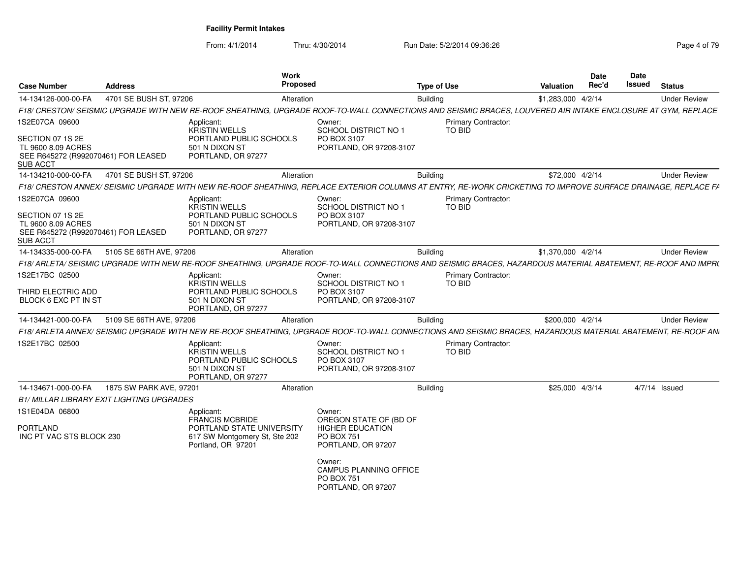**Facility Permit Intakes**

From: 4/1/2014 Thru: 4/30/2014 Run Date: 5/2/2014 09:36:26

| Case Number | Address | Work Proposed | Type of Use | Valuation | Date Rec'd | Date Issued | Status |
|---|---|---|---|---|---|---|---|
| 14-134126-000-00-FA | 4701 SE BUSH ST, 97206 | Alteration | Building | $1,283,000 | 4/2/14 | | Under Review |

*F18/ CRESTON/ SEISMIC UPGRADE WITH NEW RE-ROOF SHEATHING, UPGRADE ROOF-TO-WALL CONNECTIONS AND SEISMIC BRACES, LOUVERED AIR INTAKE ENCLOSURE AT GYM, REPLACE*

1S2E07CA 09600

SECTION 07 1S 2E
TL 9600 8.09 ACRES
SEE R645272 (R992070461) FOR LEASED SUB ACCT

Applicant: KRISTIN WELLS, PORTLAND PUBLIC SCHOOLS, 501 N DIXON ST, PORTLAND, OR 97277

Owner: SCHOOL DISTRICT NO 1, PO BOX 3107, PORTLAND, OR 97208-3107

Primary Contractor: TO BID

| Case Number | Address | Work Proposed | Type of Use | Valuation | Date Rec'd | Date Issued | Status |
|---|---|---|---|---|---|---|---|
| 14-134210-000-00-FA | 4701 SE BUSH ST, 97206 | Alteration | Building | $72,000 | 4/2/14 | | Under Review |

*F18/ CRESTON ANNEX/ SEISMIC UPGRADE WITH NEW RE-ROOF SHEATHING, REPLACE EXTERIOR COLUMNS AT ENTRY, RE-WORK CRICKETING TO IMPROVE SURFACE DRAINAGE, REPLACE FA*

1S2E07CA 09600

SECTION 07 1S 2E
TL 9600 8.09 ACRES
SEE R645272 (R992070461) FOR LEASED SUB ACCT

Applicant: KRISTIN WELLS, PORTLAND PUBLIC SCHOOLS, 501 N DIXON ST, PORTLAND, OR 97277

Owner: SCHOOL DISTRICT NO 1, PO BOX 3107, PORTLAND, OR 97208-3107

Primary Contractor: TO BID

| Case Number | Address | Work Proposed | Type of Use | Valuation | Date Rec'd | Date Issued | Status |
|---|---|---|---|---|---|---|---|
| 14-134335-000-00-FA | 5105 SE 66TH AVE, 97206 | Alteration | Building | $1,370,000 | 4/2/14 | | Under Review |

*F18/ ARLETA/ SEISMIC UPGRADE WITH NEW RE-ROOF SHEATHING, UPGRADE ROOF-TO-WALL CONNECTIONS AND SEISMIC BRACES, HAZARDOUS MATERIAL ABATEMENT, RE-ROOF AND IMPR(*

1S2E17BC 02500

THIRD ELECTRIC ADD
BLOCK 6 EXC PT IN ST

Applicant: KRISTIN WELLS, PORTLAND PUBLIC SCHOOLS, 501 N DIXON ST, PORTLAND, OR 97277

Owner: SCHOOL DISTRICT NO 1, PO BOX 3107, PORTLAND, OR 97208-3107

Primary Contractor: TO BID

| Case Number | Address | Work Proposed | Type of Use | Valuation | Date Rec'd | Date Issued | Status |
|---|---|---|---|---|---|---|---|
| 14-134421-000-00-FA | 5109 SE 66TH AVE, 97206 | Alteration | Building | $200,000 | 4/2/14 | | Under Review |

*F18/ ARLETA ANNEX/ SEISMIC UPGRADE WITH NEW RE-ROOF SHEATHING, UPGRADE ROOF-TO-WALL CONNECTIONS AND SEISMIC BRACES, HAZARDOUS MATERIAL ABATEMENT, RE-ROOF ANI*

1S2E17BC 02500

Applicant: KRISTIN WELLS, PORTLAND PUBLIC SCHOOLS, 501 N DIXON ST, PORTLAND, OR 97277

Owner: SCHOOL DISTRICT NO 1, PO BOX 3107, PORTLAND, OR 97208-3107

Primary Contractor: TO BID

| Case Number | Address | Work Proposed | Type of Use | Valuation | Date Rec'd | Date Issued | Status |
|---|---|---|---|---|---|---|---|
| 14-134671-000-00-FA | 1875 SW PARK AVE, 97201 | Alteration | Building | $25,000 | 4/3/14 | 4/7/14 | Issued |

*B1/ MILLAR LIBRARY EXIT LIGHTING UPGRADES*

1S1E04DA 06800

PORTLAND
INC PT VAC STS BLOCK 230

Applicant: FRANCIS MCBRIDE, PORTLAND STATE UNIVERSITY, 617 SW Montgomery St, Ste 202, Portland, OR 97201

Owner: OREGON STATE OF (BD OF HIGHER EDUCATION, PO BOX 751, PORTLAND, OR 97207

Owner: CAMPUS PLANNING OFFICE, PO BOX 751, PORTLAND, OR 97207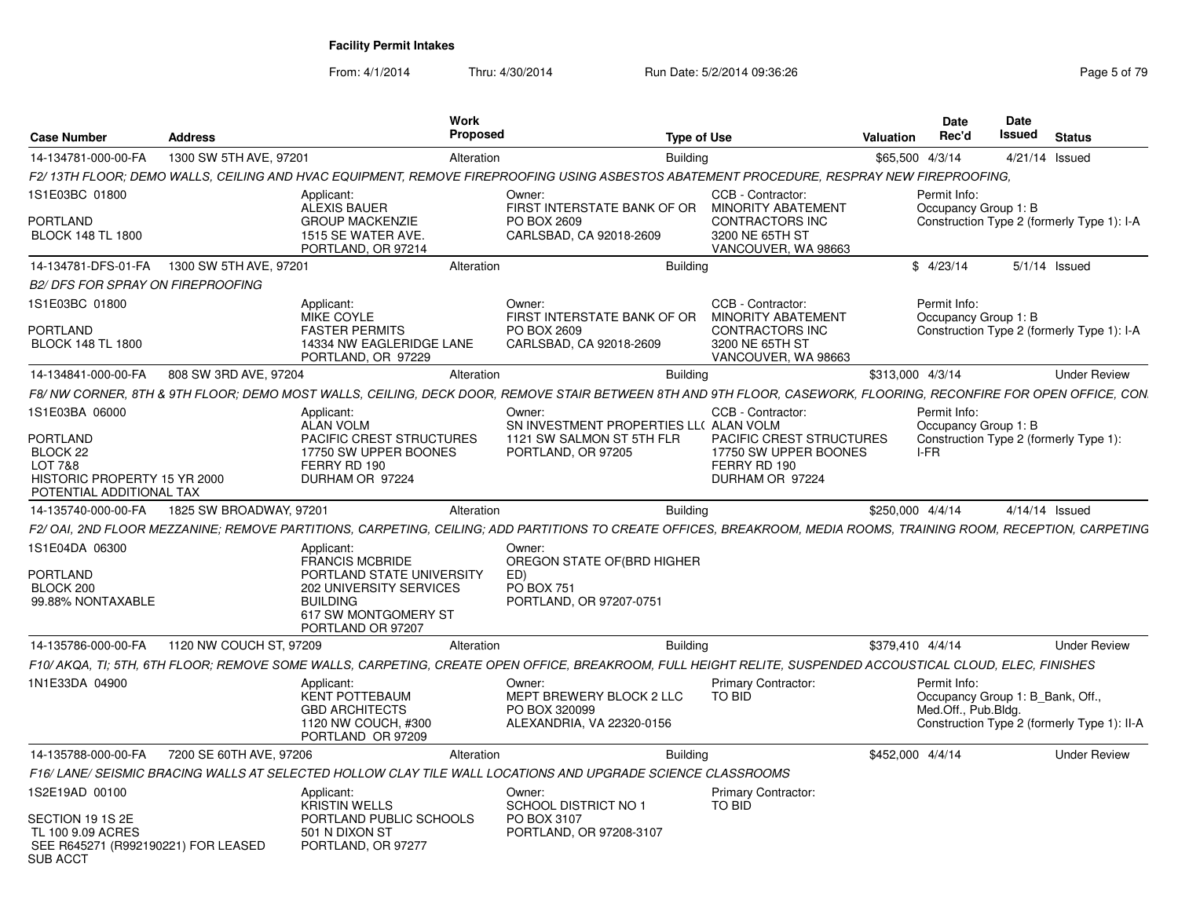# Facility Permit Intakes

From: 4/1/2014 Thru: 4/30/2014 Run Date: 5/2/2014 09:36:26

| Case Number | Address | Work Proposed | Type of Use | Valuation | Date Rec'd | Date Issued | Status |
|---|---|---|---|---|---|---|---|
| 14-134781-000-00-FA | 1300 SW 5TH AVE, 97201 | Alteration | Building | $65,500 | 4/3/14 | 4/21/14 | Issued |

F2/ 13TH FLOOR; DEMO WALLS, CEILING AND HVAC EQUIPMENT, REMOVE FIREPROOFING USING ASBESTOS ABATEMENT PROCEDURE, RESPRAY NEW FIREPROOFING,

1S1E03BC 01800
PORTLAND
BLOCK 148 TL 1800

Applicant: ALEXIS BAUER, GROUP MACKENZIE, 1515 SE WATER AVE., PORTLAND, OR 97214

Owner: FIRST INTERSTATE BANK OF OR, PO BOX 2609, CARLSBAD, CA 92018-2609

CCB - Contractor: MINORITY ABATEMENT CONTRACTORS INC, 3200 NE 65TH ST, VANCOUVER, WA 98663

Permit Info: Occupancy Group 1: B; Construction Type 2 (formerly Type 1): I-A

| Case Number | Address | Work Proposed | Type of Use | Valuation | Date Rec'd | Date Issued | Status |
|---|---|---|---|---|---|---|---|
| 14-134781-DFS-01-FA | 1300 SW 5TH AVE, 97201 | Alteration | Building | $ | 4/23/14 | 5/1/14 | Issued |

B2/ DFS FOR SPRAY ON FIREPROOFING

1S1E03BC 01800
PORTLAND
BLOCK 148 TL 1800

Applicant: MIKE COYLE, FASTER PERMITS, 14334 NW EAGLERIDGE LANE, PORTLAND, OR 97229

Owner: FIRST INTERSTATE BANK OF OR, PO BOX 2609, CARLSBAD, CA 92018-2609

CCB - Contractor: MINORITY ABATEMENT CONTRACTORS INC, 3200 NE 65TH ST, VANCOUVER, WA 98663

Permit Info: Occupancy Group 1: B; Construction Type 2 (formerly Type 1): I-A

| Case Number | Address | Work Proposed | Type of Use | Valuation | Date Rec'd | Date Issued | Status |
|---|---|---|---|---|---|---|---|
| 14-134841-000-00-FA | 808 SW 3RD AVE, 97204 | Alteration | Building | $313,000 | 4/3/14 | | Under Review |

F8/ NW CORNER, 8TH & 9TH FLOOR; DEMO MOST WALLS, CEILING, DECK DOOR, REMOVE STAIR BETWEEN 8TH AND 9TH FLOOR, CASEWORK, FLOORING, RECONFIRE FOR OPEN OFFICE, CON

1S1E03BA 06000
PORTLAND
BLOCK 22
LOT 7&8
HISTORIC PROPERTY 15 YR 2000
POTENTIAL ADDITIONAL TAX

Applicant: ALAN VOLM, PACIFIC CREST STRUCTURES, 17750 SW UPPER BOONES FERRY RD 190, DURHAM OR 97224

Owner: SN INVESTMENT PROPERTIES LL(, 1121 SW SALMON ST 5TH FLR, PORTLAND, OR 97205

CCB - Contractor: ALAN VOLM, PACIFIC CREST STRUCTURES, 17750 SW UPPER BOONES FERRY RD 190, DURHAM OR 97224

Permit Info: Occupancy Group 1: B; Construction Type 2 (formerly Type 1): I-FR

| Case Number | Address | Work Proposed | Type of Use | Valuation | Date Rec'd | Date Issued | Status |
|---|---|---|---|---|---|---|---|
| 14-135740-000-00-FA | 1825 SW BROADWAY, 97201 | Alteration | Building | $250,000 | 4/4/14 | 4/14/14 | Issued |

F2/ OAI, 2ND FLOOR MEZZANINE; REMOVE PARTITIONS, CARPETING, CEILING; ADD PARTITIONS TO CREATE OFFICES, BREAKROOM, MEDIA ROOMS, TRAINING ROOM, RECEPTION, CARPETING

1S1E04DA 06300
PORTLAND
BLOCK 200
99.88% NONTAXABLE

Applicant: FRANCIS MCBRIDE, PORTLAND STATE UNIVERSITY, 202 UNIVERSITY SERVICES BUILDING, 617 SW MONTGOMERY ST, PORTLAND OR 97207

Owner: OREGON STATE OF(BRD HIGHER ED), PO BOX 751, PORTLAND, OR 97207-0751

| Case Number | Address | Work Proposed | Type of Use | Valuation | Date Rec'd | Date Issued | Status |
|---|---|---|---|---|---|---|---|
| 14-135786-000-00-FA | 1120 NW COUCH ST, 97209 | Alteration | Building | $379,410 | 4/4/14 | | Under Review |

F10/ AKQA, TI; 5TH, 6TH FLOOR; REMOVE SOME WALLS, CARPETING, CREATE OPEN OFFICE, BREAKROOM, FULL HEIGHT RELITE, SUSPENDED ACCOUSTICAL CLOUD, ELEC, FINISHES

1N1E33DA 04900

Applicant: KENT POTTEBAUM, GBD ARCHITECTS, 1120 NW COUCH, #300, PORTLAND OR 97209

Owner: MEPT BREWERY BLOCK 2 LLC, PO BOX 320099, ALEXANDRIA, VA 22320-0156

Primary Contractor: TO BID

Permit Info: Occupancy Group 1: B_Bank, Off., Med.Off., Pub.Bldg.; Construction Type 2 (formerly Type 1): II-A

| Case Number | Address | Work Proposed | Type of Use | Valuation | Date Rec'd | Date Issued | Status |
|---|---|---|---|---|---|---|---|
| 14-135788-000-00-FA | 7200 SE 60TH AVE, 97206 | Alteration | Building | $452,000 | 4/4/14 | | Under Review |

F16/ LANE/ SEISMIC BRACING WALLS AT SELECTED HOLLOW CLAY TILE WALL LOCATIONS AND UPGRADE SCIENCE CLASSROOMS

1S2E19AD 00100
SECTION 19 1S 2E
TL 100 9.09 ACRES
SEE R645271 (R992190221) FOR LEASED SUB ACCT

Applicant: KRISTIN WELLS, PORTLAND PUBLIC SCHOOLS, 501 N DIXON ST, PORTLAND, OR 97277

Owner: SCHOOL DISTRICT NO 1, PO BOX 3107, PORTLAND, OR 97208-3107

Primary Contractor: TO BID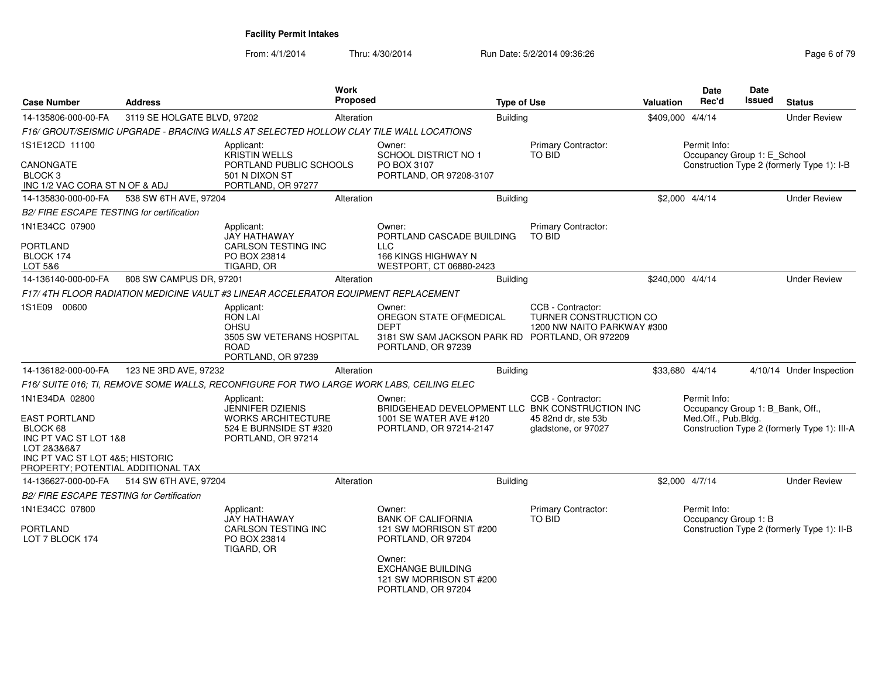**Facility Permit Intakes**

From: 4/1/2014 Thru: 4/30/2014 Run Date: 5/2/2014 09:36:26

| Case Number | Address | Work Proposed | Type of Use | Valuation | Date Rec'd | Date Issued | Status |
|---|---|---|---|---|---|---|---|
| 14-135806-000-00-FA | 3119 SE HOLGATE BLVD, 97202 | Alteration | Building | $409,000 | 4/4/14 | | Under Review |

*F16/ GROUT/SEISMIC UPGRADE - BRACING WALLS AT SELECTED HOLLOW CLAY TILE WALL LOCATIONS*

1S1E12CD 11100

CANONGATE
BLOCK 3
INC 1/2 VAC CORA ST N OF & ADJ

Applicant:
KRISTIN WELLS
PORTLAND PUBLIC SCHOOLS
501 N DIXON ST
PORTLAND, OR 97277

Owner:
SCHOOL DISTRICT NO 1
PO BOX 3107
PORTLAND, OR 97208-3107

Primary Contractor:
TO BID

Permit Info:
Occupancy Group 1: E_School
Construction Type 2 (formerly Type 1): I-B

---

| Case Number | Address | Work Proposed | Type of Use | Valuation | Date Rec'd | Date Issued | Status |
|---|---|---|---|---|---|---|---|
| 14-135830-000-00-FA | 538 SW 6TH AVE, 97204 | Alteration | Building | $2,000 | 4/4/14 | | Under Review |

*B2/ FIRE ESCAPE TESTING for certification*

1N1E34CC 07900

PORTLAND
BLOCK 174
LOT 5&6

Applicant:
JAY HATHAWAY
CARLSON TESTING INC
PO BOX 23814
TIGARD, OR

Owner:
PORTLAND CASCADE BUILDING LLC
166 KINGS HIGHWAY N
WESTPORT, CT 06880-2423

Primary Contractor:
TO BID

---

| Case Number | Address | Work Proposed | Type of Use | Valuation | Date Rec'd | Date Issued | Status |
|---|---|---|---|---|---|---|---|
| 14-136140-000-00-FA | 808 SW CAMPUS DR, 97201 | Alteration | Building | $240,000 | 4/4/14 | | Under Review |

*F17/ 4TH FLOOR RADIATION MEDICINE VAULT #3 LINEAR ACCELERATOR EQUIPMENT REPLACEMENT*

1S1E09 00600

Applicant:
RON LAI
OHSU
3505 SW VETERANS HOSPITAL ROAD
PORTLAND, OR 97239

Owner:
OREGON STATE OF(MEDICAL DEPT
3181 SW SAM JACKSON PARK RD
PORTLAND, OR 97239

CCB - Contractor:
TURNER CONSTRUCTION CO
1200 NW NAITO PARKWAY #300
PORTLAND, OR 972209

---

| Case Number | Address | Work Proposed | Type of Use | Valuation | Date Rec'd | Date Issued | Status |
|---|---|---|---|---|---|---|---|
| 14-136182-000-00-FA | 123 NE 3RD AVE, 97232 | Alteration | Building | $33,680 | 4/4/14 | 4/10/14 | Under Inspection |

*F16/ SUITE 016; TI, REMOVE SOME WALLS, RECONFIGURE FOR TWO LARGE WORK LABS, CEILING ELEC*

1N1E34DA 02800

EAST PORTLAND
BLOCK 68
INC PT VAC ST LOT 1&8
LOT 2&3&6&7
INC PT VAC ST LOT 4&5; HISTORIC PROPERTY; POTENTIAL ADDITIONAL TAX

Applicant:
JENNIFER DZIENIS
WORKS ARCHITECTURE
524 E BURNSIDE ST #320
PORTLAND, OR 97214

Owner:
BRIDGEHEAD DEVELOPMENT LLC
1001 SE WATER AVE #120
PORTLAND, OR 97214-2147

CCB - Contractor:
BNK CONSTRUCTION INC
45 82nd dr, ste 53b
gladstone, or 97027

Permit Info:
Occupancy Group 1: B_Bank, Off., Med.Off., Pub.Bldg.
Construction Type 2 (formerly Type 1): III-A

---

| Case Number | Address | Work Proposed | Type of Use | Valuation | Date Rec'd | Date Issued | Status |
|---|---|---|---|---|---|---|---|
| 14-136627-000-00-FA | 514 SW 6TH AVE, 97204 | Alteration | Building | $2,000 | 4/7/14 | | Under Review |

*B2/ FIRE ESCAPE TESTING for Certification*

1N1E34CC 07800

PORTLAND
LOT 7 BLOCK 174

Applicant:
JAY HATHAWAY
CARLSON TESTING INC
PO BOX 23814
TIGARD, OR

Owner:
BANK OF CALIFORNIA
121 SW MORRISON ST #200
PORTLAND, OR 97204

Owner:
EXCHANGE BUILDING
121 SW MORRISON ST #200
PORTLAND, OR 97204

Primary Contractor:
TO BID

Permit Info:
Occupancy Group 1: B
Construction Type 2 (formerly Type 1): II-B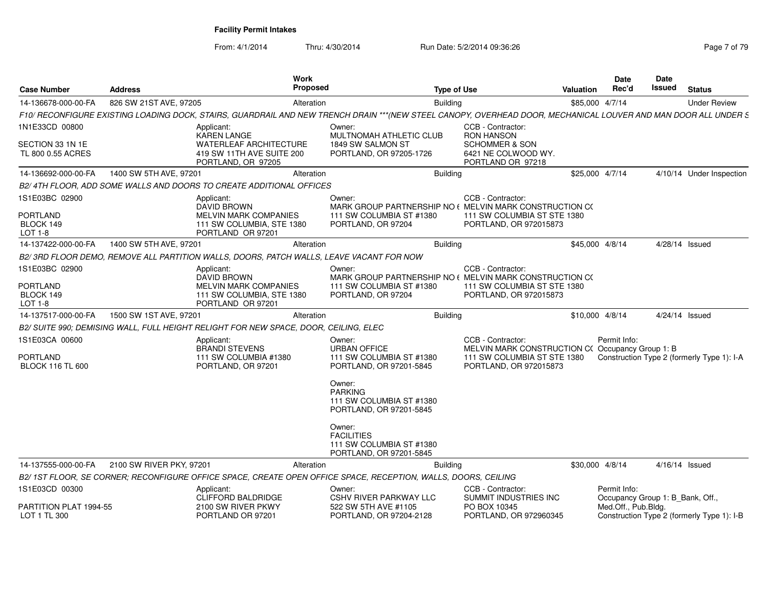**Facility Permit Intakes**

From: 4/1/2014 Thru: 4/30/2014 Run Date: 5/2/2014 09:36:26

| Case Number | Address | Work Proposed | Type of Use | Valuation | Date Rec'd | Date Issued | Status |
|---|---|---|---|---|---|---|---|
| 14-136678-000-00-FA | 826 SW 21ST AVE, 97205 | Alteration | Building | $85,000 | 4/7/14 | | Under Review |

*F10/ RECONFIGURE EXISTING LOADING DOCK, STAIRS, GUARDRAIL AND NEW TRENCH DRAIN \*\*\*(NEW STEEL CANOPY, OVERHEAD DOOR, MECHANICAL LOUVER AND MAN DOOR ALL UNDER S*

1N1E33CD 00800
SECTION 33 1N 1E
TL 800 0.55 ACRES

Applicant: KAREN LANGE, WATERLEAF ARCHITECTURE, 419 SW 11TH AVE SUITE 200, PORTLAND, OR 97205

Owner: MULTNOMAH ATHLETIC CLUB, 1849 SW SALMON ST, PORTLAND, OR 97205-1726

CCB - Contractor: RON HANSON, SCHOMMER & SON, 6421 NE COLWOOD WY., PORTLAND OR 97218

| Case Number | Address | Work Proposed | Type of Use | Valuation | Date Rec'd | Date Issued | Status |
|---|---|---|---|---|---|---|---|
| 14-136692-000-00-FA | 1400 SW 5TH AVE, 97201 | Alteration | Building | $25,000 | 4/7/14 | 4/10/14 | Under Inspection |

*B2/ 4TH FLOOR, ADD SOME WALLS AND DOORS TO CREATE ADDITIONAL OFFICES*

1S1E03BC 02900
PORTLAND
BLOCK 149
LOT 1-8

Applicant: DAVID BROWN, MELVIN MARK COMPANIES, 111 SW COLUMBIA, STE 1380, PORTLAND OR 97201

Owner: MARK GROUP PARTNERSHIP NO 6, 111 SW COLUMBIA ST #1380, PORTLAND, OR 97204

CCB - Contractor: MELVIN MARK CONSTRUCTION CO, 111 SW COLUMBIA ST STE 1380, PORTLAND, OR 972015873

| Case Number | Address | Work Proposed | Type of Use | Valuation | Date Rec'd | Date Issued | Status |
|---|---|---|---|---|---|---|---|
| 14-137422-000-00-FA | 1400 SW 5TH AVE, 97201 | Alteration | Building | $45,000 | 4/8/14 | 4/28/14 | Issued |

*B2/ 3RD FLOOR DEMO, REMOVE ALL PARTITION WALLS, DOORS, PATCH WALLS, LEAVE VACANT FOR NOW*

1S1E03BC 02900
PORTLAND
BLOCK 149
LOT 1-8

Applicant: DAVID BROWN, MELVIN MARK COMPANIES, 111 SW COLUMBIA, STE 1380, PORTLAND OR 97201

Owner: MARK GROUP PARTNERSHIP NO 6, 111 SW COLUMBIA ST #1380, PORTLAND, OR 97204

CCB - Contractor: MELVIN MARK CONSTRUCTION CO, 111 SW COLUMBIA ST STE 1380, PORTLAND, OR 972015873

| Case Number | Address | Work Proposed | Type of Use | Valuation | Date Rec'd | Date Issued | Status |
|---|---|---|---|---|---|---|---|
| 14-137517-000-00-FA | 1500 SW 1ST AVE, 97201 | Alteration | Building | $10,000 | 4/8/14 | 4/24/14 | Issued |

*B2/ SUITE 990; DEMISING WALL, FULL HEIGHT RELIGHT FOR NEW SPACE, DOOR, CEILING, ELEC*

1S1E03CA 00600
PORTLAND
BLOCK 116 TL 600

Applicant: BRANDI STEVENS, 111 SW COLUMBIA #1380, PORTLAND, OR 97201

Owner: URBAN OFFICE, 111 SW COLUMBIA ST #1380, PORTLAND, OR 97201-5845

Owner: PARKING, 111 SW COLUMBIA ST #1380, PORTLAND, OR 97201-5845

Owner: FACILITIES, 111 SW COLUMBIA ST #1380, PORTLAND, OR 97201-5845

CCB - Contractor: MELVIN MARK CONSTRUCTION CO, 111 SW COLUMBIA ST STE 1380, PORTLAND, OR 972015873

Permit Info: Occupancy Group 1: B; Construction Type 2 (formerly Type 1): I-A

| Case Number | Address | Work Proposed | Type of Use | Valuation | Date Rec'd | Date Issued | Status |
|---|---|---|---|---|---|---|---|
| 14-137555-000-00-FA | 2100 SW RIVER PKY, 97201 | Alteration | Building | $30,000 | 4/8/14 | 4/16/14 | Issued |

*B2/ 1ST FLOOR, SE CORNER; RECONFIGURE OFFICE SPACE, CREATE OPEN OFFICE SPACE, RECEPTION, WALLS, DOORS, CEILING*

1S1E03CD 00300
PARTITION PLAT 1994-55
LOT 1 TL 300

Applicant: CLIFFORD BALDRIDGE, 2100 SW RIVER PKWY, PORTLAND OR 97201

Owner: CSHV RIVER PARKWAY LLC, 522 SW 5TH AVE #1105, PORTLAND, OR 97204-2128

CCB - Contractor: SUMMIT INDUSTRIES INC, PO BOX 10345, PORTLAND, OR 972960345

Permit Info: Occupancy Group 1: B_Bank, Off., Med.Off., Pub.Bldg.; Construction Type 2 (formerly Type 1): I-B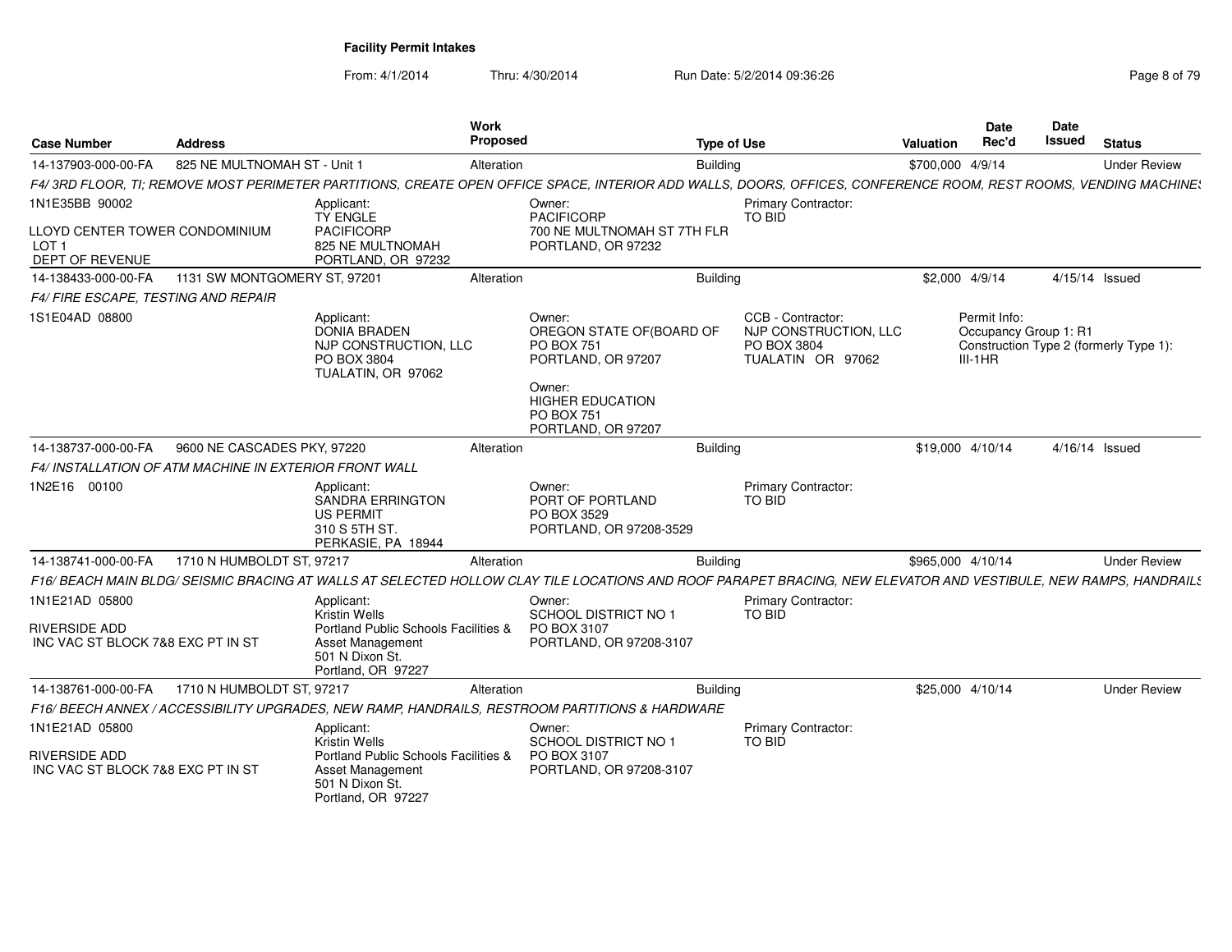**Facility Permit Intakes**

From: 4/1/2014 Thru: 4/30/2014 Run Date: 5/2/2014 09:36:26

| Case Number | Address | Work Proposed | Type of Use | Valuation | Date Rec'd | Date Issued | Status |
|---|---|---|---|---|---|---|---|
| 14-137903-000-00-FA | 825 NE MULTNOMAH ST - Unit 1 | Alteration | Building | $700,000 | 4/9/14 | | Under Review |

*F4/ 3RD FLOOR, TI; REMOVE MOST PERIMETER PARTITIONS, CREATE OPEN OFFICE SPACE, INTERIOR ADD WALLS, DOORS, OFFICES, CONFERENCE ROOM, REST ROOMS, VENDING MACHINES*

1N1E35BB 90002

LLOYD CENTER TOWER CONDOMINIUM
LOT 1
DEPT OF REVENUE

Applicant:
TY ENGLE
PACIFICORP
825 NE MULTNOMAH
PORTLAND, OR 97232

Owner:
PACIFICORP
700 NE MULTNOMAH ST 7TH FLR
PORTLAND, OR 97232

Primary Contractor:
TO BID

| Case Number | Address | Work Proposed | Type of Use | Valuation | Date Rec'd | Date Issued | Status |
|---|---|---|---|---|---|---|---|
| 14-138433-000-00-FA | 1131 SW MONTGOMERY ST, 97201 | Alteration | Building | $2,000 | 4/9/14 | 4/15/14 | Issued |

*F4/ FIRE ESCAPE, TESTING AND REPAIR*

1S1E04AD 08800

Applicant:
DONIA BRADEN
NJP CONSTRUCTION, LLC
PO BOX 3804
TUALATIN, OR 97062

Owner:
OREGON STATE OF(BOARD OF
PO BOX 751
PORTLAND, OR 97207

Owner:
HIGHER EDUCATION
PO BOX 751
PORTLAND, OR 97207

CCB - Contractor:
NJP CONSTRUCTION, LLC
PO BOX 3804
TUALATIN OR 97062

Permit Info:
Occupancy Group 1: R1
Construction Type 2 (formerly Type 1): III-1HR

| Case Number | Address | Work Proposed | Type of Use | Valuation | Date Rec'd | Date Issued | Status |
|---|---|---|---|---|---|---|---|
| 14-138737-000-00-FA | 9600 NE CASCADES PKY, 97220 | Alteration | Building | $19,000 | 4/10/14 | 4/16/14 | Issued |

*F4/ INSTALLATION OF ATM MACHINE IN EXTERIOR FRONT WALL*

1N2E16 00100

Applicant:
SANDRA ERRINGTON
US PERMIT
310 S 5TH ST.
PERKASIE, PA 18944

Owner:
PORT OF PORTLAND
PO BOX 3529
PORTLAND, OR 97208-3529

Primary Contractor:
TO BID

| Case Number | Address | Work Proposed | Type of Use | Valuation | Date Rec'd | Date Issued | Status |
|---|---|---|---|---|---|---|---|
| 14-138741-000-00-FA | 1710 N HUMBOLDT ST, 97217 | Alteration | Building | $965,000 | 4/10/14 | | Under Review |

*F16/ BEACH MAIN BLDG/ SEISMIC BRACING AT WALLS AT SELECTED HOLLOW CLAY TILE LOCATIONS AND ROOF PARAPET BRACING, NEW ELEVATOR AND VESTIBULE, NEW RAMPS, HANDRAILS*

1N1E21AD 05800

RIVERSIDE ADD
INC VAC ST BLOCK 7&8 EXC PT IN ST

Applicant:
Kristin Wells
Portland Public Schools Facilities & Asset Management
501 N Dixon St.
Portland, OR 97227

Owner:
SCHOOL DISTRICT NO 1
PO BOX 3107
PORTLAND, OR 97208-3107

Primary Contractor:
TO BID

| Case Number | Address | Work Proposed | Type of Use | Valuation | Date Rec'd | Date Issued | Status |
|---|---|---|---|---|---|---|---|
| 14-138761-000-00-FA | 1710 N HUMBOLDT ST, 97217 | Alteration | Building | $25,000 | 4/10/14 | | Under Review |

*F16/ BEECH ANNEX / ACCESSIBILITY UPGRADES, NEW RAMP, HANDRAILS, RESTROOM PARTITIONS & HARDWARE*

1N1E21AD 05800

RIVERSIDE ADD
INC VAC ST BLOCK 7&8 EXC PT IN ST

Applicant:
Kristin Wells
Portland Public Schools Facilities & Asset Management
501 N Dixon St.
Portland, OR 97227

Owner:
SCHOOL DISTRICT NO 1
PO BOX 3107
PORTLAND, OR 97208-3107

Primary Contractor:
TO BID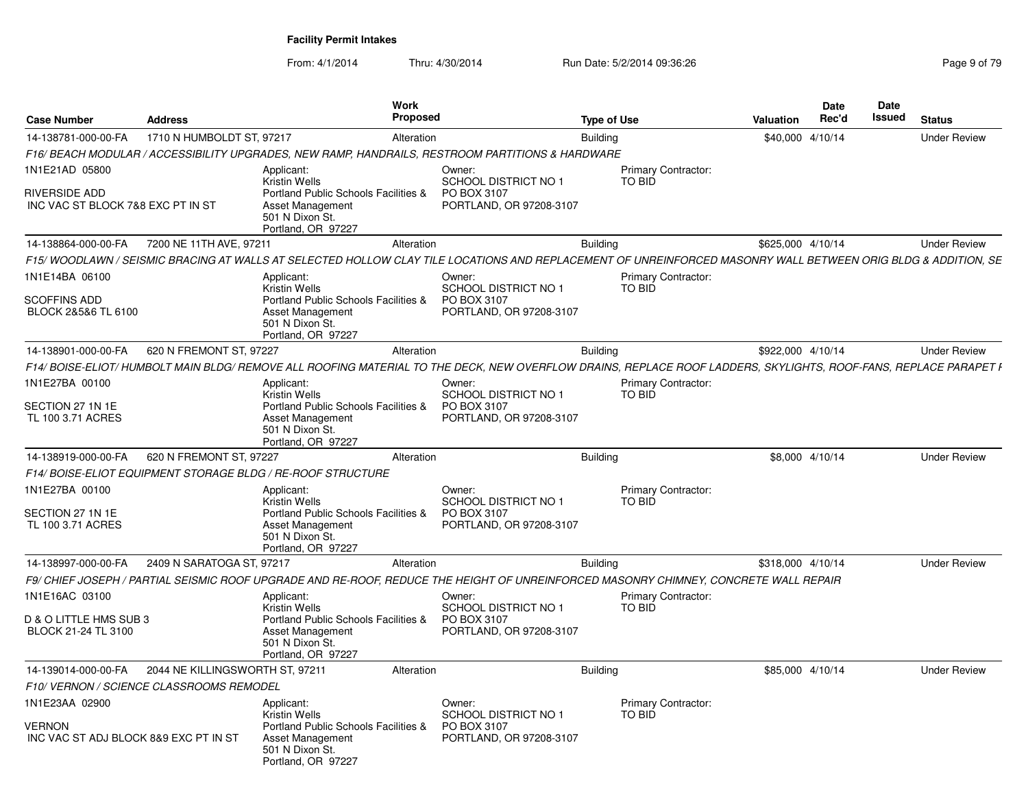**Facility Permit Intakes**

From: 4/1/2014 Thru: 4/30/2014 Run Date: 5/2/2014 09:36:26

| Case Number | Address | Work Proposed | Type of Use | Valuation | Date Rec'd | Date Issued | Status |
|---|---|---|---|---|---|---|---|
| 14-138781-000-00-FA | 1710 N HUMBOLDT ST, 97217 | Alteration | Building | $40,000 | 4/10/14 | | Under Review |

*F16/ BEACH MODULAR / ACCESSIBILITY UPGRADES, NEW RAMP, HANDRAILS, RESTROOM PARTITIONS & HARDWARE*

1N1E21AD 05800

RIVERSIDE ADD
INC VAC ST BLOCK 7&8 EXC PT IN ST

Applicant: Kristin Wells, Portland Public Schools Facilities & Asset Management, 501 N Dixon St., Portland, OR 97227

Owner: SCHOOL DISTRICT NO 1, PO BOX 3107, PORTLAND, OR 97208-3107

Primary Contractor: TO BID

| Case Number | Address | Work Proposed | Type of Use | Valuation | Date Rec'd | Date Issued | Status |
|---|---|---|---|---|---|---|---|
| 14-138864-000-00-FA | 7200 NE 11TH AVE, 97211 | Alteration | Building | $625,000 | 4/10/14 | | Under Review |

*F15/ WOODLAWN / SEISMIC BRACING AT WALLS AT SELECTED HOLLOW CLAY TILE LOCATIONS AND REPLACEMENT OF UNREINFORCED MASONRY WALL BETWEEN ORIG BLDG & ADDITION, SE*

1N1E14BA 06100

SCOFFINS ADD
BLOCK 2&5&6 TL 6100

Applicant: Kristin Wells, Portland Public Schools Facilities & Asset Management, 501 N Dixon St., Portland, OR 97227

Owner: SCHOOL DISTRICT NO 1, PO BOX 3107, PORTLAND, OR 97208-3107

Primary Contractor: TO BID

| Case Number | Address | Work Proposed | Type of Use | Valuation | Date Rec'd | Date Issued | Status |
|---|---|---|---|---|---|---|---|
| 14-138901-000-00-FA | 620 N FREMONT ST, 97227 | Alteration | Building | $922,000 | 4/10/14 | | Under Review |

*F14/ BOISE-ELIOT/ HUMBOLT MAIN BLDG/ REMOVE ALL ROOFING MATERIAL TO THE DECK, NEW OVERFLOW DRAINS, REPLACE ROOF LADDERS, SKYLIGHTS, ROOF-FANS, REPLACE PARAPET F*

1N1E27BA 00100

SECTION 27 1N 1E
TL 100 3.71 ACRES

Applicant: Kristin Wells, Portland Public Schools Facilities & Asset Management, 501 N Dixon St., Portland, OR 97227

Owner: SCHOOL DISTRICT NO 1, PO BOX 3107, PORTLAND, OR 97208-3107

Primary Contractor: TO BID

| Case Number | Address | Work Proposed | Type of Use | Valuation | Date Rec'd | Date Issued | Status |
|---|---|---|---|---|---|---|---|
| 14-138919-000-00-FA | 620 N FREMONT ST, 97227 | Alteration | Building | $8,000 | 4/10/14 | | Under Review |

*F14/ BOISE-ELIOT EQUIPMENT STORAGE BLDG / RE-ROOF STRUCTURE*

1N1E27BA 00100

SECTION 27 1N 1E
TL 100 3.71 ACRES

Applicant: Kristin Wells, Portland Public Schools Facilities & Asset Management, 501 N Dixon St., Portland, OR 97227

Owner: SCHOOL DISTRICT NO 1, PO BOX 3107, PORTLAND, OR 97208-3107

Primary Contractor: TO BID

| Case Number | Address | Work Proposed | Type of Use | Valuation | Date Rec'd | Date Issued | Status |
|---|---|---|---|---|---|---|---|
| 14-138997-000-00-FA | 2409 N SARATOGA ST, 97217 | Alteration | Building | $318,000 | 4/10/14 | | Under Review |

*F9/ CHIEF JOSEPH / PARTIAL SEISMIC ROOF UPGRADE AND RE-ROOF, REDUCE THE HEIGHT OF UNREINFORCED MASONRY CHIMNEY, CONCRETE WALL REPAIR*

1N1E16AC 03100

D & O LITTLE HMS SUB 3
BLOCK 21-24 TL 3100

Applicant: Kristin Wells, Portland Public Schools Facilities & Asset Management, 501 N Dixon St., Portland, OR 97227

Owner: SCHOOL DISTRICT NO 1, PO BOX 3107, PORTLAND, OR 97208-3107

Primary Contractor: TO BID

| Case Number | Address | Work Proposed | Type of Use | Valuation | Date Rec'd | Date Issued | Status |
|---|---|---|---|---|---|---|---|
| 14-139014-000-00-FA | 2044 NE KILLINGSWORTH ST, 97211 | Alteration | Building | $85,000 | 4/10/14 | | Under Review |

*F10/ VERNON / SCIENCE CLASSROOMS REMODEL*

1N1E23AA 02900

VERNON
INC VAC ST ADJ BLOCK 8&9 EXC PT IN ST

Applicant: Kristin Wells, Portland Public Schools Facilities & Asset Management, 501 N Dixon St., Portland, OR 97227

Owner: SCHOOL DISTRICT NO 1, PO BOX 3107, PORTLAND, OR 97208-3107

Primary Contractor: TO BID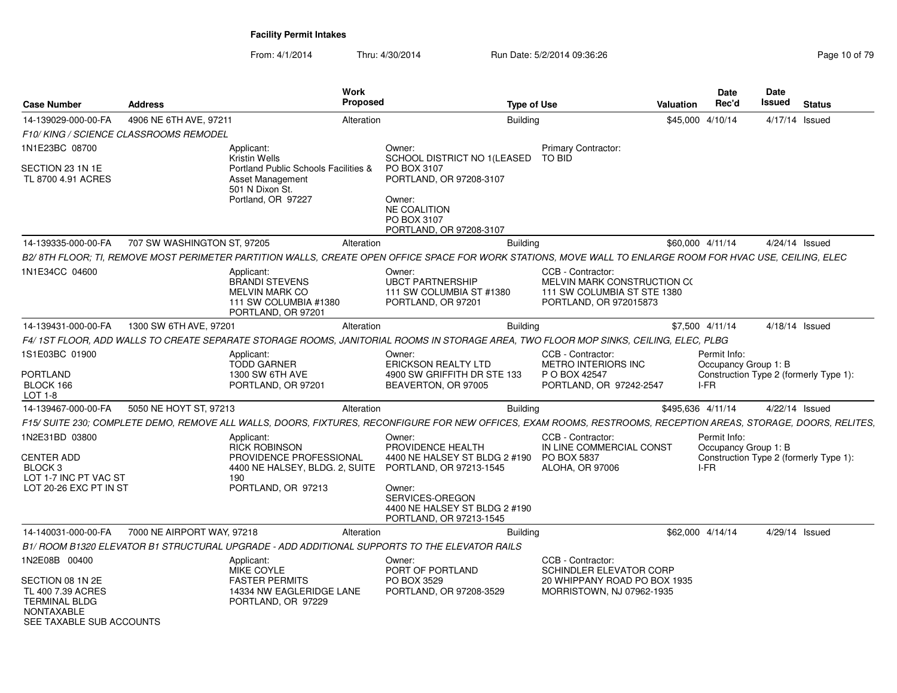**Facility Permit Intakes**

From: 4/1/2014 Thru: 4/30/2014 Run Date: 5/2/2014 09:36:26

| Case Number | Address | Work Proposed | Type of Use | Valuation | Date Rec'd | Date Issued | Status |
|---|---|---|---|---|---|---|---|
| 14-139029-000-00-FA | 4906 NE 6TH AVE, 97211 | Alteration | Building | $45,000 | 4/10/14 | 4/17/14 | Issued |

*F10/ KING / SCIENCE CLASSROOMS REMODEL*

1N1E23BC 08700

SECTION 23 1N 1E
TL 8700 4.91 ACRES

Applicant:
Kristin Wells
Portland Public Schools Facilities & Asset Management
501 N Dixon St.
Portland, OR 97227

Owner:
SCHOOL DISTRICT NO 1(LEASED
PO BOX 3107
PORTLAND, OR 97208-3107

Owner:
NE COALITION
PO BOX 3107
PORTLAND, OR 97208-3107

Primary Contractor:
TO BID

| Case Number | Address | Work Proposed | Type of Use | Valuation | Date Rec'd | Date Issued | Status |
|---|---|---|---|---|---|---|---|
| 14-139335-000-00-FA | 707 SW WASHINGTON ST, 97205 | Alteration | Building | $60,000 | 4/11/14 | 4/24/14 | Issued |

*B2/ 8TH FLOOR; TI, REMOVE MOST PERIMETER PARTITION WALLS, CREATE OPEN OFFICE SPACE FOR WORK STATIONS, MOVE WALL TO ENLARGE ROOM FOR HVAC USE, CEILING, ELEC*

1N1E34CC 04600

Applicant:
BRANDI STEVENS
MELVIN MARK CO
111 SW COLUMBIA #1380
PORTLAND, OR 97201

Owner:
UBCT PARTNERSHIP
111 SW COLUMBIA ST #1380
PORTLAND, OR 97201

CCB - Contractor:
MELVIN MARK CONSTRUCTION C(
111 SW COLUMBIA ST STE 1380
PORTLAND, OR 972015873

| Case Number | Address | Work Proposed | Type of Use | Valuation | Date Rec'd | Date Issued | Status |
|---|---|---|---|---|---|---|---|
| 14-139431-000-00-FA | 1300 SW 6TH AVE, 97201 | Alteration | Building | $7,500 | 4/11/14 | 4/18/14 | Issued |

*F4/ 1ST FLOOR, ADD WALLS TO CREATE SEPARATE STORAGE ROOMS, JANITORIAL ROOMS IN STORAGE AREA, TWO FLOOR MOP SINKS, CEILING, ELEC, PLBG*

1S1E03BC 01900

PORTLAND
BLOCK 166
LOT 1-8

Applicant:
TODD GARNER
1300 SW 6TH AVE
PORTLAND, OR 97201

Owner:
ERICKSON REALTY LTD
4900 SW GRIFFITH DR STE 133
BEAVERTON, OR 97005

CCB - Contractor:
METRO INTERIORS INC
P O BOX 42547
PORTLAND, OR 97242-2547

Permit Info:
Occupancy Group 1: B
Construction Type 2 (formerly Type 1): I-FR

| Case Number | Address | Work Proposed | Type of Use | Valuation | Date Rec'd | Date Issued | Status |
|---|---|---|---|---|---|---|---|
| 14-139467-000-00-FA | 5050 NE HOYT ST, 97213 | Alteration | Building | $495,636 | 4/11/14 | 4/22/14 | Issued |

*F15/ SUITE 230; COMPLETE DEMO, REMOVE ALL WALLS, DOORS, FIXTURES, RECONFIGURE FOR NEW OFFICES, EXAM ROOMS, RESTROOMS, RECEPTION AREAS, STORAGE, DOORS, RELITES,*

1N2E31BD 03800

CENTER ADD
BLOCK 3
LOT 1-7 INC PT VAC ST
LOT 20-26 EXC PT IN ST

Applicant:
RICK ROBINSON
PROVIDENCE PROFESSIONAL
4400 NE HALSEY, BLDG. 2, SUITE 190
PORTLAND, OR 97213

Owner:
PROVIDENCE HEALTH
4400 NE HALSEY ST BLDG 2 #190
PORTLAND, OR 97213-1545

Owner:
SERVICES-OREGON
4400 NE HALSEY ST BLDG 2 #190
PORTLAND, OR 97213-1545

CCB - Contractor:
IN LINE COMMERCIAL CONST
PO BOX 5837
ALOHA, OR 97006

Permit Info:
Occupancy Group 1: B
Construction Type 2 (formerly Type 1): I-FR

| Case Number | Address | Work Proposed | Type of Use | Valuation | Date Rec'd | Date Issued | Status |
|---|---|---|---|---|---|---|---|
| 14-140031-000-00-FA | 7000 NE AIRPORT WAY, 97218 | Alteration | Building | $62,000 | 4/14/14 | 4/29/14 | Issued |

*B1/ ROOM B1320 ELEVATOR B1 STRUCTURAL UPGRADE - ADD ADDITIONAL SUPPORTS TO THE ELEVATOR RAILS*

1N2E08B 00400

SECTION 08 1N 2E
TL 400 7.39 ACRES
TERMINAL BLDG
NONTAXABLE
SEE TAXABLE SUB ACCOUNTS

Applicant:
MIKE COYLE
FASTER PERMITS
14334 NW EAGLERIDGE LANE
PORTLAND, OR 97229

Owner:
PORT OF PORTLAND
PO BOX 3529
PORTLAND, OR 97208-3529

CCB - Contractor:
SCHINDLER ELEVATOR CORP
20 WHIPPANY ROAD PO BOX 1935
MORRISTOWN, NJ 07962-1935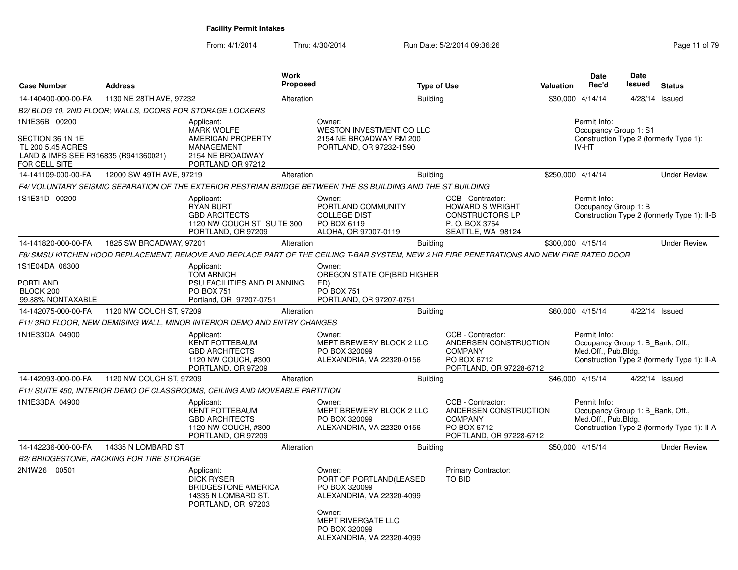**Facility Permit Intakes**

From: 4/1/2014 Thru: 4/30/2014 Run Date: 5/2/2014 09:36:26

| Case Number | Address | Work Proposed | Type of Use | Valuation | Date Rec'd | Date Issued | Status |
|---|---|---|---|---|---|---|---|
| 14-140400-000-00-FA | 1130 NE 28TH AVE, 97232 | Alteration | Building | $30,000 | 4/14/14 | 4/28/14 | Issued |

*B2/ BLDG 10, 2ND FLOOR; WALLS, DOORS FOR STORAGE LOCKERS*

1N1E36B 00200
SECTION 36 1N 1E
TL 200 5.45 ACRES
LAND & IMPS SEE R316835 (R941360021)
FOR CELL SITE

Applicant: MARK WOLFE, AMERICAN PROPERTY MANAGEMENT, 2154 NE BROADWAY, PORTLAND OR 97212

Owner: WESTON INVESTMENT CO LLC, 2154 NE BROADWAY RM 200, PORTLAND, OR 97232-1590

Permit Info: Occupancy Group 1: S1; Construction Type 2 (formerly Type 1): IV-HT

| Case Number | Address | Work Proposed | Type of Use | Valuation | Date Rec'd | Date Issued | Status |
|---|---|---|---|---|---|---|---|
| 14-141109-000-00-FA | 12000 SW 49TH AVE, 97219 | Alteration | Building | $250,000 | 4/14/14 | | Under Review |

*F4/ VOLUNTARY SEISMIC SEPARATION OF THE EXTERIOR PESTRIAN BRIDGE BETWEEN THE SS BUILDING AND THE ST BUILDING*

1S1E31D 00200

Applicant: RYAN BURT, GBD ARCITECTS, 1120 NW COUCH ST SUITE 300, PORTLAND, OR 97209

Owner: PORTLAND COMMUNITY COLLEGE DIST, PO BOX 6119, ALOHA, OR 97007-0119

CCB - Contractor: HOWARD S WRIGHT CONSTRUCTORS LP, P. O. BOX 3764, SEATTLE, WA 98124

Permit Info: Occupancy Group 1: B; Construction Type 2 (formerly Type 1): II-B

| Case Number | Address | Work Proposed | Type of Use | Valuation | Date Rec'd | Date Issued | Status |
|---|---|---|---|---|---|---|---|
| 14-141820-000-00-FA | 1825 SW BROADWAY, 97201 | Alteration | Building | $300,000 | 4/15/14 | | Under Review |

*F8/ SMSU KITCHEN HOOD REPLACEMENT, REMOVE AND REPLACE PART OF THE CEILING T-BAR SYSTEM, NEW 2 HR FIRE PENETRATIONS AND NEW FIRE RATED DOOR*

1S1E04DA 06300
PORTLAND
BLOCK 200
99.88% NONTAXABLE

Applicant: TOM ARNICH, PSU FACILITIES AND PLANNING, PO BOX 751, Portland, OR 97207-0751

Owner: OREGON STATE OF(BRD HIGHER ED), PO BOX 751, PORTLAND, OR 97207-0751

| Case Number | Address | Work Proposed | Type of Use | Valuation | Date Rec'd | Date Issued | Status |
|---|---|---|---|---|---|---|---|
| 14-142075-000-00-FA | 1120 NW COUCH ST, 97209 | Alteration | Building | $60,000 | 4/15/14 | 4/22/14 | Issued |

*F11/ 3RD FLOOR, NEW DEMISING WALL, MINOR INTERIOR DEMO AND ENTRY CHANGES*

1N1E33DA 04900

Applicant: KENT POTTEBAUM, GBD ARCHITECTS, 1120 NW COUCH, #300, PORTLAND, OR 97209

Owner: MEPT BREWERY BLOCK 2 LLC, PO BOX 320099, ALEXANDRIA, VA 22320-0156

CCB - Contractor: ANDERSEN CONSTRUCTION COMPANY, PO BOX 6712, PORTLAND, OR 97228-6712

Permit Info: Occupancy Group 1: B_Bank, Off., Med.Off., Pub.Bldg.; Construction Type 2 (formerly Type 1): II-A

| Case Number | Address | Work Proposed | Type of Use | Valuation | Date Rec'd | Date Issued | Status |
|---|---|---|---|---|---|---|---|
| 14-142093-000-00-FA | 1120 NW COUCH ST, 97209 | Alteration | Building | $46,000 | 4/15/14 | 4/22/14 | Issued |

*F11/ SUITE 450, INTERIOR DEMO OF CLASSROOMS, CEILING AND MOVEABLE PARTITION*

1N1E33DA 04900

Applicant: KENT POTTEBAUM, GBD ARCHITECTS, 1120 NW COUCH, #300, PORTLAND, OR 97209

Owner: MEPT BREWERY BLOCK 2 LLC, PO BOX 320099, ALEXANDRIA, VA 22320-0156

CCB - Contractor: ANDERSEN CONSTRUCTION COMPANY, PO BOX 6712, PORTLAND, OR 97228-6712

Permit Info: Occupancy Group 1: B_Bank, Off., Med.Off., Pub.Bldg.; Construction Type 2 (formerly Type 1): II-A

| Case Number | Address | Work Proposed | Type of Use | Valuation | Date Rec'd | Date Issued | Status |
|---|---|---|---|---|---|---|---|
| 14-142236-000-00-FA | 14335 N LOMBARD ST | Alteration | Building | $50,000 | 4/15/14 | | Under Review |

*B2/ BRIDGESTONE, RACKING FOR TIRE STORAGE*

2N1W26 00501

Applicant: DICK RYSER, BRIDGESTONE AMERICA, 14335 N LOMBARD ST., PORTLAND, OR 97203

Owner: PORT OF PORTLAND(LEASED, PO BOX 320099, ALEXANDRIA, VA 22320-4099

Owner: MEPT RIVERGATE LLC, PO BOX 320099, ALEXANDRIA, VA 22320-4099

Primary Contractor: TO BID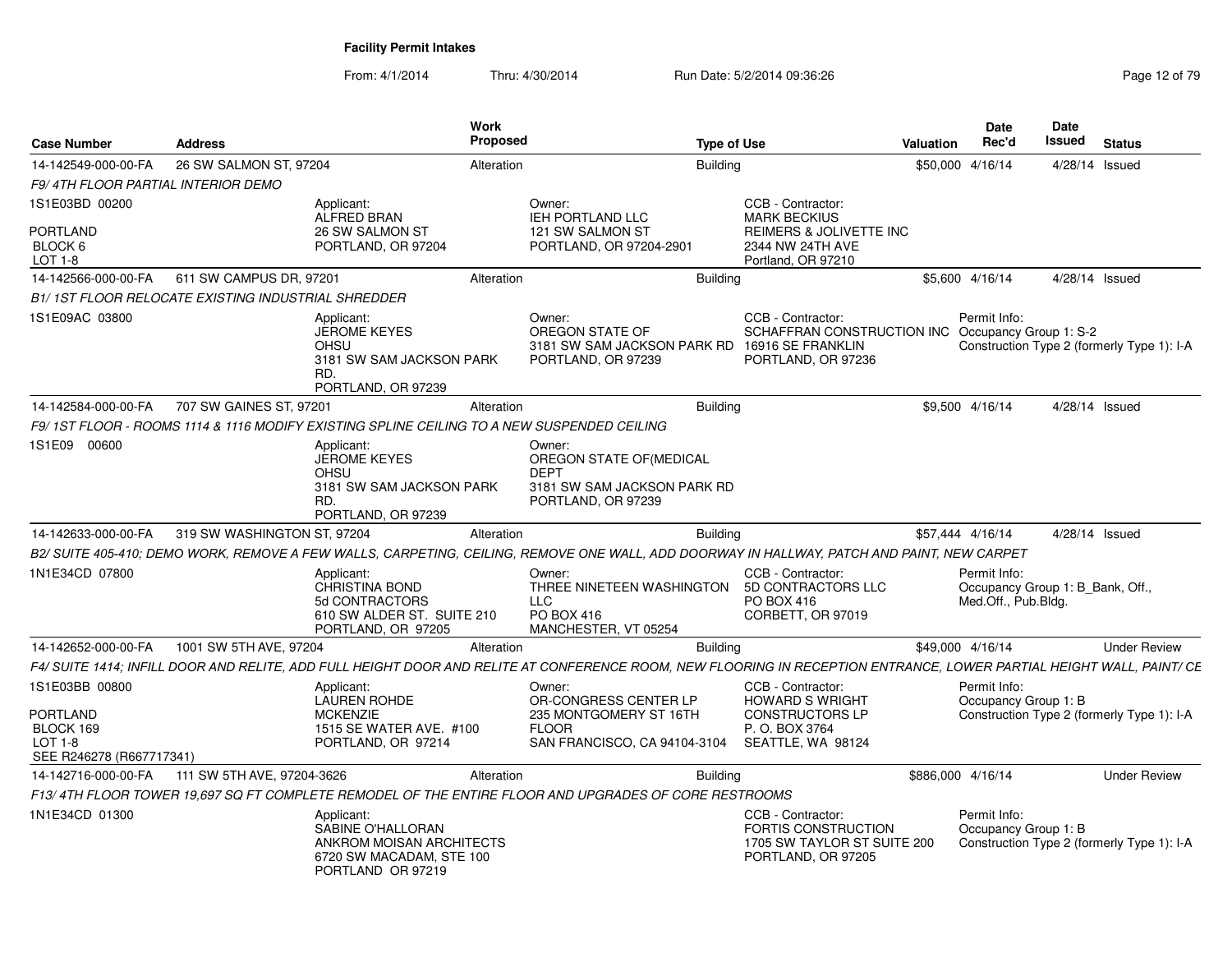**Facility Permit Intakes**

From: 4/1/2014 Thru: 4/30/2014 Run Date: 5/2/2014 09:36:26

| Case Number | Address | Work Proposed | Type of Use | Valuation | Date Rec'd | Date Issued | Status |
|---|---|---|---|---|---|---|---|
| 14-142549-000-00-FA | 26 SW SALMON ST, 97204 | Alteration | Building | $50,000 | 4/16/14 | 4/28/14 | Issued |

*F9/ 4TH FLOOR PARTIAL INTERIOR DEMO*

1S1E03BD 00200
PORTLAND
BLOCK 6
LOT 1-8

Applicant: ALFRED BRAN, 26 SW SALMON ST, PORTLAND, OR 97204

Owner: IEH PORTLAND LLC, 121 SW SALMON ST, PORTLAND, OR 97204-2901

CCB - Contractor: MARK BECKIUS, REIMERS & JOLIVETTE INC, 2344 NW 24TH AVE, Portland, OR 97210

---

| Case Number | Address | Work Proposed | Type of Use | Valuation | Date Rec'd | Date Issued | Status |
|---|---|---|---|---|---|---|---|
| 14-142566-000-00-FA | 611 SW CAMPUS DR, 97201 | Alteration | Building | $5,600 | 4/16/14 | 4/28/14 | Issued |

*B1/ 1ST FLOOR RELOCATE EXISTING INDUSTRIAL SHREDDER*

1S1E09AC 03800

Applicant: JEROME KEYES, OHSU, 3181 SW SAM JACKSON PARK RD., PORTLAND, OR 97239

Owner: OREGON STATE OF, 3181 SW SAM JACKSON PARK RD, PORTLAND, OR 97239

CCB - Contractor: SCHAFFRAN CONSTRUCTION INC, 16916 SE FRANKLIN, PORTLAND, OR 97236

Permit Info: Occupancy Group 1: S-2; Construction Type 2 (formerly Type 1): I-A

---

| Case Number | Address | Work Proposed | Type of Use | Valuation | Date Rec'd | Date Issued | Status |
|---|---|---|---|---|---|---|---|
| 14-142584-000-00-FA | 707 SW GAINES ST, 97201 | Alteration | Building | $9,500 | 4/16/14 | 4/28/14 | Issued |

*F9/ 1ST FLOOR - ROOMS 1114 & 1116 MODIFY EXISTING SPLINE CEILING TO A NEW SUSPENDED CEILING*

1S1E09 00600

Applicant: JEROME KEYES, OHSU, 3181 SW SAM JACKSON PARK RD., PORTLAND, OR 97239

Owner: OREGON STATE OF(MEDICAL DEPT, 3181 SW SAM JACKSON PARK RD, PORTLAND, OR 97239

---

| Case Number | Address | Work Proposed | Type of Use | Valuation | Date Rec'd | Date Issued | Status |
|---|---|---|---|---|---|---|---|
| 14-142633-000-00-FA | 319 SW WASHINGTON ST, 97204 | Alteration | Building | $57,444 | 4/16/14 | 4/28/14 | Issued |

*B2/ SUITE 405-410; DEMO WORK, REMOVE A FEW WALLS, CARPETING, CEILING, REMOVE ONE WALL, ADD DOORWAY IN HALLWAY, PATCH AND PAINT, NEW CARPET*

1N1E34CD 07800

Applicant: CHRISTINA BOND, 5d CONTRACTORS, 610 SW ALDER ST. SUITE 210, PORTLAND, OR 97205

Owner: THREE NINETEEN WASHINGTON LLC, PO BOX 416, MANCHESTER, VT 05254

CCB - Contractor: 5D CONTRACTORS LLC, PO BOX 416, CORBETT, OR 97019

Permit Info: Occupancy Group 1: B_Bank, Off., Med.Off., Pub.Bldg.

---

| Case Number | Address | Work Proposed | Type of Use | Valuation | Date Rec'd | Date Issued | Status |
|---|---|---|---|---|---|---|---|
| 14-142652-000-00-FA | 1001 SW 5TH AVE, 97204 | Alteration | Building | $49,000 | 4/16/14 | | Under Review |

*F4/ SUITE 1414; INFILL DOOR AND RELITE, ADD FULL HEIGHT DOOR AND RELITE AT CONFERENCE ROOM, NEW FLOORING IN RECEPTION ENTRANCE, LOWER PARTIAL HEIGHT WALL, PAINT/ CE*

1S1E03BB 00800
PORTLAND
BLOCK 169
LOT 1-8
SEE R246278 (R667717341)

Applicant: LAUREN ROHDE, MCKENZIE, 1515 SE WATER AVE. #100, PORTLAND, OR 97214

Owner: OR-CONGRESS CENTER LP, 235 MONTGOMERY ST 16TH FLOOR, SAN FRANCISCO, CA 94104-3104

CCB - Contractor: HOWARD S WRIGHT CONSTRUCTORS LP, P. O. BOX 3764, SEATTLE, WA 98124

Permit Info: Occupancy Group 1: B; Construction Type 2 (formerly Type 1): I-A

---

| Case Number | Address | Work Proposed | Type of Use | Valuation | Date Rec'd | Date Issued | Status |
|---|---|---|---|---|---|---|---|
| 14-142716-000-00-FA | 111 SW 5TH AVE, 97204-3626 | Alteration | Building | $886,000 | 4/16/14 | | Under Review |

*F13/ 4TH FLOOR TOWER 19,697 SQ FT COMPLETE REMODEL OF THE ENTIRE FLOOR AND UPGRADES OF CORE RESTROOMS*

1N1E34CD 01300

Applicant: SABINE O'HALLORAN, ANKROM MOISAN ARCHITECTS, 6720 SW MACADAM, STE 100, PORTLAND OR 97219

CCB - Contractor: FORTIS CONSTRUCTION, 1705 SW TAYLOR ST SUITE 200, PORTLAND, OR 97205

Permit Info: Occupancy Group 1: B; Construction Type 2 (formerly Type 1): I-A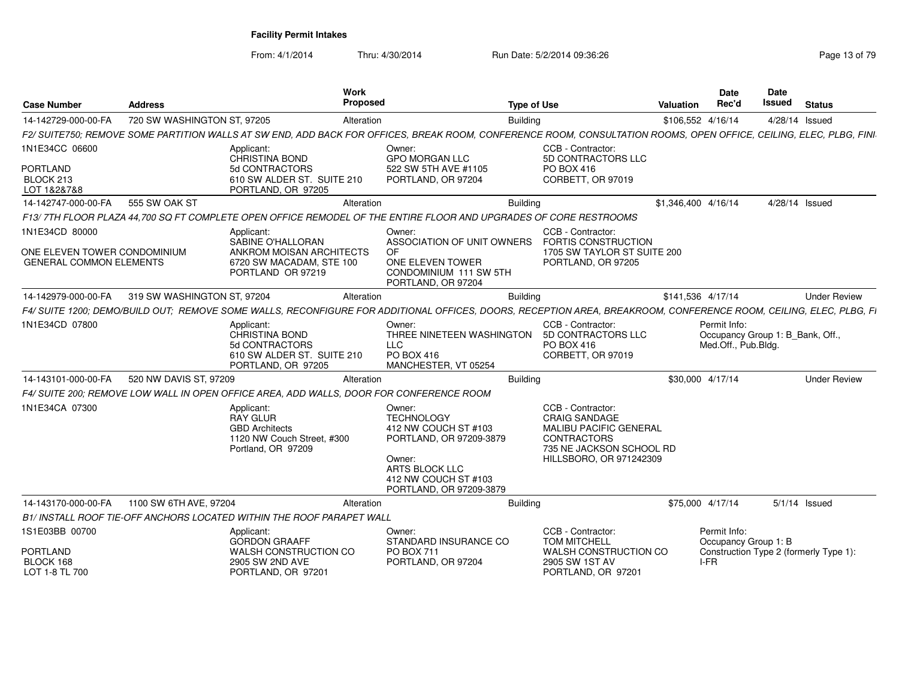**Facility Permit Intakes**

From: 4/1/2014 Thru: 4/30/2014 Run Date: 5/2/2014 09:36:26

| Case Number | Address | Work Proposed | Type of Use | Valuation | Date Rec'd | Date Issued | Status |
|---|---|---|---|---|---|---|---|
| 14-142729-000-00-FA | 720 SW WASHINGTON ST, 97205 | Alteration | Building | $106,552 | 4/16/14 | 4/28/14 | Issued |

*F2/ SUITE750; REMOVE SOME PARTITION WALLS AT SW END, ADD BACK FOR OFFICES, BREAK ROOM, CONFERENCE ROOM, CONSULTATION ROOMS, OPEN OFFICE, CEILING, ELEC, PLBG, FINI*

1N1E34CC 06600
PORTLAND
BLOCK 213
LOT 1&2&7&8

Applicant: CHRISTINA BOND, 5d CONTRACTORS, 610 SW ALDER ST. SUITE 210, PORTLAND, OR 97205
Owner: GPO MORGAN LLC, 522 SW 5TH AVE #1105, PORTLAND, OR 97204
CCB - Contractor: 5D CONTRACTORS LLC, PO BOX 416, CORBETT, OR 97019

| Case Number | Address | Work Proposed | Type of Use | Valuation | Date Rec'd | Date Issued | Status |
|---|---|---|---|---|---|---|---|
| 14-142747-000-00-FA | 555 SW OAK ST | Alteration | Building | $1,346,400 | 4/16/14 | 4/28/14 | Issued |

*F13/ 7TH FLOOR PLAZA 44,700 SQ FT COMPLETE OPEN OFFICE REMODEL OF THE ENTIRE FLOOR AND UPGRADES OF CORE RESTROOMS*

1N1E34CD 80000
ONE ELEVEN TOWER CONDOMINIUM
GENERAL COMMON ELEMENTS

Applicant: SABINE O'HALLORAN, ANKROM MOISAN ARCHITECTS, 6720 SW MACADAM, STE 100, PORTLAND OR 97219
Owner: ASSOCIATION OF UNIT OWNERS OF ONE ELEVEN TOWER CONDOMINIUM 111 SW 5TH, PORTLAND, OR 97204
CCB - Contractor: FORTIS CONSTRUCTION, 1705 SW TAYLOR ST SUITE 200, PORTLAND, OR 97205

| Case Number | Address | Work Proposed | Type of Use | Valuation | Date Rec'd | Date Issued | Status |
|---|---|---|---|---|---|---|---|
| 14-142979-000-00-FA | 319 SW WASHINGTON ST, 97204 | Alteration | Building | $141,536 | 4/17/14 | | Under Review |

*F4/ SUITE 1200; DEMO/BUILD OUT; REMOVE SOME WALLS, RECONFIGURE FOR ADDITIONAL OFFICES, DOORS, RECEPTION AREA, BREAKROOM, CONFERENCE ROOM, CEILING, ELEC, PLBG, FI*

1N1E34CD 07800

Applicant: CHRISTINA BOND, 5d CONTRACTORS, 610 SW ALDER ST. SUITE 210, PORTLAND, OR 97205
Owner: THREE NINETEEN WASHINGTON LLC, PO BOX 416, MANCHESTER, VT 05254
CCB - Contractor: 5D CONTRACTORS LLC, PO BOX 416, CORBETT, OR 97019
Permit Info: Occupancy Group 1: B_Bank, Off., Med.Off., Pub.Bldg.

| Case Number | Address | Work Proposed | Type of Use | Valuation | Date Rec'd | Date Issued | Status |
|---|---|---|---|---|---|---|---|
| 14-143101-000-00-FA | 520 NW DAVIS ST, 97209 | Alteration | Building | $30,000 | 4/17/14 | | Under Review |

*F4/ SUITE 200; REMOVE LOW WALL IN OPEN OFFICE AREA, ADD WALLS, DOOR FOR CONFERENCE ROOM*

1N1E34CA 07300

Applicant: RAY GLUR, GBD Architects, 1120 NW Couch Street, #300, Portland, OR 97209
Owner: TECHNOLOGY, 412 NW COUCH ST #103, PORTLAND, OR 97209-3879
Owner: ARTS BLOCK LLC, 412 NW COUCH ST #103, PORTLAND, OR 97209-3879
CCB - Contractor: CRAIG SANDAGE, MALIBU PACIFIC GENERAL CONTRACTORS, 735 NE JACKSON SCHOOL RD, HILLSBORO, OR 971242309

| Case Number | Address | Work Proposed | Type of Use | Valuation | Date Rec'd | Date Issued | Status |
|---|---|---|---|---|---|---|---|
| 14-143170-000-00-FA | 1100 SW 6TH AVE, 97204 | Alteration | Building | $75,000 | 4/17/14 | 5/1/14 | Issued |

*B1/ INSTALL ROOF TIE-OFF ANCHORS LOCATED WITHIN THE ROOF PARAPET WALL*

1S1E03BB 00700
PORTLAND
BLOCK 168
LOT 1-8 TL 700

Applicant: GORDON GRAAFF, WALSH CONSTRUCTION CO, 2905 SW 2ND AVE, PORTLAND, OR 97201
Owner: STANDARD INSURANCE CO, PO BOX 711, PORTLAND, OR 97204
CCB - Contractor: TOM MITCHELL, WALSH CONSTRUCTION CO, 2905 SW 1ST AV, PORTLAND, OR 97201
Permit Info: Occupancy Group 1: B, Construction Type 2 (formerly Type 1): I-FR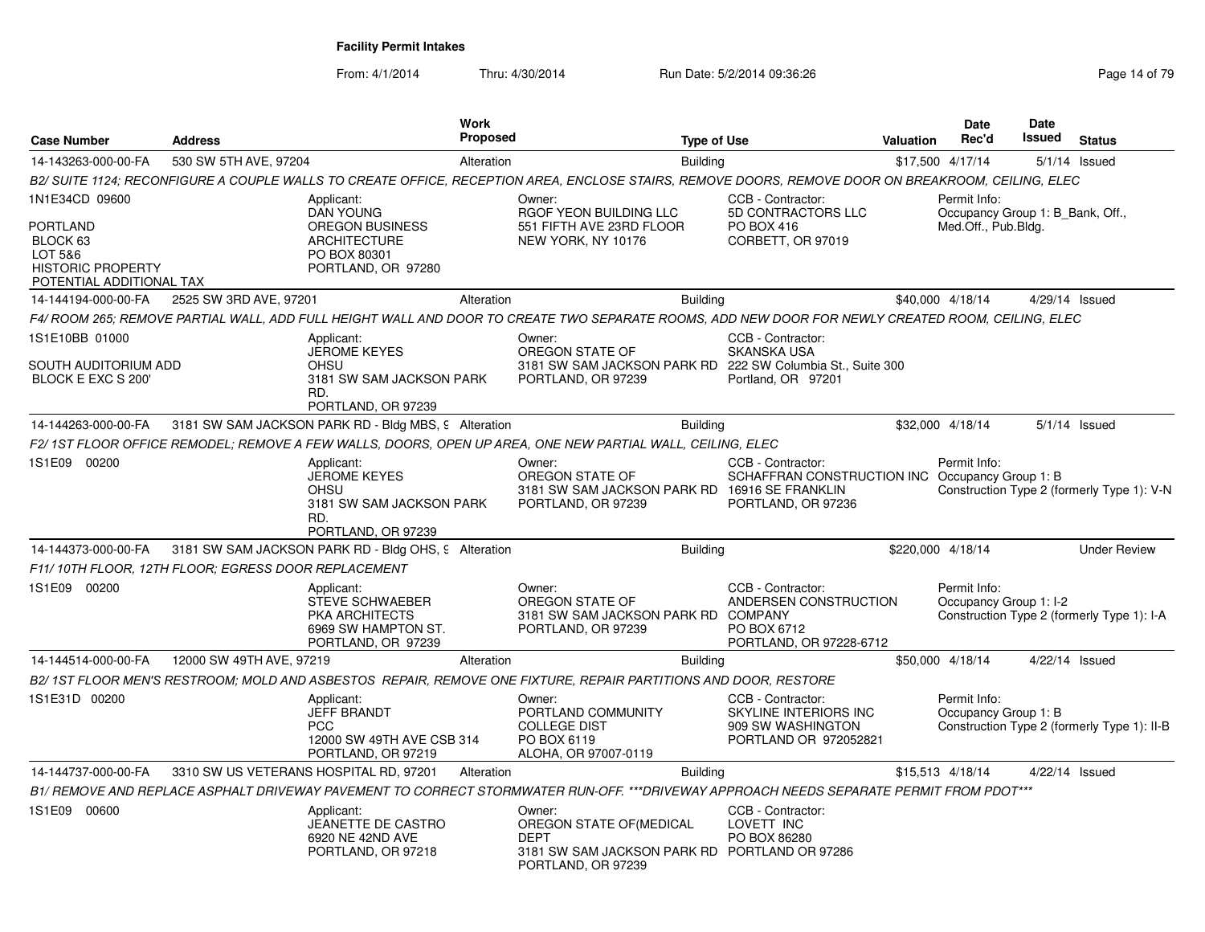**Facility Permit Intakes**

From: 4/1/2014 Thru: 4/30/2014 Run Date: 5/2/2014 09:36:26

| Case Number | Address | Work Proposed | Type of Use | Valuation | Date Rec'd | Date Issued | Status |
|---|---|---|---|---|---|---|---|
| 14-143263-000-00-FA | 530 SW 5TH AVE, 97204 | Alteration | Building | $17,500 | 4/17/14 | 5/1/14 | Issued |

B2/ SUITE 1124; RECONFIGURE A COUPLE WALLS TO CREATE OFFICE, RECEPTION AREA, ENCLOSE STAIRS, REMOVE DOORS, REMOVE DOOR ON BREAKROOM, CEILING, ELEC

1N1E34CD 09600

PORTLAND
BLOCK 63
LOT 5&6
HISTORIC PROPERTY
POTENTIAL ADDITIONAL TAX

Applicant:
DAN YOUNG
OREGON BUSINESS ARCHITECTURE
PO BOX 80301
PORTLAND, OR 97280

Owner:
RGOF YEON BUILDING LLC
551 FIFTH AVE 23RD FLOOR
NEW YORK, NY 10176

CCB - Contractor:
5D CONTRACTORS LLC
PO BOX 416
CORBETT, OR 97019

Permit Info:
Occupancy Group 1: B_Bank, Off., Med.Off., Pub.Bldg.

---

| Case Number | Address | Work Proposed | Type of Use | Valuation | Date Rec'd | Date Issued | Status |
|---|---|---|---|---|---|---|---|
| 14-144194-000-00-FA | 2525 SW 3RD AVE, 97201 | Alteration | Building | $40,000 | 4/18/14 | 4/29/14 | Issued |

F4/ ROOM 265; REMOVE PARTIAL WALL, ADD FULL HEIGHT WALL AND DOOR TO CREATE TWO SEPARATE ROOMS, ADD NEW DOOR FOR NEWLY CREATED ROOM, CEILING, ELEC

1S1E10BB 01000

SOUTH AUDITORIUM ADD
BLOCK E EXC S 200'

Applicant:
JEROME KEYES
OHSU
3181 SW SAM JACKSON PARK RD.
PORTLAND, OR 97239

Owner:
OREGON STATE OF
3181 SW SAM JACKSON PARK RD
PORTLAND, OR 97239

CCB - Contractor:
SKANSKA USA
222 SW Columbia St., Suite 300
Portland, OR 97201

---

| Case Number | Address | Work Proposed | Type of Use | Valuation | Date Rec'd | Date Issued | Status |
|---|---|---|---|---|---|---|---|
| 14-144263-000-00-FA | 3181 SW SAM JACKSON PARK RD - Bldg MBS, 9 | Alteration | Building | $32,000 | 4/18/14 | 5/1/14 | Issued |

F2/ 1ST FLOOR OFFICE REMODEL; REMOVE A FEW WALLS, DOORS, OPEN UP AREA, ONE NEW PARTIAL WALL, CEILING, ELEC

1S1E09 00200

Applicant:
JEROME KEYES
OHSU
3181 SW SAM JACKSON PARK RD.
PORTLAND, OR 97239

Owner:
OREGON STATE OF
3181 SW SAM JACKSON PARK RD
PORTLAND, OR 97239

CCB - Contractor:
SCHAFFRAN CONSTRUCTION INC
16916 SE FRANKLIN
PORTLAND, OR 97236

Permit Info:
Occupancy Group 1: B
Construction Type 2 (formerly Type 1): V-N

---

| Case Number | Address | Work Proposed | Type of Use | Valuation | Date Rec'd | Date Issued | Status |
|---|---|---|---|---|---|---|---|
| 14-144373-000-00-FA | 3181 SW SAM JACKSON PARK RD - Bldg OHS, 9 | Alteration | Building | $220,000 | 4/18/14 | | Under Review |

F11/ 10TH FLOOR, 12TH FLOOR; EGRESS DOOR REPLACEMENT

1S1E09 00200

Applicant:
STEVE SCHWAEBER
PKA ARCHITECTS
6969 SW HAMPTON ST.
PORTLAND, OR 97239

Owner:
OREGON STATE OF
3181 SW SAM JACKSON PARK RD
PORTLAND, OR 97239

CCB - Contractor:
ANDERSEN CONSTRUCTION COMPANY
PO BOX 6712
PORTLAND, OR 97228-6712

Permit Info:
Occupancy Group 1: I-2
Construction Type 2 (formerly Type 1): I-A

---

| Case Number | Address | Work Proposed | Type of Use | Valuation | Date Rec'd | Date Issued | Status |
|---|---|---|---|---|---|---|---|
| 14-144514-000-00-FA | 12000 SW 49TH AVE, 97219 | Alteration | Building | $50,000 | 4/18/14 | 4/22/14 | Issued |

B2/ 1ST FLOOR MEN'S RESTROOM; MOLD AND ASBESTOS REPAIR, REMOVE ONE FIXTURE, REPAIR PARTITIONS AND DOOR, RESTORE

1S1E31D 00200

Applicant:
JEFF BRANDT
PCC
12000 SW 49TH AVE CSB 314
PORTLAND, OR 97219

Owner:
PORTLAND COMMUNITY COLLEGE DIST
PO BOX 6119
ALOHA, OR 97007-0119

CCB - Contractor:
SKYLINE INTERIORS INC
909 SW WASHINGTON
PORTLAND OR 972052821

Permit Info:
Occupancy Group 1: B
Construction Type 2 (formerly Type 1): II-B

---

| Case Number | Address | Work Proposed | Type of Use | Valuation | Date Rec'd | Date Issued | Status |
|---|---|---|---|---|---|---|---|
| 14-144737-000-00-FA | 3310 SW US VETERANS HOSPITAL RD, 97201 | Alteration | Building | $15,513 | 4/18/14 | 4/22/14 | Issued |

B1/ REMOVE AND REPLACE ASPHALT DRIVEWAY PAVEMENT TO CORRECT STORMWATER RUN-OFF. ***DRIVEWAY APPROACH NEEDS SEPARATE PERMIT FROM PDOT***

1S1E09 00600

Applicant:
JEANETTE DE CASTRO
6920 NE 42ND AVE
PORTLAND, OR 97218

Owner:
OREGON STATE OF(MEDICAL DEPT
3181 SW SAM JACKSON PARK RD
PORTLAND, OR 97239

CCB - Contractor:
LOVETT INC
PO BOX 86280
PORTLAND OR 97286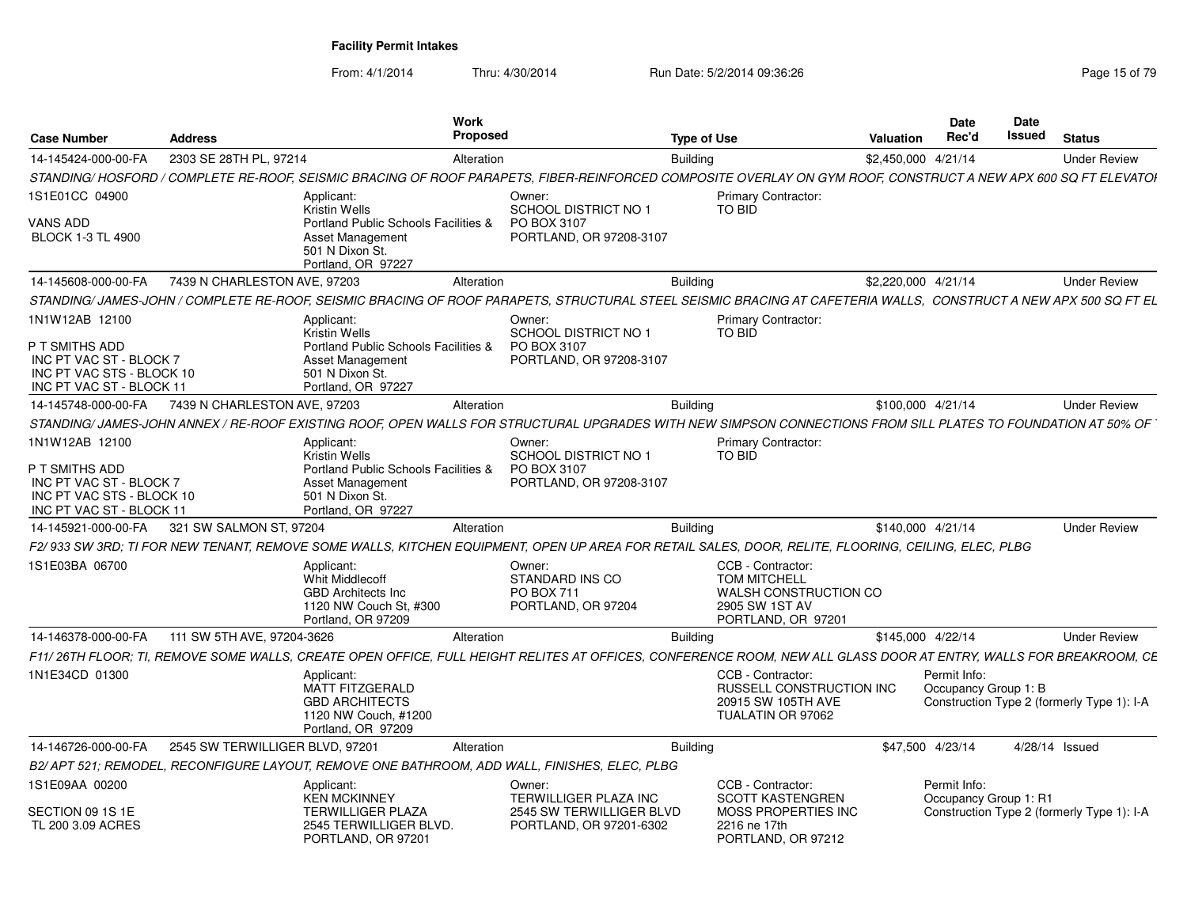**Facility Permit Intakes**

From: 4/1/2014 Thru: 4/30/2014 Run Date: 5/2/2014 09:36:26

| Case Number | Address | Work Proposed | Type of Use | Valuation | Date Rec'd | Date Issued | Status |
|---|---|---|---|---|---|---|---|
| 14-145424-000-00-FA | 2303 SE 28TH PL, 97214 | Alteration | Building | $2,450,000 | 4/21/14 | | Under Review |

STANDING/ HOSFORD / COMPLETE RE-ROOF, SEISMIC BRACING OF ROOF PARAPETS, FIBER-REINFORCED COMPOSITE OVERLAY ON GYM ROOF, CONSTRUCT A NEW APX 600 SQ FT ELEVATOI

1S1E01CC 04900

VANS ADD
BLOCK 1-3 TL 4900

Applicant:
Kristin Wells
Portland Public Schools Facilities & Asset Management
501 N Dixon St.
Portland, OR 97227

Owner:
SCHOOL DISTRICT NO 1
PO BOX 3107
PORTLAND, OR 97208-3107

Primary Contractor:
TO BID

| Case Number | Address | Work Proposed | Type of Use | Valuation | Date Rec'd | Date Issued | Status |
|---|---|---|---|---|---|---|---|
| 14-145608-000-00-FA | 7439 N CHARLESTON AVE, 97203 | Alteration | Building | $2,220,000 | 4/21/14 | | Under Review |

STANDING/ JAMES-JOHN / COMPLETE RE-ROOF, SEISMIC BRACING OF ROOF PARAPETS, STRUCTURAL STEEL SEISMIC BRACING AT CAFETERIA WALLS, CONSTRUCT A NEW APX 500 SQ FT EL

1N1W12AB 12100

P T SMITHS ADD
INC PT VAC ST - BLOCK 7
INC PT VAC STS - BLOCK 10
INC PT VAC ST - BLOCK 11

Applicant:
Kristin Wells
Portland Public Schools Facilities & Asset Management
501 N Dixon St.
Portland, OR 97227

Owner:
SCHOOL DISTRICT NO 1
PO BOX 3107
PORTLAND, OR 97208-3107

Primary Contractor:
TO BID

| Case Number | Address | Work Proposed | Type of Use | Valuation | Date Rec'd | Date Issued | Status |
|---|---|---|---|---|---|---|---|
| 14-145748-000-00-FA | 7439 N CHARLESTON AVE, 97203 | Alteration | Building | $100,000 | 4/21/14 | | Under Review |

STANDING/ JAMES-JOHN ANNEX / RE-ROOF EXISTING ROOF, OPEN WALLS FOR STRUCTURAL UPGRADES WITH NEW SIMPSON CONNECTIONS FROM SILL PLATES TO FOUNDATION AT 50% OF

1N1W12AB 12100

P T SMITHS ADD
INC PT VAC ST - BLOCK 7
INC PT VAC STS - BLOCK 10
INC PT VAC ST - BLOCK 11

Applicant:
Kristin Wells
Portland Public Schools Facilities & Asset Management
501 N Dixon St.
Portland, OR 97227

Owner:
SCHOOL DISTRICT NO 1
PO BOX 3107
PORTLAND, OR 97208-3107

Primary Contractor:
TO BID

| Case Number | Address | Work Proposed | Type of Use | Valuation | Date Rec'd | Date Issued | Status |
|---|---|---|---|---|---|---|---|
| 14-145921-000-00-FA | 321 SW SALMON ST, 97204 | Alteration | Building | $140,000 | 4/21/14 | | Under Review |

F2/ 933 SW 3RD; TI FOR NEW TENANT, REMOVE SOME WALLS, KITCHEN EQUIPMENT, OPEN UP AREA FOR RETAIL SALES, DOOR, RELITE, FLOORING, CEILING, ELEC, PLBG

1S1E03BA 06700

Applicant:
Whit Middlecoff
GBD Architects Inc
1120 NW Couch St, #300
Portland, OR 97209

Owner:
STANDARD INS CO
PO BOX 711
PORTLAND, OR 97204

CCB - Contractor:
TOM MITCHELL
WALSH CONSTRUCTION CO
2905 SW 1ST AV
PORTLAND, OR 97201

| Case Number | Address | Work Proposed | Type of Use | Valuation | Date Rec'd | Date Issued | Status |
|---|---|---|---|---|---|---|---|
| 14-146378-000-00-FA | 111 SW 5TH AVE, 97204-3626 | Alteration | Building | $145,000 | 4/22/14 | | Under Review |

F11/ 26TH FLOOR; TI, REMOVE SOME WALLS, CREATE OPEN OFFICE, FULL HEIGHT RELITES AT OFFICES, CONFERENCE ROOM, NEW ALL GLASS DOOR AT ENTRY, WALLS FOR BREAKROOM, CE

1N1E34CD 01300

Applicant:
MATT FITZGERALD
GBD ARCHITECTS
1120 NW Couch, #1200
Portland, OR 97209

CCB - Contractor:
RUSSELL CONSTRUCTION INC
20915 SW 105TH AVE
TUALATIN OR 97062

Permit Info:
Occupancy Group 1: B
Construction Type 2 (formerly Type 1): I-A

| Case Number | Address | Work Proposed | Type of Use | Valuation | Date Rec'd | Date Issued | Status |
|---|---|---|---|---|---|---|---|
| 14-146726-000-00-FA | 2545 SW TERWILLIGER BLVD, 97201 | Alteration | Building | $47,500 | 4/23/14 | 4/28/14 | Issued |

B2/ APT 521; REMODEL, RECONFIGURE LAYOUT, REMOVE ONE BATHROOM, ADD WALL, FINISHES, ELEC, PLBG

1S1E09AA 00200

SECTION 09 1S 1E
TL 200 3.09 ACRES

Applicant:
KEN MCKINNEY
TERWILLIGER PLAZA
2545 TERWILLIGER BLVD.
PORTLAND, OR 97201

Owner:
TERWILLIGER PLAZA INC
2545 SW TERWILLIGER BLVD
PORTLAND, OR 97201-6302

CCB - Contractor:
SCOTT KASTENGREN
MOSS PROPERTIES INC
2216 ne 17th
PORTLAND, OR 97212

Permit Info:
Occupancy Group 1: R1
Construction Type 2 (formerly Type 1): I-A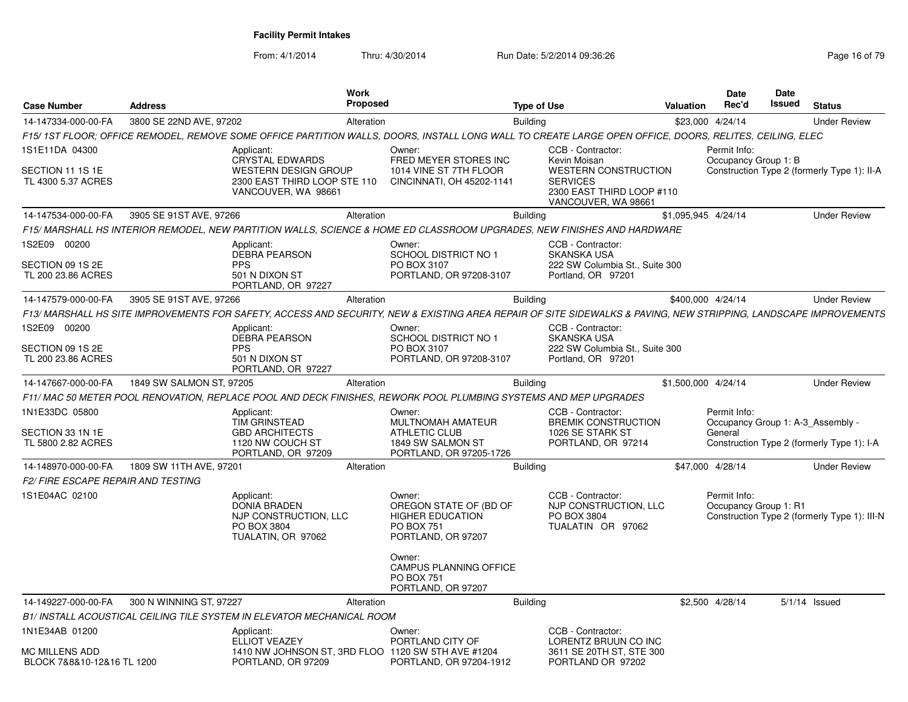**Facility Permit Intakes**

From: 4/1/2014 Thru: 4/30/2014 Run Date: 5/2/2014 09:36:26

| Case Number | Address | Work Proposed | Type of Use | Valuation | Date Rec'd | Date Issued | Status |
|---|---|---|---|---|---|---|---|
| 14-147334-000-00-FA | 3800 SE 22ND AVE, 97202 | Alteration | Building | $23,000 | 4/24/14 | | Under Review |

*F15/ 1ST FLOOR; OFFICE REMODEL, REMOVE SOME OFFICE PARTITION WALLS, DOORS, INSTALL LONG WALL TO CREATE LARGE OPEN OFFICE, DOORS, RELITES, CEILING, ELEC*

1S1E11DA 04300
SECTION 11 1S 1E
TL 4300 5.37 ACRES

Applicant: CRYSTAL EDWARDS, WESTERN DESIGN GROUP, 2300 EAST THIRD LOOP STE 110, VANCOUVER, WA 98661

Owner: FRED MEYER STORES INC, 1014 VINE ST 7TH FLOOR, CINCINNATI, OH 45202-1141

CCB - Contractor: Kevin Moisan, WESTERN CONSTRUCTION SERVICES, 2300 EAST THIRD LOOP #110, VANCOUVER, WA 98661

Permit Info: Occupancy Group 1: B; Construction Type 2 (formerly Type 1): II-A

---

| Case Number | Address | Work Proposed | Type of Use | Valuation | Date Rec'd | Date Issued | Status |
|---|---|---|---|---|---|---|---|
| 14-147534-000-00-FA | 3905 SE 91ST AVE, 97266 | Alteration | Building | $1,095,945 | 4/24/14 | | Under Review |

*F15/ MARSHALL HS INTERIOR REMODEL, NEW PARTITION WALLS, SCIENCE & HOME ED CLASSROOM UPGRADES, NEW FINISHES AND HARDWARE*

1S2E09 00200
SECTION 09 1S 2E
TL 200 23.86 ACRES

Applicant: DEBRA PEARSON, PPS, 501 N DIXON ST, PORTLAND, OR 97227

Owner: SCHOOL DISTRICT NO 1, PO BOX 3107, PORTLAND, OR 97208-3107

CCB - Contractor: SKANSKA USA, 222 SW Columbia St., Suite 300, Portland, OR 97201

---

| Case Number | Address | Work Proposed | Type of Use | Valuation | Date Rec'd | Date Issued | Status |
|---|---|---|---|---|---|---|---|
| 14-147579-000-00-FA | 3905 SE 91ST AVE, 97266 | Alteration | Building | $400,000 | 4/24/14 | | Under Review |

*F13/ MARSHALL HS SITE IMPROVEMENTS FOR SAFETY, ACCESS AND SECURITY, NEW & EXISTING AREA REPAIR OF SITE SIDEWALKS & PAVING, NEW STRIPPING, LANDSCAPE IMPROVEMENTS*

1S2E09 00200
SECTION 09 1S 2E
TL 200 23.86 ACRES

Applicant: DEBRA PEARSON, PPS, 501 N DIXON ST, PORTLAND, OR 97227

Owner: SCHOOL DISTRICT NO 1, PO BOX 3107, PORTLAND, OR 97208-3107

CCB - Contractor: SKANSKA USA, 222 SW Columbia St., Suite 300, Portland, OR 97201

---

| Case Number | Address | Work Proposed | Type of Use | Valuation | Date Rec'd | Date Issued | Status |
|---|---|---|---|---|---|---|---|
| 14-147667-000-00-FA | 1849 SW SALMON ST, 97205 | Alteration | Building | $1,500,000 | 4/24/14 | | Under Review |

*F11/ MAC 50 METER POOL RENOVATION, REPLACE POOL AND DECK FINISHES, REWORK POOL PLUMBING SYSTEMS AND MEP UPGRADES*

1N1E33DC 05800
SECTION 33 1N 1E
TL 5800 2.82 ACRES

Applicant: TIM GRINSTEAD, GBD ARCHITECTS, 1120 NW COUCH ST, PORTLAND, OR 97209

Owner: MULTNOMAH AMATEUR ATHLETIC CLUB, 1849 SW SALMON ST, PORTLAND, OR 97205-1726

CCB - Contractor: BREMIK CONSTRUCTION, 1026 SE STARK ST, PORTLAND, OR 97214

Permit Info: Occupancy Group 1: A-3_Assembly - General; Construction Type 2 (formerly Type 1): I-A

---

| Case Number | Address | Work Proposed | Type of Use | Valuation | Date Rec'd | Date Issued | Status |
|---|---|---|---|---|---|---|---|
| 14-148970-000-00-FA | 1809 SW 11TH AVE, 97201 | Alteration | Building | $47,000 | 4/28/14 | | Under Review |

*F2/ FIRE ESCAPE REPAIR AND TESTING*

1S1E04AC 02100

Applicant: DONIA BRADEN, NJP CONSTRUCTION, LLC, PO BOX 3804, TUALATIN, OR 97062

Owner: OREGON STATE OF (BD OF HIGHER EDUCATION, PO BOX 751, PORTLAND, OR 97207

Owner: CAMPUS PLANNING OFFICE, PO BOX 751, PORTLAND, OR 97207

CCB - Contractor: NJP CONSTRUCTION, LLC, PO BOX 3804, TUALATIN OR 97062

Permit Info: Occupancy Group 1: R1; Construction Type 2 (formerly Type 1): III-N

---

| Case Number | Address | Work Proposed | Type of Use | Valuation | Date Rec'd | Date Issued | Status |
|---|---|---|---|---|---|---|---|
| 14-149227-000-00-FA | 300 N WINNING ST, 97227 | Alteration | Building | $2,500 | 4/28/14 | 5/1/14 | Issued |

*B1/ INSTALL ACOUSTICAL CEILING TILE SYSTEM IN ELEVATOR MECHANICAL ROOM*

1N1E34AB 01200
MC MILLENS ADD
BLOCK 7&8&10-12&16 TL 1200

Applicant: ELLIOT VEAZEY, 1410 NW JOHNSON ST, 3RD FLOO, PORTLAND, OR 97209

Owner: PORTLAND CITY OF, 1120 SW 5TH AVE #1204, PORTLAND, OR 97204-1912

CCB - Contractor: LORENTZ BRUUN CO INC, 3611 SE 20TH ST, STE 300, PORTLAND OR 97202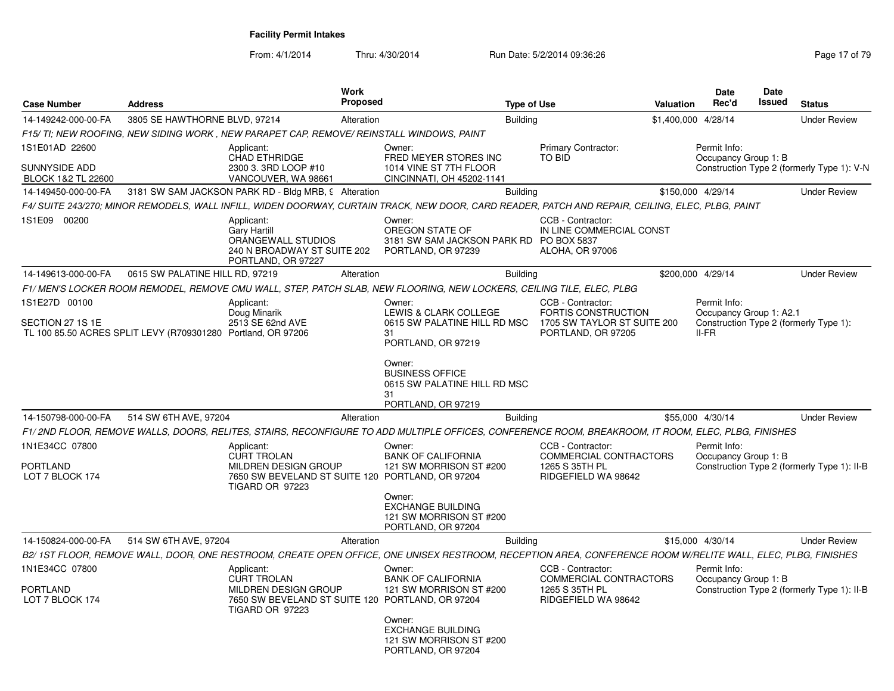**Facility Permit Intakes**

From: 4/1/2014 Thru: 4/30/2014 Run Date: 5/2/2014 09:36:26

| Case Number | Address | Work Proposed | Type of Use | Valuation | Date Rec'd | Date Issued | Status |
|---|---|---|---|---|---|---|---|
| 14-149242-000-00-FA | 3805 SE HAWTHORNE BLVD, 97214 | Alteration | Building | $1,400,000 | 4/28/14 | | Under Review |

*F15/ TI; NEW ROOFING, NEW SIDING WORK , NEW PARAPET CAP, REMOVE/ REINSTALL WINDOWS, PAINT*

1S1E01AD 22600
SUNNYSIDE ADD
BLOCK 1&2 TL 22600

Applicant:
CHAD ETHRIDGE
2300 3. 3RD LOOP #10
VANCOUVER, WA 98661

Owner:
FRED MEYER STORES INC
1014 VINE ST 7TH FLOOR
CINCINNATI, OH 45202-1141

Primary Contractor:
TO BID

Permit Info:
Occupancy Group 1: B
Construction Type 2 (formerly Type 1): V-N

| Case Number | Address | Work Proposed | Type of Use | Valuation | Date Rec'd | Date Issued | Status |
|---|---|---|---|---|---|---|---|
| 14-149450-000-00-FA | 3181 SW SAM JACKSON PARK RD - Bldg MRB, 9 | Alteration | Building | $150,000 | 4/29/14 | | Under Review |

*F4/ SUITE 243/270; MINOR REMODELS, WALL INFILL, WIDEN DOORWAY, CURTAIN TRACK, NEW DOOR, CARD READER, PATCH AND REPAIR, CEILING, ELEC, PLBG, PAINT*

1S1E09 00200

Applicant:
Gary Hartill
ORANGEWALL STUDIOS
240 N BROADWAY ST SUITE 202
PORTLAND, OR 97227

Owner:
OREGON STATE OF
3181 SW SAM JACKSON PARK RD
PORTLAND, OR 97239

CCB - Contractor:
IN LINE COMMERCIAL CONST
PO BOX 5837
ALOHA, OR 97006

| Case Number | Address | Work Proposed | Type of Use | Valuation | Date Rec'd | Date Issued | Status |
|---|---|---|---|---|---|---|---|
| 14-149613-000-00-FA | 0615 SW PALATINE HILL RD, 97219 | Alteration | Building | $200,000 | 4/29/14 | | Under Review |

*F1/ MEN'S LOCKER ROOM REMODEL, REMOVE CMU WALL, STEP, PATCH SLAB, NEW FLOORING, NEW LOCKERS, CEILING TILE, ELEC, PLBG*

1S1E27D 00100
SECTION 27 1S 1E
TL 100 85.50 ACRES SPLIT LEVY (R709301280

Applicant:
Doug Minarik
2513 SE 62nd AVE
Portland, OR 97206

Owner:
LEWIS & CLARK COLLEGE
0615 SW PALATINE HILL RD MSC 31
PORTLAND, OR 97219

Owner:
BUSINESS OFFICE
0615 SW PALATINE HILL RD MSC 31
PORTLAND, OR 97219

CCB - Contractor:
FORTIS CONSTRUCTION
1705 SW TAYLOR ST SUITE 200
PORTLAND, OR 97205

Permit Info:
Occupancy Group 1: A2.1
Construction Type 2 (formerly Type 1): II-FR

| Case Number | Address | Work Proposed | Type of Use | Valuation | Date Rec'd | Date Issued | Status |
|---|---|---|---|---|---|---|---|
| 14-150798-000-00-FA | 514 SW 6TH AVE, 97204 | Alteration | Building | $55,000 | 4/30/14 | | Under Review |

*F1/ 2ND FLOOR, REMOVE WALLS, DOORS, RELITES, STAIRS, RECONFIGURE TO ADD MULTIPLE OFFICES, CONFERENCE ROOM, BREAKROOM, IT ROOM, ELEC, PLBG, FINISHES*

1N1E34CC 07800
PORTLAND
LOT 7 BLOCK 174

Applicant:
CURT TROLAN
MILDREN DESIGN GROUP
7650 SW BEVELAND ST SUITE 120
TIGARD OR 97223

Owner:
BANK OF CALIFORNIA
121 SW MORRISON ST #200
PORTLAND, OR 97204

Owner:
EXCHANGE BUILDING
121 SW MORRISON ST #200
PORTLAND, OR 97204

CCB - Contractor:
COMMERCIAL CONTRACTORS
1265 S 35TH PL
RIDGEFIELD WA 98642

Permit Info:
Occupancy Group 1: B
Construction Type 2 (formerly Type 1): II-B

| Case Number | Address | Work Proposed | Type of Use | Valuation | Date Rec'd | Date Issued | Status |
|---|---|---|---|---|---|---|---|
| 14-150824-000-00-FA | 514 SW 6TH AVE, 97204 | Alteration | Building | $15,000 | 4/30/14 | | Under Review |

*B2/ 1ST FLOOR, REMOVE WALL, DOOR, ONE RESTROOM, CREATE OPEN OFFICE, ONE UNISEX RESTROOM, RECEPTION AREA, CONFERENCE ROOM W/RELITE WALL, ELEC, PLBG, FINISHES*

1N1E34CC 07800
PORTLAND
LOT 7 BLOCK 174

Applicant:
CURT TROLAN
MILDREN DESIGN GROUP
7650 SW BEVELAND ST SUITE 120
TIGARD OR 97223

Owner:
BANK OF CALIFORNIA
121 SW MORRISON ST #200
PORTLAND, OR 97204

Owner:
EXCHANGE BUILDING
121 SW MORRISON ST #200
PORTLAND, OR 97204

CCB - Contractor:
COMMERCIAL CONTRACTORS
1265 S 35TH PL
RIDGEFIELD WA 98642

Permit Info:
Occupancy Group 1: B
Construction Type 2 (formerly Type 1): II-B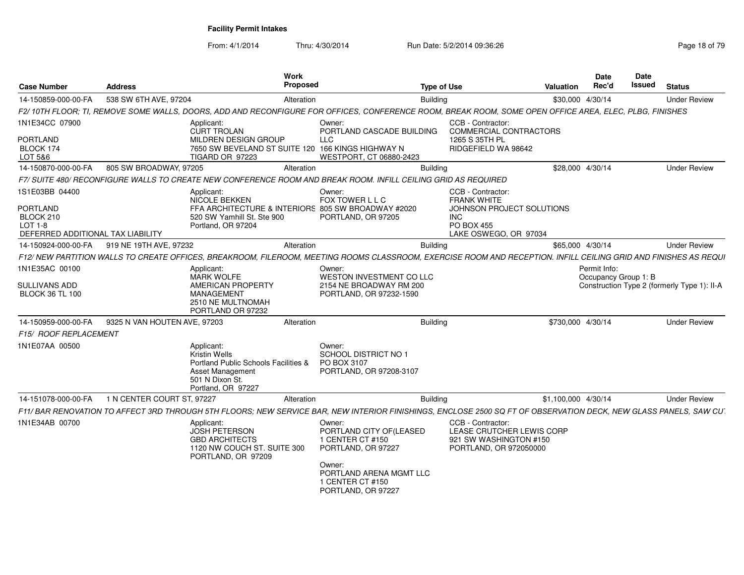**Facility Permit Intakes**

From: 4/1/2014 Thru: 4/30/2014 Run Date: 5/2/2014 09:36:26

| Case Number | Address | Work Proposed | Type of Use | Valuation | Date Rec'd | Date Issued | Status |
|---|---|---|---|---|---|---|---|
| 14-150859-000-00-FA | 538 SW 6TH AVE, 97204 | Alteration | Building | $30,000 | 4/30/14 | | Under Review |

*F2/ 10TH FLOOR; TI, REMOVE SOME WALLS, DOORS, ADD AND RECONFIGURE FOR OFFICES, CONFERENCE ROOM, BREAK ROOM, SOME OPEN OFFICE AREA, ELEC, PLBG, FINISHES*

1N1E34CC 07900
PORTLAND
BLOCK 174
LOT 5&6

Applicant: CURT TROLAN, MILDREN DESIGN GROUP, 7650 SW BEVELAND ST SUITE 120, TIGARD OR 97223

Owner: PORTLAND CASCADE BUILDING LLC, 166 KINGS HIGHWAY N, WESTPORT, CT 06880-2423

CCB - Contractor: COMMERCIAL CONTRACTORS, 1265 S 35TH PL, RIDGEFIELD WA 98642

| Case Number | Address | Work Proposed | Type of Use | Valuation | Date Rec'd | Date Issued | Status |
|---|---|---|---|---|---|---|---|
| 14-150870-000-00-FA | 805 SW BROADWAY, 97205 | Alteration | Building | $28,000 | 4/30/14 | | Under Review |

*F7/ SUITE 480/ RECONFIGURE WALLS TO CREATE NEW CONFERENCE ROOM AND BREAK ROOM. INFILL CEILING GRID AS REQUIRED*

1S1E03BB 04400
PORTLAND
BLOCK 210
LOT 1-8
DEFERRED ADDITIONAL TAX LIABILITY

Applicant: NICOLE BEKKEN, FFA ARCHITECTURE & INTERIORS, 520 SW Yamhill St. Ste 900, Portland, OR 97204

Owner: FOX TOWER L L C, 805 SW BROADWAY #2020, PORTLAND, OR 97205

CCB - Contractor: FRANK WHITE, JOHNSON PROJECT SOLUTIONS INC, PO BOX 455, LAKE OSWEGO, OR 97034

| Case Number | Address | Work Proposed | Type of Use | Valuation | Date Rec'd | Date Issued | Status |
|---|---|---|---|---|---|---|---|
| 14-150924-000-00-FA | 919 NE 19TH AVE, 97232 | Alteration | Building | $65,000 | 4/30/14 | | Under Review |

*F12/ NEW PARTITION WALLS TO CREATE OFFICES, BREAKROOM, FILEROOM, MEETING ROOMS CLASSROOM, EXERCISE ROOM AND RECEPTION. INFILL CEILING GRID AND FINISHES AS REQUI*

1N1E35AC 00100
SULLIVANS ADD
BLOCK 36 TL 100

Applicant: MARK WOLFE, AMERICAN PROPERTY MANAGEMENT, 2510 NE MULTNOMAH, PORTLAND OR 97232

Owner: WESTON INVESTMENT CO LLC, 2154 NE BROADWAY RM 200, PORTLAND, OR 97232-1590

Permit Info: Occupancy Group 1: B; Construction Type 2 (formerly Type 1): II-A

| Case Number | Address | Work Proposed | Type of Use | Valuation | Date Rec'd | Date Issued | Status |
|---|---|---|---|---|---|---|---|
| 14-150959-000-00-FA | 9325 N VAN HOUTEN AVE, 97203 | Alteration | Building | $730,000 | 4/30/14 | | Under Review |

*F15/ ROOF REPLACEMENT*

1N1E07AA 00500

Applicant: Kristin Wells, Portland Public Schools Facilities & Asset Management, 501 N Dixon St., Portland, OR 97227

Owner: SCHOOL DISTRICT NO 1, PO BOX 3107, PORTLAND, OR 97208-3107

| Case Number | Address | Work Proposed | Type of Use | Valuation | Date Rec'd | Date Issued | Status |
|---|---|---|---|---|---|---|---|
| 14-151078-000-00-FA | 1 N CENTER COURT ST, 97227 | Alteration | Building | $1,100,000 | 4/30/14 | | Under Review |

*F11/ BAR RENOVATION TO AFFECT 3RD THROUGH 5TH FLOORS; NEW SERVICE BAR, NEW INTERIOR FINISHINGS, ENCLOSE 2500 SQ FT OF OBSERVATION DECK, NEW GLASS PANELS, SAW CU*

1N1E34AB 00700

Applicant: JOSH PETERSON, GBD ARCHITECTS, 1120 NW COUCH ST. SUITE 300, PORTLAND, OR 97209

Owner: PORTLAND CITY OF(LEASED, 1 CENTER CT #150, PORTLAND, OR 97227

Owner: PORTLAND ARENA MGMT LLC, 1 CENTER CT #150, PORTLAND, OR 97227

CCB - Contractor: LEASE CRUTCHER LEWIS CORP, 921 SW WASHINGTON #150, PORTLAND, OR 972050000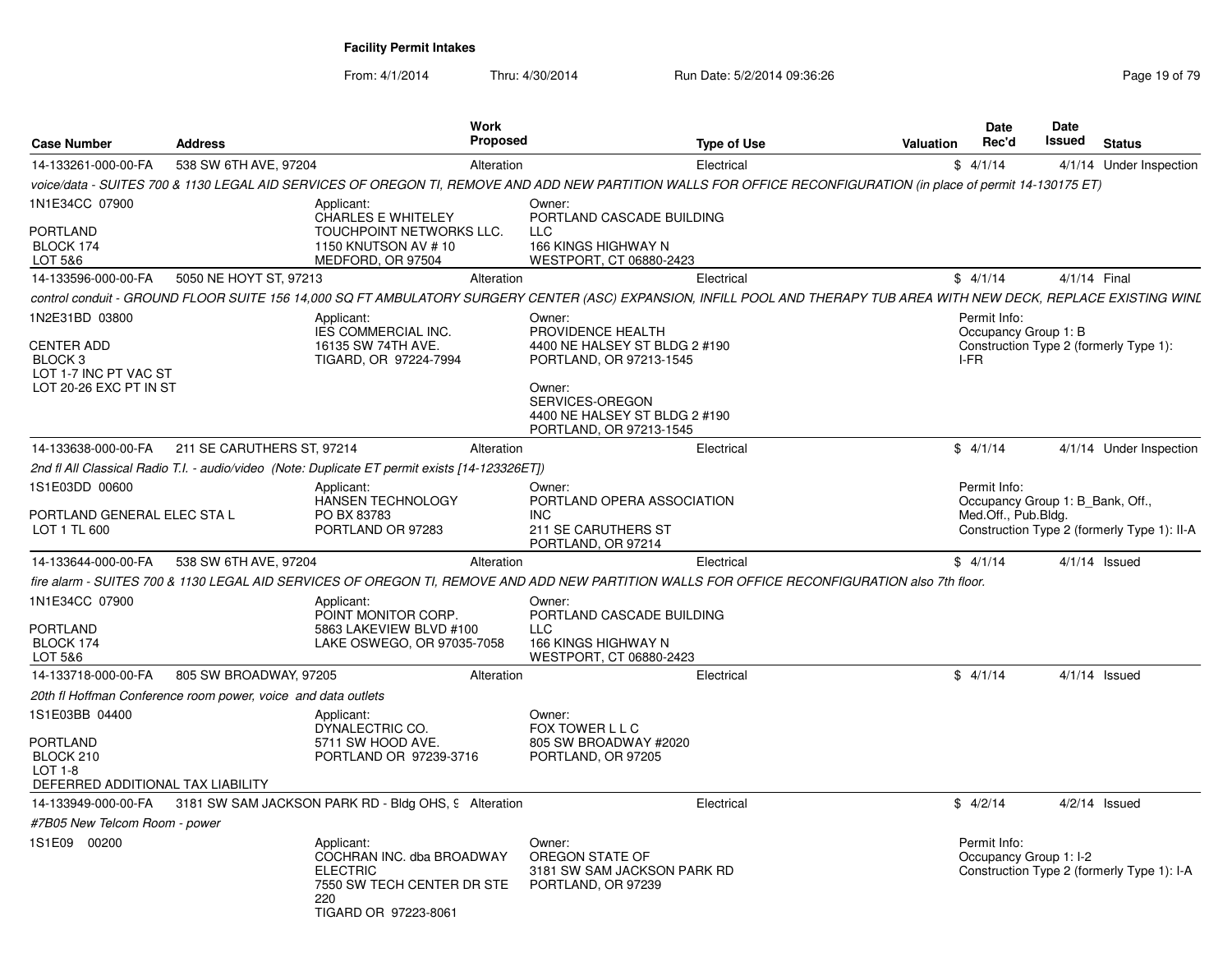**Facility Permit Intakes**

From: 4/1/2014 Thru: 4/30/2014 Run Date: 5/2/2014 09:36:26

| Case Number | Address | Work Proposed | Type of Use | Valuation | Date Rec'd | Date Issued | Status |
|---|---|---|---|---|---|---|---|
| 14-133261-000-00-FA | 538 SW 6TH AVE, 97204 | Alteration | Electrical | $ | 4/1/14 | 4/1/14 | Under Inspection |

*voice/data - SUITES 700 & 1130 LEGAL AID SERVICES OF OREGON TI, REMOVE AND ADD NEW PARTITION WALLS FOR OFFICE RECONFIGURATION (in place of permit 14-130175 ET)*

1N1E34CC 07900

PORTLAND
BLOCK 174
LOT 5&6

Applicant:
CHARLES E WHITELEY
TOUCHPOINT NETWORKS LLC.
1150 KNUTSON AV # 10
MEDFORD, OR 97504

Owner:
PORTLAND CASCADE BUILDING LLC
166 KINGS HIGHWAY N
WESTPORT, CT 06880-2423

---

| Case Number | Address | Work Proposed | Type of Use | Valuation | Date Rec'd | Date Issued | Status |
|---|---|---|---|---|---|---|---|
| 14-133596-000-00-FA | 5050 NE HOYT ST, 97213 | Alteration | Electrical | $ | 4/1/14 | 4/1/14 | Final |

*control conduit - GROUND FLOOR SUITE 156 14,000 SQ FT AMBULATORY SURGERY CENTER (ASC) EXPANSION, INFILL POOL AND THERAPY TUB AREA WITH NEW DECK, REPLACE EXISTING WINI*

1N2E31BD 03800

CENTER ADD
BLOCK 3
LOT 1-7 INC PT VAC ST
LOT 20-26 EXC PT IN ST

Applicant:
IES COMMERCIAL INC.
16135 SW 74TH AVE.
TIGARD, OR 97224-7994

Owner:
PROVIDENCE HEALTH
4400 NE HALSEY ST BLDG 2 #190
PORTLAND, OR 97213-1545

Owner:
SERVICES-OREGON
4400 NE HALSEY ST BLDG 2 #190
PORTLAND, OR 97213-1545

Permit Info:
Occupancy Group 1: B
Construction Type 2 (formerly Type 1): I-FR

---

| Case Number | Address | Work Proposed | Type of Use | Valuation | Date Rec'd | Date Issued | Status |
|---|---|---|---|---|---|---|---|
| 14-133638-000-00-FA | 211 SE CARUTHERS ST, 97214 | Alteration | Electrical | $ | 4/1/14 | 4/1/14 | Under Inspection |

*2nd fl All Classical Radio T.I. - audio/video (Note: Duplicate ET permit exists [14-123326ET])*

1S1E03DD 00600

PORTLAND GENERAL ELEC STA L
LOT 1 TL 600

Applicant:
HANSEN TECHNOLOGY
PO BX 83783
PORTLAND OR 97283

Owner:
PORTLAND OPERA ASSOCIATION INC
211 SE CARUTHERS ST
PORTLAND, OR 97214

Permit Info:
Occupancy Group 1: B_Bank, Off., Med.Off., Pub.Bldg.
Construction Type 2 (formerly Type 1): II-A

---

| Case Number | Address | Work Proposed | Type of Use | Valuation | Date Rec'd | Date Issued | Status |
|---|---|---|---|---|---|---|---|
| 14-133644-000-00-FA | 538 SW 6TH AVE, 97204 | Alteration | Electrical | $ | 4/1/14 | 4/1/14 | Issued |

*fire alarm - SUITES 700 & 1130 LEGAL AID SERVICES OF OREGON TI, REMOVE AND ADD NEW PARTITION WALLS FOR OFFICE RECONFIGURATION also 7th floor.*

1N1E34CC 07900

PORTLAND
BLOCK 174
LOT 5&6

Applicant:
POINT MONITOR CORP.
5863 LAKEVIEW BLVD #100
LAKE OSWEGO, OR 97035-7058

Owner:
PORTLAND CASCADE BUILDING LLC
166 KINGS HIGHWAY N
WESTPORT, CT 06880-2423

---

| Case Number | Address | Work Proposed | Type of Use | Valuation | Date Rec'd | Date Issued | Status |
|---|---|---|---|---|---|---|---|
| 14-133718-000-00-FA | 805 SW BROADWAY, 97205 | Alteration | Electrical | $ | 4/1/14 | 4/1/14 | Issued |

*20th fl Hoffman Conference room power, voice and data outlets*

1S1E03BB 04400

PORTLAND
BLOCK 210
LOT 1-8
DEFERRED ADDITIONAL TAX LIABILITY

Applicant:
DYNALECTRIC CO.
5711 SW HOOD AVE.
PORTLAND OR 97239-3716

Owner:
FOX TOWER L L C
805 SW BROADWAY #2020
PORTLAND, OR 97205

---

| Case Number | Address | Work Proposed | Type of Use | Valuation | Date Rec'd | Date Issued | Status |
|---|---|---|---|---|---|---|---|
| 14-133949-000-00-FA | 3181 SW SAM JACKSON PARK RD - Bldg OHS, 9 | Alteration | Electrical | $ | 4/2/14 | 4/2/14 | Issued |

*#7B05 New Telcom Room - power*

1S1E09 00200

Applicant:
COCHRAN INC. dba BROADWAY ELECTRIC
7550 SW TECH CENTER DR STE 220
TIGARD OR 97223-8061

Owner:
OREGON STATE OF
3181 SW SAM JACKSON PARK RD
PORTLAND, OR 97239

Permit Info:
Occupancy Group 1: I-2
Construction Type 2 (formerly Type 1): I-A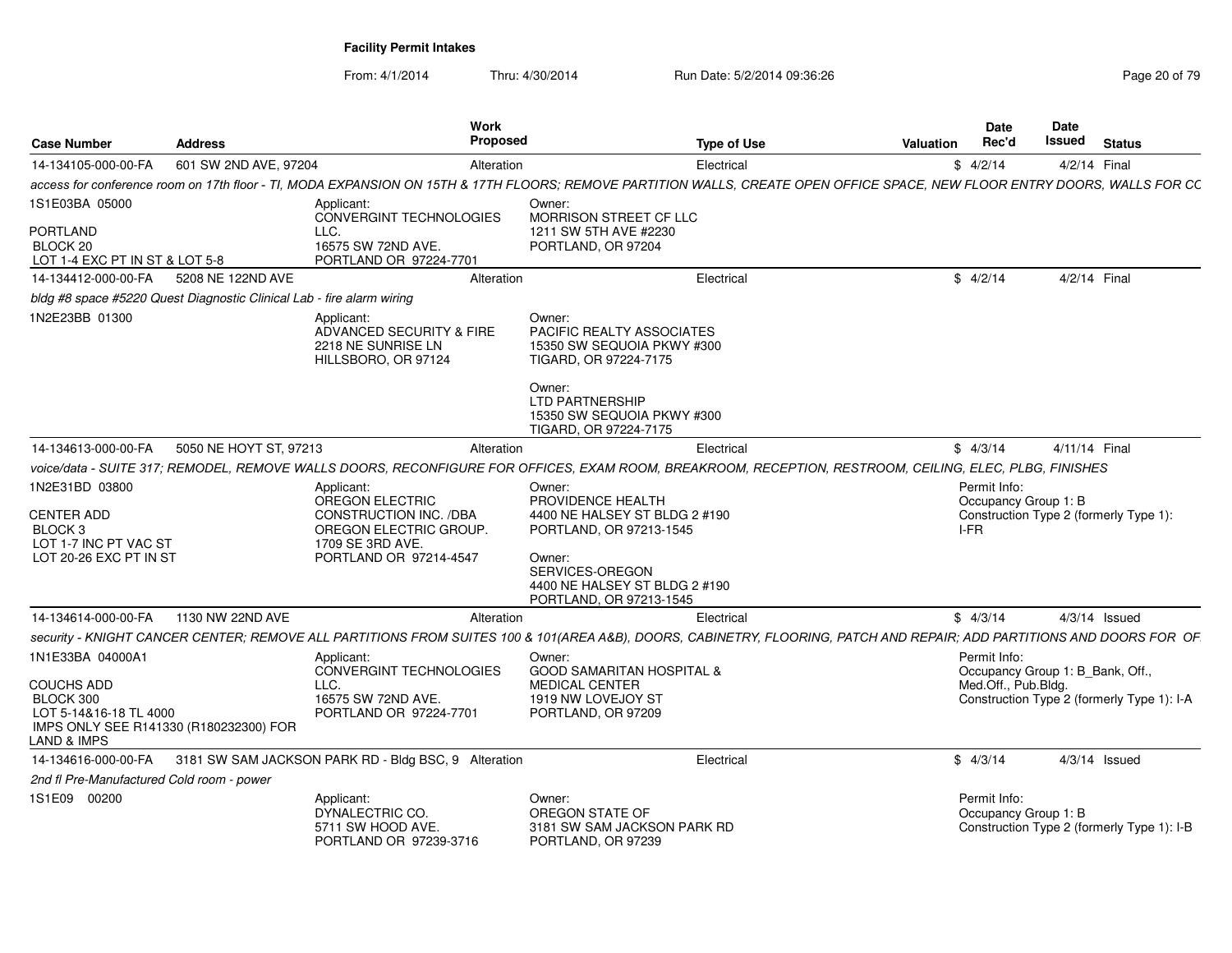**Facility Permit Intakes**

From: 4/1/2014 Thru: 4/30/2014 Run Date: 5/2/2014 09:36:26

| Case Number | Address | Work Proposed | Type of Use | Valuation | Date Rec'd | Date Issued | Status |
|---|---|---|---|---|---|---|---|
| 14-134105-000-00-FA | 601 SW 2ND AVE, 97204 | Alteration | Electrical | $ | 4/2/14 | 4/2/14 | Final |

*access for conference room on 17th floor - TI, MODA EXPANSION ON 15TH & 17TH FLOORS; REMOVE PARTITION WALLS, CREATE OPEN OFFICE SPACE, NEW FLOOR ENTRY DOORS, WALLS FOR CC*

1S1E03BA 05000

PORTLAND
BLOCK 20
LOT 1-4 EXC PT IN ST & LOT 5-8

Applicant:
CONVERGINT TECHNOLOGIES LLC.
16575 SW 72ND AVE.
PORTLAND OR 97224-7701

Owner:
MORRISON STREET CF LLC
1211 SW 5TH AVE #2230
PORTLAND, OR 97204

| Case Number | Address | Work Proposed | Type of Use | Valuation | Date Rec'd | Date Issued | Status |
|---|---|---|---|---|---|---|---|
| 14-134412-000-00-FA | 5208 NE 122ND AVE | Alteration | Electrical | $ | 4/2/14 | 4/2/14 | Final |

*bldg #8 space #5220 Quest Diagnostic Clinical Lab - fire alarm wiring*

1N2E23BB 01300

Applicant:
ADVANCED SECURITY & FIRE
2218 NE SUNRISE LN
HILLSBORO, OR 97124

Owner:
PACIFIC REALTY ASSOCIATES
15350 SW SEQUOIA PKWY #300
TIGARD, OR 97224-7175

Owner:
LTD PARTNERSHIP
15350 SW SEQUOIA PKWY #300
TIGARD, OR 97224-7175

| Case Number | Address | Work Proposed | Type of Use | Valuation | Date Rec'd | Date Issued | Status |
|---|---|---|---|---|---|---|---|
| 14-134613-000-00-FA | 5050 NE HOYT ST, 97213 | Alteration | Electrical | $ | 4/3/14 | 4/11/14 | Final |

*voice/data - SUITE 317; REMODEL, REMOVE WALLS DOORS, RECONFIGURE FOR OFFICES, EXAM ROOM, BREAKROOM, RECEPTION, RESTROOM, CEILING, ELEC, PLBG, FINISHES*

1N2E31BD 03800

CENTER ADD
BLOCK 3
LOT 1-7 INC PT VAC ST
LOT 20-26 EXC PT IN ST

Applicant:
OREGON ELECTRIC CONSTRUCTION INC. /DBA OREGON ELECTRIC GROUP.
1709 SE 3RD AVE.
PORTLAND OR 97214-4547

Owner:
PROVIDENCE HEALTH
4400 NE HALSEY ST BLDG 2 #190
PORTLAND, OR 97213-1545

Owner:
SERVICES-OREGON
4400 NE HALSEY ST BLDG 2 #190
PORTLAND, OR 97213-1545

Permit Info:
Occupancy Group 1: B
Construction Type 2 (formerly Type 1): I-FR

| Case Number | Address | Work Proposed | Type of Use | Valuation | Date Rec'd | Date Issued | Status |
|---|---|---|---|---|---|---|---|
| 14-134614-000-00-FA | 1130 NW 22ND AVE | Alteration | Electrical | $ | 4/3/14 | 4/3/14 | Issued |

*security - KNIGHT CANCER CENTER; REMOVE ALL PARTITIONS FROM SUITES 100 & 101(AREA A&B), DOORS, CABINETRY, FLOORING, PATCH AND REPAIR; ADD PARTITIONS AND DOORS FOR OF*

1N1E33BA 04000A1

COUCHS ADD
BLOCK 300
LOT 5-14&16-18 TL 4000
IMPS ONLY SEE R141330 (R180232300) FOR LAND & IMPS

Applicant:
CONVERGINT TECHNOLOGIES LLC.
16575 SW 72ND AVE.
PORTLAND OR 97224-7701

Owner:
GOOD SAMARITAN HOSPITAL & MEDICAL CENTER
1919 NW LOVEJOY ST
PORTLAND, OR 97209

Permit Info:
Occupancy Group 1: B_Bank, Off., Med.Off., Pub.Bldg.
Construction Type 2 (formerly Type 1): I-A

| Case Number | Address | Work Proposed | Type of Use | Valuation | Date Rec'd | Date Issued | Status |
|---|---|---|---|---|---|---|---|
| 14-134616-000-00-FA | 3181 SW SAM JACKSON PARK RD - Bldg BSC, 9 | Alteration | Electrical | $ | 4/3/14 | 4/3/14 | Issued |

*2nd fl Pre-Manufactured Cold room - power*

1S1E09 00200

Applicant:
DYNALECTRIC CO.
5711 SW HOOD AVE.
PORTLAND OR 97239-3716

Owner:
OREGON STATE OF
3181 SW SAM JACKSON PARK RD
PORTLAND, OR 97239

Permit Info:
Occupancy Group 1: B
Construction Type 2 (formerly Type 1): I-B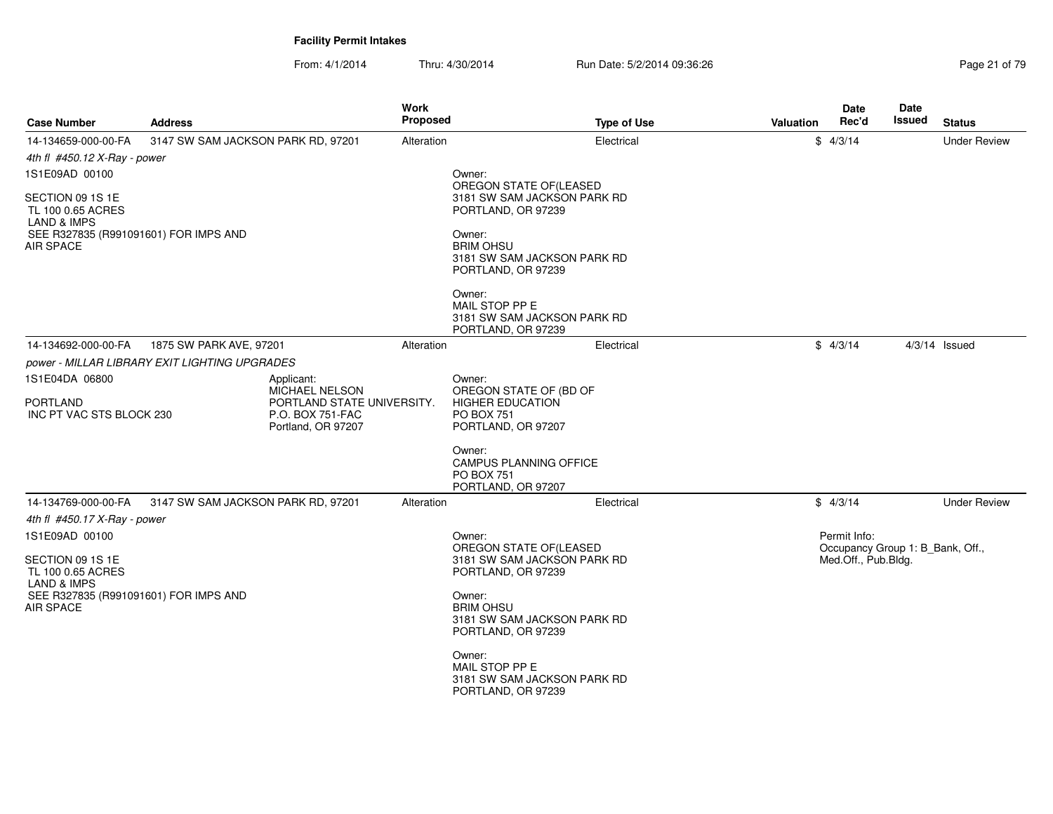**Facility Permit Intakes**

From: 4/1/2014 Thru: 4/30/2014 Run Date: 5/2/2014 09:36:26

| Case Number | Address | Work Proposed | Type of Use | Valuation | Date Rec'd | Date Issued | Status |
|---|---|---|---|---|---|---|---|
| 14-134659-000-00-FA | 3147 SW SAM JACKSON PARK RD, 97201 | Alteration | Electrical | $ | 4/3/14 | | Under Review |
| 14-134692-000-00-FA | 1875 SW PARK AVE, 97201 | Alteration | Electrical | $ | 4/3/14 | 4/3/14 | Issued |
| 14-134769-000-00-FA | 3147 SW SAM JACKSON PARK RD, 97201 | Alteration | Electrical | $ | 4/3/14 | | Under Review |

**14-134659-000-00-FA** — 3147 SW SAM JACKSON PARK RD, 97201 — Alteration — Electrical — $ — 4/3/14 — Under Review

*4th fl #450.12 X-Ray - power*

1S1E09AD 00100

SECTION 09 1S 1E
TL 100 0.65 ACRES
LAND & IMPS
SEE R327835 (R991091601) FOR IMPS AND AIR SPACE

Owner:
OREGON STATE OF(LEASED
3181 SW SAM JACKSON PARK RD
PORTLAND, OR 97239

Owner:
BRIM OHSU
3181 SW SAM JACKSON PARK RD
PORTLAND, OR 97239

Owner:
MAIL STOP PP E
3181 SW SAM JACKSON PARK RD
PORTLAND, OR 97239

**14-134692-000-00-FA** — 1875 SW PARK AVE, 97201 — Alteration — Electrical — $ — 4/3/14 — 4/3/14 Issued

*power - MILLAR LIBRARY EXIT LIGHTING UPGRADES*

1S1E04DA 06800

PORTLAND
INC PT VAC STS BLOCK 230

Applicant:
MICHAEL NELSON
PORTLAND STATE UNIVERSITY.
P.O. BOX 751-FAC
Portland, OR 97207

Owner:
OREGON STATE OF (BD OF
HIGHER EDUCATION
PO BOX 751
PORTLAND, OR 97207

Owner:
CAMPUS PLANNING OFFICE
PO BOX 751
PORTLAND, OR 97207

**14-134769-000-00-FA** — 3147 SW SAM JACKSON PARK RD, 97201 — Alteration — Electrical — $ — 4/3/14 — Under Review

*4th fl #450.17 X-Ray - power*

1S1E09AD 00100

SECTION 09 1S 1E
TL 100 0.65 ACRES
LAND & IMPS
SEE R327835 (R991091601) FOR IMPS AND AIR SPACE

Owner:
OREGON STATE OF(LEASED
3181 SW SAM JACKSON PARK RD
PORTLAND, OR 97239

Owner:
BRIM OHSU
3181 SW SAM JACKSON PARK RD
PORTLAND, OR 97239

Owner:
MAIL STOP PP E
3181 SW SAM JACKSON PARK RD
PORTLAND, OR 97239

Permit Info:
Occupancy Group 1: B_Bank, Off., Med.Off., Pub.Bldg.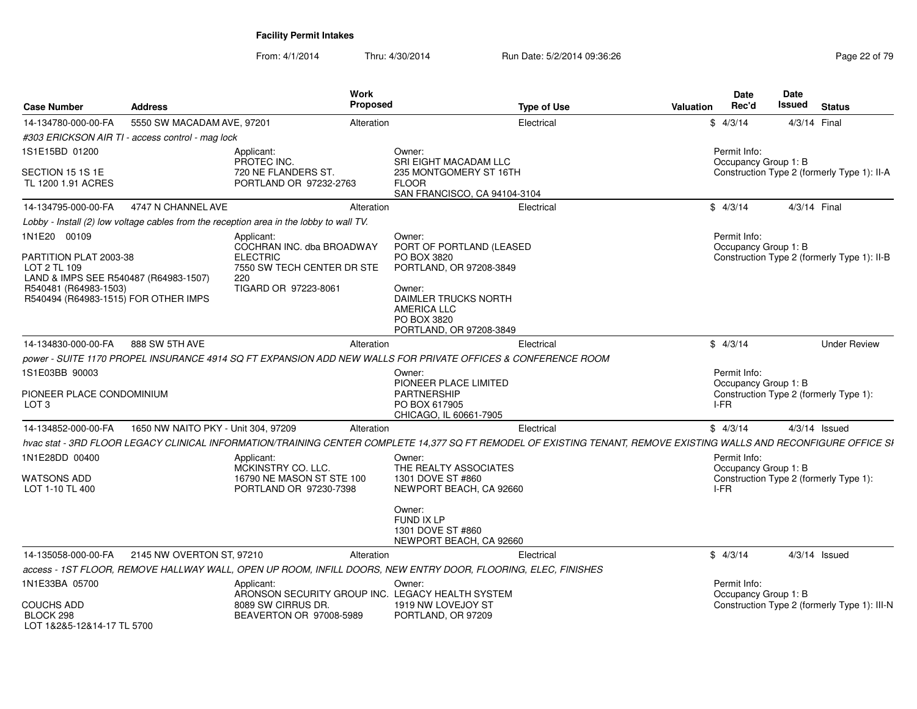**Facility Permit Intakes**

From: 4/1/2014 Thru: 4/30/2014 Run Date: 5/2/2014 09:36:26

| Case Number | Address | Work Proposed | Type of Use | Valuation | Date Rec'd | Date Issued | Status |
|---|---|---|---|---|---|---|---|
| 14-134780-000-00-FA | 5550 SW MACADAM AVE, 97201 | Alteration | Electrical | $ | 4/3/14 | 4/3/14 | Final |

*#303 ERICKSON AIR TI - access control - mag lock*

1S1E15BD 01200

SECTION 15 1S 1E
TL 1200 1.91 ACRES

Applicant:
PROTEC INC.
720 NE FLANDERS ST.
PORTLAND OR 97232-2763

Owner:
SRI EIGHT MACADAM LLC
235 MONTGOMERY ST 16TH FLOOR
SAN FRANCISCO, CA 94104-3104

Permit Info:
Occupancy Group 1: B
Construction Type 2 (formerly Type 1): II-A

| Case Number | Address | Work Proposed | Type of Use | Valuation | Date Rec'd | Date Issued | Status |
|---|---|---|---|---|---|---|---|
| 14-134795-000-00-FA | 4747 N CHANNEL AVE | Alteration | Electrical | $ | 4/3/14 | 4/3/14 | Final |

*Lobby - Install (2) low voltage cables from the reception area in the lobby to wall TV.*

1N1E20 00109

PARTITION PLAT 2003-38
LOT 2 TL 109
LAND & IMPS SEE R540487 (R64983-1507)
R540481 (R64983-1503)
R540494 (R64983-1515) FOR OTHER IMPS

Applicant:
COCHRAN INC. dba BROADWAY ELECTRIC
7550 SW TECH CENTER DR STE 220
TIGARD OR 97223-8061

Owner:
PORT OF PORTLAND (LEASED
PO BOX 3820
PORTLAND, OR 97208-3849

Owner:
DAIMLER TRUCKS NORTH AMERICA LLC
PO BOX 3820
PORTLAND, OR 97208-3849

Permit Info:
Occupancy Group 1: B
Construction Type 2 (formerly Type 1): II-B

| Case Number | Address | Work Proposed | Type of Use | Valuation | Date Rec'd | Date Issued | Status |
|---|---|---|---|---|---|---|---|
| 14-134830-000-00-FA | 888 SW 5TH AVE | Alteration | Electrical | $ | 4/3/14 | | Under Review |

*power - SUITE 1170 PROPEL INSURANCE 4914 SQ FT EXPANSION ADD NEW WALLS FOR PRIVATE OFFICES & CONFERENCE ROOM*

1S1E03BB 90003

PIONEER PLACE CONDOMINIUM
LOT 3

Owner:
PIONEER PLACE LIMITED PARTNERSHIP
PO BOX 617905
CHICAGO, IL 60661-7905

Permit Info:
Occupancy Group 1: B
Construction Type 2 (formerly Type 1): I-FR

| Case Number | Address | Work Proposed | Type of Use | Valuation | Date Rec'd | Date Issued | Status |
|---|---|---|---|---|---|---|---|
| 14-134852-000-00-FA | 1650 NW NAITO PKY - Unit 304, 97209 | Alteration | Electrical | $ | 4/3/14 | 4/3/14 | Issued |

*hvac stat - 3RD FLOOR LEGACY CLINICAL INFORMATION/TRAINING CENTER COMPLETE 14,377 SQ FT REMODEL OF EXISTING TENANT, REMOVE EXISTING WALLS AND RECONFIGURE OFFICE SI*

1N1E28DD 00400

WATSONS ADD
LOT 1-10 TL 400

Applicant:
MCKINSTRY CO. LLC.
16790 NE MASON ST STE 100
PORTLAND OR 97230-7398

Owner:
THE REALTY ASSOCIATES
1301 DOVE ST #860
NEWPORT BEACH, CA 92660

Owner:
FUND IX LP
1301 DOVE ST #860
NEWPORT BEACH, CA 92660

Permit Info:
Occupancy Group 1: B
Construction Type 2 (formerly Type 1): I-FR

| Case Number | Address | Work Proposed | Type of Use | Valuation | Date Rec'd | Date Issued | Status |
|---|---|---|---|---|---|---|---|
| 14-135058-000-00-FA | 2145 NW OVERTON ST, 97210 | Alteration | Electrical | $ | 4/3/14 | 4/3/14 | Issued |

*access - 1ST FLOOR, REMOVE HALLWAY WALL, OPEN UP ROOM, INFILL DOORS, NEW ENTRY DOOR, FLOORING, ELEC, FINISHES*

1N1E33BA 05700

COUCHS ADD
BLOCK 298
LOT 1&2&5-12&14-17 TL 5700

Applicant:
ARONSON SECURITY GROUP INC.
8089 SW CIRRUS DR.
BEAVERTON OR 97008-5989

Owner:
LEGACY HEALTH SYSTEM
1919 NW LOVEJOY ST
PORTLAND, OR 97209

Permit Info:
Occupancy Group 1: B
Construction Type 2 (formerly Type 1): III-N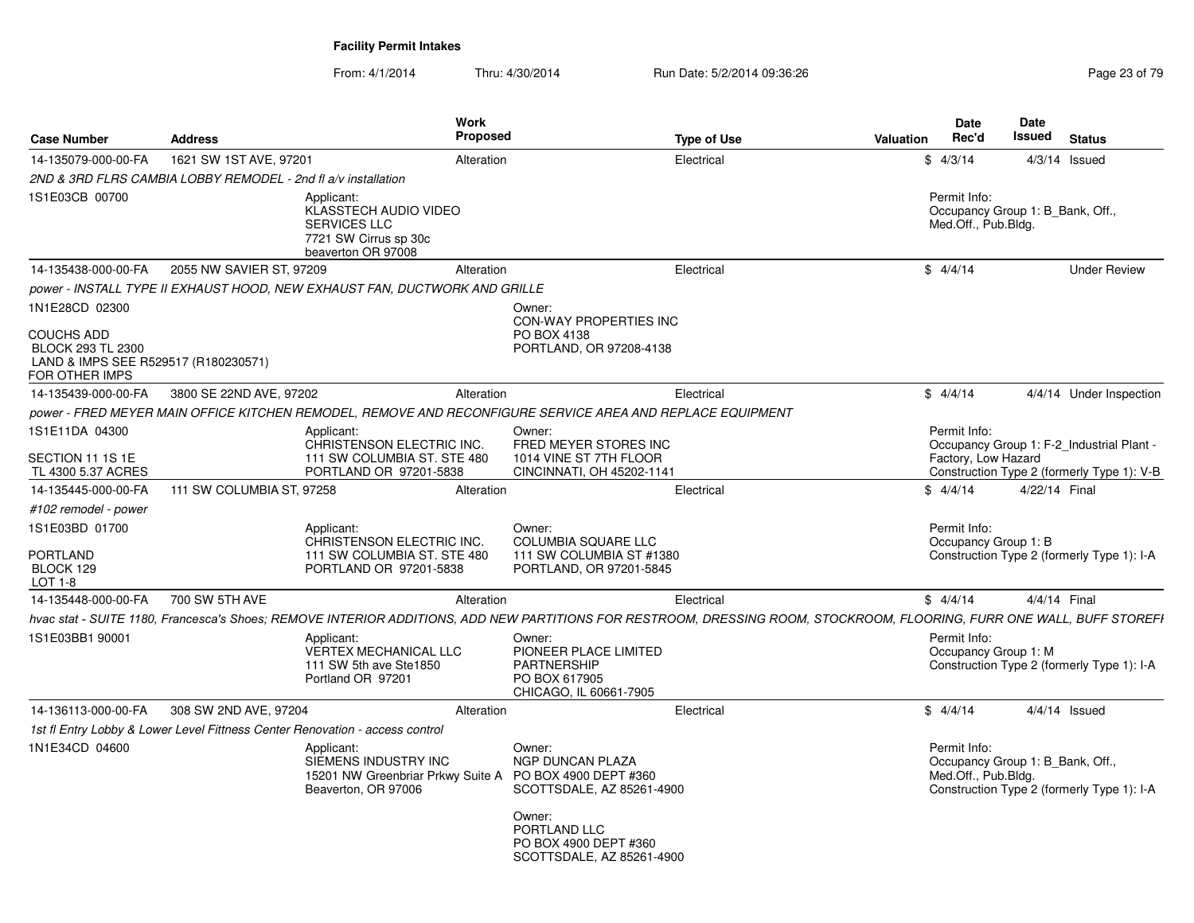**Facility Permit Intakes**

From: 4/1/2014 Thru: 4/30/2014 Run Date: 5/2/2014 09:36:26

| Case Number | Address | Work Proposed | Type of Use | Valuation | Date Rec'd | Date Issued | Status |
|---|---|---|---|---|---|---|---|
| 14-135079-000-00-FA | 1621 SW 1ST AVE, 97201 | Alteration | Electrical | $ | 4/3/14 | 4/3/14 | Issued |
| 14-135438-000-00-FA | 2055 NW SAVIER ST, 97209 | Alteration | Electrical | $ | 4/4/14 | | Under Review |
| 14-135439-000-00-FA | 3800 SE 22ND AVE, 97202 | Alteration | Electrical | $ | 4/4/14 | 4/4/14 | Under Inspection |
| 14-135445-000-00-FA | 111 SW COLUMBIA ST, 97258 | Alteration | Electrical | $ | 4/4/14 | 4/22/14 | Final |
| 14-135448-000-00-FA | 700 SW 5TH AVE | Alteration | Electrical | $ | 4/4/14 | 4/4/14 | Final |
| 14-136113-000-00-FA | 308 SW 2ND AVE, 97204 | Alteration | Electrical | $ | 4/4/14 | 4/4/14 | Issued |

**14-135079-000-00-FA** — 1621 SW 1ST AVE, 97201

*2ND & 3RD FLRS CAMBIA LOBBY REMODEL - 2nd fl a/v installation*

1S1E03CB 00700

Applicant:
KLASSTECH AUDIO VIDEO SERVICES LLC
7721 SW Cirrus sp 30c
beaverton OR 97008

Permit Info:
Occupancy Group 1: B_Bank, Off., Med.Off., Pub.Bldg.

**14-135438-000-00-FA** — 2055 NW SAVIER ST, 97209

*power - INSTALL TYPE II EXHAUST HOOD, NEW EXHAUST FAN, DUCTWORK AND GRILLE*

1N1E28CD 02300

COUCHS ADD
BLOCK 293 TL 2300
LAND & IMPS SEE R529517 (R180230571) FOR OTHER IMPS

Owner:
CON-WAY PROPERTIES INC
PO BOX 4138
PORTLAND, OR 97208-4138

**14-135439-000-00-FA** — 3800 SE 22ND AVE, 97202

*power - FRED MEYER MAIN OFFICE KITCHEN REMODEL, REMOVE AND RECONFIGURE SERVICE AREA AND REPLACE EQUIPMENT*

1S1E11DA 04300

SECTION 11 1S 1E
TL 4300 5.37 ACRES

Applicant:
CHRISTENSON ELECTRIC INC.
111 SW COLUMBIA ST. STE 480
PORTLAND OR 97201-5838

Owner:
FRED MEYER STORES INC
1014 VINE ST 7TH FLOOR
CINCINNATI, OH 45202-1141

Permit Info:
Occupancy Group 1: F-2_Industrial Plant - Factory, Low Hazard
Construction Type 2 (formerly Type 1): V-B

**14-135445-000-00-FA** — 111 SW COLUMBIA ST, 97258

*#102 remodel - power*

1S1E03BD 01700

PORTLAND
BLOCK 129
LOT 1-8

Applicant:
CHRISTENSON ELECTRIC INC.
111 SW COLUMBIA ST. STE 480
PORTLAND OR 97201-5838

Owner:
COLUMBIA SQUARE LLC
111 SW COLUMBIA ST #1380
PORTLAND, OR 97201-5845

Permit Info:
Occupancy Group 1: B
Construction Type 2 (formerly Type 1): I-A

**14-135448-000-00-FA** — 700 SW 5TH AVE

*hvac stat - SUITE 1180, Francesca's Shoes; REMOVE INTERIOR ADDITIONS, ADD NEW PARTITIONS FOR RESTROOM, DRESSING ROOM, STOCKROOM, FLOORING, FURR ONE WALL, BUFF STOREFI*

1S1E03BB1 90001

Applicant:
VERTEX MECHANICAL LLC
111 SW 5th ave Ste1850
Portland OR 97201

Owner:
PIONEER PLACE LIMITED PARTNERSHIP
PO BOX 617905
CHICAGO, IL 60661-7905

Permit Info:
Occupancy Group 1: M
Construction Type 2 (formerly Type 1): I-A

**14-136113-000-00-FA** — 308 SW 2ND AVE, 97204

*1st fl Entry Lobby & Lower Level Fittness Center Renovation - access control*

1N1E34CD 04600

Applicant:
SIEMENS INDUSTRY INC
15201 NW Greenbriar Prkwy Suite A
Beaverton, OR 97006

Owner:
NGP DUNCAN PLAZA
PO BOX 4900 DEPT #360
SCOTTSDALE, AZ 85261-4900

Owner:
PORTLAND LLC
PO BOX 4900 DEPT #360
SCOTTSDALE, AZ 85261-4900

Permit Info:
Occupancy Group 1: B_Bank, Off., Med.Off., Pub.Bldg.
Construction Type 2 (formerly Type 1): I-A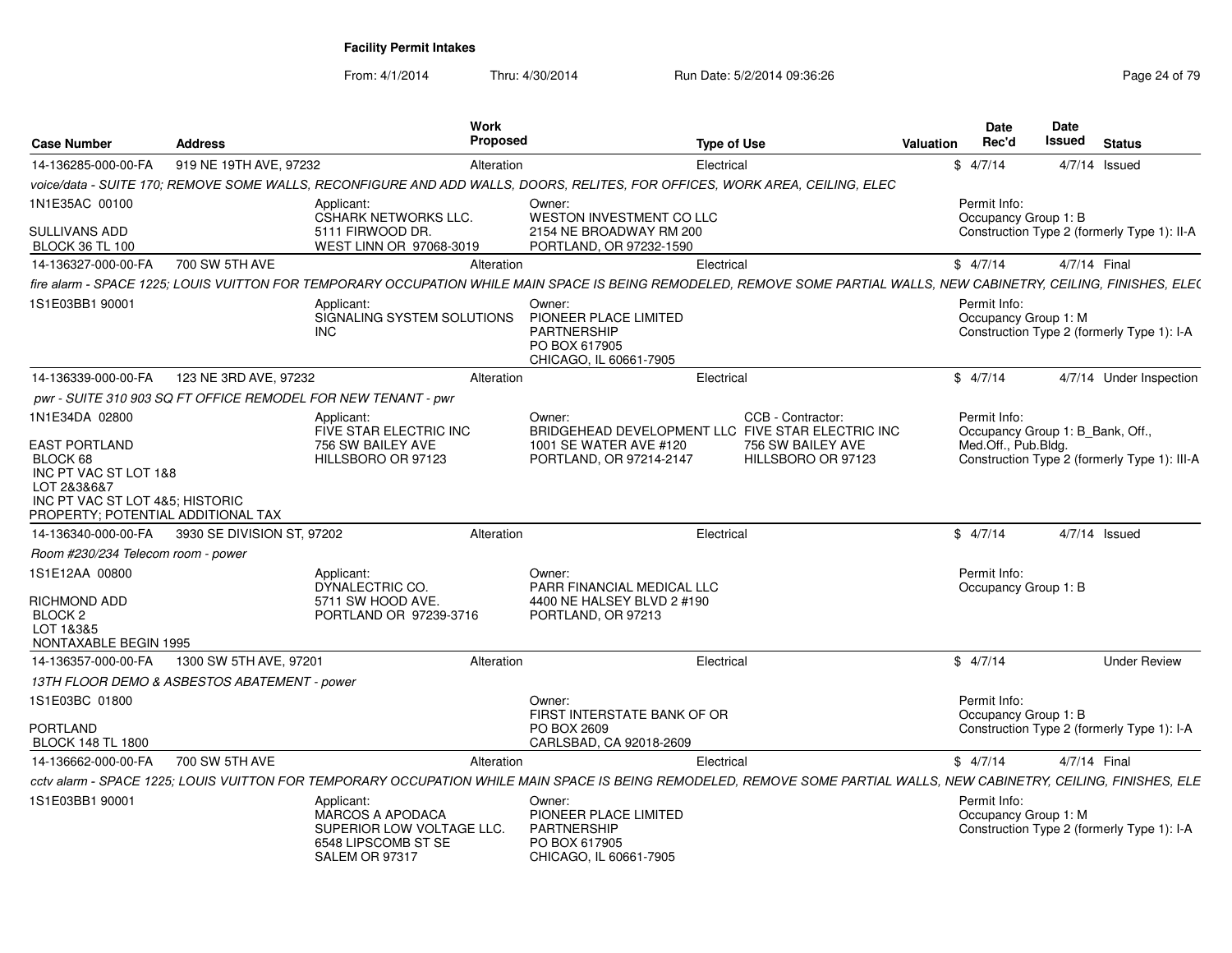**Facility Permit Intakes**

From: 4/1/2014 Thru: 4/30/2014 Run Date: 5/2/2014 09:36:26

| Case Number | Address | Work Proposed | Type of Use | Valuation | Date Rec'd | Date Issued | Status |
|---|---|---|---|---|---|---|---|
| 14-136285-000-00-FA | 919 NE 19TH AVE, 97232 | Alteration | Electrical | $ | 4/7/14 | 4/7/14 | Issued |

*voice/data - SUITE 170; REMOVE SOME WALLS, RECONFIGURE AND ADD WALLS, DOORS, RELITES, FOR OFFICES, WORK AREA, CEILING, ELEC*

1N1E35AC 00100

SULLIVANS ADD
BLOCK 36 TL 100

Applicant:
CSHARK NETWORKS LLC.
5111 FIRWOOD DR.
WEST LINN OR 97068-3019

Owner:
WESTON INVESTMENT CO LLC
2154 NE BROADWAY RM 200
PORTLAND, OR 97232-1590

Permit Info:
Occupancy Group 1: B
Construction Type 2 (formerly Type 1): II-A

| Case Number | Address | Work Proposed | Type of Use | Valuation | Date Rec'd | Date Issued | Status |
|---|---|---|---|---|---|---|---|
| 14-136327-000-00-FA | 700 SW 5TH AVE | Alteration | Electrical | $ | 4/7/14 | 4/7/14 | Final |

*fire alarm - SPACE 1225; LOUIS VUITTON FOR TEMPORARY OCCUPATION WHILE MAIN SPACE IS BEING REMODELED, REMOVE SOME PARTIAL WALLS, NEW CABINETRY, CEILING, FINISHES, ELEC*

1S1E03BB1 90001

Applicant:
SIGNALING SYSTEM SOLUTIONS INC

Owner:
PIONEER PLACE LIMITED PARTNERSHIP
PO BOX 617905
CHICAGO, IL 60661-7905

Permit Info:
Occupancy Group 1: M
Construction Type 2 (formerly Type 1): I-A

| Case Number | Address | Work Proposed | Type of Use | Valuation | Date Rec'd | Date Issued | Status |
|---|---|---|---|---|---|---|---|
| 14-136339-000-00-FA | 123 NE 3RD AVE, 97232 | Alteration | Electrical | $ | 4/7/14 | 4/7/14 | Under Inspection |

*pwr - SUITE 310 903 SQ FT OFFICE REMODEL FOR NEW TENANT - pwr*

1N1E34DA 02800

EAST PORTLAND
BLOCK 68
INC PT VAC ST LOT 1&8
LOT 2&3&6&7
INC PT VAC ST LOT 4&5; HISTORIC PROPERTY; POTENTIAL ADDITIONAL TAX

Applicant:
FIVE STAR ELECTRIC INC
756 SW BAILEY AVE
HILLSBORO OR 97123

Owner:
BRIDGEHEAD DEVELOPMENT LLC
1001 SE WATER AVE #120
PORTLAND, OR 97214-2147

CCB - Contractor:
FIVE STAR ELECTRIC INC
756 SW BAILEY AVE
HILLSBORO OR 97123

Permit Info:
Occupancy Group 1: B_Bank, Off., Med.Off., Pub.Bldg.
Construction Type 2 (formerly Type 1): III-A

| Case Number | Address | Work Proposed | Type of Use | Valuation | Date Rec'd | Date Issued | Status |
|---|---|---|---|---|---|---|---|
| 14-136340-000-00-FA | 3930 SE DIVISION ST, 97202 | Alteration | Electrical | $ | 4/7/14 | 4/7/14 | Issued |

*Room #230/234 Telecom room - power*

1S1E12AA 00800

RICHMOND ADD
BLOCK 2
LOT 1&3&5
NONTAXABLE BEGIN 1995

Applicant:
DYNALECTRIC CO.
5711 SW HOOD AVE.
PORTLAND OR 97239-3716

Owner:
PARR FINANCIAL MEDICAL LLC
4400 NE HALSEY BLVD 2 #190
PORTLAND, OR 97213

Permit Info:
Occupancy Group 1: B

| Case Number | Address | Work Proposed | Type of Use | Valuation | Date Rec'd | Date Issued | Status |
|---|---|---|---|---|---|---|---|
| 14-136357-000-00-FA | 1300 SW 5TH AVE, 97201 | Alteration | Electrical | $ | 4/7/14 | | Under Review |

*13TH FLOOR DEMO & ASBESTOS ABATEMENT - power*

1S1E03BC 01800

PORTLAND
BLOCK 148 TL 1800

Owner:
FIRST INTERSTATE BANK OF OR
PO BOX 2609
CARLSBAD, CA 92018-2609

Permit Info:
Occupancy Group 1: B
Construction Type 2 (formerly Type 1): I-A

| Case Number | Address | Work Proposed | Type of Use | Valuation | Date Rec'd | Date Issued | Status |
|---|---|---|---|---|---|---|---|
| 14-136662-000-00-FA | 700 SW 5TH AVE | Alteration | Electrical | $ | 4/7/14 | 4/7/14 | Final |

*cctv alarm - SPACE 1225; LOUIS VUITTON FOR TEMPORARY OCCUPATION WHILE MAIN SPACE IS BEING REMODELED, REMOVE SOME PARTIAL WALLS, NEW CABINETRY, CEILING, FINISHES, ELE*

1S1E03BB1 90001

Applicant:
MARCOS A APODACA
SUPERIOR LOW VOLTAGE LLC.
6548 LIPSCOMB ST SE
SALEM OR 97317

Owner:
PIONEER PLACE LIMITED PARTNERSHIP
PO BOX 617905
CHICAGO, IL 60661-7905

Permit Info:
Occupancy Group 1: M
Construction Type 2 (formerly Type 1): I-A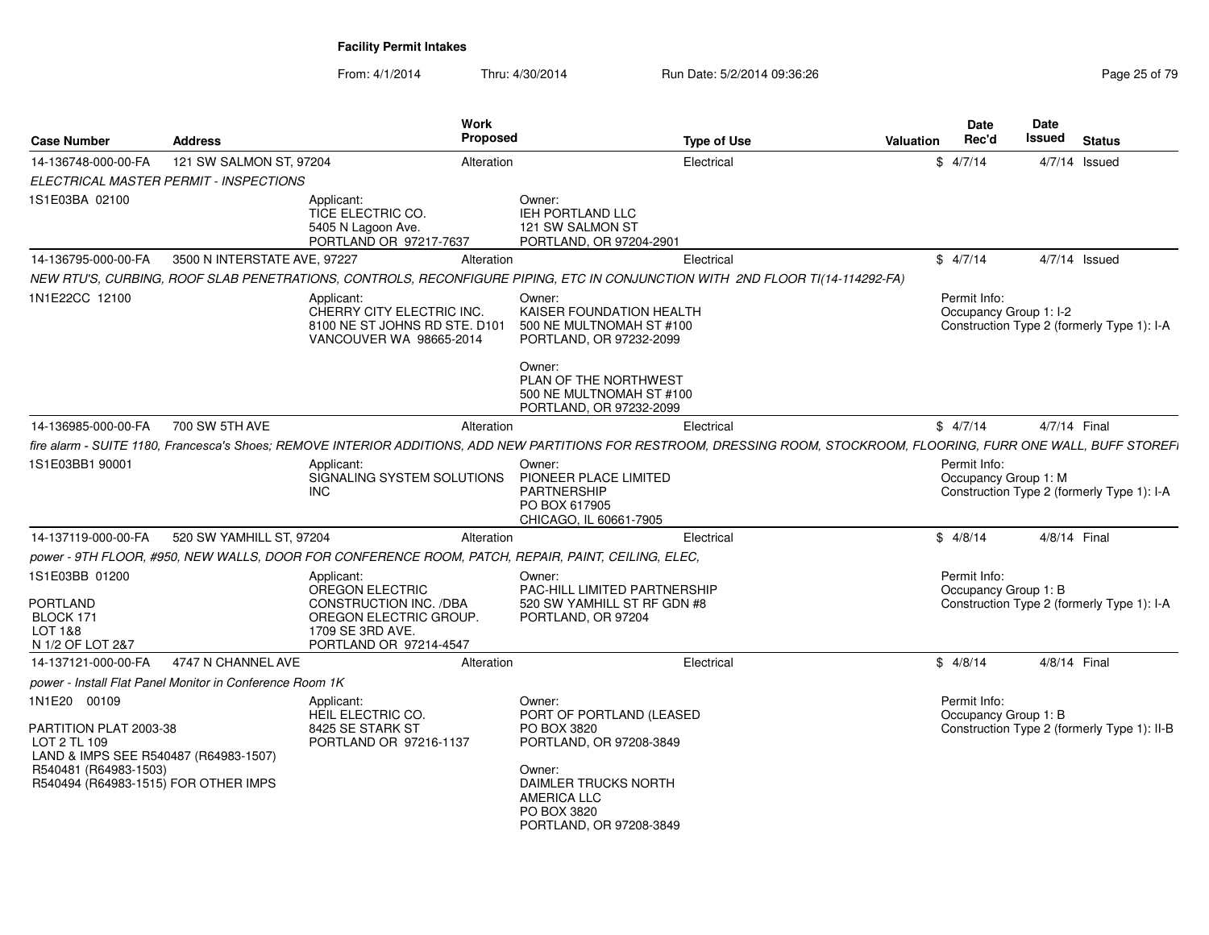**Facility Permit Intakes**

From: 4/1/2014 Thru: 4/30/2014 Run Date: 5/2/2014 09:36:26

| Case Number | Address | Work Proposed | Type of Use | Valuation | Date Rec'd | Date Issued | Status |
|---|---|---|---|---|---|---|---|
| 14-136748-000-00-FA | 121 SW SALMON ST, 97204 | Alteration | Electrical | $ | 4/7/14 | 4/7/14 | Issued |

ELECTRICAL MASTER PERMIT - INSPECTIONS

1S1E03BA 02100

Applicant:
TICE ELECTRIC CO.
5405 N Lagoon Ave.
PORTLAND OR 97217-7637

Owner:
IEH PORTLAND LLC
121 SW SALMON ST
PORTLAND, OR 97204-2901

| Case Number | Address | Work Proposed | Type of Use | Valuation | Date Rec'd | Date Issued | Status |
|---|---|---|---|---|---|---|---|
| 14-136795-000-00-FA | 3500 N INTERSTATE AVE, 97227 | Alteration | Electrical | $ | 4/7/14 | 4/7/14 | Issued |

NEW RTU'S, CURBING, ROOF SLAB PENETRATIONS, CONTROLS, RECONFIGURE PIPING, ETC IN CONJUNCTION WITH 2ND FLOOR TI(14-114292-FA)

1N1E22CC 12100

Applicant:
CHERRY CITY ELECTRIC INC.
8100 NE ST JOHNS RD STE. D101
VANCOUVER WA 98665-2014

Owner:
KAISER FOUNDATION HEALTH
500 NE MULTNOMAH ST #100
PORTLAND, OR 97232-2099

Owner:
PLAN OF THE NORTHWEST
500 NE MULTNOMAH ST #100
PORTLAND, OR 97232-2099

Permit Info:
Occupancy Group 1: I-2
Construction Type 2 (formerly Type 1): I-A

| Case Number | Address | Work Proposed | Type of Use | Valuation | Date Rec'd | Date Issued | Status |
|---|---|---|---|---|---|---|---|
| 14-136985-000-00-FA | 700 SW 5TH AVE | Alteration | Electrical | $ | 4/7/14 | 4/7/14 | Final |

fire alarm - SUITE 1180, Francesca's Shoes; REMOVE INTERIOR ADDITIONS, ADD NEW PARTITIONS FOR RESTROOM, DRESSING ROOM, STOCKROOM, FLOORING, FURR ONE WALL, BUFF STOREF

1S1E03BB1 90001

Applicant:
SIGNALING SYSTEM SOLUTIONS INC

Owner:
PIONEER PLACE LIMITED PARTNERSHIP
PO BOX 617905
CHICAGO, IL 60661-7905

Permit Info:
Occupancy Group 1: M
Construction Type 2 (formerly Type 1): I-A

| Case Number | Address | Work Proposed | Type of Use | Valuation | Date Rec'd | Date Issued | Status |
|---|---|---|---|---|---|---|---|
| 14-137119-000-00-FA | 520 SW YAMHILL ST, 97204 | Alteration | Electrical | $ | 4/8/14 | 4/8/14 | Final |

power - 9TH FLOOR, #950, NEW WALLS, DOOR FOR CONFERENCE ROOM, PATCH, REPAIR, PAINT, CEILING, ELEC,

1S1E03BB 01200

PORTLAND
BLOCK 171
LOT 1&8
N 1/2 OF LOT 2&7

Applicant:
OREGON ELECTRIC CONSTRUCTION INC. /DBA OREGON ELECTRIC GROUP.
1709 SE 3RD AVE.
PORTLAND OR 97214-4547

Owner:
PAC-HILL LIMITED PARTNERSHIP
520 SW YAMHILL ST RF GDN #8
PORTLAND, OR 97204

Permit Info:
Occupancy Group 1: B
Construction Type 2 (formerly Type 1): I-A

| Case Number | Address | Work Proposed | Type of Use | Valuation | Date Rec'd | Date Issued | Status |
|---|---|---|---|---|---|---|---|
| 14-137121-000-00-FA | 4747 N CHANNEL AVE | Alteration | Electrical | $ | 4/8/14 | 4/8/14 | Final |

power - Install Flat Panel Monitor in Conference Room 1K

1N1E20 00109

PARTITION PLAT 2003-38
LOT 2 TL 109
LAND & IMPS SEE R540487 (R64983-1507)
R540481 (R64983-1503)
R540494 (R64983-1515) FOR OTHER IMPS

Applicant:
HEIL ELECTRIC CO.
8425 SE STARK ST
PORTLAND OR 97216-1137

Owner:
PORT OF PORTLAND (LEASED
PO BOX 3820
PORTLAND, OR 97208-3849

Owner:
DAIMLER TRUCKS NORTH AMERICA LLC
PO BOX 3820
PORTLAND, OR 97208-3849

Permit Info:
Occupancy Group 1: B
Construction Type 2 (formerly Type 1): II-B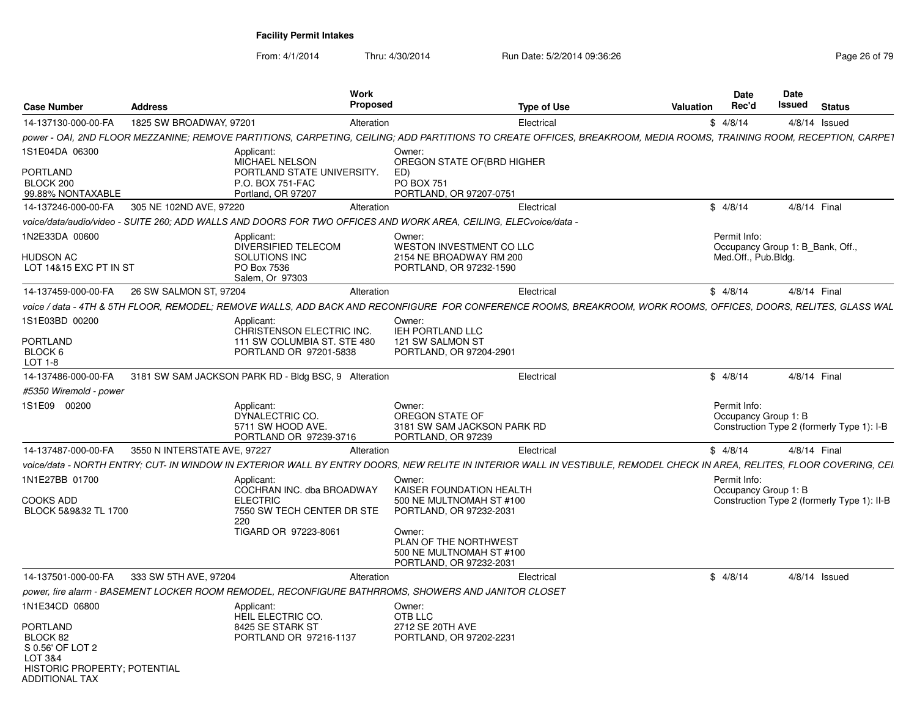# Facility Permit Intakes

From: 4/1/2014 Thru: 4/30/2014 Run Date: 5/2/2014 09:36:26

| Case Number | Address | Work Proposed | Type of Use | Valuation | Date Rec'd | Date Issued | Status |
|---|---|---|---|---|---|---|---|
| 14-137130-000-00-FA | 1825 SW BROADWAY, 97201 | Alteration | Electrical | $ | 4/8/14 | 4/8/14 | Issued |

*power - OAI, 2ND FLOOR MEZZANINE; REMOVE PARTITIONS, CARPETING, CEILING; ADD PARTITIONS TO CREATE OFFICES, BREAKROOM, MEDIA ROOMS, TRAINING ROOM, RECEPTION, CARPET*

1S1E04DA 06300
PORTLAND
BLOCK 200
99.88% NONTAXABLE

Applicant:
MICHAEL NELSON
PORTLAND STATE UNIVERSITY.
P.O. BOX 751-FAC
Portland, OR 97207

Owner:
OREGON STATE OF(BRD HIGHER ED)
PO BOX 751
PORTLAND, OR 97207-0751

| Case Number | Address | Work Proposed | Type of Use | Valuation | Date Rec'd | Date Issued | Status |
|---|---|---|---|---|---|---|---|
| 14-137246-000-00-FA | 305 NE 102ND AVE, 97220 | Alteration | Electrical | $ | 4/8/14 | 4/8/14 | Final |

*voice/data/audio/video - SUITE 260; ADD WALLS AND DOORS FOR TWO OFFICES AND WORK AREA, CEILING, ELECvoice/data -*

1N2E33DA 00600
HUDSON AC
LOT 14&15 EXC PT IN ST

Applicant:
DIVERSIFIED TELECOM SOLUTIONS INC
PO Box 7536
Salem, Or 97303

Owner:
WESTON INVESTMENT CO LLC
2154 NE BROADWAY RM 200
PORTLAND, OR 97232-1590

Permit Info:
Occupancy Group 1: B_Bank, Off., Med.Off., Pub.Bldg.

| Case Number | Address | Work Proposed | Type of Use | Valuation | Date Rec'd | Date Issued | Status |
|---|---|---|---|---|---|---|---|
| 14-137459-000-00-FA | 26 SW SALMON ST, 97204 | Alteration | Electrical | $ | 4/8/14 | 4/8/14 | Final |

*voice / data - 4TH & 5TH FLOOR, REMODEL; REMOVE WALLS, ADD BACK AND RECONFIGURE FOR CONFERENCE ROOMS, BREAKROOM, WORK ROOMS, OFFICES, DOORS, RELITES, GLASS WAL*

1S1E03BD 00200
PORTLAND
BLOCK 6
LOT 1-8

Applicant:
CHRISTENSON ELECTRIC INC.
111 SW COLUMBIA ST. STE 480
PORTLAND OR 97201-5838

Owner:
IEH PORTLAND LLC
121 SW SALMON ST
PORTLAND, OR 97204-2901

| Case Number | Address | Work Proposed | Type of Use | Valuation | Date Rec'd | Date Issued | Status |
|---|---|---|---|---|---|---|---|
| 14-137486-000-00-FA | 3181 SW SAM JACKSON PARK RD - Bldg BSC, 9 | Alteration | Electrical | $ | 4/8/14 | 4/8/14 | Final |

*#5350 Wiremold - power*

1S1E09 00200

Applicant:
DYNALECTRIC CO.
5711 SW HOOD AVE.
PORTLAND OR 97239-3716

Owner:
OREGON STATE OF
3181 SW SAM JACKSON PARK RD
PORTLAND, OR 97239

Permit Info:
Occupancy Group 1: B
Construction Type 2 (formerly Type 1): I-B

| Case Number | Address | Work Proposed | Type of Use | Valuation | Date Rec'd | Date Issued | Status |
|---|---|---|---|---|---|---|---|
| 14-137487-000-00-FA | 3550 N INTERSTATE AVE, 97227 | Alteration | Electrical | $ | 4/8/14 | 4/8/14 | Final |

*voice/data - NORTH ENTRY; CUT- IN WINDOW IN EXTERIOR WALL BY ENTRY DOORS, NEW RELITE IN INTERIOR WALL IN VESTIBULE, REMODEL CHECK IN AREA, RELITES, FLOOR COVERING, CEI*

1N1E27BB 01700
COOKS ADD
BLOCK 5&9&32 TL 1700

Applicant:
COCHRAN INC. dba BROADWAY ELECTRIC
7550 SW TECH CENTER DR STE 220
TIGARD OR 97223-8061

Owner:
KAISER FOUNDATION HEALTH
500 NE MULTNOMAH ST #100
PORTLAND, OR 97232-2031

Owner:
PLAN OF THE NORTHWEST
500 NE MULTNOMAH ST #100
PORTLAND, OR 97232-2031

Permit Info:
Occupancy Group 1: B
Construction Type 2 (formerly Type 1): II-B

| Case Number | Address | Work Proposed | Type of Use | Valuation | Date Rec'd | Date Issued | Status |
|---|---|---|---|---|---|---|---|
| 14-137501-000-00-FA | 333 SW 5TH AVE, 97204 | Alteration | Electrical | $ | 4/8/14 | 4/8/14 | Issued |

*power, fire alarm - BASEMENT LOCKER ROOM REMODEL, RECONFIGURE BATHRROMS, SHOWERS AND JANITOR CLOSET*

1N1E34CD 06800
PORTLAND
BLOCK 82
S 0.56' OF LOT 2
LOT 3&4
HISTORIC PROPERTY; POTENTIAL ADDITIONAL TAX

Applicant:
HEIL ELECTRIC CO.
8425 SE STARK ST
PORTLAND OR 97216-1137

Owner:
OTB LLC
2712 SE 20TH AVE
PORTLAND, OR 97202-2231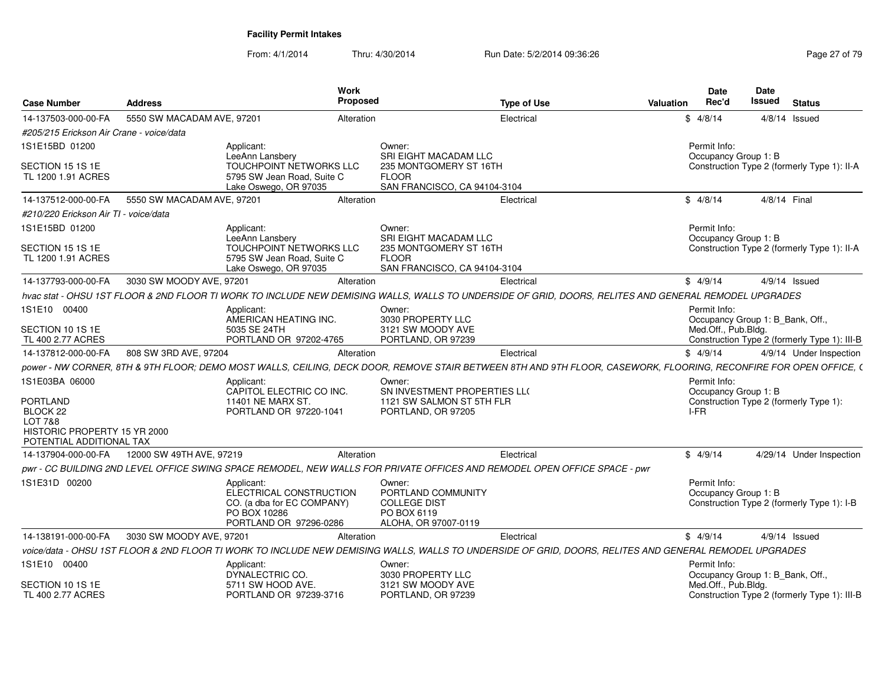**Facility Permit Intakes**

From: 4/1/2014 Thru: 4/30/2014 Run Date: 5/2/2014 09:36:26

| Case Number | Address | Work Proposed | Type of Use | Valuation | Date Rec'd | Date Issued | Status |
|---|---|---|---|---|---|---|---|
| 14-137503-000-00-FA | 5550 SW MACADAM AVE, 97201 | Alteration | Electrical | $ | 4/8/14 | 4/8/14 | Issued |

*#205/215 Erickson Air Crane - voice/data*

1S1E15BD 01200

SECTION 15 1S 1E
TL 1200 1.91 ACRES

Applicant:
LeeAnn Lansbery
TOUCHPOINT NETWORKS LLC
5795 SW Jean Road, Suite C
Lake Oswego, OR 97035

Owner:
SRI EIGHT MACADAM LLC
235 MONTGOMERY ST 16TH
FLOOR
SAN FRANCISCO, CA 94104-3104

Permit Info:
Occupancy Group 1: B
Construction Type 2 (formerly Type 1): II-A

| Case Number | Address | Work Proposed | Type of Use | Valuation | Date Rec'd | Date Issued | Status |
|---|---|---|---|---|---|---|---|
| 14-137512-000-00-FA | 5550 SW MACADAM AVE, 97201 | Alteration | Electrical | $ | 4/8/14 | 4/8/14 | Final |

*#210/220 Erickson Air TI - voice/data*

1S1E15BD 01200

SECTION 15 1S 1E
TL 1200 1.91 ACRES

Applicant:
LeeAnn Lansbery
TOUCHPOINT NETWORKS LLC
5795 SW Jean Road, Suite C
Lake Oswego, OR 97035

Owner:
SRI EIGHT MACADAM LLC
235 MONTGOMERY ST 16TH
FLOOR
SAN FRANCISCO, CA 94104-3104

Permit Info:
Occupancy Group 1: B
Construction Type 2 (formerly Type 1): II-A

| Case Number | Address | Work Proposed | Type of Use | Valuation | Date Rec'd | Date Issued | Status |
|---|---|---|---|---|---|---|---|
| 14-137793-000-00-FA | 3030 SW MOODY AVE, 97201 | Alteration | Electrical | $ | 4/9/14 | 4/9/14 | Issued |

*hvac stat - OHSU 1ST FLOOR & 2ND FLOOR TI WORK TO INCLUDE NEW DEMISING WALLS, WALLS TO UNDERSIDE OF GRID, DOORS, RELITES AND GENERAL REMODEL UPGRADES*

1S1E10 00400

SECTION 10 1S 1E
TL 400 2.77 ACRES

Applicant:
AMERICAN HEATING INC.
5035 SE 24TH
PORTLAND OR 97202-4765

Owner:
3030 PROPERTY LLC
3121 SW MOODY AVE
PORTLAND, OR 97239

Permit Info:
Occupancy Group 1: B_Bank, Off., Med.Off., Pub.Bldg.
Construction Type 2 (formerly Type 1): III-B

| Case Number | Address | Work Proposed | Type of Use | Valuation | Date Rec'd | Date Issued | Status |
|---|---|---|---|---|---|---|---|
| 14-137812-000-00-FA | 808 SW 3RD AVE, 97204 | Alteration | Electrical | $ | 4/9/14 | 4/9/14 | Under Inspection |

*power - NW CORNER, 8TH & 9TH FLOOR; DEMO MOST WALLS, CEILING, DECK DOOR, REMOVE STAIR BETWEEN 8TH AND 9TH FLOOR, CASEWORK, FLOORING, RECONFIRE FOR OPEN OFFICE, (*

1S1E03BA 06000

PORTLAND
BLOCK 22
LOT 7&8
HISTORIC PROPERTY 15 YR 2000
POTENTIAL ADDITIONAL TAX

Applicant:
CAPITOL ELECTRIC CO INC.
11401 NE MARX ST.
PORTLAND OR 97220-1041

Owner:
SN INVESTMENT PROPERTIES LL(
1121 SW SALMON ST 5TH FLR
PORTLAND, OR 97205

Permit Info:
Occupancy Group 1: B
Construction Type 2 (formerly Type 1): I-FR

| Case Number | Address | Work Proposed | Type of Use | Valuation | Date Rec'd | Date Issued | Status |
|---|---|---|---|---|---|---|---|
| 14-137904-000-00-FA | 12000 SW 49TH AVE, 97219 | Alteration | Electrical | $ | 4/9/14 | 4/29/14 | Under Inspection |

*pwr - CC BUILDING 2ND LEVEL OFFICE SWING SPACE REMODEL, NEW WALLS FOR PRIVATE OFFICES AND REMODEL OPEN OFFICE SPACE - pwr*

1S1E31D 00200

Applicant:
ELECTRICAL CONSTRUCTION CO. (a dba for EC COMPANY)
PO BOX 10286
PORTLAND OR 97296-0286

Owner:
PORTLAND COMMUNITY COLLEGE DIST
PO BOX 6119
ALOHA, OR 97007-0119

Permit Info:
Occupancy Group 1: B
Construction Type 2 (formerly Type 1): I-B

| Case Number | Address | Work Proposed | Type of Use | Valuation | Date Rec'd | Date Issued | Status |
|---|---|---|---|---|---|---|---|
| 14-138191-000-00-FA | 3030 SW MOODY AVE, 97201 | Alteration | Electrical | $ | 4/9/14 | 4/9/14 | Issued |

*voice/data - OHSU 1ST FLOOR & 2ND FLOOR TI WORK TO INCLUDE NEW DEMISING WALLS, WALLS TO UNDERSIDE OF GRID, DOORS, RELITES AND GENERAL REMODEL UPGRADES*

1S1E10 00400

SECTION 10 1S 1E
TL 400 2.77 ACRES

Applicant:
DYNALECTRIC CO.
5711 SW HOOD AVE.
PORTLAND OR 97239-3716

Owner:
3030 PROPERTY LLC
3121 SW MOODY AVE
PORTLAND, OR 97239

Permit Info:
Occupancy Group 1: B_Bank, Off., Med.Off., Pub.Bldg.
Construction Type 2 (formerly Type 1): III-B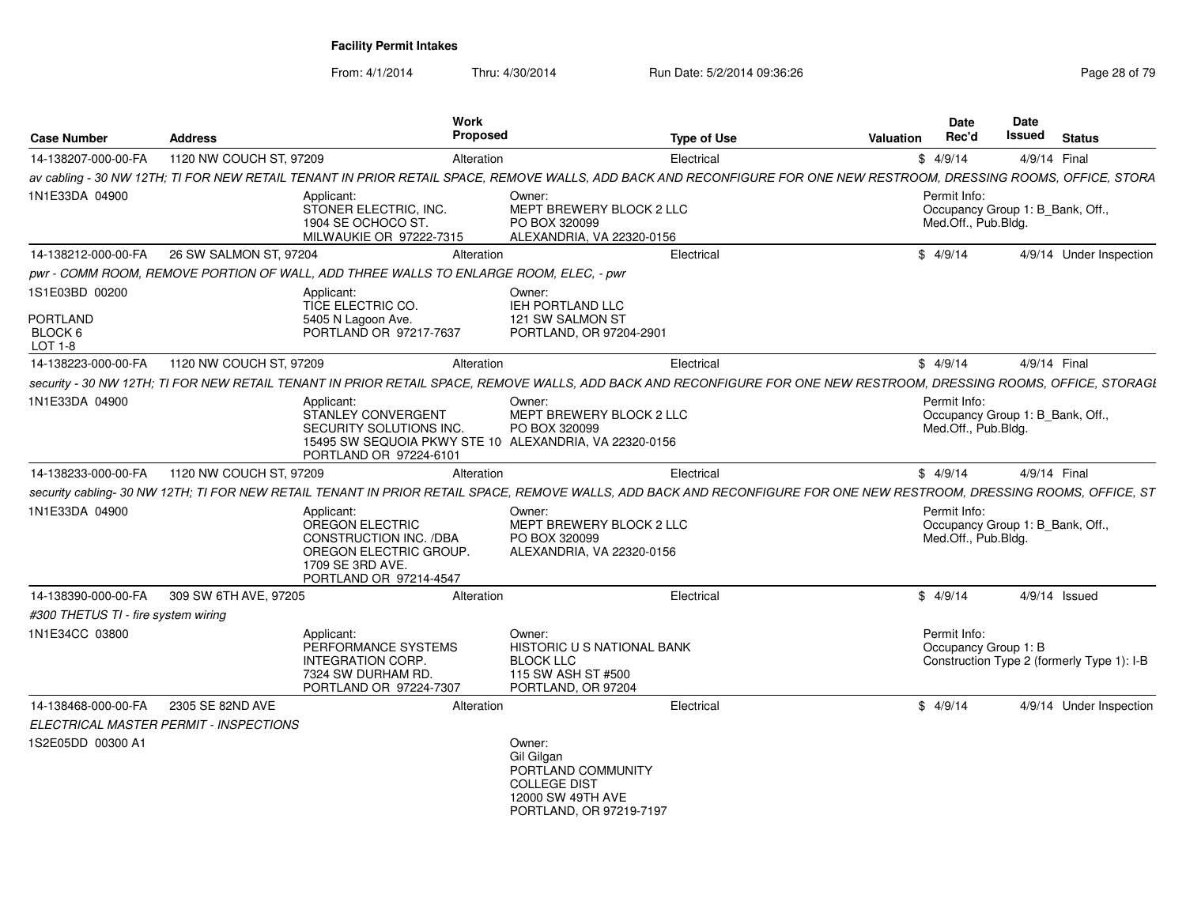**Facility Permit Intakes**

From: 4/1/2014 Thru: 4/30/2014 Run Date: 5/2/2014 09:36:26

| Case Number | Address | Work Proposed | Type of Use | Valuation | Date Rec'd | Date Issued | Status |
|---|---|---|---|---|---|---|---|
| 14-138207-000-00-FA | 1120 NW COUCH ST, 97209 | Alteration | Electrical | $ | 4/9/14 | 4/9/14 | Final |

*av cabling - 30 NW 12TH; TI FOR NEW RETAIL TENANT IN PRIOR RETAIL SPACE, REMOVE WALLS, ADD BACK AND RECONFIGURE FOR ONE NEW RESTROOM, DRESSING ROOMS, OFFICE, STORA*

1N1E33DA 04900

Applicant: STONER ELECTRIC, INC. 1904 SE OCHOCO ST. MILWAUKIE OR 97222-7315

Owner: MEPT BREWERY BLOCK 2 LLC PO BOX 320099 ALEXANDRIA, VA 22320-0156

Permit Info: Occupancy Group 1: B_Bank, Off., Med.Off., Pub.Bldg.

| Case Number | Address | Work Proposed | Type of Use | Valuation | Date Rec'd | Date Issued | Status |
|---|---|---|---|---|---|---|---|
| 14-138212-000-00-FA | 26 SW SALMON ST, 97204 | Alteration | Electrical | $ | 4/9/14 | 4/9/14 | Under Inspection |

*pwr - COMM ROOM, REMOVE PORTION OF WALL, ADD THREE WALLS TO ENLARGE ROOM, ELEC, - pwr*

1S1E03BD 00200

PORTLAND BLOCK 6 LOT 1-8

Applicant: TICE ELECTRIC CO. 5405 N Lagoon Ave. PORTLAND OR 97217-7637

Owner: IEH PORTLAND LLC 121 SW SALMON ST PORTLAND, OR 97204-2901

| Case Number | Address | Work Proposed | Type of Use | Valuation | Date Rec'd | Date Issued | Status |
|---|---|---|---|---|---|---|---|
| 14-138223-000-00-FA | 1120 NW COUCH ST, 97209 | Alteration | Electrical | $ | 4/9/14 | 4/9/14 | Final |

*security - 30 NW 12TH; TI FOR NEW RETAIL TENANT IN PRIOR RETAIL SPACE, REMOVE WALLS, ADD BACK AND RECONFIGURE FOR ONE NEW RESTROOM, DRESSING ROOMS, OFFICE, STORAGE*

1N1E33DA 04900

Applicant: STANLEY CONVERGENT SECURITY SOLUTIONS INC. 15495 SW SEQUOIA PKWY STE 10 PORTLAND OR 97224-6101

Owner: MEPT BREWERY BLOCK 2 LLC PO BOX 320099 ALEXANDRIA, VA 22320-0156

Permit Info: Occupancy Group 1: B_Bank, Off., Med.Off., Pub.Bldg.

| Case Number | Address | Work Proposed | Type of Use | Valuation | Date Rec'd | Date Issued | Status |
|---|---|---|---|---|---|---|---|
| 14-138233-000-00-FA | 1120 NW COUCH ST, 97209 | Alteration | Electrical | $ | 4/9/14 | 4/9/14 | Final |

*security cabling- 30 NW 12TH; TI FOR NEW RETAIL TENANT IN PRIOR RETAIL SPACE, REMOVE WALLS, ADD BACK AND RECONFIGURE FOR ONE NEW RESTROOM, DRESSING ROOMS, OFFICE, ST*

1N1E33DA 04900

Applicant: OREGON ELECTRIC CONSTRUCTION INC. /DBA OREGON ELECTRIC GROUP. 1709 SE 3RD AVE. PORTLAND OR 97214-4547

Owner: MEPT BREWERY BLOCK 2 LLC PO BOX 320099 ALEXANDRIA, VA 22320-0156

Permit Info: Occupancy Group 1: B_Bank, Off., Med.Off., Pub.Bldg.

| Case Number | Address | Work Proposed | Type of Use | Valuation | Date Rec'd | Date Issued | Status |
|---|---|---|---|---|---|---|---|
| 14-138390-000-00-FA | 309 SW 6TH AVE, 97205 | Alteration | Electrical | $ | 4/9/14 | 4/9/14 | Issued |

*#300 THETUS TI - fire system wiring*

1N1E34CC 03800

Applicant: PERFORMANCE SYSTEMS INTEGRATION CORP. 7324 SW DURHAM RD. PORTLAND OR 97224-7307

Owner: HISTORIC U S NATIONAL BANK BLOCK LLC 115 SW ASH ST #500 PORTLAND, OR 97204

Permit Info: Occupancy Group 1: B Construction Type 2 (formerly Type 1): I-B

| Case Number | Address | Work Proposed | Type of Use | Valuation | Date Rec'd | Date Issued | Status |
|---|---|---|---|---|---|---|---|
| 14-138468-000-00-FA | 2305 SE 82ND AVE | Alteration | Electrical | $ | 4/9/14 | 4/9/14 | Under Inspection |

*ELECTRICAL MASTER PERMIT - INSPECTIONS*

1S2E05DD 00300 A1

Owner: Gil Gilgan PORTLAND COMMUNITY COLLEGE DIST 12000 SW 49TH AVE PORTLAND, OR 97219-7197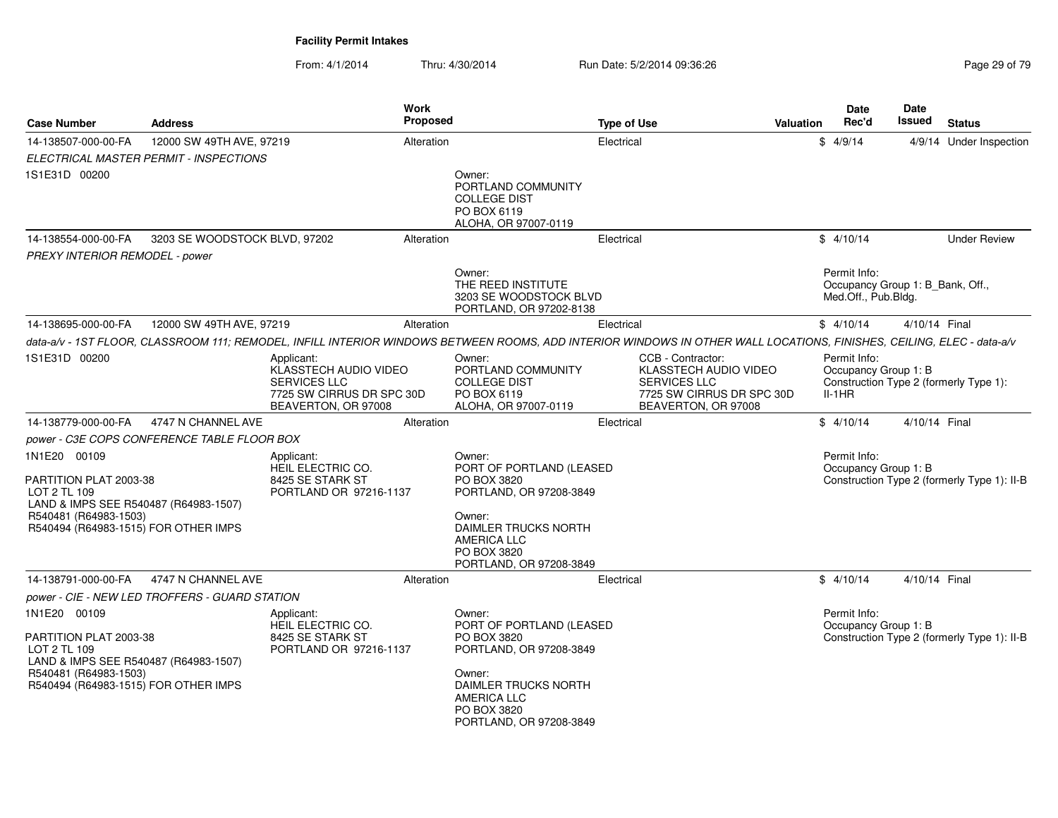**Facility Permit Intakes**

From: 4/1/2014 Thru: 4/30/2014 Run Date: 5/2/2014 09:36:26

| Case Number | Address | Work Proposed | Type of Use | Valuation | Date Rec'd | Date Issued | Status |
|---|---|---|---|---|---|---|---|
| 14-138507-000-00-FA | 12000 SW 49TH AVE, 97219 | Alteration | Electrical | $ | 4/9/14 | 4/9/14 | Under Inspection |

*ELECTRICAL MASTER PERMIT - INSPECTIONS*

1S1E31D 00200

Owner:
PORTLAND COMMUNITY COLLEGE DIST
PO BOX 6119
ALOHA, OR 97007-0119

---

| Case Number | Address | Work Proposed | Type of Use | Valuation | Date Rec'd | Date Issued | Status |
|---|---|---|---|---|---|---|---|
| 14-138554-000-00-FA | 3203 SE WOODSTOCK BLVD, 97202 | Alteration | Electrical | $ | 4/10/14 | | Under Review |

*PREXY INTERIOR REMODEL - power*

Owner:
THE REED INSTITUTE
3203 SE WOODSTOCK BLVD
PORTLAND, OR 97202-8138

Permit Info:
Occupancy Group 1: B_Bank, Off., Med.Off., Pub.Bldg.

---

| Case Number | Address | Work Proposed | Type of Use | Valuation | Date Rec'd | Date Issued | Status |
|---|---|---|---|---|---|---|---|
| 14-138695-000-00-FA | 12000 SW 49TH AVE, 97219 | Alteration | Electrical | $ | 4/10/14 | 4/10/14 | Final |

*data-a/v - 1ST FLOOR, CLASSROOM 111; REMODEL, INFILL INTERIOR WINDOWS BETWEEN ROOMS, ADD INTERIOR WINDOWS IN OTHER WALL LOCATIONS, FINISHES, CEILING, ELEC - data-a/v*

1S1E31D 00200

Applicant:
KLASSTECH AUDIO VIDEO SERVICES LLC
7725 SW CIRRUS DR SPC 30D
BEAVERTON, OR 97008

Owner:
PORTLAND COMMUNITY COLLEGE DIST
PO BOX 6119
ALOHA, OR 97007-0119

CCB - Contractor:
KLASSTECH AUDIO VIDEO SERVICES LLC
7725 SW CIRRUS DR SPC 30D
BEAVERTON, OR 97008

Permit Info:
Occupancy Group 1: B
Construction Type 2 (formerly Type 1): II-1HR

---

| Case Number | Address | Work Proposed | Type of Use | Valuation | Date Rec'd | Date Issued | Status |
|---|---|---|---|---|---|---|---|
| 14-138779-000-00-FA | 4747 N CHANNEL AVE | Alteration | Electrical | $ | 4/10/14 | 4/10/14 | Final |

*power - C3E COPS CONFERENCE TABLE FLOOR BOX*

1N1E20 00109

PARTITION PLAT 2003-38
LOT 2 TL 109
LAND & IMPS SEE R540487 (R64983-1507)
R540481 (R64983-1503)
R540494 (R64983-1515) FOR OTHER IMPS

Applicant:
HEIL ELECTRIC CO.
8425 SE STARK ST
PORTLAND OR 97216-1137

Owner:
PORT OF PORTLAND (LEASED
PO BOX 3820
PORTLAND, OR 97208-3849

Owner:
DAIMLER TRUCKS NORTH AMERICA LLC
PO BOX 3820
PORTLAND, OR 97208-3849

Permit Info:
Occupancy Group 1: B
Construction Type 2 (formerly Type 1): II-B

---

| Case Number | Address | Work Proposed | Type of Use | Valuation | Date Rec'd | Date Issued | Status |
|---|---|---|---|---|---|---|---|
| 14-138791-000-00-FA | 4747 N CHANNEL AVE | Alteration | Electrical | $ | 4/10/14 | 4/10/14 | Final |

*power - CIE - NEW LED TROFFERS - GUARD STATION*

1N1E20 00109

PARTITION PLAT 2003-38
LOT 2 TL 109
LAND & IMPS SEE R540487 (R64983-1507)
R540481 (R64983-1503)
R540494 (R64983-1515) FOR OTHER IMPS

Applicant:
HEIL ELECTRIC CO.
8425 SE STARK ST
PORTLAND OR 97216-1137

Owner:
PORT OF PORTLAND (LEASED
PO BOX 3820
PORTLAND, OR 97208-3849

Owner:
DAIMLER TRUCKS NORTH AMERICA LLC
PO BOX 3820
PORTLAND, OR 97208-3849

Permit Info:
Occupancy Group 1: B
Construction Type 2 (formerly Type 1): II-B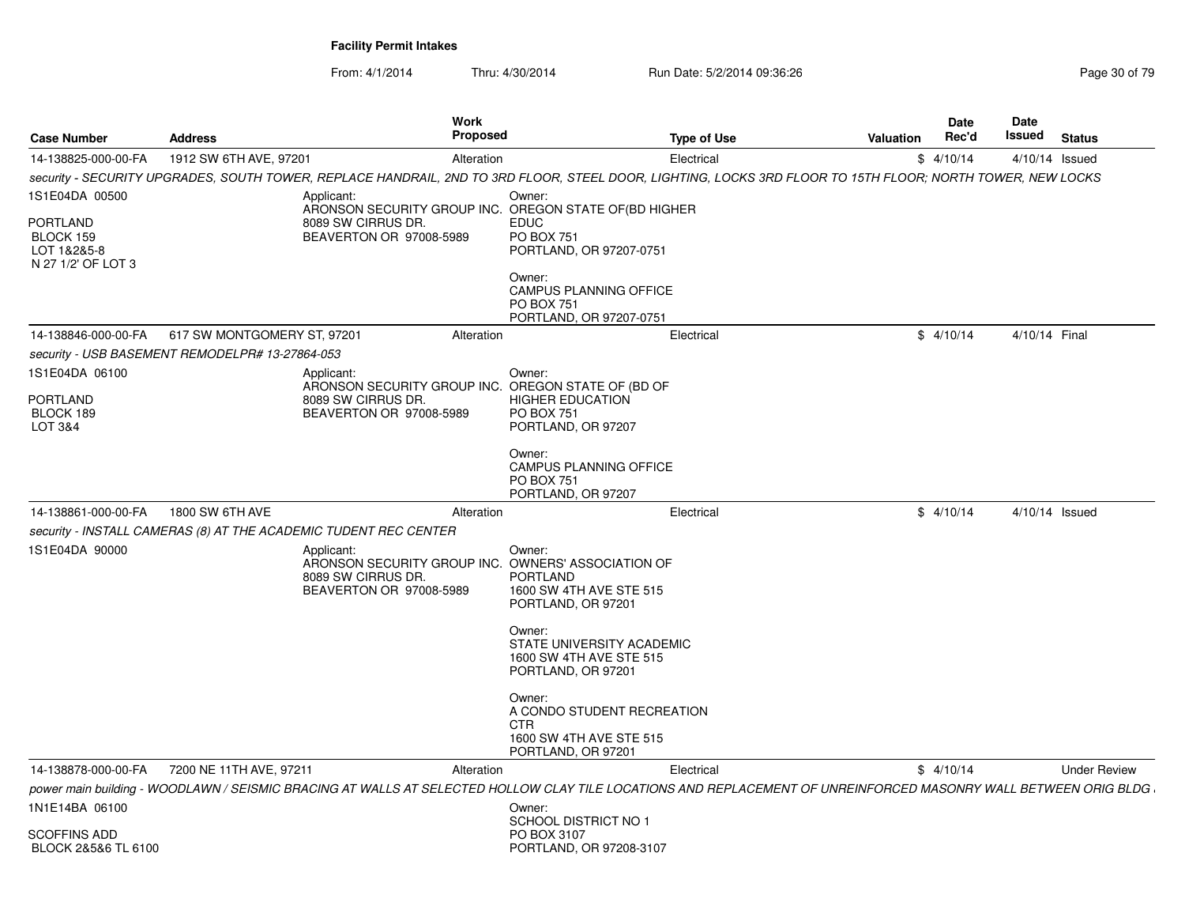**Facility Permit Intakes**

From: 4/1/2014 Thru: 4/30/2014 Run Date: 5/2/2014 09:36:26

| Case Number | Address | Work Proposed | Type of Use | Valuation | Date Rec'd | Date Issued | Status |
|---|---|---|---|---|---|---|---|
| 14-138825-000-00-FA | 1912 SW 6TH AVE, 97201 | Alteration | Electrical | $ | 4/10/14 | 4/10/14 | Issued |

*security - SECURITY UPGRADES, SOUTH TOWER, REPLACE HANDRAIL, 2ND TO 3RD FLOOR, STEEL DOOR, LIGHTING, LOCKS 3RD FLOOR TO 15TH FLOOR; NORTH TOWER, NEW LOCKS*

1S1E04DA 00500

PORTLAND
BLOCK 159
LOT 1&2&5-8
N 27 1/2' OF LOT 3

Applicant:
ARONSON SECURITY GROUP INC.
8089 SW CIRRUS DR.
BEAVERTON OR 97008-5989

Owner:
OREGON STATE OF(BD HIGHER EDUC
PO BOX 751
PORTLAND, OR 97207-0751

Owner:
CAMPUS PLANNING OFFICE
PO BOX 751
PORTLAND, OR 97207-0751

| Case Number | Address | Work Proposed | Type of Use | Valuation | Date Rec'd | Date Issued | Status |
|---|---|---|---|---|---|---|---|
| 14-138846-000-00-FA | 617 SW MONTGOMERY ST, 97201 | Alteration | Electrical | $ | 4/10/14 | 4/10/14 | Final |

*security - USB BASEMENT REMODELPR# 13-27864-053*

1S1E04DA 06100

PORTLAND
BLOCK 189
LOT 3&4

Applicant:
ARONSON SECURITY GROUP INC.
8089 SW CIRRUS DR.
BEAVERTON OR 97008-5989

Owner:
OREGON STATE OF (BD OF HIGHER EDUCATION
PO BOX 751
PORTLAND, OR 97207

Owner:
CAMPUS PLANNING OFFICE
PO BOX 751
PORTLAND, OR 97207

| Case Number | Address | Work Proposed | Type of Use | Valuation | Date Rec'd | Date Issued | Status |
|---|---|---|---|---|---|---|---|
| 14-138861-000-00-FA | 1800 SW 6TH AVE | Alteration | Electrical | $ | 4/10/14 | 4/10/14 | Issued |

*security - INSTALL CAMERAS (8) AT THE ACADEMIC TUDENT REC CENTER*

1S1E04DA 90000

Applicant:
ARONSON SECURITY GROUP INC.
8089 SW CIRRUS DR.
BEAVERTON OR 97008-5989

Owner:
OWNERS' ASSOCIATION OF PORTLAND
1600 SW 4TH AVE STE 515
PORTLAND, OR 97201

Owner:
STATE UNIVERSITY ACADEMIC
1600 SW 4TH AVE STE 515
PORTLAND, OR 97201

Owner:
A CONDO STUDENT RECREATION CTR
1600 SW 4TH AVE STE 515
PORTLAND, OR 97201

| Case Number | Address | Work Proposed | Type of Use | Valuation | Date Rec'd | Date Issued | Status |
|---|---|---|---|---|---|---|---|
| 14-138878-000-00-FA | 7200 NE 11TH AVE, 97211 | Alteration | Electrical | $ | 4/10/14 | | Under Review |

*power main building - WOODLAWN / SEISMIC BRACING AT WALLS AT SELECTED HOLLOW CLAY TILE LOCATIONS AND REPLACEMENT OF UNREINFORCED MASONRY WALL BETWEEN ORIG BLDG*

1N1E14BA 06100

SCOFFINS ADD
BLOCK 2&5&6 TL 6100

Owner:
SCHOOL DISTRICT NO 1
PO BOX 3107
PORTLAND, OR 97208-3107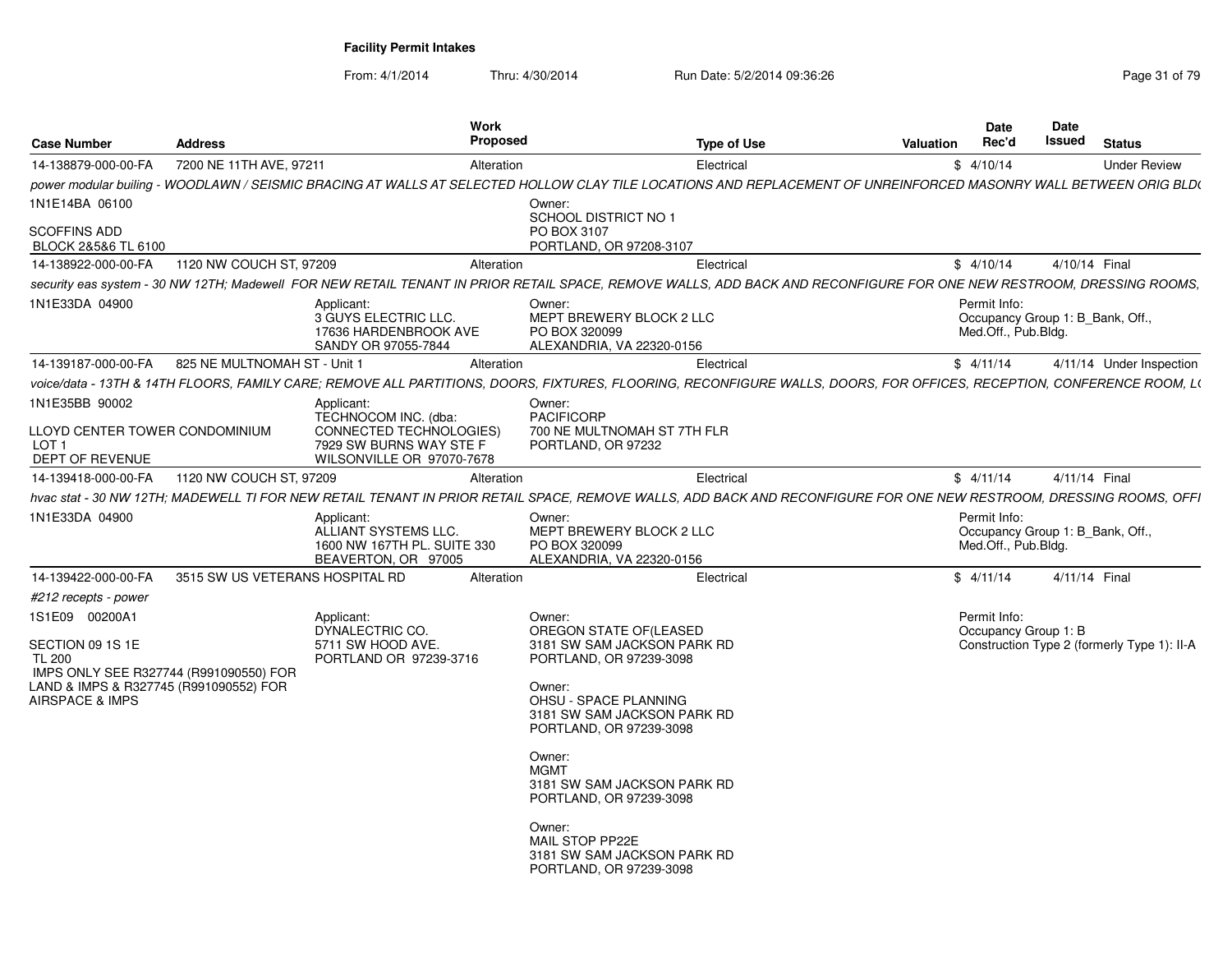**Facility Permit Intakes**

From: 4/1/2014 Thru: 4/30/2014 Run Date: 5/2/2014 09:36:26

| Case Number | Address | Work Proposed | Type of Use | Valuation | Date Rec'd | Date Issued | Status |
|---|---|---|---|---|---|---|---|
| 14-138879-000-00-FA | 7200 NE 11TH AVE, 97211 | Alteration | Electrical | $ | 4/10/14 | | Under Review |
| *power modular builing - WOODLAWN / SEISMIC BRACING AT WALLS AT SELECTED HOLLOW CLAY TILE LOCATIONS AND REPLACEMENT OF UNREINFORCED MASONRY WALL BETWEEN ORIG BLD(* | | | | | | | |
| 1N1E14BA 06100<br><br>SCOFFINS ADD<br>BLOCK 2&5&6 TL 6100 | | Owner:<br>SCHOOL DISTRICT NO 1<br>PO BOX 3107<br>PORTLAND, OR 97208-3107 | | | | | |
| 14-138922-000-00-FA | 1120 NW COUCH ST, 97209 | Alteration | Electrical | $ | 4/10/14 | 4/10/14 | Final |
| *security eas system - 30 NW 12TH; Madewell FOR NEW RETAIL TENANT IN PRIOR RETAIL SPACE, REMOVE WALLS, ADD BACK AND RECONFIGURE FOR ONE NEW RESTROOM, DRESSING ROOMS,* | | | | | | | |
| 1N1E33DA 04900 | Applicant:<br>3 GUYS ELECTRIC LLC.<br>17636 HARDENBROOK AVE<br>SANDY OR 97055-7844 | Owner:<br>MEPT BREWERY BLOCK 2 LLC<br>PO BOX 320099<br>ALEXANDRIA, VA 22320-0156 | | | Permit Info:<br>Occupancy Group 1: B_Bank, Off., Med.Off., Pub.Bldg. | | |
| 14-139187-000-00-FA | 825 NE MULTNOMAH ST - Unit 1 | Alteration | Electrical | $ | 4/11/14 | 4/11/14 | Under Inspection |
| *voice/data - 13TH & 14TH FLOORS, FAMILY CARE; REMOVE ALL PARTITIONS, DOORS, FIXTURES, FLOORING, RECONFIGURE WALLS, DOORS, FOR OFFICES, RECEPTION, CONFERENCE ROOM, L(* | | | | | | | |
| 1N1E35BB 90002<br><br>LLOYD CENTER TOWER CONDOMINIUM<br>LOT 1<br>DEPT OF REVENUE | Applicant:<br>TECHNOCOM INC. (dba: CONNECTED TECHNOLOGIES)<br>7929 SW BURNS WAY STE F<br>WILSONVILLE OR 97070-7678 | Owner:<br>PACIFICORP<br>700 NE MULTNOMAH ST 7TH FLR<br>PORTLAND, OR 97232 | | | | | |
| 14-139418-000-00-FA | 1120 NW COUCH ST, 97209 | Alteration | Electrical | $ | 4/11/14 | 4/11/14 | Final |
| *hvac stat - 30 NW 12TH; MADEWELL TI FOR NEW RETAIL TENANT IN PRIOR RETAIL SPACE, REMOVE WALLS, ADD BACK AND RECONFIGURE FOR ONE NEW RESTROOM, DRESSING ROOMS, OFFI* | | | | | | | |
| 1N1E33DA 04900 | Applicant:<br>ALLIANT SYSTEMS LLC.<br>1600 NW 167TH PL. SUITE 330<br>BEAVERTON, OR 97005 | Owner:<br>MEPT BREWERY BLOCK 2 LLC<br>PO BOX 320099<br>ALEXANDRIA, VA 22320-0156 | | | Permit Info:<br>Occupancy Group 1: B_Bank, Off., Med.Off., Pub.Bldg. | | |
| 14-139422-000-00-FA | 3515 SW US VETERANS HOSPITAL RD | Alteration | Electrical | $ | 4/11/14 | 4/11/14 | Final |
| *#212 recepts - power* | | | | | | | |
| 1S1E09 00200A1<br><br>SECTION 09 1S 1E<br>TL 200<br>IMPS ONLY SEE R327744 (R991090550) FOR LAND & IMPS & R327745 (R991090552) FOR AIRSPACE & IMPS | Applicant:<br>DYNALECTRIC CO.<br>5711 SW HOOD AVE.<br>PORTLAND OR 97239-3716 | Owner:<br>OREGON STATE OF(LEASED<br>3181 SW SAM JACKSON PARK RD<br>PORTLAND, OR 97239-3098<br><br>Owner:<br>OHSU - SPACE PLANNING<br>3181 SW SAM JACKSON PARK RD<br>PORTLAND, OR 97239-3098<br><br>Owner:<br>MGMT<br>3181 SW SAM JACKSON PARK RD<br>PORTLAND, OR 97239-3098<br><br>Owner:<br>MAIL STOP PP22E<br>3181 SW SAM JACKSON PARK RD<br>PORTLAND, OR 97239-3098 | | | Permit Info:<br>Occupancy Group 1: B<br>Construction Type 2 (formerly Type 1): II-A | | |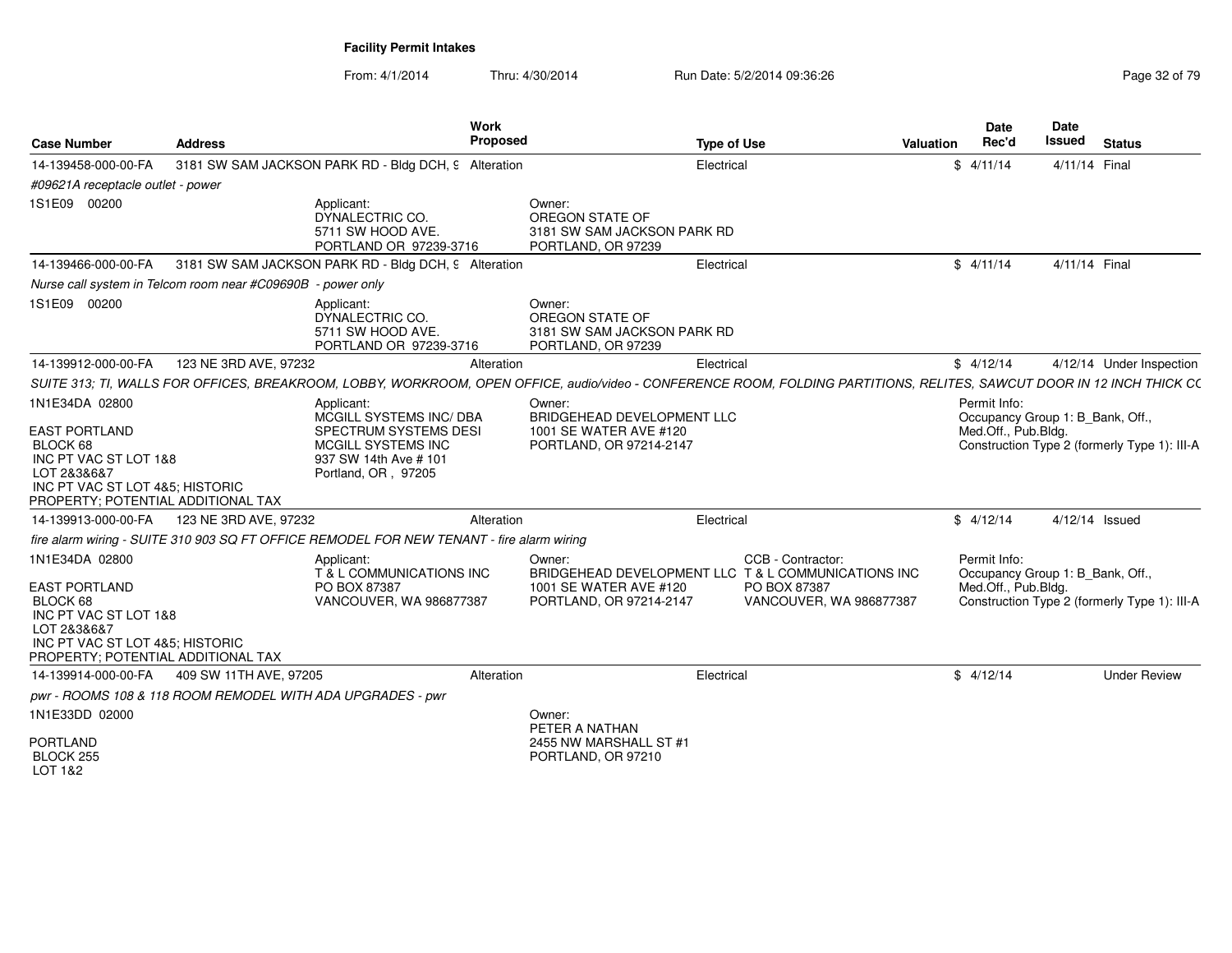**Facility Permit Intakes**

From: 4/1/2014 Thru: 4/30/2014 Run Date: 5/2/2014 09:36:26

| Case Number | Address | Work Proposed | Type of Use | Valuation | Date Rec'd | Date Issued | Status |
|---|---|---|---|---|---|---|---|
| 14-139458-000-00-FA | 3181 SW SAM JACKSON PARK RD - Bldg DCH, 9 | Alteration | Electrical | $ | 4/11/14 | 4/11/14 | Final |

*#09621A receptacle outlet - power*

1S1E09 00200

Applicant:
DYNALECTRIC CO.
5711 SW HOOD AVE.
PORTLAND OR 97239-3716

Owner:
OREGON STATE OF
3181 SW SAM JACKSON PARK RD
PORTLAND, OR 97239

| Case Number | Address | Work Proposed | Type of Use | Valuation | Date Rec'd | Date Issued | Status |
|---|---|---|---|---|---|---|---|
| 14-139466-000-00-FA | 3181 SW SAM JACKSON PARK RD - Bldg DCH, 9 | Alteration | Electrical | $ | 4/11/14 | 4/11/14 | Final |

*Nurse call system in Telcom room near #C09690B - power only*

1S1E09 00200

Applicant:
DYNALECTRIC CO.
5711 SW HOOD AVE.
PORTLAND OR 97239-3716

Owner:
OREGON STATE OF
3181 SW SAM JACKSON PARK RD
PORTLAND, OR 97239

| Case Number | Address | Work Proposed | Type of Use | Valuation | Date Rec'd | Date Issued | Status |
|---|---|---|---|---|---|---|---|
| 14-139912-000-00-FA | 123 NE 3RD AVE, 97232 | Alteration | Electrical | $ | 4/12/14 | 4/12/14 | Under Inspection |

*SUITE 313; TI, WALLS FOR OFFICES, BREAKROOM, LOBBY, WORKROOM, OPEN OFFICE, audio/video - CONFERENCE ROOM, FOLDING PARTITIONS, RELITES, SAWCUT DOOR IN 12 INCH THICK CC*

1N1E34DA 02800

EAST PORTLAND
BLOCK 68
INC PT VAC ST LOT 1&8
LOT 2&3&6&7
INC PT VAC ST LOT 4&5; HISTORIC PROPERTY; POTENTIAL ADDITIONAL TAX

Applicant:
MCGILL SYSTEMS INC/ DBA
SPECTRUM SYSTEMS DESI
MCGILL SYSTEMS INC
937 SW 14th Ave # 101
Portland, OR , 97205

Owner:
BRIDGEHEAD DEVELOPMENT LLC
1001 SE WATER AVE #120
PORTLAND, OR 97214-2147

Permit Info:
Occupancy Group 1: B_Bank, Off., Med.Off., Pub.Bldg.
Construction Type 2 (formerly Type 1): III-A

| Case Number | Address | Work Proposed | Type of Use | Valuation | Date Rec'd | Date Issued | Status |
|---|---|---|---|---|---|---|---|
| 14-139913-000-00-FA | 123 NE 3RD AVE, 97232 | Alteration | Electrical | $ | 4/12/14 | 4/12/14 | Issued |

*fire alarm wiring - SUITE 310 903 SQ FT OFFICE REMODEL FOR NEW TENANT - fire alarm wiring*

1N1E34DA 02800

EAST PORTLAND
BLOCK 68
INC PT VAC ST LOT 1&8
LOT 2&3&6&7
INC PT VAC ST LOT 4&5; HISTORIC PROPERTY; POTENTIAL ADDITIONAL TAX

Applicant:
T & L COMMUNICATIONS INC
PO BOX 87387
VANCOUVER, WA 986877387

Owner:
BRIDGEHEAD DEVELOPMENT LLC
1001 SE WATER AVE #120
PORTLAND, OR 97214-2147

CCB - Contractor:
T & L COMMUNICATIONS INC
PO BOX 87387
VANCOUVER, WA 986877387

Permit Info:
Occupancy Group 1: B_Bank, Off., Med.Off., Pub.Bldg.
Construction Type 2 (formerly Type 1): III-A

| Case Number | Address | Work Proposed | Type of Use | Valuation | Date Rec'd | Date Issued | Status |
|---|---|---|---|---|---|---|---|
| 14-139914-000-00-FA | 409 SW 11TH AVE, 97205 | Alteration | Electrical | $ | 4/12/14 | | Under Review |

*pwr - ROOMS 108 & 118 ROOM REMODEL WITH ADA UPGRADES - pwr*

1N1E33DD 02000

PORTLAND
BLOCK 255
LOT 1&2

Owner:
PETER A NATHAN
2455 NW MARSHALL ST #1
PORTLAND, OR 97210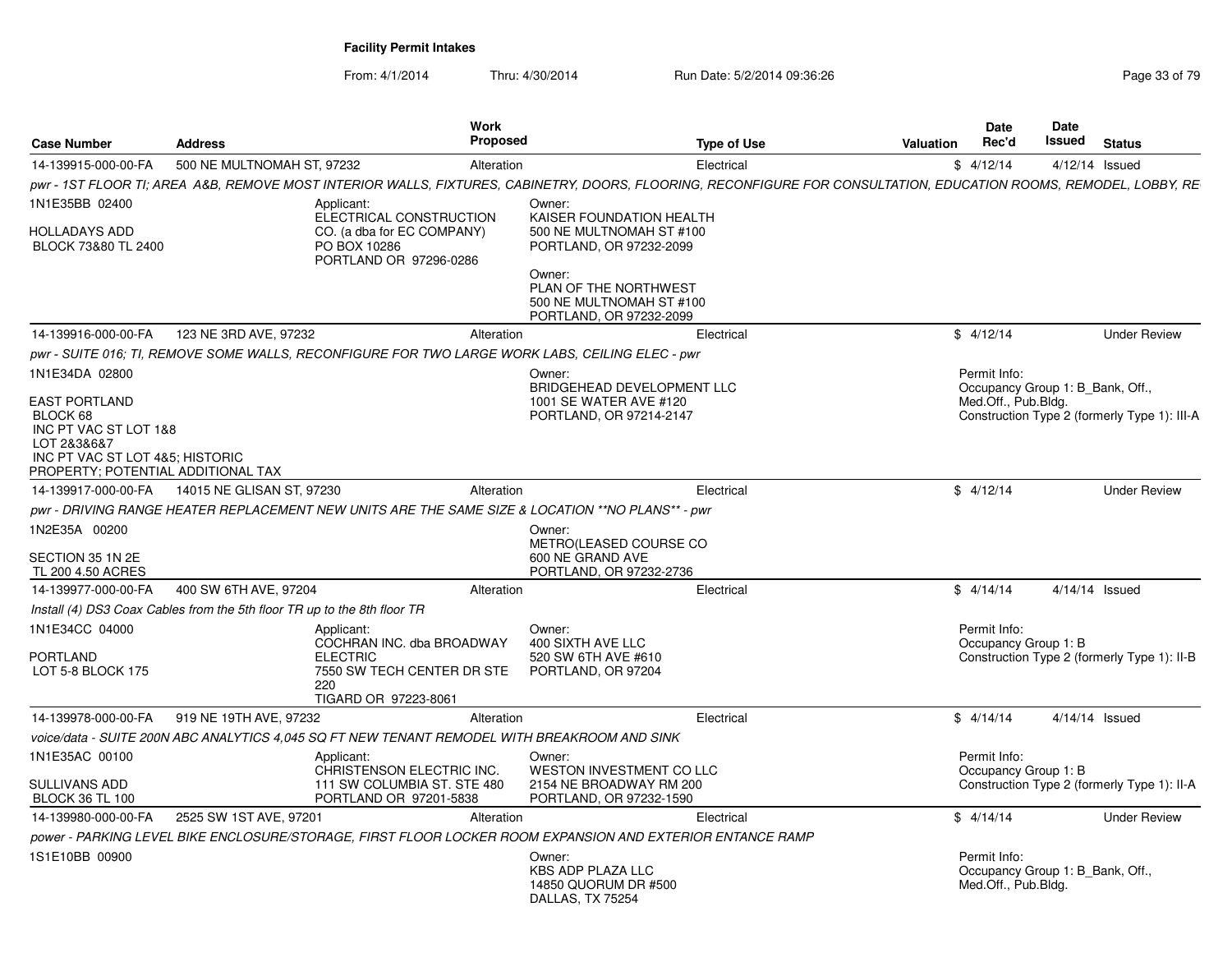# Facility Permit Intakes

From: 4/1/2014 Thru: 4/30/2014 Run Date: 5/2/2014 09:36:26

| Case Number | Address | Work Proposed | Type of Use | Valuation | Date Rec'd | Date Issued | Status |
|---|---|---|---|---|---|---|---|
| 14-139915-000-00-FA | 500 NE MULTNOMAH ST, 97232 | Alteration | Electrical | $ | 4/12/14 | 4/12/14 | Issued |

pwr - 1ST FLOOR TI; AREA A&B, REMOVE MOST INTERIOR WALLS, FIXTURES, CABINETRY, DOORS, FLOORING, RECONFIGURE FOR CONSULTATION, EDUCATION ROOMS, REMODEL, LOBBY, RE

1N1E35BB 02400

HOLLADAYS ADD
BLOCK 73&80 TL 2400

Applicant:
ELECTRICAL CONSTRUCTION CO. (a dba for EC COMPANY)
PO BOX 10286
PORTLAND OR 97296-0286

Owner:
KAISER FOUNDATION HEALTH
500 NE MULTNOMAH ST #100
PORTLAND, OR 97232-2099

Owner:
PLAN OF THE NORTHWEST
500 NE MULTNOMAH ST #100
PORTLAND, OR 97232-2099

---

| Case Number | Address | Work Proposed | Type of Use | Valuation | Date Rec'd | Date Issued | Status |
|---|---|---|---|---|---|---|---|
| 14-139916-000-00-FA | 123 NE 3RD AVE, 97232 | Alteration | Electrical | $ | 4/12/14 | | Under Review |

pwr - SUITE 016; TI, REMOVE SOME WALLS, RECONFIGURE FOR TWO LARGE WORK LABS, CEILING ELEC - pwr

1N1E34DA 02800

EAST PORTLAND
BLOCK 68
INC PT VAC ST LOT 1&8
LOT 2&3&6&7
INC PT VAC ST LOT 4&5; HISTORIC PROPERTY; POTENTIAL ADDITIONAL TAX

Owner:
BRIDGEHEAD DEVELOPMENT LLC
1001 SE WATER AVE #120
PORTLAND, OR 97214-2147

Permit Info:
Occupancy Group 1: B_Bank, Off., Med.Off., Pub.Bldg.
Construction Type 2 (formerly Type 1): III-A

---

| Case Number | Address | Work Proposed | Type of Use | Valuation | Date Rec'd | Date Issued | Status |
|---|---|---|---|---|---|---|---|
| 14-139917-000-00-FA | 14015 NE GLISAN ST, 97230 | Alteration | Electrical | $ | 4/12/14 | | Under Review |

pwr - DRIVING RANGE HEATER REPLACEMENT NEW UNITS ARE THE SAME SIZE & LOCATION **NO PLANS** - pwr

1N2E35A 00200

SECTION 35 1N 2E
TL 200 4.50 ACRES

Owner:
METRO(LEASED COURSE CO
600 NE GRAND AVE
PORTLAND, OR 97232-2736

---

| Case Number | Address | Work Proposed | Type of Use | Valuation | Date Rec'd | Date Issued | Status |
|---|---|---|---|---|---|---|---|
| 14-139977-000-00-FA | 400 SW 6TH AVE, 97204 | Alteration | Electrical | $ | 4/14/14 | 4/14/14 | Issued |

Install (4) DS3 Coax Cables from the 5th floor TR up to the 8th floor TR

1N1E34CC 04000

PORTLAND
LOT 5-8 BLOCK 175

Applicant:
COCHRAN INC. dba BROADWAY ELECTRIC
7550 SW TECH CENTER DR STE 220
TIGARD OR 97223-8061

Owner:
400 SIXTH AVE LLC
520 SW 6TH AVE #610
PORTLAND, OR 97204

Permit Info:
Occupancy Group 1: B
Construction Type 2 (formerly Type 1): II-B

---

| Case Number | Address | Work Proposed | Type of Use | Valuation | Date Rec'd | Date Issued | Status |
|---|---|---|---|---|---|---|---|
| 14-139978-000-00-FA | 919 NE 19TH AVE, 97232 | Alteration | Electrical | $ | 4/14/14 | 4/14/14 | Issued |

voice/data - SUITE 200N ABC ANALYTICS 4,045 SQ FT NEW TENANT REMODEL WITH BREAKROOM AND SINK

1N1E35AC 00100

SULLIVANS ADD
BLOCK 36 TL 100

Applicant:
CHRISTENSON ELECTRIC INC.
111 SW COLUMBIA ST. STE 480
PORTLAND OR 97201-5838

Owner:
WESTON INVESTMENT CO LLC
2154 NE BROADWAY RM 200
PORTLAND, OR 97232-1590

Permit Info:
Occupancy Group 1: B
Construction Type 2 (formerly Type 1): II-A

---

| Case Number | Address | Work Proposed | Type of Use | Valuation | Date Rec'd | Date Issued | Status |
|---|---|---|---|---|---|---|---|
| 14-139980-000-00-FA | 2525 SW 1ST AVE, 97201 | Alteration | Electrical | $ | 4/14/14 | | Under Review |

power - PARKING LEVEL BIKE ENCLOSURE/STORAGE, FIRST FLOOR LOCKER ROOM EXPANSION AND EXTERIOR ENTANCE RAMP

1S1E10BB 00900

Owner:
KBS ADP PLAZA LLC
14850 QUORUM DR #500
DALLAS, TX 75254

Permit Info:
Occupancy Group 1: B_Bank, Off., Med.Off., Pub.Bldg.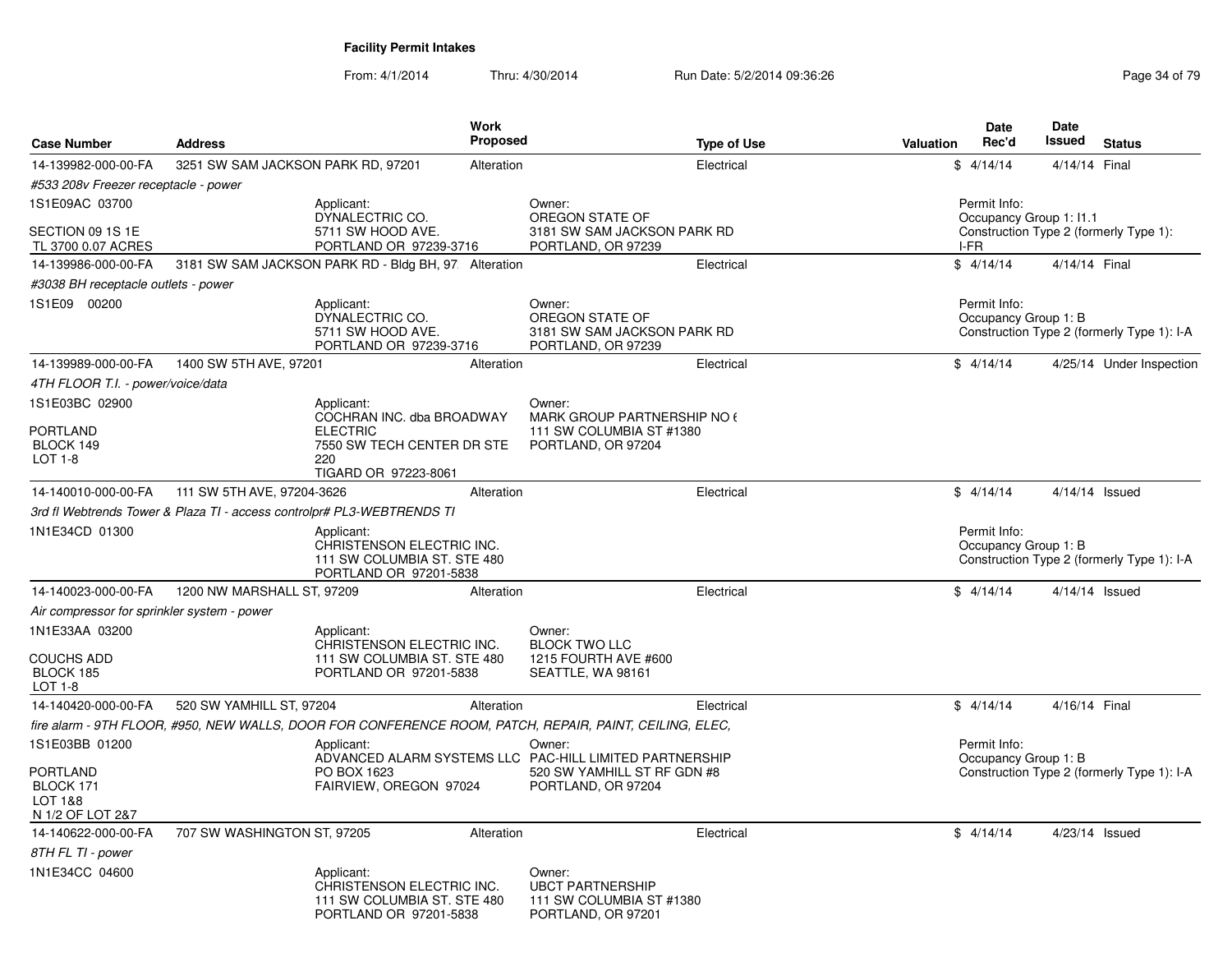## Facility Permit Intakes

From: 4/1/2014 Thru: 4/30/2014 Run Date: 5/2/2014 09:36:26

| Case Number | Address | Work Proposed | Type of Use | Valuation | Date Rec'd | Date Issued | Status |
|---|---|---|---|---|---|---|---|
| 14-139982-000-00-FA | 3251 SW SAM JACKSON PARK RD, 97201 | Alteration | Electrical | $ | 4/14/14 | 4/14/14 | Final |

*#533 208v Freezer receptacle - power*

1S1E09AC 03700

SECTION 09 1S 1E
TL 3700 0.07 ACRES

Applicant:
DYNALECTRIC CO.
5711 SW HOOD AVE.
PORTLAND OR 97239-3716

Owner:
OREGON STATE OF
3181 SW SAM JACKSON PARK RD
PORTLAND, OR 97239

Permit Info:
Occupancy Group 1: I1.1
Construction Type 2 (formerly Type 1): I-FR

| Case Number | Address | Work Proposed | Type of Use | Valuation | Date Rec'd | Date Issued | Status |
|---|---|---|---|---|---|---|---|
| 14-139986-000-00-FA | 3181 SW SAM JACKSON PARK RD - Bldg BH, 97 | Alteration | Electrical | $ | 4/14/14 | 4/14/14 | Final |

*#3038 BH receptacle outlets - power*

1S1E09 00200

Applicant:
DYNALECTRIC CO.
5711 SW HOOD AVE.
PORTLAND OR 97239-3716

Owner:
OREGON STATE OF
3181 SW SAM JACKSON PARK RD
PORTLAND, OR 97239

Permit Info:
Occupancy Group 1: B
Construction Type 2 (formerly Type 1): I-A

| Case Number | Address | Work Proposed | Type of Use | Valuation | Date Rec'd | Date Issued | Status |
|---|---|---|---|---|---|---|---|
| 14-139989-000-00-FA | 1400 SW 5TH AVE, 97201 | Alteration | Electrical | $ | 4/14/14 | 4/25/14 | Under Inspection |

*4TH FLOOR T.I. - power/voice/data*

1S1E03BC 02900

PORTLAND
BLOCK 149
LOT 1-8

Applicant:
COCHRAN INC. dba BROADWAY ELECTRIC
7550 SW TECH CENTER DR STE 220
TIGARD OR 97223-8061

Owner:
MARK GROUP PARTNERSHIP NO 6
111 SW COLUMBIA ST #1380
PORTLAND, OR 97204

| Case Number | Address | Work Proposed | Type of Use | Valuation | Date Rec'd | Date Issued | Status |
|---|---|---|---|---|---|---|---|
| 14-140010-000-00-FA | 111 SW 5TH AVE, 97204-3626 | Alteration | Electrical | $ | 4/14/14 | 4/14/14 | Issued |

*3rd fl Webtrends Tower & Plaza TI - access controlpr# PL3-WEBTRENDS TI*

1N1E34CD 01300

Applicant:
CHRISTENSON ELECTRIC INC.
111 SW COLUMBIA ST. STE 480
PORTLAND OR 97201-5838

Permit Info:
Occupancy Group 1: B
Construction Type 2 (formerly Type 1): I-A

| Case Number | Address | Work Proposed | Type of Use | Valuation | Date Rec'd | Date Issued | Status |
|---|---|---|---|---|---|---|---|
| 14-140023-000-00-FA | 1200 NW MARSHALL ST, 97209 | Alteration | Electrical | $ | 4/14/14 | 4/14/14 | Issued |

*Air compressor for sprinkler system - power*

1N1E33AA 03200

COUCHS ADD
BLOCK 185
LOT 1-8

Applicant:
CHRISTENSON ELECTRIC INC.
111 SW COLUMBIA ST. STE 480
PORTLAND OR 97201-5838

Owner:
BLOCK TWO LLC
1215 FOURTH AVE #600
SEATTLE, WA 98161

| Case Number | Address | Work Proposed | Type of Use | Valuation | Date Rec'd | Date Issued | Status |
|---|---|---|---|---|---|---|---|
| 14-140420-000-00-FA | 520 SW YAMHILL ST, 97204 | Alteration | Electrical | $ | 4/14/14 | 4/16/14 | Final |

*fire alarm - 9TH FLOOR, #950, NEW WALLS, DOOR FOR CONFERENCE ROOM, PATCH, REPAIR, PAINT, CEILING, ELEC,*

1S1E03BB 01200

PORTLAND
BLOCK 171
LOT 1&8
N 1/2 OF LOT 2&7

Applicant:
ADVANCED ALARM SYSTEMS LLC
PO BOX 1623
FAIRVIEW, OREGON 97024

Owner:
PAC-HILL LIMITED PARTNERSHIP
520 SW YAMHILL ST RF GDN #8
PORTLAND, OR 97204

Permit Info:
Occupancy Group 1: B
Construction Type 2 (formerly Type 1): I-A

| Case Number | Address | Work Proposed | Type of Use | Valuation | Date Rec'd | Date Issued | Status |
|---|---|---|---|---|---|---|---|
| 14-140622-000-00-FA | 707 SW WASHINGTON ST, 97205 | Alteration | Electrical | $ | 4/14/14 | 4/23/14 | Issued |

*8TH FL TI - power*

1N1E34CC 04600

Applicant:
CHRISTENSON ELECTRIC INC.
111 SW COLUMBIA ST. STE 480
PORTLAND OR 97201-5838

Owner:
UBCT PARTNERSHIP
111 SW COLUMBIA ST #1380
PORTLAND, OR 97201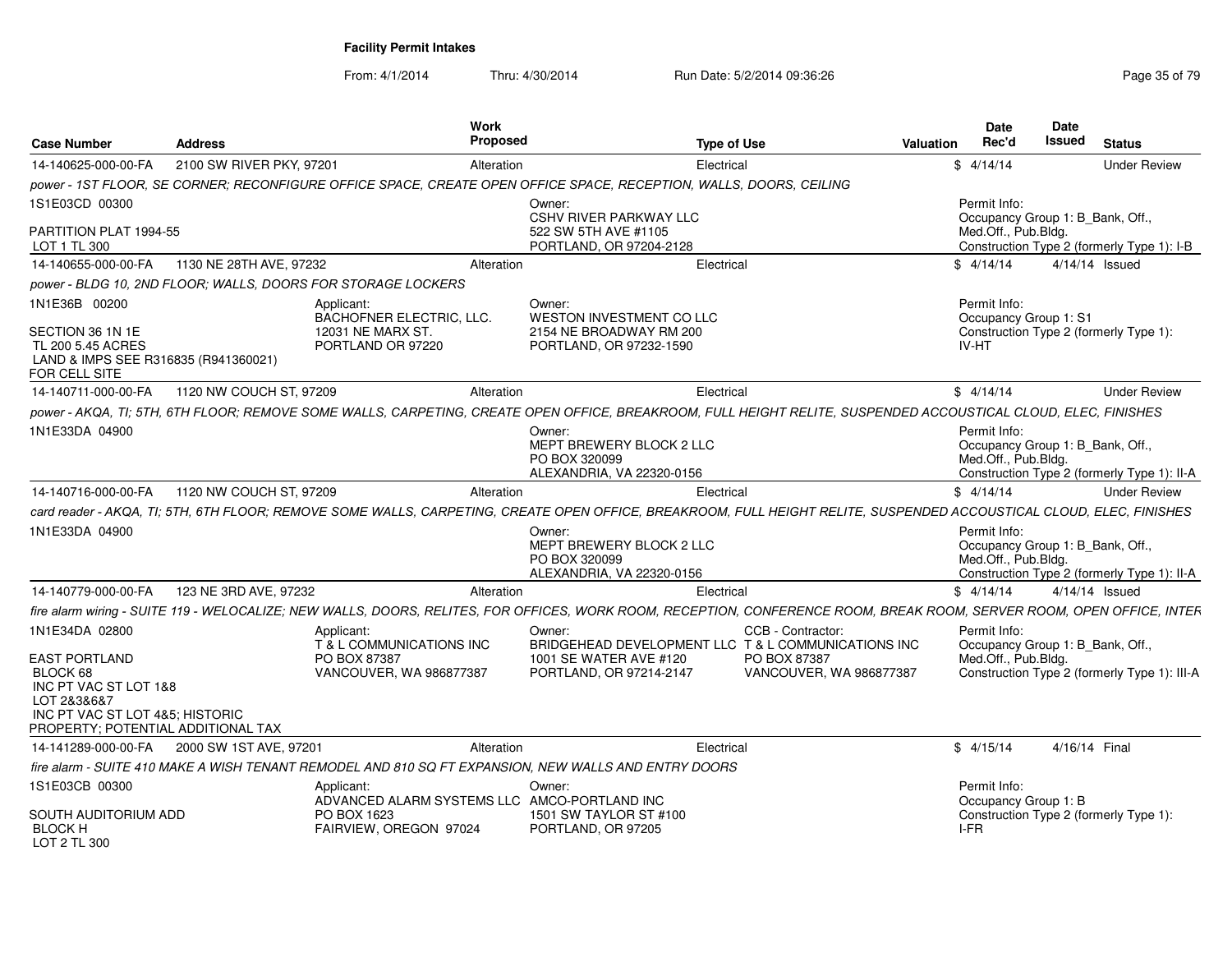**Facility Permit Intakes**

From: 4/1/2014 Thru: 4/30/2014 Run Date: 5/2/2014 09:36:26

| Case Number | Address | Work Proposed | Type of Use | Valuation | Date Rec'd | Date Issued | Status |
|---|---|---|---|---|---|---|---|
| 14-140625-000-00-FA | 2100 SW RIVER PKY, 97201 | Alteration | Electrical | $ | 4/14/14 | | Under Review |

*power - 1ST FLOOR, SE CORNER; RECONFIGURE OFFICE SPACE, CREATE OPEN OFFICE SPACE, RECEPTION, WALLS, DOORS, CEILING*

1S1E03CD 00300

PARTITION PLAT 1994-55
LOT 1 TL 300

Owner:
CSHV RIVER PARKWAY LLC
522 SW 5TH AVE #1105
PORTLAND, OR 97204-2128

Permit Info:
Occupancy Group 1: B_Bank, Off., Med.Off., Pub.Bldg.
Construction Type 2 (formerly Type 1): I-B

---

| Case Number | Address | Work Proposed | Type of Use | Valuation | Date Rec'd | Date Issued | Status |
|---|---|---|---|---|---|---|---|
| 14-140655-000-00-FA | 1130 NE 28TH AVE, 97232 | Alteration | Electrical | $ | 4/14/14 | 4/14/14 | Issued |

*power - BLDG 10, 2ND FLOOR; WALLS, DOORS FOR STORAGE LOCKERS*

1N1E36B 00200

SECTION 36 1N 1E
TL 200 5.45 ACRES
LAND & IMPS SEE R316835 (R941360021) FOR CELL SITE

Applicant:
BACHOFNER ELECTRIC, LLC.
12031 NE MARX ST.
PORTLAND OR 97220

Owner:
WESTON INVESTMENT CO LLC
2154 NE BROADWAY RM 200
PORTLAND, OR 97232-1590

Permit Info:
Occupancy Group 1: S1
Construction Type 2 (formerly Type 1): IV-HT

---

| Case Number | Address | Work Proposed | Type of Use | Valuation | Date Rec'd | Date Issued | Status |
|---|---|---|---|---|---|---|---|
| 14-140711-000-00-FA | 1120 NW COUCH ST, 97209 | Alteration | Electrical | $ | 4/14/14 | | Under Review |

*power - AKQA, TI; 5TH, 6TH FLOOR; REMOVE SOME WALLS, CARPETING, CREATE OPEN OFFICE, BREAKROOM, FULL HEIGHT RELITE, SUSPENDED ACCOUSTICAL CLOUD, ELEC, FINISHES*

1N1E33DA 04900

Owner:
MEPT BREWERY BLOCK 2 LLC
PO BOX 320099
ALEXANDRIA, VA 22320-0156

Permit Info:
Occupancy Group 1: B_Bank, Off., Med.Off., Pub.Bldg.
Construction Type 2 (formerly Type 1): II-A

---

| Case Number | Address | Work Proposed | Type of Use | Valuation | Date Rec'd | Date Issued | Status |
|---|---|---|---|---|---|---|---|
| 14-140716-000-00-FA | 1120 NW COUCH ST, 97209 | Alteration | Electrical | $ | 4/14/14 | | Under Review |

*card reader - AKQA, TI; 5TH, 6TH FLOOR; REMOVE SOME WALLS, CARPETING, CREATE OPEN OFFICE, BREAKROOM, FULL HEIGHT RELITE, SUSPENDED ACCOUSTICAL CLOUD, ELEC, FINISHES*

1N1E33DA 04900

Owner:
MEPT BREWERY BLOCK 2 LLC
PO BOX 320099
ALEXANDRIA, VA 22320-0156

Permit Info:
Occupancy Group 1: B_Bank, Off., Med.Off., Pub.Bldg.
Construction Type 2 (formerly Type 1): II-A

---

| Case Number | Address | Work Proposed | Type of Use | Valuation | Date Rec'd | Date Issued | Status |
|---|---|---|---|---|---|---|---|
| 14-140779-000-00-FA | 123 NE 3RD AVE, 97232 | Alteration | Electrical | $ | 4/14/14 | 4/14/14 | Issued |

*fire alarm wiring - SUITE 119 - WELOCALIZE; NEW WALLS, DOORS, RELITES, FOR OFFICES, WORK ROOM, RECEPTION, CONFERENCE ROOM, BREAK ROOM, SERVER ROOM, OPEN OFFICE, INTER*

1N1E34DA 02800

EAST PORTLAND
BLOCK 68
INC PT VAC ST LOT 1&8
LOT 2&3&6&7
INC PT VAC ST LOT 4&5; HISTORIC PROPERTY; POTENTIAL ADDITIONAL TAX

Applicant:
T & L COMMUNICATIONS INC
PO BOX 87387
VANCOUVER, WA 986877387

Owner:
BRIDGEHEAD DEVELOPMENT LLC
1001 SE WATER AVE #120
PORTLAND, OR 97214-2147

CCB - Contractor:
T & L COMMUNICATIONS INC
PO BOX 87387
VANCOUVER, WA 986877387

Permit Info:
Occupancy Group 1: B_Bank, Off., Med.Off., Pub.Bldg.
Construction Type 2 (formerly Type 1): III-A

---

| Case Number | Address | Work Proposed | Type of Use | Valuation | Date Rec'd | Date Issued | Status |
|---|---|---|---|---|---|---|---|
| 14-141289-000-00-FA | 2000 SW 1ST AVE, 97201 | Alteration | Electrical | $ | 4/15/14 | 4/16/14 | Final |

*fire alarm - SUITE 410 MAKE A WISH TENANT REMODEL AND 810 SQ FT EXPANSION, NEW WALLS AND ENTRY DOORS*

1S1E03CB 00300

SOUTH AUDITORIUM ADD
BLOCK H
LOT 2 TL 300

Applicant:
ADVANCED ALARM SYSTEMS LLC
PO BOX 1623
FAIRVIEW, OREGON 97024

Owner:
AMCO-PORTLAND INC
1501 SW TAYLOR ST #100
PORTLAND, OR 97205

Permit Info:
Occupancy Group 1: B
Construction Type 2 (formerly Type 1): I-FR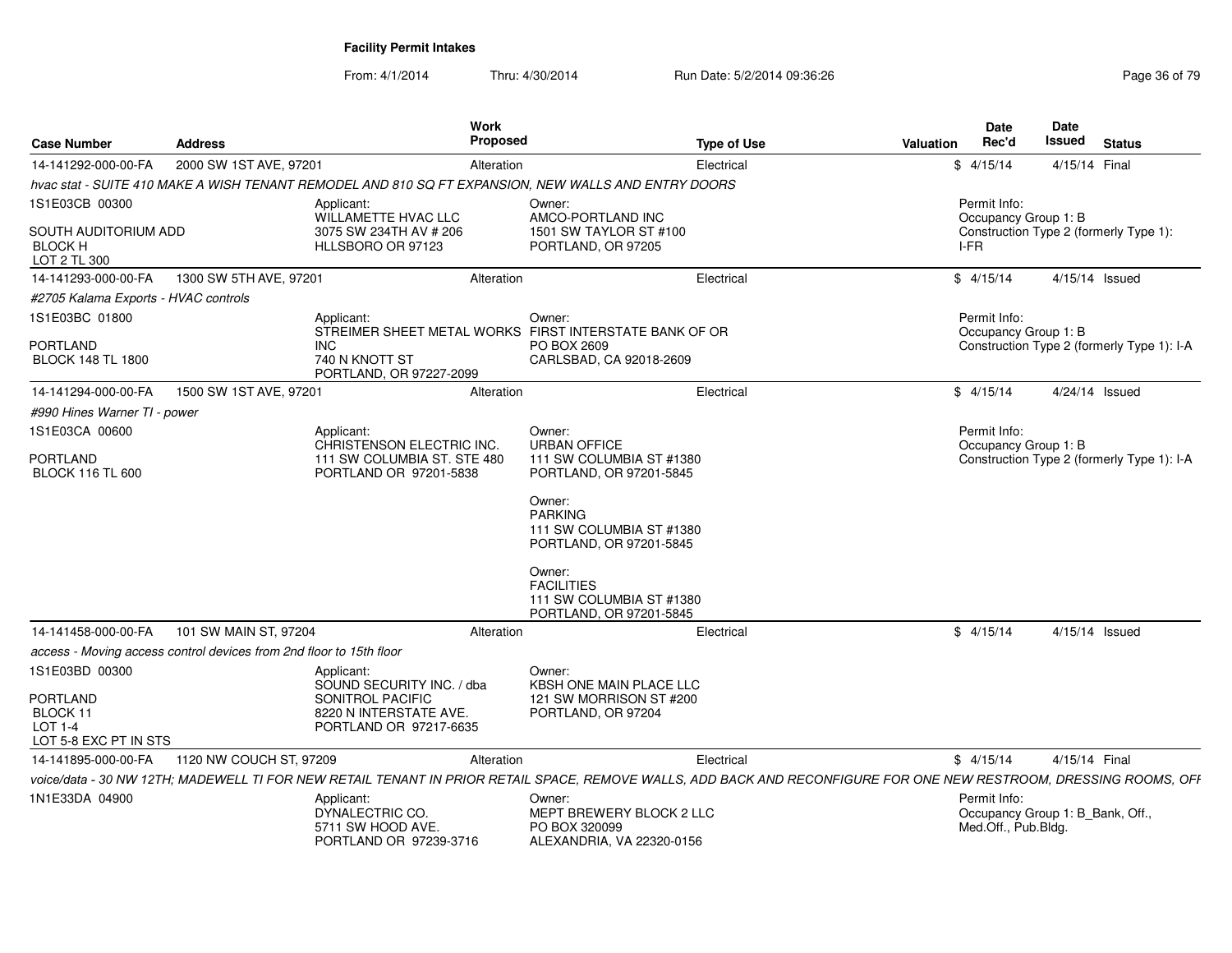**Facility Permit Intakes**

From: 4/1/2014 Thru: 4/30/2014 Run Date: 5/2/2014 09:36:26

| Case Number | Address | Work Proposed | Type of Use | Valuation | Date Rec'd | Date Issued | Status |
|---|---|---|---|---|---|---|---|
| 14-141292-000-00-FA | 2000 SW 1ST AVE, 97201 | Alteration | Electrical | $ | 4/15/14 | 4/15/14 | Final |

*hvac stat - SUITE 410 MAKE A WISH TENANT REMODEL AND 810 SQ FT EXPANSION, NEW WALLS AND ENTRY DOORS*

1S1E03CB 00300
SOUTH AUDITORIUM ADD
BLOCK H
LOT 2 TL 300

Applicant:
WILLAMETTE HVAC LLC
3075 SW 234TH AV # 206
HLLSBORO OR 97123

Owner:
AMCO-PORTLAND INC
1501 SW TAYLOR ST #100
PORTLAND, OR 97205

Permit Info:
Occupancy Group 1: B
Construction Type 2 (formerly Type 1): I-FR

| Case Number | Address | Work Proposed | Type of Use | Valuation | Date Rec'd | Date Issued | Status |
|---|---|---|---|---|---|---|---|
| 14-141293-000-00-FA | 1300 SW 5TH AVE, 97201 | Alteration | Electrical | $ | 4/15/14 | 4/15/14 | Issued |

*#2705 Kalama Exports - HVAC controls*

1S1E03BC 01800
PORTLAND
BLOCK 148 TL 1800

Applicant:
STREIMER SHEET METAL WORKS INC
740 N KNOTT ST
PORTLAND, OR 97227-2099

Owner:
FIRST INTERSTATE BANK OF OR
PO BOX 2609
CARLSBAD, CA 92018-2609

Permit Info:
Occupancy Group 1: B
Construction Type 2 (formerly Type 1): I-A

| Case Number | Address | Work Proposed | Type of Use | Valuation | Date Rec'd | Date Issued | Status |
|---|---|---|---|---|---|---|---|
| 14-141294-000-00-FA | 1500 SW 1ST AVE, 97201 | Alteration | Electrical | $ | 4/15/14 | 4/24/14 | Issued |

*#990 Hines Warner TI - power*

1S1E03CA 00600
PORTLAND
BLOCK 116 TL 600

Applicant:
CHRISTENSON ELECTRIC INC.
111 SW COLUMBIA ST. STE 480
PORTLAND OR 97201-5838

Owner:
URBAN OFFICE
111 SW COLUMBIA ST #1380
PORTLAND, OR 97201-5845

Owner:
PARKING
111 SW COLUMBIA ST #1380
PORTLAND, OR 97201-5845

Owner:
FACILITIES
111 SW COLUMBIA ST #1380
PORTLAND, OR 97201-5845

Permit Info:
Occupancy Group 1: B
Construction Type 2 (formerly Type 1): I-A

| Case Number | Address | Work Proposed | Type of Use | Valuation | Date Rec'd | Date Issued | Status |
|---|---|---|---|---|---|---|---|
| 14-141458-000-00-FA | 101 SW MAIN ST, 97204 | Alteration | Electrical | $ | 4/15/14 | 4/15/14 | Issued |

*access - Moving access control devices from 2nd floor to 15th floor*

1S1E03BD 00300
PORTLAND
BLOCK 11
LOT 1-4
LOT 5-8 EXC PT IN STS

Applicant:
SOUND SECURITY INC. / dba SONITROL PACIFIC
8220 N INTERSTATE AVE.
PORTLAND OR 97217-6635

Owner:
KBSH ONE MAIN PLACE LLC
121 SW MORRISON ST #200
PORTLAND, OR 97204

| Case Number | Address | Work Proposed | Type of Use | Valuation | Date Rec'd | Date Issued | Status |
|---|---|---|---|---|---|---|---|
| 14-141895-000-00-FA | 1120 NW COUCH ST, 97209 | Alteration | Electrical | $ | 4/15/14 | 4/15/14 | Final |

*voice/data - 30 NW 12TH; MADEWELL TI FOR NEW RETAIL TENANT IN PRIOR RETAIL SPACE, REMOVE WALLS, ADD BACK AND RECONFIGURE FOR ONE NEW RESTROOM, DRESSING ROOMS, OFF*

1N1E33DA 04900

Applicant:
DYNALECTRIC CO.
5711 SW HOOD AVE.
PORTLAND OR 97239-3716

Owner:
MEPT BREWERY BLOCK 2 LLC
PO BOX 320099
ALEXANDRIA, VA 22320-0156

Permit Info:
Occupancy Group 1: B_Bank, Off., Med.Off., Pub.Bldg.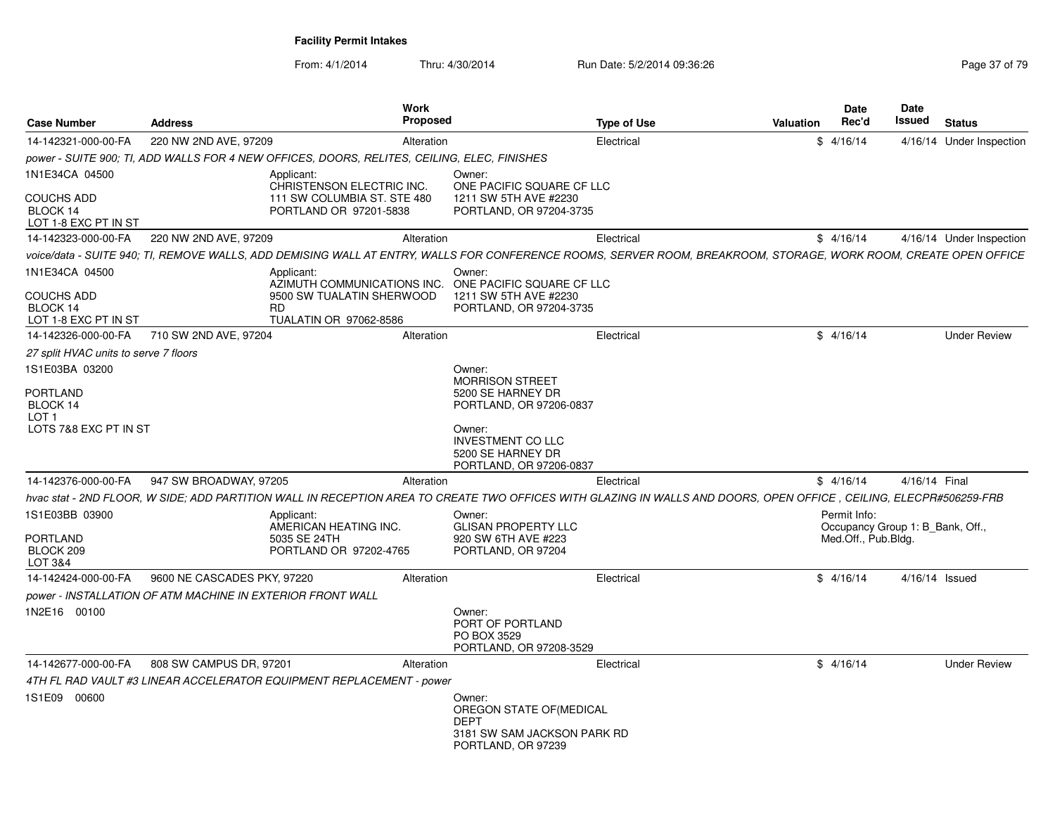# Facility Permit Intakes

From: 4/1/2014 Thru: 4/30/2014 Run Date: 5/2/2014 09:36:26

| Case Number | Address | Work Proposed | Type of Use | Valuation | Date Rec'd | Date Issued | Status |
|---|---|---|---|---|---|---|---|
| 14-142321-000-00-FA | 220 NW 2ND AVE, 97209 | Alteration | Electrical | $ | 4/16/14 | 4/16/14 | Under Inspection |

*power - SUITE 900; TI, ADD WALLS FOR 4 NEW OFFICES, DOORS, RELITES, CEILING, ELEC, FINISHES*

1N1E34CA 04500
COUCHS ADD
BLOCK 14
LOT 1-8 EXC PT IN ST

Applicant:
CHRISTENSON ELECTRIC INC.
111 SW COLUMBIA ST. STE 480
PORTLAND OR 97201-5838

Owner:
ONE PACIFIC SQUARE CF LLC
1211 SW 5TH AVE #2230
PORTLAND, OR 97204-3735

| Case Number | Address | Work Proposed | Type of Use | Valuation | Date Rec'd | Date Issued | Status |
|---|---|---|---|---|---|---|---|
| 14-142323-000-00-FA | 220 NW 2ND AVE, 97209 | Alteration | Electrical | $ | 4/16/14 | 4/16/14 | Under Inspection |

*voice/data - SUITE 940; TI, REMOVE WALLS, ADD DEMISING WALL AT ENTRY, WALLS FOR CONFERENCE ROOMS, SERVER ROOM, BREAKROOM, STORAGE, WORK ROOM, CREATE OPEN OFFICE*

1N1E34CA 04500
COUCHS ADD
BLOCK 14
LOT 1-8 EXC PT IN ST

Applicant:
AZIMUTH COMMUNICATIONS INC.
9500 SW TUALATIN SHERWOOD RD
TUALATIN OR 97062-8586

Owner:
ONE PACIFIC SQUARE CF LLC
1211 SW 5TH AVE #2230
PORTLAND, OR 97204-3735

| Case Number | Address | Work Proposed | Type of Use | Valuation | Date Rec'd | Date Issued | Status |
|---|---|---|---|---|---|---|---|
| 14-142326-000-00-FA | 710 SW 2ND AVE, 97204 | Alteration | Electrical | $ | 4/16/14 | | Under Review |

*27 split HVAC units to serve 7 floors*

1S1E03BA 03200
PORTLAND
BLOCK 14
LOT 1
LOTS 7&8 EXC PT IN ST

Owner:
MORRISON STREET
5200 SE HARNEY DR
PORTLAND, OR 97206-0837

Owner:
INVESTMENT CO LLC
5200 SE HARNEY DR
PORTLAND, OR 97206-0837

| Case Number | Address | Work Proposed | Type of Use | Valuation | Date Rec'd | Date Issued | Status |
|---|---|---|---|---|---|---|---|
| 14-142376-000-00-FA | 947 SW BROADWAY, 97205 | Alteration | Electrical | $ | 4/16/14 | 4/16/14 | Final |

*hvac stat - 2ND FLOOR, W SIDE; ADD PARTITION WALL IN RECEPTION AREA TO CREATE TWO OFFICES WITH GLAZING IN WALLS AND DOORS, OPEN OFFICE , CEILING, ELECPR#506259-FRB*

1S1E03BB 03900
PORTLAND
BLOCK 209
LOT 3&4

Applicant:
AMERICAN HEATING INC.
5035 SE 24TH
PORTLAND OR 97202-4765

Owner:
GLISAN PROPERTY LLC
920 SW 6TH AVE #223
PORTLAND, OR 97204

Permit Info:
Occupancy Group 1: B_Bank, Off., Med.Off., Pub.Bldg.

| Case Number | Address | Work Proposed | Type of Use | Valuation | Date Rec'd | Date Issued | Status |
|---|---|---|---|---|---|---|---|
| 14-142424-000-00-FA | 9600 NE CASCADES PKY, 97220 | Alteration | Electrical | $ | 4/16/14 | 4/16/14 | Issued |

*power - INSTALLATION OF ATM MACHINE IN EXTERIOR FRONT WALL*

1N2E16 00100

Owner:
PORT OF PORTLAND
PO BOX 3529
PORTLAND, OR 97208-3529

| Case Number | Address | Work Proposed | Type of Use | Valuation | Date Rec'd | Date Issued | Status |
|---|---|---|---|---|---|---|---|
| 14-142677-000-00-FA | 808 SW CAMPUS DR, 97201 | Alteration | Electrical | $ | 4/16/14 | | Under Review |

*4TH FL RAD VAULT #3 LINEAR ACCELERATOR EQUIPMENT REPLACEMENT - power*

1S1E09 00600

Owner:
OREGON STATE OF(MEDICAL DEPT
3181 SW SAM JACKSON PARK RD
PORTLAND, OR 97239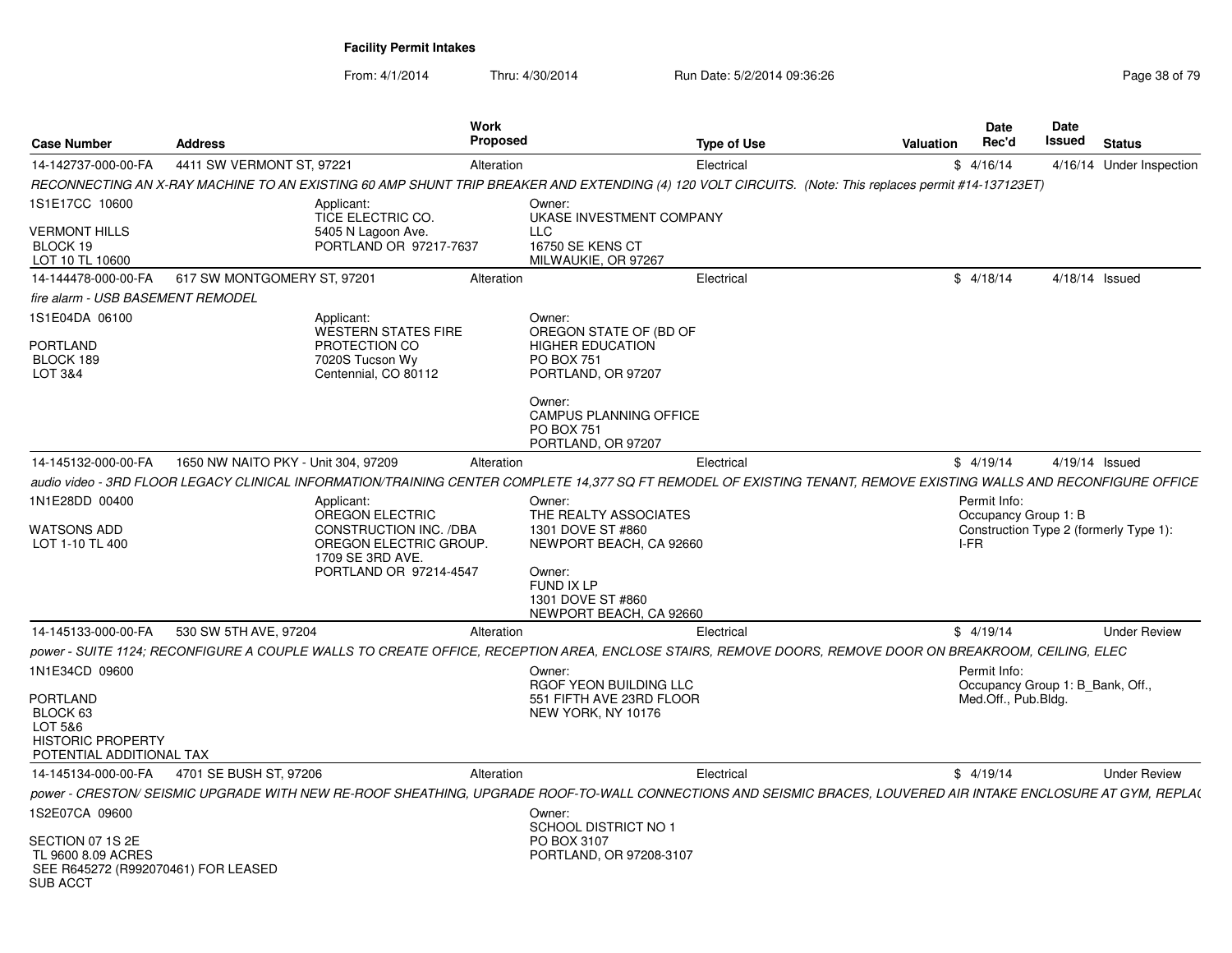**Facility Permit Intakes**

From: 4/1/2014 Thru: 4/30/2014 Run Date: 5/2/2014 09:36:26

| Case Number | Address | Work Proposed | Type of Use | Valuation | Date Rec'd | Date Issued | Status |
|---|---|---|---|---|---|---|---|
| 14-142737-000-00-FA | 4411 SW VERMONT ST, 97221 | Alteration | Electrical | $ | 4/16/14 | 4/16/14 | Under Inspection |

RECONNECTING AN X-RAY MACHINE TO AN EXISTING 60 AMP SHUNT TRIP BREAKER AND EXTENDING (4) 120 VOLT CIRCUITS. (Note: This replaces permit #14-137123ET)

1S1E17CC 10600
VERMONT HILLS
BLOCK 19
LOT 10 TL 10600

Applicant:
TICE ELECTRIC CO.
5405 N Lagoon Ave.
PORTLAND OR 97217-7637

Owner:
UKASE INVESTMENT COMPANY
LLC
16750 SE KENS CT
MILWAUKIE, OR 97267

| Case Number | Address | Work Proposed | Type of Use | Valuation | Date Rec'd | Date Issued | Status |
|---|---|---|---|---|---|---|---|
| 14-144478-000-00-FA | 617 SW MONTGOMERY ST, 97201 | Alteration | Electrical | $ | 4/18/14 | 4/18/14 | Issued |

fire alarm - USB BASEMENT REMODEL

1S1E04DA 06100
PORTLAND
BLOCK 189
LOT 3&4

Applicant:
WESTERN STATES FIRE PROTECTION CO
7020S Tucson Wy
Centennial, CO 80112

Owner:
OREGON STATE OF (BD OF HIGHER EDUCATION
PO BOX 751
PORTLAND, OR 97207

Owner:
CAMPUS PLANNING OFFICE
PO BOX 751
PORTLAND, OR 97207

| Case Number | Address | Work Proposed | Type of Use | Valuation | Date Rec'd | Date Issued | Status |
|---|---|---|---|---|---|---|---|
| 14-145132-000-00-FA | 1650 NW NAITO PKY - Unit 304, 97209 | Alteration | Electrical | $ | 4/19/14 | 4/19/14 | Issued |

audio video - 3RD FLOOR LEGACY CLINICAL INFORMATION/TRAINING CENTER COMPLETE 14,377 SQ FT REMODEL OF EXISTING TENANT, REMOVE EXISTING WALLS AND RECONFIGURE OFFICE

1N1E28DD 00400
WATSONS ADD
LOT 1-10 TL 400

Applicant:
OREGON ELECTRIC CONSTRUCTION INC. /DBA OREGON ELECTRIC GROUP.
1709 SE 3RD AVE.
PORTLAND OR 97214-4547

Owner:
THE REALTY ASSOCIATES
1301 DOVE ST #860
NEWPORT BEACH, CA 92660

Owner:
FUND IX LP
1301 DOVE ST #860
NEWPORT BEACH, CA 92660

Permit Info:
Occupancy Group 1: B
Construction Type 2 (formerly Type 1): I-FR

| Case Number | Address | Work Proposed | Type of Use | Valuation | Date Rec'd | Date Issued | Status |
|---|---|---|---|---|---|---|---|
| 14-145133-000-00-FA | 530 SW 5TH AVE, 97204 | Alteration | Electrical | $ | 4/19/14 | | Under Review |

power - SUITE 1124; RECONFIGURE A COUPLE WALLS TO CREATE OFFICE, RECEPTION AREA, ENCLOSE STAIRS, REMOVE DOORS, REMOVE DOOR ON BREAKROOM, CEILING, ELEC

1N1E34CD 09600
PORTLAND
BLOCK 63
LOT 5&6
HISTORIC PROPERTY
POTENTIAL ADDITIONAL TAX

Owner:
RGOF YEON BUILDING LLC
551 FIFTH AVE 23RD FLOOR
NEW YORK, NY 10176

Permit Info:
Occupancy Group 1: B_Bank, Off., Med.Off., Pub.Bldg.

| Case Number | Address | Work Proposed | Type of Use | Valuation | Date Rec'd | Date Issued | Status |
|---|---|---|---|---|---|---|---|
| 14-145134-000-00-FA | 4701 SE BUSH ST, 97206 | Alteration | Electrical | $ | 4/19/14 | | Under Review |

power - CRESTON/ SEISMIC UPGRADE WITH NEW RE-ROOF SHEATHING, UPGRADE ROOF-TO-WALL CONNECTIONS AND SEISMIC BRACES, LOUVERED AIR INTAKE ENCLOSURE AT GYM, REPLAC

1S2E07CA 09600
SECTION 07 1S 2E
TL 9600 8.09 ACRES
SEE R645272 (R992070461) FOR LEASED SUB ACCT

Owner:
SCHOOL DISTRICT NO 1
PO BOX 3107
PORTLAND, OR 97208-3107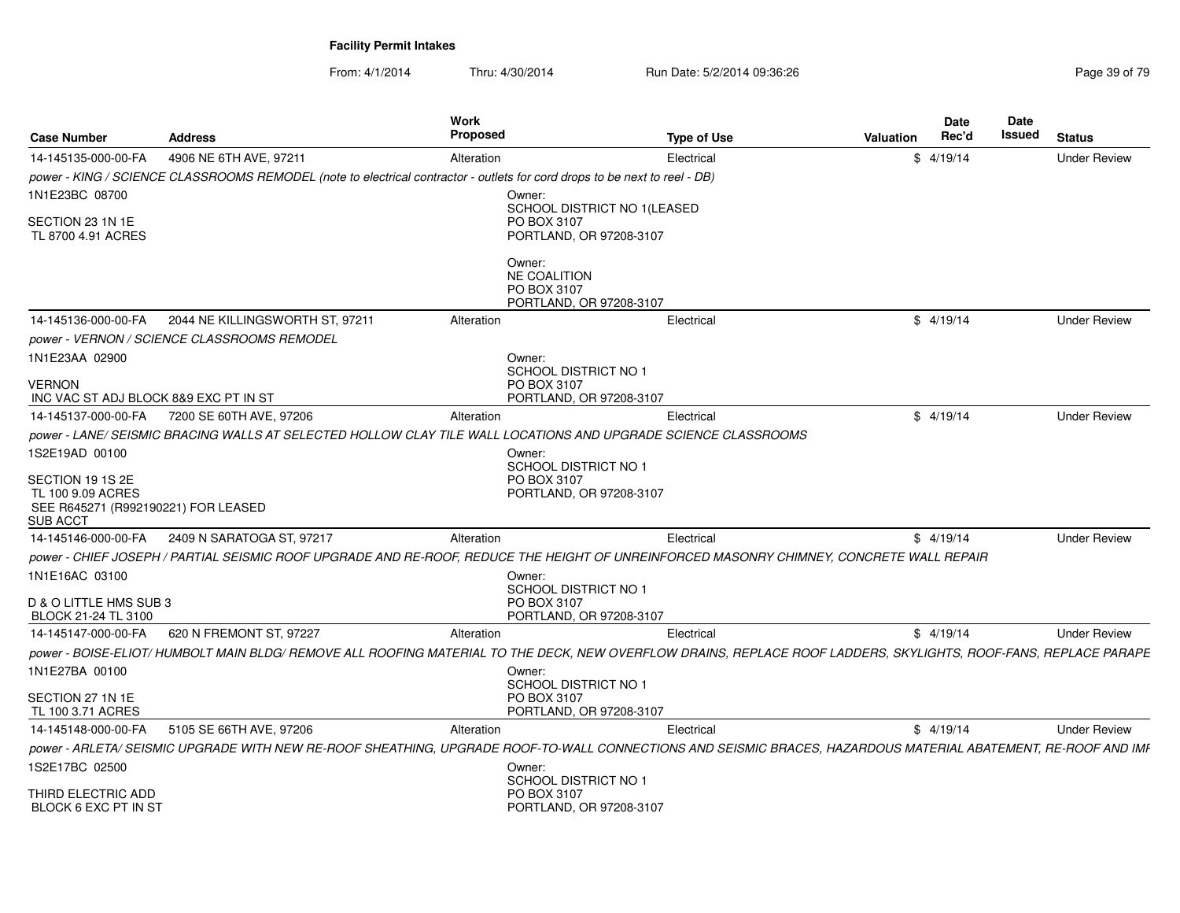## Facility Permit Intakes

From: 4/1/2014 Thru: 4/30/2014 Run Date: 5/2/2014 09:36:26

| Case Number | Address | Work Proposed | Type of Use | Valuation | Date Rec'd | Date Issued | Status |
|---|---|---|---|---|---|---|---|
| 14-145135-000-00-FA | 4906 NE 6TH AVE, 97211 | Alteration | Electrical | $ | 4/19/14 | | Under Review |
| power - KING / SCIENCE CLASSROOMS REMODEL (note to electrical contractor - outlets for cord drops to be next to reel - DB) | | | | | | | |
| 1N1E23BC 08700<br>SECTION 23 1N 1E<br>TL 8700 4.91 ACRES | | Owner:<br>SCHOOL DISTRICT NO 1(LEASED<br>PO BOX 3107<br>PORTLAND, OR 97208-3107<br><br>Owner:<br>NE COALITION<br>PO BOX 3107<br>PORTLAND, OR 97208-3107 | | | | | |
| 14-145136-000-00-FA | 2044 NE KILLINGSWORTH ST, 97211 | Alteration | Electrical | $ | 4/19/14 | | Under Review |
| power - VERNON / SCIENCE CLASSROOMS REMODEL | | | | | | | |
| 1N1E23AA 02900<br>VERNON<br>INC VAC ST ADJ BLOCK 8&9 EXC PT IN ST | | Owner:<br>SCHOOL DISTRICT NO 1<br>PO BOX 3107<br>PORTLAND, OR 97208-3107 | | | | | |
| 14-145137-000-00-FA | 7200 SE 60TH AVE, 97206 | Alteration | Electrical | $ | 4/19/14 | | Under Review |
| power - LANE/ SEISMIC BRACING WALLS AT SELECTED HOLLOW CLAY TILE WALL LOCATIONS AND UPGRADE SCIENCE CLASSROOMS | | | | | | | |
| 1S2E19AD 00100<br>SECTION 19 1S 2E<br>TL 100 9.09 ACRES<br>SEE R645271 (R992190221) FOR LEASED<br>SUB ACCT | | Owner:<br>SCHOOL DISTRICT NO 1<br>PO BOX 3107<br>PORTLAND, OR 97208-3107 | | | | | |
| 14-145146-000-00-FA | 2409 N SARATOGA ST, 97217 | Alteration | Electrical | $ | 4/19/14 | | Under Review |
| power - CHIEF JOSEPH / PARTIAL SEISMIC ROOF UPGRADE AND RE-ROOF, REDUCE THE HEIGHT OF UNREINFORCED MASONRY CHIMNEY, CONCRETE WALL REPAIR | | | | | | | |
| 1N1E16AC 03100<br>D & O LITTLE HMS SUB 3<br>BLOCK 21-24 TL 3100 | | Owner:<br>SCHOOL DISTRICT NO 1<br>PO BOX 3107<br>PORTLAND, OR 97208-3107 | | | | | |
| 14-145147-000-00-FA | 620 N FREMONT ST, 97227 | Alteration | Electrical | $ | 4/19/14 | | Under Review |
| power - BOISE-ELIOT/ HUMBOLT MAIN BLDG/ REMOVE ALL ROOFING MATERIAL TO THE DECK, NEW OVERFLOW DRAINS, REPLACE ROOF LADDERS, SKYLIGHTS, ROOF-FANS, REPLACE PARAPE | | | | | | | |
| 1N1E27BA 00100<br>SECTION 27 1N 1E<br>TL 100 3.71 ACRES | | Owner:<br>SCHOOL DISTRICT NO 1<br>PO BOX 3107<br>PORTLAND, OR 97208-3107 | | | | | |
| 14-145148-000-00-FA | 5105 SE 66TH AVE, 97206 | Alteration | Electrical | $ | 4/19/14 | | Under Review |
| power - ARLETA/ SEISMIC UPGRADE WITH NEW RE-ROOF SHEATHING, UPGRADE ROOF-TO-WALL CONNECTIONS AND SEISMIC BRACES, HAZARDOUS MATERIAL ABATEMENT, RE-ROOF AND IMF | | | | | | | |
| 1S2E17BC 02500<br>THIRD ELECTRIC ADD<br>BLOCK 6 EXC PT IN ST | | Owner:<br>SCHOOL DISTRICT NO 1<br>PO BOX 3107<br>PORTLAND, OR 97208-3107 | | | | | |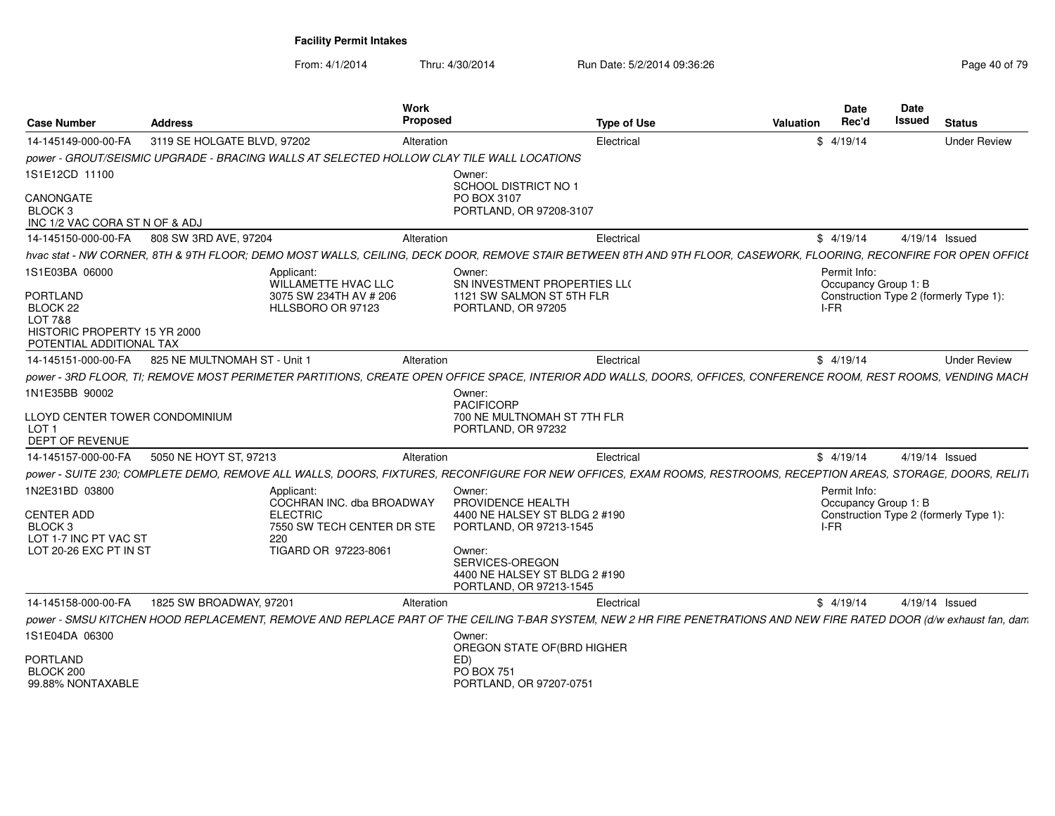**Facility Permit Intakes**

From: 4/1/2014 Thru: 4/30/2014 Run Date: 5/2/2014 09:36:26

| Case Number | Address | Work Proposed | Type of Use | Valuation | Date Rec'd | Date Issued | Status |
|---|---|---|---|---|---|---|---|
| 14-145149-000-00-FA | 3119 SE HOLGATE BLVD, 97202 | Alteration | Electrical | $ | 4/19/14 | | Under Review |

*power - GROUT/SEISMIC UPGRADE - BRACING WALLS AT SELECTED HOLLOW CLAY TILE WALL LOCATIONS*

1S1E12CD 11100

CANONGATE
BLOCK 3
INC 1/2 VAC CORA ST N OF & ADJ

Owner:
SCHOOL DISTRICT NO 1
PO BOX 3107
PORTLAND, OR 97208-3107

| Case Number | Address | Work Proposed | Type of Use | Valuation | Date Rec'd | Date Issued | Status |
|---|---|---|---|---|---|---|---|
| 14-145150-000-00-FA | 808 SW 3RD AVE, 97204 | Alteration | Electrical | $ | 4/19/14 | 4/19/14 | Issued |

*hvac stat - NW CORNER, 8TH & 9TH FLOOR; DEMO MOST WALLS, CEILING, DECK DOOR, REMOVE STAIR BETWEEN 8TH AND 9TH FLOOR, CASEWORK, FLOORING, RECONFIRE FOR OPEN OFFICE*

1S1E03BA 06000

PORTLAND
BLOCK 22
LOT 7&8
HISTORIC PROPERTY 15 YR 2000
POTENTIAL ADDITIONAL TAX

Applicant:
WILLAMETTE HVAC LLC
3075 SW 234TH AV # 206
HLLSBORO OR 97123

Owner:
SN INVESTMENT PROPERTIES LL(
1121 SW SALMON ST 5TH FLR
PORTLAND, OR 97205

Permit Info:
Occupancy Group 1: B
Construction Type 2 (formerly Type 1): I-FR

| Case Number | Address | Work Proposed | Type of Use | Valuation | Date Rec'd | Date Issued | Status |
|---|---|---|---|---|---|---|---|
| 14-145151-000-00-FA | 825 NE MULTNOMAH ST - Unit 1 | Alteration | Electrical | $ | 4/19/14 | | Under Review |

*power - 3RD FLOOR, TI; REMOVE MOST PERIMETER PARTITIONS, CREATE OPEN OFFICE SPACE, INTERIOR ADD WALLS, DOORS, OFFICES, CONFERENCE ROOM, REST ROOMS, VENDING MACH*

1N1E35BB 90002

LLOYD CENTER TOWER CONDOMINIUM
LOT 1
DEPT OF REVENUE

Owner:
PACIFICORP
700 NE MULTNOMAH ST 7TH FLR
PORTLAND, OR 97232

| Case Number | Address | Work Proposed | Type of Use | Valuation | Date Rec'd | Date Issued | Status |
|---|---|---|---|---|---|---|---|
| 14-145157-000-00-FA | 5050 NE HOYT ST, 97213 | Alteration | Electrical | $ | 4/19/14 | 4/19/14 | Issued |

*power - SUITE 230; COMPLETE DEMO, REMOVE ALL WALLS, DOORS, FIXTURES, RECONFIGURE FOR NEW OFFICES, EXAM ROOMS, RESTROOMS, RECEPTION AREAS, STORAGE, DOORS, RELITI*

1N2E31BD 03800

CENTER ADD
BLOCK 3
LOT 1-7 INC PT VAC ST
LOT 20-26 EXC PT IN ST

Applicant:
COCHRAN INC. dba BROADWAY ELECTRIC
7550 SW TECH CENTER DR STE 220
TIGARD OR 97223-8061

Owner:
PROVIDENCE HEALTH
4400 NE HALSEY ST BLDG 2 #190
PORTLAND, OR 97213-1545

Owner:
SERVICES-OREGON
4400 NE HALSEY ST BLDG 2 #190
PORTLAND, OR 97213-1545

Permit Info:
Occupancy Group 1: B
Construction Type 2 (formerly Type 1): I-FR

| Case Number | Address | Work Proposed | Type of Use | Valuation | Date Rec'd | Date Issued | Status |
|---|---|---|---|---|---|---|---|
| 14-145158-000-00-FA | 1825 SW BROADWAY, 97201 | Alteration | Electrical | $ | 4/19/14 | 4/19/14 | Issued |

*power - SMSU KITCHEN HOOD REPLACEMENT, REMOVE AND REPLACE PART OF THE CEILING T-BAR SYSTEM, NEW 2 HR FIRE PENETRATIONS AND NEW FIRE RATED DOOR (d/w exhaust fan, dam*

1S1E04DA 06300

PORTLAND
BLOCK 200
99.88% NONTAXABLE

Owner:
OREGON STATE OF(BRD HIGHER ED)
PO BOX 751
PORTLAND, OR 97207-0751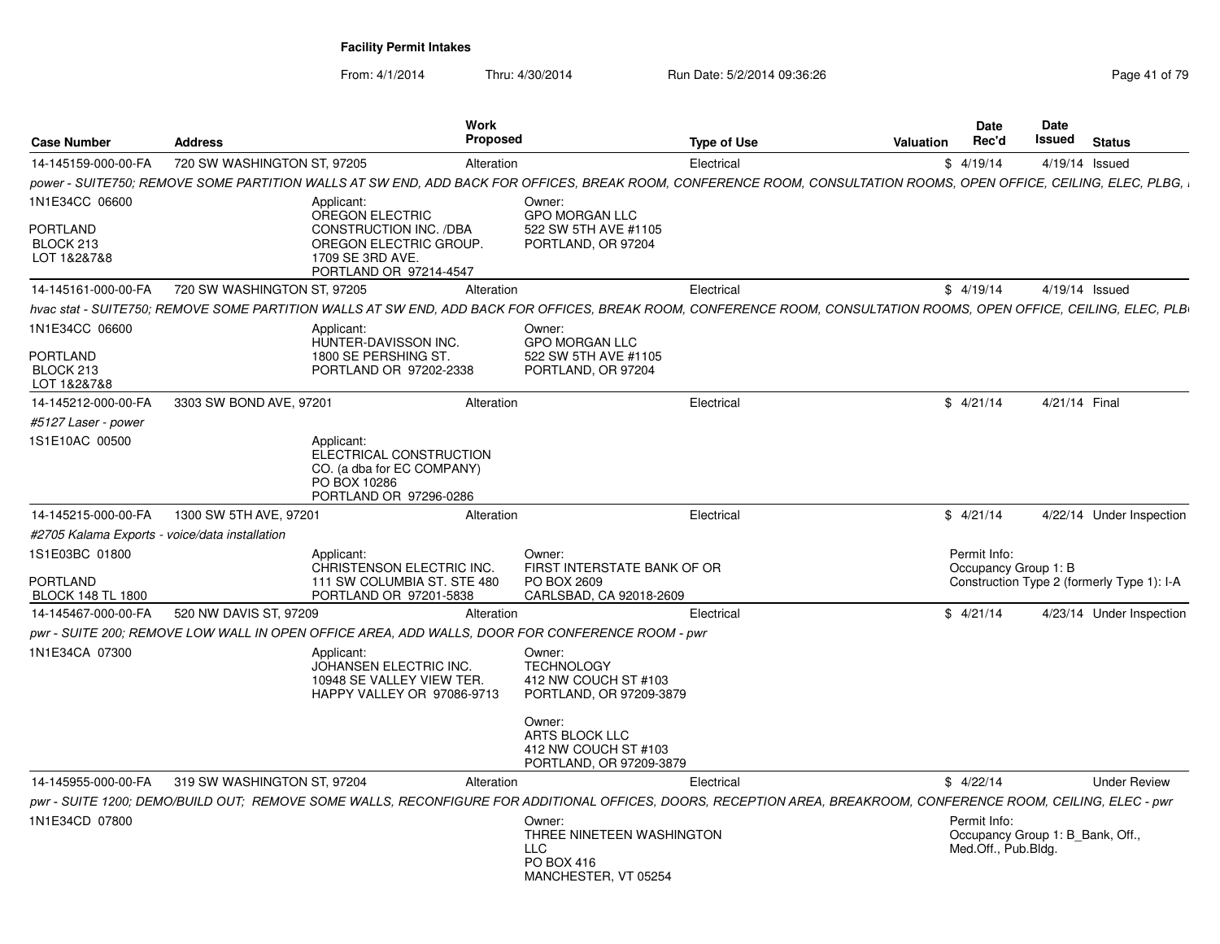**Facility Permit Intakes**

From: 4/1/2014 Thru: 4/30/2014 Run Date: 5/2/2014 09:36:26

| Case Number | Address | Work Proposed | Type of Use | Valuation | Date Rec'd | Date Issued | Status |
|---|---|---|---|---|---|---|---|
| 14-145159-000-00-FA | 720 SW WASHINGTON ST, 97205 | Alteration | Electrical | $ | 4/19/14 | 4/19/14 | Issued |

*power - SUITE750; REMOVE SOME PARTITION WALLS AT SW END, ADD BACK FOR OFFICES, BREAK ROOM, CONFERENCE ROOM, CONSULTATION ROOMS, OPEN OFFICE, CEILING, ELEC, PLBG,*

1N1E34CC 06600
PORTLAND
BLOCK 213
LOT 1&2&7&8

Applicant:
OREGON ELECTRIC CONSTRUCTION INC. /DBA OREGON ELECTRIC GROUP.
1709 SE 3RD AVE.
PORTLAND OR 97214-4547

Owner:
GPO MORGAN LLC
522 SW 5TH AVE #1105
PORTLAND, OR 97204

| Case Number | Address | Work Proposed | Type of Use | Valuation | Date Rec'd | Date Issued | Status |
|---|---|---|---|---|---|---|---|
| 14-145161-000-00-FA | 720 SW WASHINGTON ST, 97205 | Alteration | Electrical | $ | 4/19/14 | 4/19/14 | Issued |

*hvac stat - SUITE750; REMOVE SOME PARTITION WALLS AT SW END, ADD BACK FOR OFFICES, BREAK ROOM, CONFERENCE ROOM, CONSULTATION ROOMS, OPEN OFFICE, CEILING, ELEC, PLB*

1N1E34CC 06600
PORTLAND
BLOCK 213
LOT 1&2&7&8

Applicant:
HUNTER-DAVISSON INC.
1800 SE PERSHING ST.
PORTLAND OR 97202-2338

Owner:
GPO MORGAN LLC
522 SW 5TH AVE #1105
PORTLAND, OR 97204

| Case Number | Address | Work Proposed | Type of Use | Valuation | Date Rec'd | Date Issued | Status |
|---|---|---|---|---|---|---|---|
| 14-145212-000-00-FA | 3303 SW BOND AVE, 97201 | Alteration | Electrical | $ | 4/21/14 | 4/21/14 | Final |

*#5127 Laser - power*

1S1E10AC 00500

Applicant:
ELECTRICAL CONSTRUCTION CO. (a dba for EC COMPANY)
PO BOX 10286
PORTLAND OR 97296-0286

| Case Number | Address | Work Proposed | Type of Use | Valuation | Date Rec'd | Date Issued | Status |
|---|---|---|---|---|---|---|---|
| 14-145215-000-00-FA | 1300 SW 5TH AVE, 97201 | Alteration | Electrical | $ | 4/21/14 | 4/22/14 | Under Inspection |

*#2705 Kalama Exports - voice/data installation*

1S1E03BC 01800
PORTLAND
BLOCK 148 TL 1800

Applicant:
CHRISTENSON ELECTRIC INC.
111 SW COLUMBIA ST. STE 480
PORTLAND OR 97201-5838

Owner:
FIRST INTERSTATE BANK OF OR
PO BOX 2609
CARLSBAD, CA 92018-2609

Permit Info:
Occupancy Group 1: B
Construction Type 2 (formerly Type 1): I-A

| Case Number | Address | Work Proposed | Type of Use | Valuation | Date Rec'd | Date Issued | Status |
|---|---|---|---|---|---|---|---|
| 14-145467-000-00-FA | 520 NW DAVIS ST, 97209 | Alteration | Electrical | $ | 4/21/14 | 4/23/14 | Under Inspection |

*pwr - SUITE 200; REMOVE LOW WALL IN OPEN OFFICE AREA, ADD WALLS, DOOR FOR CONFERENCE ROOM - pwr*

1N1E34CA 07300

Applicant:
JOHANSEN ELECTRIC INC.
10948 SE VALLEY VIEW TER.
HAPPY VALLEY OR 97086-9713

Owner:
TECHNOLOGY
412 NW COUCH ST #103
PORTLAND, OR 97209-3879

Owner:
ARTS BLOCK LLC
412 NW COUCH ST #103
PORTLAND, OR 97209-3879

| Case Number | Address | Work Proposed | Type of Use | Valuation | Date Rec'd | Date Issued | Status |
|---|---|---|---|---|---|---|---|
| 14-145955-000-00-FA | 319 SW WASHINGTON ST, 97204 | Alteration | Electrical | $ | 4/22/14 | | Under Review |

*pwr - SUITE 1200; DEMO/BUILD OUT; REMOVE SOME WALLS, RECONFIGURE FOR ADDITIONAL OFFICES, DOORS, RECEPTION AREA, BREAKROOM, CONFERENCE ROOM, CEILING, ELEC - pwr*

1N1E34CD 07800

Owner:
THREE NINETEEN WASHINGTON LLC
PO BOX 416
MANCHESTER, VT 05254

Permit Info:
Occupancy Group 1: B_Bank, Off., Med.Off., Pub.Bldg.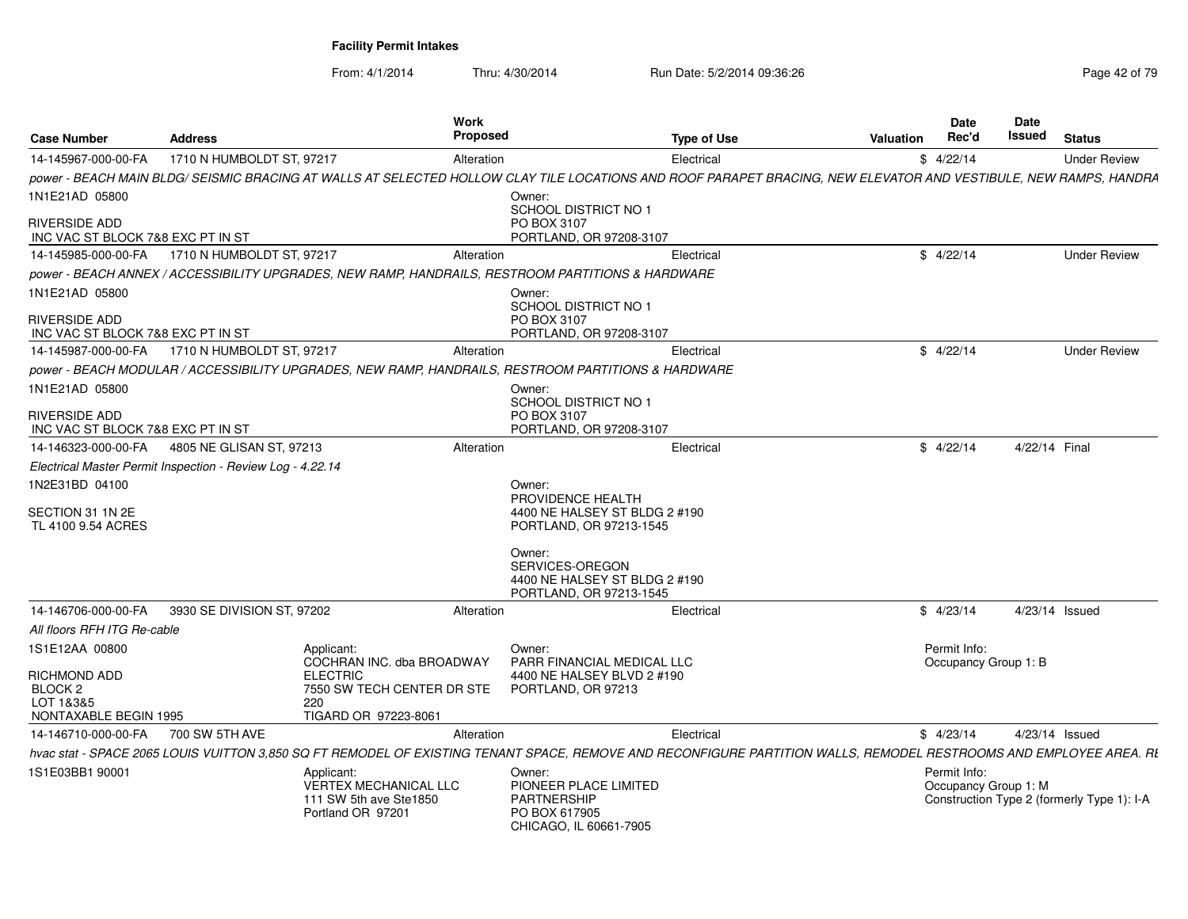**Facility Permit Intakes**

From: 4/1/2014 Thru: 4/30/2014 Run Date: 5/2/2014 09:36:26

| Case Number | Address | Work Proposed | Type of Use | Valuation | Date Rec'd | Date Issued | Status |
|---|---|---|---|---|---|---|---|
| 14-145967-000-00-FA | 1710 N HUMBOLDT ST, 97217 | Alteration | Electrical | $ | 4/22/14 | | Under Review |

*power - BEACH MAIN BLDG/ SEISMIC BRACING AT WALLS AT SELECTED HOLLOW CLAY TILE LOCATIONS AND ROOF PARAPET BRACING, NEW ELEVATOR AND VESTIBULE, NEW RAMPS, HANDRA*

1N1E21AD 05800

RIVERSIDE ADD
INC VAC ST BLOCK 7&8 EXC PT IN ST

Owner:
SCHOOL DISTRICT NO 1
PO BOX 3107
PORTLAND, OR 97208-3107

| Case Number | Address | Work Proposed | Type of Use | Valuation | Date Rec'd | Date Issued | Status |
|---|---|---|---|---|---|---|---|
| 14-145985-000-00-FA | 1710 N HUMBOLDT ST, 97217 | Alteration | Electrical | $ | 4/22/14 | | Under Review |

*power - BEACH ANNEX / ACCESSIBILITY UPGRADES, NEW RAMP, HANDRAILS, RESTROOM PARTITIONS & HARDWARE*

1N1E21AD 05800

RIVERSIDE ADD
INC VAC ST BLOCK 7&8 EXC PT IN ST

Owner:
SCHOOL DISTRICT NO 1
PO BOX 3107
PORTLAND, OR 97208-3107

| Case Number | Address | Work Proposed | Type of Use | Valuation | Date Rec'd | Date Issued | Status |
|---|---|---|---|---|---|---|---|
| 14-145987-000-00-FA | 1710 N HUMBOLDT ST, 97217 | Alteration | Electrical | $ | 4/22/14 | | Under Review |

*power - BEACH MODULAR / ACCESSIBILITY UPGRADES, NEW RAMP, HANDRAILS, RESTROOM PARTITIONS & HARDWARE*

1N1E21AD 05800

RIVERSIDE ADD
INC VAC ST BLOCK 7&8 EXC PT IN ST

Owner:
SCHOOL DISTRICT NO 1
PO BOX 3107
PORTLAND, OR 97208-3107

| Case Number | Address | Work Proposed | Type of Use | Valuation | Date Rec'd | Date Issued | Status |
|---|---|---|---|---|---|---|---|
| 14-146323-000-00-FA | 4805 NE GLISAN ST, 97213 | Alteration | Electrical | $ | 4/22/14 | 4/22/14 | Final |

*Electrical Master Permit Inspection - Review Log - 4.22.14*

1N2E31BD 04100

SECTION 31 1N 2E
TL 4100 9.54 ACRES

Owner:
PROVIDENCE HEALTH
4400 NE HALSEY ST BLDG 2 #190
PORTLAND, OR 97213-1545

Owner:
SERVICES-OREGON
4400 NE HALSEY ST BLDG 2 #190
PORTLAND, OR 97213-1545

| Case Number | Address | Work Proposed | Type of Use | Valuation | Date Rec'd | Date Issued | Status |
|---|---|---|---|---|---|---|---|
| 14-146706-000-00-FA | 3930 SE DIVISION ST, 97202 | Alteration | Electrical | $ | 4/23/14 | 4/23/14 | Issued |

*All floors RFH ITG Re-cable*

1S1E12AA 00800

RICHMOND ADD
BLOCK 2
LOT 1&3&5
NONTAXABLE BEGIN 1995

Applicant:
COCHRAN INC. dba BROADWAY ELECTRIC
7550 SW TECH CENTER DR STE 220
TIGARD OR 97223-8061

Owner:
PARR FINANCIAL MEDICAL LLC
4400 NE HALSEY BLVD 2 #190
PORTLAND, OR 97213

Permit Info:
Occupancy Group 1: B

| Case Number | Address | Work Proposed | Type of Use | Valuation | Date Rec'd | Date Issued | Status |
|---|---|---|---|---|---|---|---|
| 14-146710-000-00-FA | 700 SW 5TH AVE | Alteration | Electrical | $ | 4/23/14 | 4/23/14 | Issued |

*hvac stat - SPACE 2065 LOUIS VUITTON 3,850 SQ FT REMODEL OF EXISTING TENANT SPACE, REMOVE AND RECONFIGURE PARTITION WALLS, REMODEL RESTROOMS AND EMPLOYEE AREA. RE*

1S1E03BB1 90001

Applicant:
VERTEX MECHANICAL LLC
111 SW 5th ave Ste1850
Portland OR 97201

Owner:
PIONEER PLACE LIMITED PARTNERSHIP
PO BOX 617905
CHICAGO, IL 60661-7905

Permit Info:
Occupancy Group 1: M
Construction Type 2 (formerly Type 1): I-A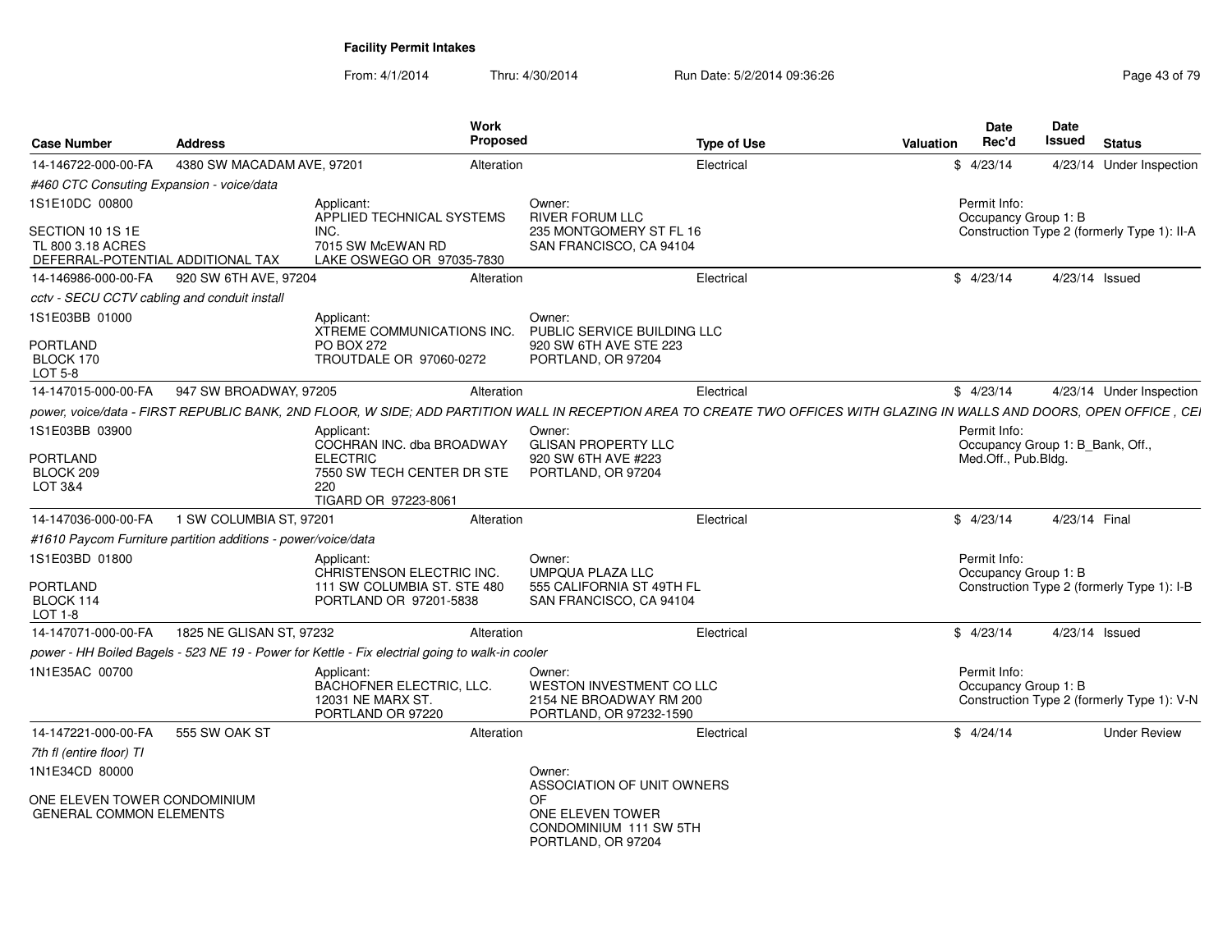**Facility Permit Intakes**

From: 4/1/2014 Thru: 4/30/2014 Run Date: 5/2/2014 09:36:26

| Case Number | Address | Work Proposed | Type of Use | Valuation | Date Rec'd | Date Issued | Status |
|---|---|---|---|---|---|---|---|
| 14-146722-000-00-FA | 4380 SW MACADAM AVE, 97201 | Alteration | Electrical | $ | 4/23/14 | 4/23/14 | Under Inspection |

*#460 CTC Consuting Expansion - voice/data*

1S1E10DC 00800

SECTION 10 1S 1E
TL 800 3.18 ACRES
DEFERRAL-POTENTIAL ADDITIONAL TAX

Applicant:
APPLIED TECHNICAL SYSTEMS INC.
7015 SW McEWAN RD
LAKE OSWEGO OR 97035-7830

Owner:
RIVER FORUM LLC
235 MONTGOMERY ST FL 16
SAN FRANCISCO, CA 94104

Permit Info:
Occupancy Group 1: B
Construction Type 2 (formerly Type 1): II-A

| Case Number | Address | Work Proposed | Type of Use | Valuation | Date Rec'd | Date Issued | Status |
|---|---|---|---|---|---|---|---|
| 14-146986-000-00-FA | 920 SW 6TH AVE, 97204 | Alteration | Electrical | $ | 4/23/14 | 4/23/14 | Issued |

*cctv - SECU CCTV cabling and conduit install*

1S1E03BB 01000

PORTLAND
BLOCK 170
LOT 5-8

Applicant:
XTREME COMMUNICATIONS INC.
PO BOX 272
TROUTDALE OR 97060-0272

Owner:
PUBLIC SERVICE BUILDING LLC
920 SW 6TH AVE STE 223
PORTLAND, OR 97204

| Case Number | Address | Work Proposed | Type of Use | Valuation | Date Rec'd | Date Issued | Status |
|---|---|---|---|---|---|---|---|
| 14-147015-000-00-FA | 947 SW BROADWAY, 97205 | Alteration | Electrical | $ | 4/23/14 | 4/23/14 | Under Inspection |

*power, voice/data - FIRST REPUBLIC BANK, 2ND FLOOR, W SIDE; ADD PARTITION WALL IN RECEPTION AREA TO CREATE TWO OFFICES WITH GLAZING IN WALLS AND DOORS, OPEN OFFICE , CEI*

1S1E03BB 03900

PORTLAND
BLOCK 209
LOT 3&4

Applicant:
COCHRAN INC. dba BROADWAY ELECTRIC
7550 SW TECH CENTER DR STE 220
TIGARD OR 97223-8061

Owner:
GLISAN PROPERTY LLC
920 SW 6TH AVE #223
PORTLAND, OR 97204

Permit Info:
Occupancy Group 1: B_Bank, Off., Med.Off., Pub.Bldg.

| Case Number | Address | Work Proposed | Type of Use | Valuation | Date Rec'd | Date Issued | Status |
|---|---|---|---|---|---|---|---|
| 14-147036-000-00-FA | 1 SW COLUMBIA ST, 97201 | Alteration | Electrical | $ | 4/23/14 | 4/23/14 | Final |

*#1610 Paycom Furniture partition additions - power/voice/data*

1S1E03BD 01800

PORTLAND
BLOCK 114
LOT 1-8

Applicant:
CHRISTENSON ELECTRIC INC.
111 SW COLUMBIA ST. STE 480
PORTLAND OR 97201-5838

Owner:
UMPQUA PLAZA LLC
555 CALIFORNIA ST 49TH FL
SAN FRANCISCO, CA 94104

Permit Info:
Occupancy Group 1: B
Construction Type 2 (formerly Type 1): I-B

| Case Number | Address | Work Proposed | Type of Use | Valuation | Date Rec'd | Date Issued | Status |
|---|---|---|---|---|---|---|---|
| 14-147071-000-00-FA | 1825 NE GLISAN ST, 97232 | Alteration | Electrical | $ | 4/23/14 | 4/23/14 | Issued |

*power - HH Boiled Bagels - 523 NE 19 - Power for Kettle - Fix electrial going to walk-in cooler*

1N1E35AC 00700

Applicant:
BACHOFNER ELECTRIC, LLC.
12031 NE MARX ST.
PORTLAND OR 97220

Owner:
WESTON INVESTMENT CO LLC
2154 NE BROADWAY RM 200
PORTLAND, OR 97232-1590

Permit Info:
Occupancy Group 1: B
Construction Type 2 (formerly Type 1): V-N

| Case Number | Address | Work Proposed | Type of Use | Valuation | Date Rec'd | Date Issued | Status |
|---|---|---|---|---|---|---|---|
| 14-147221-000-00-FA | 555 SW OAK ST | Alteration | Electrical | $ | 4/24/14 | | Under Review |

*7th fl (entire floor) TI*

1N1E34CD 80000

ONE ELEVEN TOWER CONDOMINIUM
GENERAL COMMON ELEMENTS

Owner:
ASSOCIATION OF UNIT OWNERS OF
ONE ELEVEN TOWER CONDOMINIUM 111 SW 5TH
PORTLAND, OR 97204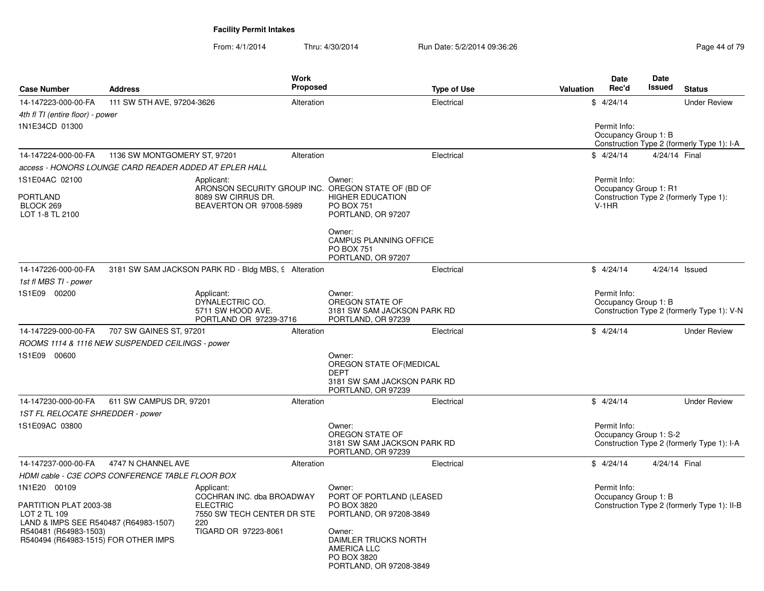**Facility Permit Intakes**

From: 4/1/2014 Thru: 4/30/2014 Run Date: 5/2/2014 09:36:26

| Case Number | Address | Work Proposed | Type of Use | Valuation | Date Rec'd | Date Issued | Status |
|---|---|---|---|---|---|---|---|
| 14-147223-000-00-FA | 111 SW 5TH AVE, 97204-3626 | Alteration | Electrical | $ | 4/24/14 | | Under Review |
| *4th fl TI (entire floor) - power* | | | | | | | |
| 1N1E34CD 01300 | | | | | Permit Info: Occupancy Group 1: B Construction Type 2 (formerly Type 1): I-A | | |
| 14-147224-000-00-FA | 1136 SW MONTGOMERY ST, 97201 | Alteration | Electrical | $ | 4/24/14 | 4/24/14 | Final |
| *access - HONORS LOUNGE CARD READER ADDED AT EPLER HALL* | | | | | | | |
| 1S1E04AC 02100 PORTLAND BLOCK 269 LOT 1-8 TL 2100 | Applicant: ARONSON SECURITY GROUP INC. 8089 SW CIRRUS DR. BEAVERTON OR 97008-5989 | Owner: OREGON STATE OF (BD OF HIGHER EDUCATION PO BOX 751 PORTLAND, OR 97207 Owner: CAMPUS PLANNING OFFICE PO BOX 751 PORTLAND, OR 97207 | | | Permit Info: Occupancy Group 1: R1 Construction Type 2 (formerly Type 1): V-1HR | | |
| 14-147226-000-00-FA | 3181 SW SAM JACKSON PARK RD - Bldg MBS, 9 | Alteration | Electrical | $ | 4/24/14 | 4/24/14 | Issued |
| *1st fl MBS TI - power* | | | | | | | |
| 1S1E09 00200 | Applicant: DYNALECTRIC CO. 5711 SW HOOD AVE. PORTLAND OR 97239-3716 | Owner: OREGON STATE OF 3181 SW SAM JACKSON PARK RD PORTLAND, OR 97239 | | | Permit Info: Occupancy Group 1: B Construction Type 2 (formerly Type 1): V-N | | |
| 14-147229-000-00-FA | 707 SW GAINES ST, 97201 | Alteration | Electrical | $ | 4/24/14 | | Under Review |
| *ROOMS 1114 & 1116 NEW SUSPENDED CEILINGS - power* | | | | | | | |
| 1S1E09 00600 | | Owner: OREGON STATE OF(MEDICAL DEPT 3181 SW SAM JACKSON PARK RD PORTLAND, OR 97239 | | | | | |
| 14-147230-000-00-FA | 611 SW CAMPUS DR, 97201 | Alteration | Electrical | $ | 4/24/14 | | Under Review |
| *1ST FL RELOCATE SHREDDER - power* | | | | | | | |
| 1S1E09AC 03800 | | Owner: OREGON STATE OF 3181 SW SAM JACKSON PARK RD PORTLAND, OR 97239 | | | Permit Info: Occupancy Group 1: S-2 Construction Type 2 (formerly Type 1): I-A | | |
| 14-147237-000-00-FA | 4747 N CHANNEL AVE | Alteration | Electrical | $ | 4/24/14 | 4/24/14 | Final |
| *HDMI cable - C3E COPS CONFERENCE TABLE FLOOR BOX* | | | | | | | |
| 1N1E20 00109 PARTITION PLAT 2003-38 LOT 2 TL 109 LAND & IMPS SEE R540487 (R64983-1507) R540481 (R64983-1503) R540494 (R64983-1515) FOR OTHER IMPS | Applicant: COCHRAN INC. dba BROADWAY ELECTRIC 7550 SW TECH CENTER DR STE 220 TIGARD OR 97223-8061 | Owner: PORT OF PORTLAND (LEASED PO BOX 3820 PORTLAND, OR 97208-3849 Owner: DAIMLER TRUCKS NORTH AMERICA LLC PO BOX 3820 PORTLAND, OR 97208-3849 | | | Permit Info: Occupancy Group 1: B Construction Type 2 (formerly Type 1): II-B | | |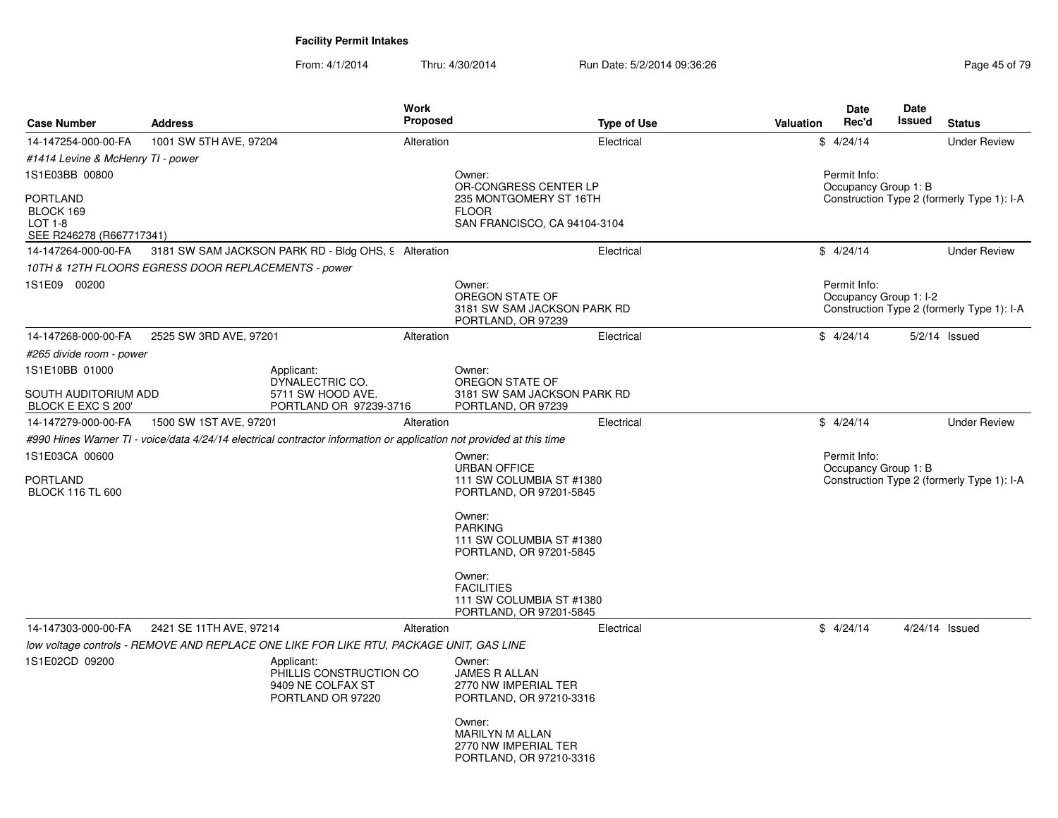**Facility Permit Intakes**

From: 4/1/2014 Thru: 4/30/2014 Run Date: 5/2/2014 09:36:26

| Case Number | Address | Work Proposed | Type of Use | Valuation | Date Rec'd | Date Issued | Status |
|---|---|---|---|---|---|---|---|
| 14-147254-000-00-FA | 1001 SW 5TH AVE, 97204 | Alteration | Electrical | $ | 4/24/14 | | Under Review |

*#1414 Levine & McHenry TI - power*

1S1E03BB 00800

PORTLAND
BLOCK 169
LOT 1-8
SEE R246278 (R667717341)

Owner:
OR-CONGRESS CENTER LP
235 MONTGOMERY ST 16TH FLOOR
SAN FRANCISCO, CA 94104-3104

Permit Info:
Occupancy Group 1: B
Construction Type 2 (formerly Type 1): I-A

| Case Number | Address | Work Proposed | Type of Use | Valuation | Date Rec'd | Date Issued | Status |
|---|---|---|---|---|---|---|---|
| 14-147264-000-00-FA | 3181 SW SAM JACKSON PARK RD - Bldg OHS, 9 | Alteration | Electrical | $ | 4/24/14 | | Under Review |

*10TH & 12TH FLOORS EGRESS DOOR REPLACEMENTS - power*

1S1E09 00200

Owner:
OREGON STATE OF
3181 SW SAM JACKSON PARK RD
PORTLAND, OR 97239

Permit Info:
Occupancy Group 1: I-2
Construction Type 2 (formerly Type 1): I-A

| Case Number | Address | Work Proposed | Type of Use | Valuation | Date Rec'd | Date Issued | Status |
|---|---|---|---|---|---|---|---|
| 14-147268-000-00-FA | 2525 SW 3RD AVE, 97201 | Alteration | Electrical | $ | 4/24/14 | 5/2/14 | Issued |

*#265 divide room - power*

1S1E10BB 01000

SOUTH AUDITORIUM ADD
BLOCK E EXC S 200'

Applicant:
DYNALECTRIC CO.
5711 SW HOOD AVE.
PORTLAND OR 97239-3716

Owner:
OREGON STATE OF
3181 SW SAM JACKSON PARK RD
PORTLAND, OR 97239

| Case Number | Address | Work Proposed | Type of Use | Valuation | Date Rec'd | Date Issued | Status |
|---|---|---|---|---|---|---|---|
| 14-147279-000-00-FA | 1500 SW 1ST AVE, 97201 | Alteration | Electrical | $ | 4/24/14 | | Under Review |

*#990 Hines Warner TI - voice/data 4/24/14 electrical contractor information or application not provided at this time*

1S1E03CA 00600

PORTLAND
BLOCK 116 TL 600

Owner:
URBAN OFFICE
111 SW COLUMBIA ST #1380
PORTLAND, OR 97201-5845

Owner:
PARKING
111 SW COLUMBIA ST #1380
PORTLAND, OR 97201-5845

Owner:
FACILITIES
111 SW COLUMBIA ST #1380
PORTLAND, OR 97201-5845

Permit Info:
Occupancy Group 1: B
Construction Type 2 (formerly Type 1): I-A

| Case Number | Address | Work Proposed | Type of Use | Valuation | Date Rec'd | Date Issued | Status |
|---|---|---|---|---|---|---|---|
| 14-147303-000-00-FA | 2421 SE 11TH AVE, 97214 | Alteration | Electrical | $ | 4/24/14 | 4/24/14 | Issued |

*low voltage controls - REMOVE AND REPLACE ONE LIKE FOR LIKE RTU, PACKAGE UNIT, GAS LINE*

1S1E02CD 09200

Applicant:
PHILLIS CONSTRUCTION CO
9409 NE COLFAX ST
PORTLAND OR 97220

Owner:
JAMES R ALLAN
2770 NW IMPERIAL TER
PORTLAND, OR 97210-3316

Owner:
MARILYN M ALLAN
2770 NW IMPERIAL TER
PORTLAND, OR 97210-3316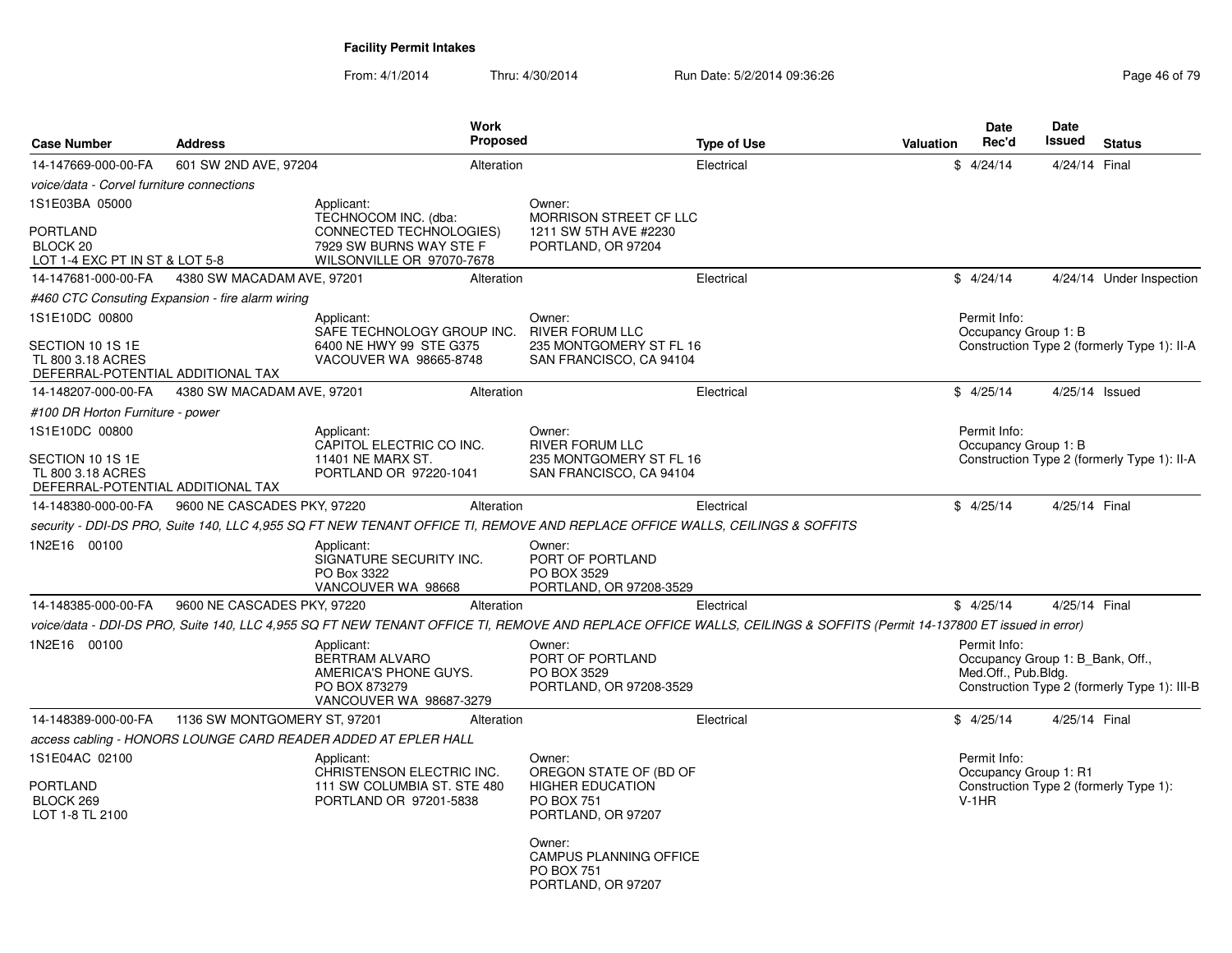# Facility Permit Intakes

From: 4/1/2014 Thru: 4/30/2014 Run Date: 5/2/2014 09:36:26

| Case Number | Address | Work Proposed | Type of Use | Valuation | Date Rec'd | Date Issued | Status |
|---|---|---|---|---|---|---|---|
| 14-147669-000-00-FA | 601 SW 2ND AVE, 97204 | Alteration | Electrical | $ | 4/24/14 | 4/24/14 | Final |

*voice/data - Corvel furniture connections*

1S1E03BA 05000

PORTLAND
BLOCK 20
LOT 1-4 EXC PT IN ST & LOT 5-8

Applicant:
TECHNOCOM INC. (dba: CONNECTED TECHNOLOGIES)
7929 SW BURNS WAY STE F
WILSONVILLE OR 97070-7678

Owner:
MORRISON STREET CF LLC
1211 SW 5TH AVE #2230
PORTLAND, OR 97204

---

| Case Number | Address | Work Proposed | Type of Use | Valuation | Date Rec'd | Date Issued | Status |
|---|---|---|---|---|---|---|---|
| 14-147681-000-00-FA | 4380 SW MACADAM AVE, 97201 | Alteration | Electrical | $ | 4/24/14 | 4/24/14 | Under Inspection |

*#460 CTC Consuting Expansion - fire alarm wiring*

1S1E10DC 00800

SECTION 10 1S 1E
TL 800 3.18 ACRES
DEFERRAL-POTENTIAL ADDITIONAL TAX

Applicant:
SAFE TECHNOLOGY GROUP INC.
6400 NE HWY 99 STE G375
VACOUVER WA 98665-8748

Owner:
RIVER FORUM LLC
235 MONTGOMERY ST FL 16
SAN FRANCISCO, CA 94104

Permit Info:
Occupancy Group 1: B
Construction Type 2 (formerly Type 1): II-A

---

| Case Number | Address | Work Proposed | Type of Use | Valuation | Date Rec'd | Date Issued | Status |
|---|---|---|---|---|---|---|---|
| 14-148207-000-00-FA | 4380 SW MACADAM AVE, 97201 | Alteration | Electrical | $ | 4/25/14 | 4/25/14 | Issued |

*#100 DR Horton Furniture - power*

1S1E10DC 00800

SECTION 10 1S 1E
TL 800 3.18 ACRES
DEFERRAL-POTENTIAL ADDITIONAL TAX

Applicant:
CAPITOL ELECTRIC CO INC.
11401 NE MARX ST.
PORTLAND OR 97220-1041

Owner:
RIVER FORUM LLC
235 MONTGOMERY ST FL 16
SAN FRANCISCO, CA 94104

Permit Info:
Occupancy Group 1: B
Construction Type 2 (formerly Type 1): II-A

---

| Case Number | Address | Work Proposed | Type of Use | Valuation | Date Rec'd | Date Issued | Status |
|---|---|---|---|---|---|---|---|
| 14-148380-000-00-FA | 9600 NE CASCADES PKY, 97220 | Alteration | Electrical | $ | 4/25/14 | 4/25/14 | Final |

*security - DDI-DS PRO, Suite 140, LLC 4,955 SQ FT NEW TENANT OFFICE TI, REMOVE AND REPLACE OFFICE WALLS, CEILINGS & SOFFITS*

1N2E16 00100

Applicant:
SIGNATURE SECURITY INC.
PO Box 3322
VANCOUVER WA 98668

Owner:
PORT OF PORTLAND
PO BOX 3529
PORTLAND, OR 97208-3529

---

| Case Number | Address | Work Proposed | Type of Use | Valuation | Date Rec'd | Date Issued | Status |
|---|---|---|---|---|---|---|---|
| 14-148385-000-00-FA | 9600 NE CASCADES PKY, 97220 | Alteration | Electrical | $ | 4/25/14 | 4/25/14 | Final |

*voice/data - DDI-DS PRO, Suite 140, LLC 4,955 SQ FT NEW TENANT OFFICE TI, REMOVE AND REPLACE OFFICE WALLS, CEILINGS & SOFFITS (Permit 14-137800 ET issued in error)*

1N2E16 00100

Applicant:
BERTRAM ALVARO
AMERICA'S PHONE GUYS.
PO BOX 873279
VANCOUVER WA 98687-3279

Owner:
PORT OF PORTLAND
PO BOX 3529
PORTLAND, OR 97208-3529

Permit Info:
Occupancy Group 1: B_Bank, Off., Med.Off., Pub.Bldg.
Construction Type 2 (formerly Type 1): III-B

---

| Case Number | Address | Work Proposed | Type of Use | Valuation | Date Rec'd | Date Issued | Status |
|---|---|---|---|---|---|---|---|
| 14-148389-000-00-FA | 1136 SW MONTGOMERY ST, 97201 | Alteration | Electrical | $ | 4/25/14 | 4/25/14 | Final |

*access cabling - HONORS LOUNGE CARD READER ADDED AT EPLER HALL*

1S1E04AC 02100

PORTLAND
BLOCK 269
LOT 1-8 TL 2100

Applicant:
CHRISTENSON ELECTRIC INC.
111 SW COLUMBIA ST. STE 480
PORTLAND OR 97201-5838

Owner:
OREGON STATE OF (BD OF HIGHER EDUCATION
PO BOX 751
PORTLAND, OR 97207

Owner:
CAMPUS PLANNING OFFICE
PO BOX 751
PORTLAND, OR 97207

Permit Info:
Occupancy Group 1: R1
Construction Type 2 (formerly Type 1): V-1HR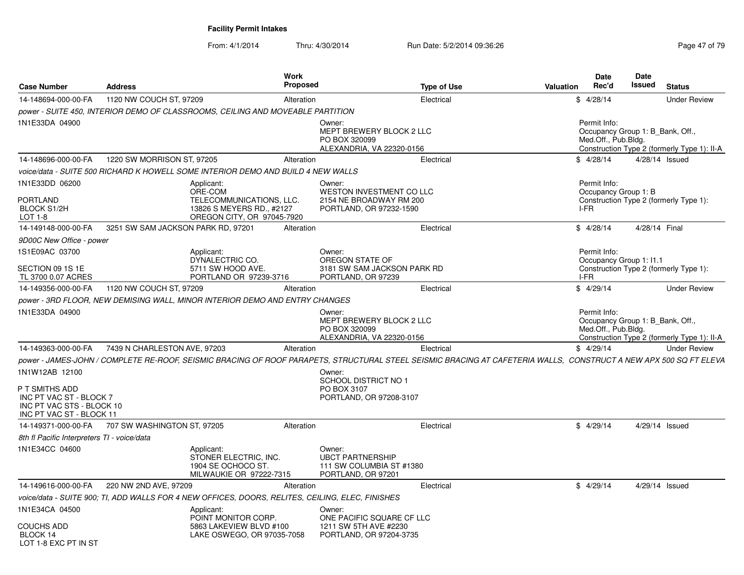**Facility Permit Intakes**

From: 4/1/2014 Thru: 4/30/2014 Run Date: 5/2/2014 09:36:26

| Case Number | Address | Work Proposed | Type of Use | Valuation | Date Rec'd | Date Issued | Status |
|---|---|---|---|---|---|---|---|
| 14-148694-000-00-FA | 1120 NW COUCH ST, 97209 | Alteration | Electrical | $ | 4/28/14 | | Under Review |

*power - SUITE 450, INTERIOR DEMO OF CLASSROOMS, CEILING AND MOVEABLE PARTITION*

1N1E33DA 04900

Owner: MEPT BREWERY BLOCK 2 LLC, PO BOX 320099, ALEXANDRIA, VA 22320-0156

Permit Info: Occupancy Group 1: B_Bank, Off., Med.Off., Pub.Bldg. Construction Type 2 (formerly Type 1): II-A

| Case Number | Address | Work Proposed | Type of Use | Valuation | Date Rec'd | Date Issued | Status |
|---|---|---|---|---|---|---|---|
| 14-148696-000-00-FA | 1220 SW MORRISON ST, 97205 | Alteration | Electrical | $ | 4/28/14 | 4/28/14 | Issued |

*voice/data - SUITE 500 RICHARD K HOWELL SOME INTERIOR DEMO AND BUILD 4 NEW WALLS*

1N1E33DD 06200

PORTLAND
BLOCK S1/2H
LOT 1-8

Applicant: ORE-COM TELECOMMUNICATIONS, LLC., 13826 S MEYERS RD., #2127, OREGON CITY, OR 97045-7920

Owner: WESTON INVESTMENT CO LLC, 2154 NE BROADWAY RM 200, PORTLAND, OR 97232-1590

Permit Info: Occupancy Group 1: B. Construction Type 2 (formerly Type 1): I-FR

| Case Number | Address | Work Proposed | Type of Use | Valuation | Date Rec'd | Date Issued | Status |
|---|---|---|---|---|---|---|---|
| 14-149148-000-00-FA | 3251 SW SAM JACKSON PARK RD, 97201 | Alteration | Electrical | $ | 4/28/14 | 4/28/14 | Final |

*9D00C New Office - power*

1S1E09AC 03700

SECTION 09 1S 1E
TL 3700 0.07 ACRES

Applicant: DYNALECTRIC CO., 5711 SW HOOD AVE., PORTLAND OR 97239-3716

Owner: OREGON STATE OF, 3181 SW SAM JACKSON PARK RD, PORTLAND, OR 97239

Permit Info: Occupancy Group 1: I1.1. Construction Type 2 (formerly Type 1): I-FR

| Case Number | Address | Work Proposed | Type of Use | Valuation | Date Rec'd | Date Issued | Status |
|---|---|---|---|---|---|---|---|
| 14-149356-000-00-FA | 1120 NW COUCH ST, 97209 | Alteration | Electrical | $ | 4/29/14 | | Under Review |

*power - 3RD FLOOR, NEW DEMISING WALL, MINOR INTERIOR DEMO AND ENTRY CHANGES*

1N1E33DA 04900

Owner: MEPT BREWERY BLOCK 2 LLC, PO BOX 320099, ALEXANDRIA, VA 22320-0156

Permit Info: Occupancy Group 1: B_Bank, Off., Med.Off., Pub.Bldg. Construction Type 2 (formerly Type 1): II-A

| Case Number | Address | Work Proposed | Type of Use | Valuation | Date Rec'd | Date Issued | Status |
|---|---|---|---|---|---|---|---|
| 14-149363-000-00-FA | 7439 N CHARLESTON AVE, 97203 | Alteration | Electrical | $ | 4/29/14 | | Under Review |

*power - JAMES-JOHN / COMPLETE RE-ROOF, SEISMIC BRACING OF ROOF PARAPETS, STRUCTURAL STEEL SEISMIC BRACING AT CAFETERIA WALLS, CONSTRUCT A NEW APX 500 SQ FT ELEVA*

1N1W12AB 12100

P T SMITHS ADD
INC PT VAC ST - BLOCK 7
INC PT VAC STS - BLOCK 10
INC PT VAC ST - BLOCK 11

Owner: SCHOOL DISTRICT NO 1, PO BOX 3107, PORTLAND, OR 97208-3107

| Case Number | Address | Work Proposed | Type of Use | Valuation | Date Rec'd | Date Issued | Status |
|---|---|---|---|---|---|---|---|
| 14-149371-000-00-FA | 707 SW WASHINGTON ST, 97205 | Alteration | Electrical | $ | 4/29/14 | 4/29/14 | Issued |

*8th fl Pacific Interpreters TI - voice/data*

1N1E34CC 04600

Applicant: STONER ELECTRIC, INC., 1904 SE OCHOCO ST., MILWAUKIE OR 97222-7315

Owner: UBCT PARTNERSHIP, 111 SW COLUMBIA ST #1380, PORTLAND, OR 97201

| Case Number | Address | Work Proposed | Type of Use | Valuation | Date Rec'd | Date Issued | Status |
|---|---|---|---|---|---|---|---|
| 14-149616-000-00-FA | 220 NW 2ND AVE, 97209 | Alteration | Electrical | $ | 4/29/14 | 4/29/14 | Issued |

*voice/data - SUITE 900; TI, ADD WALLS FOR 4 NEW OFFICES, DOORS, RELITES, CEILING, ELEC, FINISHES*

1N1E34CA 04500

COUCHS ADD
BLOCK 14
LOT 1-8 EXC PT IN ST

Applicant: POINT MONITOR CORP., 5863 LAKEVIEW BLVD #100, LAKE OSWEGO, OR 97035-7058

Owner: ONE PACIFIC SQUARE CF LLC, 1211 SW 5TH AVE #2230, PORTLAND, OR 97204-3735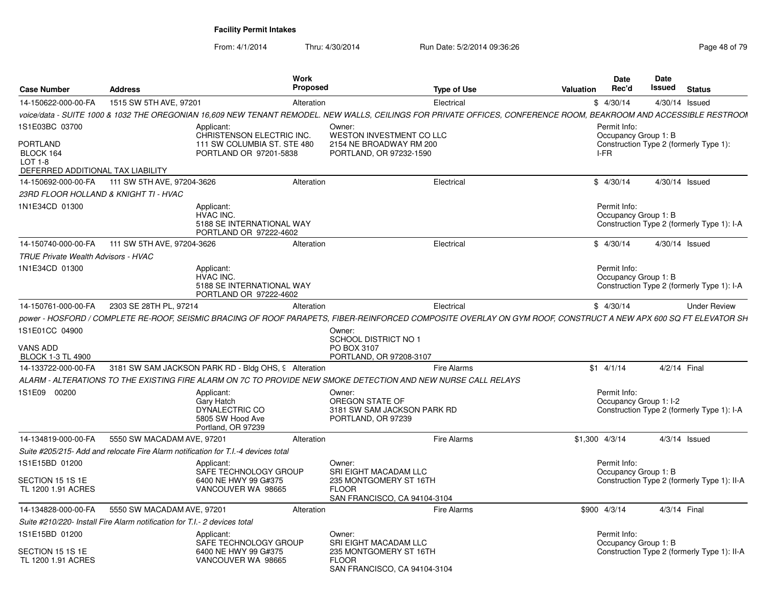**Facility Permit Intakes**

From: 4/1/2014 Thru: 4/30/2014 Run Date: 5/2/2014 09:36:26

| Case Number | Address | Work Proposed | Type of Use | Valuation | Date Rec'd | Date Issued | Status |
|---|---|---|---|---|---|---|---|
| 14-150622-000-00-FA | 1515 SW 5TH AVE, 97201 | Alteration | Electrical | $ | 4/30/14 | 4/30/14 | Issued |

*voice/data - SUITE 1000 & 1032 THE OREGONIAN 16,609 NEW TENANT REMODEL. NEW WALLS, CEILINGS FOR PRIVATE OFFICES, CONFERENCE ROOM, BEAKROOM AND ACCESSIBLE RESTROOI*

1S1E03BC 03700
PORTLAND
BLOCK 164
LOT 1-8
DEFERRED ADDITIONAL TAX LIABILITY

Applicant:
CHRISTENSON ELECTRIC INC.
111 SW COLUMBIA ST. STE 480
PORTLAND OR 97201-5838

Owner:
WESTON INVESTMENT CO LLC
2154 NE BROADWAY RM 200
PORTLAND, OR 97232-1590

Permit Info:
Occupancy Group 1: B
Construction Type 2 (formerly Type 1): I-FR

---

| Case Number | Address | Work Proposed | Type of Use | Valuation | Date Rec'd | Date Issued | Status |
|---|---|---|---|---|---|---|---|
| 14-150692-000-00-FA | 111 SW 5TH AVE, 97204-3626 | Alteration | Electrical | $ | 4/30/14 | 4/30/14 | Issued |

*23RD FLOOR HOLLAND & KNIGHT TI - HVAC*

1N1E34CD 01300

Applicant:
HVAC INC.
5188 SE INTERNATIONAL WAY
PORTLAND OR 97222-4602

Permit Info:
Occupancy Group 1: B
Construction Type 2 (formerly Type 1): I-A

---

| Case Number | Address | Work Proposed | Type of Use | Valuation | Date Rec'd | Date Issued | Status |
|---|---|---|---|---|---|---|---|
| 14-150740-000-00-FA | 111 SW 5TH AVE, 97204-3626 | Alteration | Electrical | $ | 4/30/14 | 4/30/14 | Issued |

*TRUE Private Wealth Advisors - HVAC*

1N1E34CD 01300

Applicant:
HVAC INC.
5188 SE INTERNATIONAL WAY
PORTLAND OR 97222-4602

Permit Info:
Occupancy Group 1: B
Construction Type 2 (formerly Type 1): I-A

---

| Case Number | Address | Work Proposed | Type of Use | Valuation | Date Rec'd | Date Issued | Status |
|---|---|---|---|---|---|---|---|
| 14-150761-000-00-FA | 2303 SE 28TH PL, 97214 | Alteration | Electrical | $ | 4/30/14 | | Under Review |

*power - HOSFORD / COMPLETE RE-ROOF, SEISMIC BRACING OF ROOF PARAPETS, FIBER-REINFORCED COMPOSITE OVERLAY ON GYM ROOF, CONSTRUCT A NEW APX 600 SQ FT ELEVATOR SH*

1S1E01CC 04900
VANS ADD
BLOCK 1-3 TL 4900

Owner:
SCHOOL DISTRICT NO 1
PO BOX 3107
PORTLAND, OR 97208-3107

---

| Case Number | Address | Work Proposed | Type of Use | Valuation | Date Rec'd | Date Issued | Status |
|---|---|---|---|---|---|---|---|
| 14-133722-000-00-FA | 3181 SW SAM JACKSON PARK RD - Bldg OHS, 9 | Alteration | Fire Alarms | $1 | 4/1/14 | 4/2/14 | Final |

*ALARM - ALTERATIONS TO THE EXISTING FIRE ALARM ON 7C TO PROVIDE NEW SMOKE DETECTION AND NEW NURSE CALL RELAYS*

1S1E09 00200

Applicant:
Gary Hatch
DYNALECTRIC CO
5805 SW Hood Ave
Portland, OR 97239

Owner:
OREGON STATE OF
3181 SW SAM JACKSON PARK RD
PORTLAND, OR 97239

Permit Info:
Occupancy Group 1: I-2
Construction Type 2 (formerly Type 1): I-A

---

| Case Number | Address | Work Proposed | Type of Use | Valuation | Date Rec'd | Date Issued | Status |
|---|---|---|---|---|---|---|---|
| 14-134819-000-00-FA | 5550 SW MACADAM AVE, 97201 | Alteration | Fire Alarms | $1,300 | 4/3/14 | 4/3/14 | Issued |

*Suite #205/215- Add and relocate Fire Alarm notification for T.I.-4 devices total*

1S1E15BD 01200
SECTION 15 1S 1E
TL 1200 1.91 ACRES

Applicant:
SAFE TECHNOLOGY GROUP
6400 NE HWY 99 G#375
VANCOUVER WA 98665

Owner:
SRI EIGHT MACADAM LLC
235 MONTGOMERY ST 16TH FLOOR
SAN FRANCISCO, CA 94104-3104

Permit Info:
Occupancy Group 1: B
Construction Type 2 (formerly Type 1): II-A

---

| Case Number | Address | Work Proposed | Type of Use | Valuation | Date Rec'd | Date Issued | Status |
|---|---|---|---|---|---|---|---|
| 14-134828-000-00-FA | 5550 SW MACADAM AVE, 97201 | Alteration | Fire Alarms | $900 | 4/3/14 | 4/3/14 | Final |

*Suite #210/220- Install Fire Alarm notification for T.I.- 2 devices total*

1S1E15BD 01200
SECTION 15 1S 1E
TL 1200 1.91 ACRES

Applicant:
SAFE TECHNOLOGY GROUP
6400 NE HWY 99 G#375
VANCOUVER WA 98665

Owner:
SRI EIGHT MACADAM LLC
235 MONTGOMERY ST 16TH FLOOR
SAN FRANCISCO, CA 94104-3104

Permit Info:
Occupancy Group 1: B
Construction Type 2 (formerly Type 1): II-A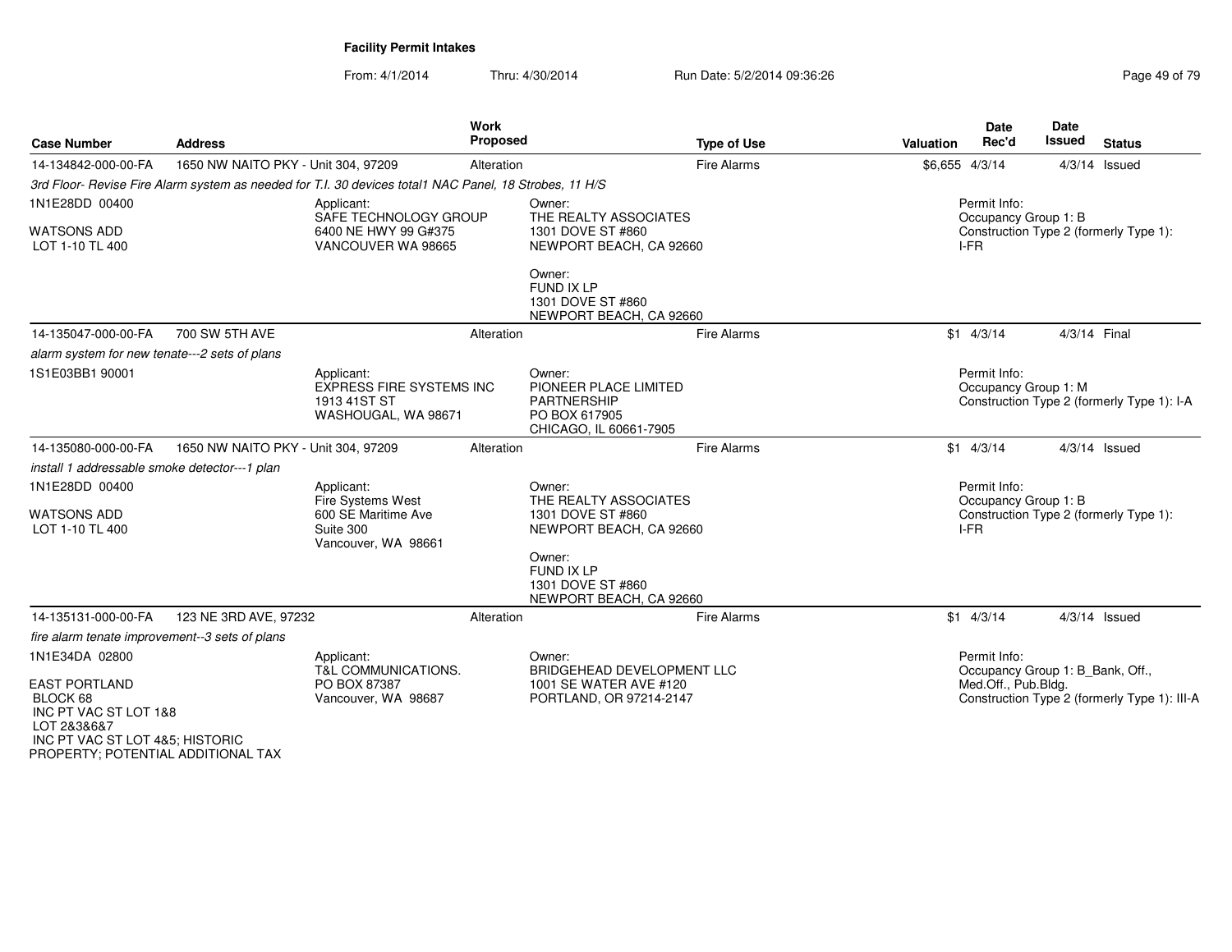**Facility Permit Intakes**

From: 4/1/2014 Thru: 4/30/2014 Run Date: 5/2/2014 09:36:26

| Case Number | Address | Work Proposed | Type of Use | Valuation | Date Rec'd | Date Issued | Status |
|---|---|---|---|---|---|---|---|
| 14-134842-000-00-FA | 1650 NW NAITO PKY - Unit 304, 97209 | Alteration | Fire Alarms | $6,655 | 4/3/14 | 4/3/14 | Issued |

*3rd Floor- Revise Fire Alarm system as needed for T.I. 30 devices total1 NAC Panel, 18 Strobes, 11 H/S*

1N1E28DD 00400

WATSONS ADD
LOT 1-10 TL 400

Applicant:
SAFE TECHNOLOGY GROUP
6400 NE HWY 99 G#375
VANCOUVER WA 98665

Owner:
THE REALTY ASSOCIATES
1301 DOVE ST #860
NEWPORT BEACH, CA 92660

Owner:
FUND IX LP
1301 DOVE ST #860
NEWPORT BEACH, CA 92660

Permit Info:
Occupancy Group 1: B
Construction Type 2 (formerly Type 1): I-FR

| Case Number | Address | Work Proposed | Type of Use | Valuation | Date Rec'd | Date Issued | Status |
|---|---|---|---|---|---|---|---|
| 14-135047-000-00-FA | 700 SW 5TH AVE | Alteration | Fire Alarms | $1 | 4/3/14 | 4/3/14 | Final |

*alarm system for new tenate---2 sets of plans*

1S1E03BB1 90001

Applicant:
EXPRESS FIRE SYSTEMS INC
1913 41ST ST
WASHOUGAL, WA 98671

Owner:
PIONEER PLACE LIMITED PARTNERSHIP
PO BOX 617905
CHICAGO, IL 60661-7905

Permit Info:
Occupancy Group 1: M
Construction Type 2 (formerly Type 1): I-A

| Case Number | Address | Work Proposed | Type of Use | Valuation | Date Rec'd | Date Issued | Status |
|---|---|---|---|---|---|---|---|
| 14-135080-000-00-FA | 1650 NW NAITO PKY - Unit 304, 97209 | Alteration | Fire Alarms | $1 | 4/3/14 | 4/3/14 | Issued |

*install 1 addressable smoke detector---1 plan*

1N1E28DD 00400

WATSONS ADD
LOT 1-10 TL 400

Applicant:
Fire Systems West
600 SE Maritime Ave
Suite 300
Vancouver, WA 98661

Owner:
THE REALTY ASSOCIATES
1301 DOVE ST #860
NEWPORT BEACH, CA 92660

Owner:
FUND IX LP
1301 DOVE ST #860
NEWPORT BEACH, CA 92660

Permit Info:
Occupancy Group 1: B
Construction Type 2 (formerly Type 1): I-FR

| Case Number | Address | Work Proposed | Type of Use | Valuation | Date Rec'd | Date Issued | Status |
|---|---|---|---|---|---|---|---|
| 14-135131-000-00-FA | 123 NE 3RD AVE, 97232 | Alteration | Fire Alarms | $1 | 4/3/14 | 4/3/14 | Issued |

*fire alarm tenate improvement--3 sets of plans*

1N1E34DA 02800

EAST PORTLAND
BLOCK 68
INC PT VAC ST LOT 1&8
LOT 2&3&6&7
INC PT VAC ST LOT 4&5; HISTORIC PROPERTY; POTENTIAL ADDITIONAL TAX

Applicant:
T&L COMMUNICATIONS.
PO BOX 87387
Vancouver, WA 98687

Owner:
BRIDGEHEAD DEVELOPMENT LLC
1001 SE WATER AVE #120
PORTLAND, OR 97214-2147

Permit Info:
Occupancy Group 1: B_Bank, Off., Med.Off., Pub.Bldg.
Construction Type 2 (formerly Type 1): III-A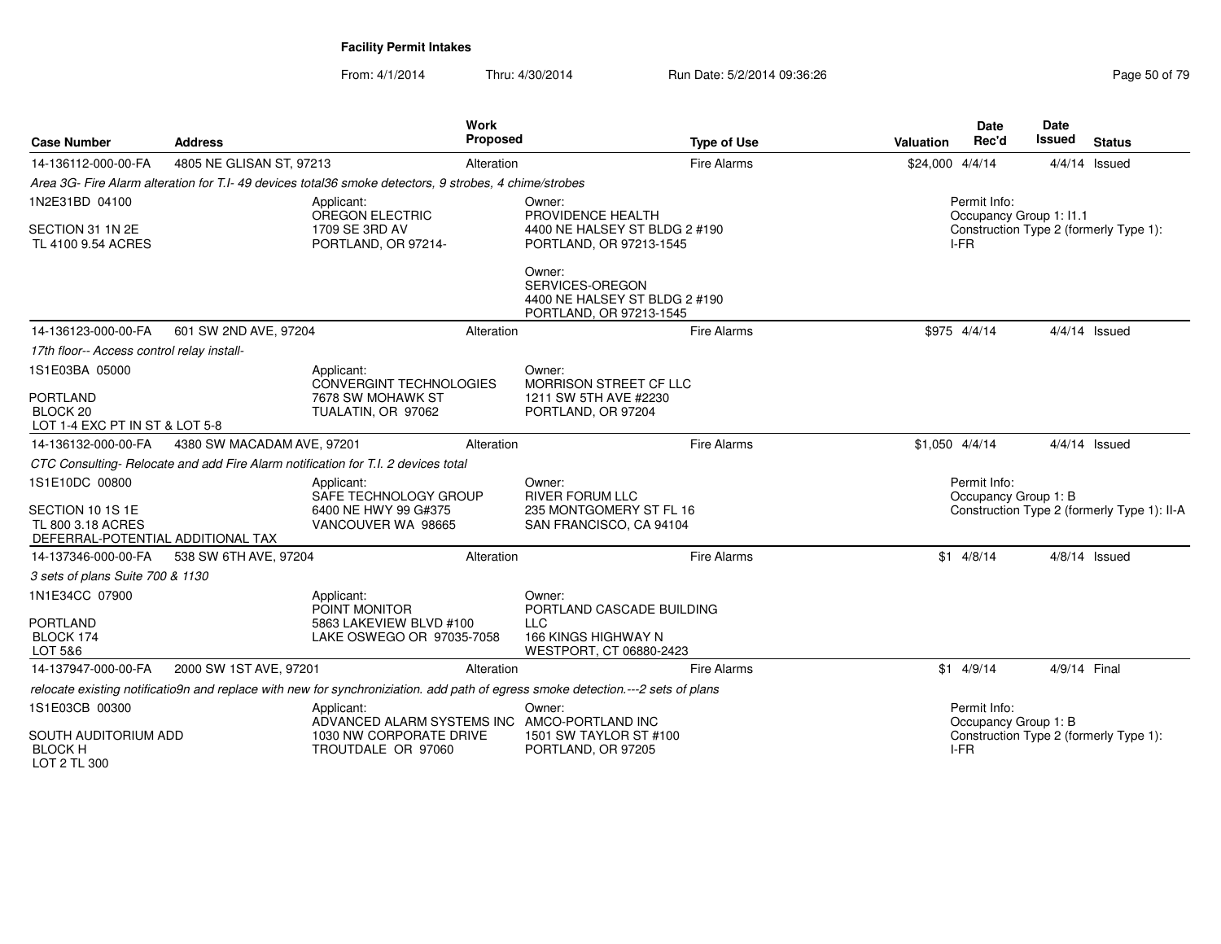**Facility Permit Intakes**

From: 4/1/2014 Thru: 4/30/2014 Run Date: 5/2/2014 09:36:26

| Case Number | Address | Work Proposed | Type of Use | Valuation | Date Rec'd | Date Issued | Status |
|---|---|---|---|---|---|---|---|
| 14-136112-000-00-FA | 4805 NE GLISAN ST, 97213 | Alteration | Fire Alarms | $24,000 | 4/4/14 | 4/4/14 | Issued |

*Area 3G- Fire Alarm alteration for T.I- 49 devices total36 smoke detectors, 9 strobes, 4 chime/strobes*

1N2E31BD 04100
SECTION 31 1N 2E
TL 4100 9.54 ACRES

Applicant:
OREGON ELECTRIC
1709 SE 3RD AV
PORTLAND, OR 97214-

Owner:
PROVIDENCE HEALTH
4400 NE HALSEY ST BLDG 2 #190
PORTLAND, OR 97213-1545

Owner:
SERVICES-OREGON
4400 NE HALSEY ST BLDG 2 #190
PORTLAND, OR 97213-1545

Permit Info:
Occupancy Group 1: I1.1
Construction Type 2 (formerly Type 1): I-FR

| Case Number | Address | Work Proposed | Type of Use | Valuation | Date Rec'd | Date Issued | Status |
|---|---|---|---|---|---|---|---|
| 14-136123-000-00-FA | 601 SW 2ND AVE, 97204 | Alteration | Fire Alarms | $975 | 4/4/14 | 4/4/14 | Issued |

*17th floor-- Access control relay install-*

1S1E03BA 05000
PORTLAND
BLOCK 20
LOT 1-4 EXC PT IN ST & LOT 5-8

Applicant:
CONVERGINT TECHNOLOGIES
7678 SW MOHAWK ST
TUALATIN, OR 97062

Owner:
MORRISON STREET CF LLC
1211 SW 5TH AVE #2230
PORTLAND, OR 97204

| Case Number | Address | Work Proposed | Type of Use | Valuation | Date Rec'd | Date Issued | Status |
|---|---|---|---|---|---|---|---|
| 14-136132-000-00-FA | 4380 SW MACADAM AVE, 97201 | Alteration | Fire Alarms | $1,050 | 4/4/14 | 4/4/14 | Issued |

*CTC Consulting- Relocate and add Fire Alarm notification for T.I. 2 devices total*

1S1E10DC 00800
SECTION 10 1S 1E
TL 800 3.18 ACRES
DEFERRAL-POTENTIAL ADDITIONAL TAX

Applicant:
SAFE TECHNOLOGY GROUP
6400 NE HWY 99 G#375
VANCOUVER WA 98665

Owner:
RIVER FORUM LLC
235 MONTGOMERY ST FL 16
SAN FRANCISCO, CA 94104

Permit Info:
Occupancy Group 1: B
Construction Type 2 (formerly Type 1): II-A

| Case Number | Address | Work Proposed | Type of Use | Valuation | Date Rec'd | Date Issued | Status |
|---|---|---|---|---|---|---|---|
| 14-137346-000-00-FA | 538 SW 6TH AVE, 97204 | Alteration | Fire Alarms | $1 | 4/8/14 | 4/8/14 | Issued |

*3 sets of plans Suite 700 & 1130*

1N1E34CC 07900
PORTLAND
BLOCK 174
LOT 5&6

Applicant:
POINT MONITOR
5863 LAKEVIEW BLVD #100
LAKE OSWEGO OR 97035-7058

Owner:
PORTLAND CASCADE BUILDING LLC
166 KINGS HIGHWAY N
WESTPORT, CT 06880-2423

| Case Number | Address | Work Proposed | Type of Use | Valuation | Date Rec'd | Date Issued | Status |
|---|---|---|---|---|---|---|---|
| 14-137947-000-00-FA | 2000 SW 1ST AVE, 97201 | Alteration | Fire Alarms | $1 | 4/9/14 | 4/9/14 | Final |

*relocate existing notificatio9n and replace with new for synchroniziation. add path of egress smoke detection.---2 sets of plans*

1S1E03CB 00300
SOUTH AUDITORIUM ADD
BLOCK H
LOT 2 TL 300

Applicant:
ADVANCED ALARM SYSTEMS INC
1030 NW CORPORATE DRIVE
TROUTDALE OR 97060

Owner:
AMCO-PORTLAND INC
1501 SW TAYLOR ST #100
PORTLAND, OR 97205

Permit Info:
Occupancy Group 1: B
Construction Type 2 (formerly Type 1): I-FR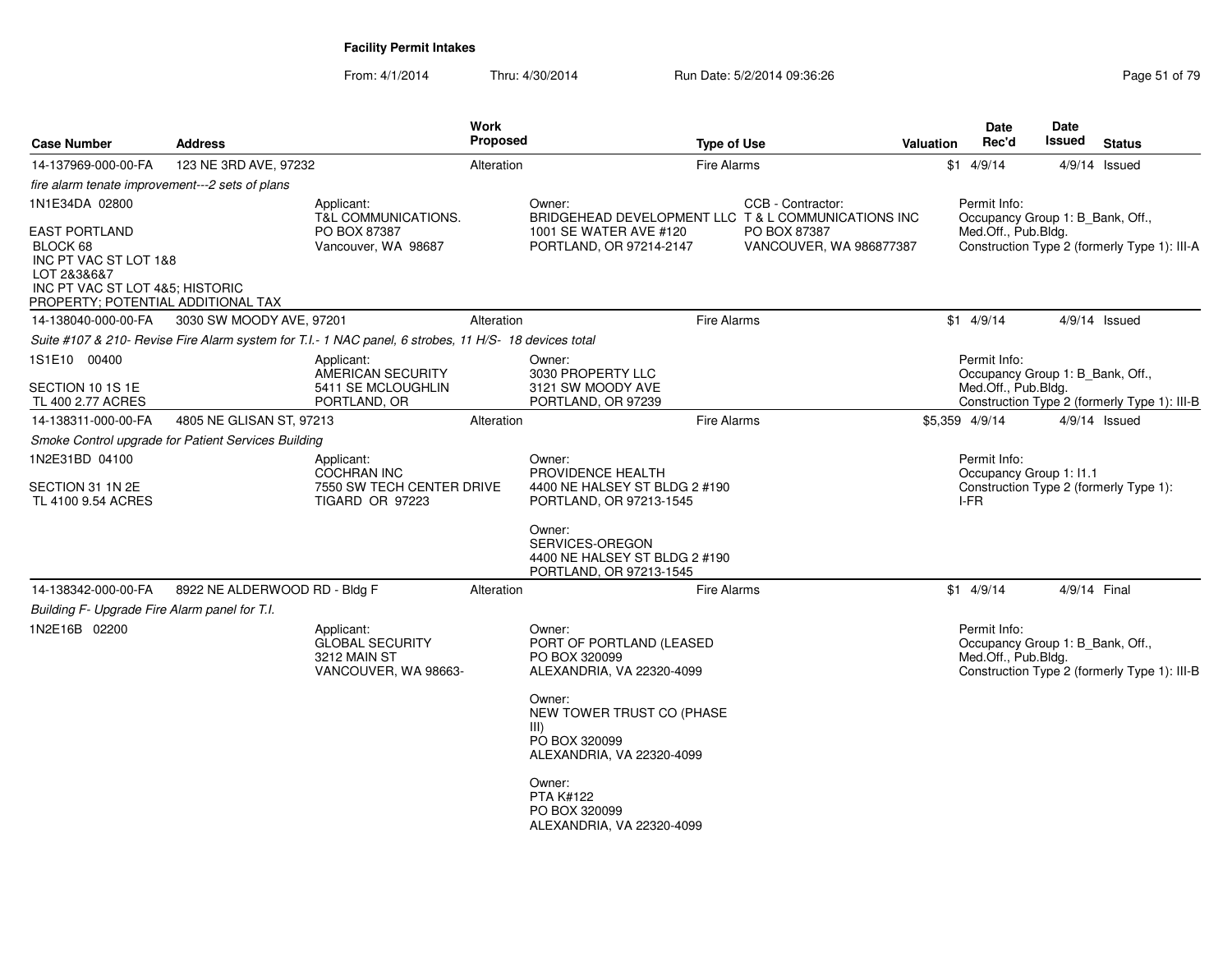**Facility Permit Intakes**

From: 4/1/2014 Thru: 4/30/2014 Run Date: 5/2/2014 09:36:26

| Case Number | Address | Work Proposed | Type of Use | Valuation | Date Rec'd | Date Issued | Status |
|---|---|---|---|---|---|---|---|
| 14-137969-000-00-FA | 123 NE 3RD AVE, 97232 | Alteration | Fire Alarms | $1 | 4/9/14 | 4/9/14 | Issued |

*fire alarm tenate improvement---2 sets of plans*

1N1E34DA 02800

EAST PORTLAND
BLOCK 68
INC PT VAC ST LOT 1&8
LOT 2&3&6&7
INC PT VAC ST LOT 4&5; HISTORIC
PROPERTY; POTENTIAL ADDITIONAL TAX

Applicant:
T&L COMMUNICATIONS.
PO BOX 87387
Vancouver, WA 98687

Owner:
BRIDGEHEAD DEVELOPMENT LLC
1001 SE WATER AVE #120
PORTLAND, OR 97214-2147

CCB - Contractor:
T & L COMMUNICATIONS INC
PO BOX 87387
VANCOUVER, WA 986877387

Permit Info:
Occupancy Group 1: B_Bank, Off., Med.Off., Pub.Bldg.
Construction Type 2 (formerly Type 1): III-A

| Case Number | Address | Work Proposed | Type of Use | Valuation | Date Rec'd | Date Issued | Status |
|---|---|---|---|---|---|---|---|
| 14-138040-000-00-FA | 3030 SW MOODY AVE, 97201 | Alteration | Fire Alarms | $1 | 4/9/14 | 4/9/14 | Issued |

*Suite #107 & 210- Revise Fire Alarm system for T.I.- 1 NAC panel, 6 strobes, 11 H/S- 18 devices total*

1S1E10 00400

SECTION 10 1S 1E
TL 400 2.77 ACRES

Applicant:
AMERICAN SECURITY
5411 SE MCLOUGHLIN
PORTLAND, OR

Owner:
3030 PROPERTY LLC
3121 SW MOODY AVE
PORTLAND, OR 97239

Permit Info:
Occupancy Group 1: B_Bank, Off., Med.Off., Pub.Bldg.
Construction Type 2 (formerly Type 1): III-B

| Case Number | Address | Work Proposed | Type of Use | Valuation | Date Rec'd | Date Issued | Status |
|---|---|---|---|---|---|---|---|
| 14-138311-000-00-FA | 4805 NE GLISAN ST, 97213 | Alteration | Fire Alarms | $5,359 | 4/9/14 | 4/9/14 | Issued |

*Smoke Control upgrade for Patient Services Building*

1N2E31BD 04100

SECTION 31 1N 2E
TL 4100 9.54 ACRES

Applicant:
COCHRAN INC
7550 SW TECH CENTER DRIVE
TIGARD OR 97223

Owner:
PROVIDENCE HEALTH
4400 NE HALSEY ST BLDG 2 #190
PORTLAND, OR 97213-1545

Owner:
SERVICES-OREGON
4400 NE HALSEY ST BLDG 2 #190
PORTLAND, OR 97213-1545

Permit Info:
Occupancy Group 1: I1.1
Construction Type 2 (formerly Type 1): I-FR

| Case Number | Address | Work Proposed | Type of Use | Valuation | Date Rec'd | Date Issued | Status |
|---|---|---|---|---|---|---|---|
| 14-138342-000-00-FA | 8922 NE ALDERWOOD RD - Bldg F | Alteration | Fire Alarms | $1 | 4/9/14 | 4/9/14 | Final |

*Building F- Upgrade Fire Alarm panel for T.I.*

1N2E16B 02200

Applicant:
GLOBAL SECURITY
3212 MAIN ST
VANCOUVER, WA 98663-

Owner:
PORT OF PORTLAND (LEASED
PO BOX 320099
ALEXANDRIA, VA 22320-4099

Owner:
NEW TOWER TRUST CO (PHASE III)
PO BOX 320099
ALEXANDRIA, VA 22320-4099

Owner:
PTA K#122
PO BOX 320099
ALEXANDRIA, VA 22320-4099

Permit Info:
Occupancy Group 1: B_Bank, Off., Med.Off., Pub.Bldg.
Construction Type 2 (formerly Type 1): III-B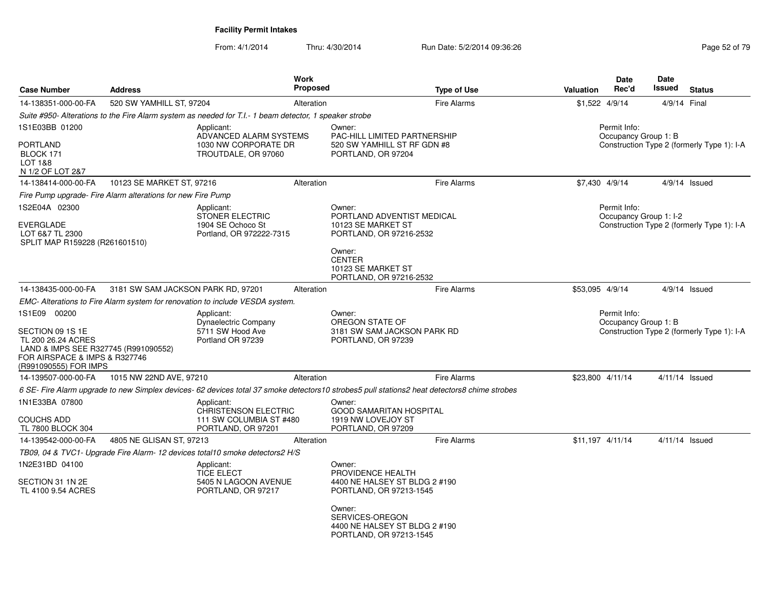# Facility Permit Intakes

From: 4/1/2014 Thru: 4/30/2014 Run Date: 5/2/2014 09:36:26

| Case Number | Address | Work Proposed | Type of Use | Valuation | Date Rec'd | Date Issued | Status |
|---|---|---|---|---|---|---|---|
| 14-138351-000-00-FA | 520 SW YAMHILL ST, 97204 | Alteration | Fire Alarms | $1,522 | 4/9/14 | 4/9/14 | Final |

*Suite #950- Alterations to the Fire Alarm system as needed for T.I.- 1 beam detector, 1 speaker strobe*

1S1E03BB 01200
PORTLAND
BLOCK 171
LOT 1&8
N 1/2 OF LOT 2&7

Applicant:
ADVANCED ALARM SYSTEMS
1030 NW CORPORATE DR
TROUTDALE, OR 97060

Owner:
PAC-HILL LIMITED PARTNERSHIP
520 SW YAMHILL ST RF GDN #8
PORTLAND, OR 97204

Permit Info:
Occupancy Group 1: B
Construction Type 2 (formerly Type 1): I-A

---

| Case Number | Address | Work Proposed | Type of Use | Valuation | Date Rec'd | Date Issued | Status |
|---|---|---|---|---|---|---|---|
| 14-138414-000-00-FA | 10123 SE MARKET ST, 97216 | Alteration | Fire Alarms | $7,430 | 4/9/14 | 4/9/14 | Issued |

*Fire Pump upgrade- Fire Alarm alterations for new Fire Pump*

1S2E04A 02300
EVERGLADE
LOT 6&7 TL 2300
SPLIT MAP R159228 (R261601510)

Applicant:
STONER ELECTRIC
1904 SE Ochoco St
Portland, OR 972222-7315

Owner:
PORTLAND ADVENTIST MEDICAL
10123 SE MARKET ST
PORTLAND, OR 97216-2532

Owner:
CENTER
10123 SE MARKET ST
PORTLAND, OR 97216-2532

Permit Info:
Occupancy Group 1: I-2
Construction Type 2 (formerly Type 1): I-A

---

| Case Number | Address | Work Proposed | Type of Use | Valuation | Date Rec'd | Date Issued | Status |
|---|---|---|---|---|---|---|---|
| 14-138435-000-00-FA | 3181 SW SAM JACKSON PARK RD, 97201 | Alteration | Fire Alarms | $53,095 | 4/9/14 | 4/9/14 | Issued |

*EMC- Alterations to Fire Alarm system for renovation to include VESDA system.*

1S1E09 00200
SECTION 09 1S 1E
TL 200 26.24 ACRES
LAND & IMPS SEE R327745 (R991090552)
FOR AIRSPACE & IMPS & R327746
(R991090555) FOR IMPS

Applicant:
Dynaelectric Company
5711 SW Hood Ave
Portland OR 97239

Owner:
OREGON STATE OF
3181 SW SAM JACKSON PARK RD
PORTLAND, OR 97239

Permit Info:
Occupancy Group 1: B
Construction Type 2 (formerly Type 1): I-A

---

| Case Number | Address | Work Proposed | Type of Use | Valuation | Date Rec'd | Date Issued | Status |
|---|---|---|---|---|---|---|---|
| 14-139507-000-00-FA | 1015 NW 22ND AVE, 97210 | Alteration | Fire Alarms | $23,800 | 4/11/14 | 4/11/14 | Issued |

*6 SE- Fire Alarm upgrade to new Simplex devices- 62 devices total 37 smoke detectors10 strobes5 pull stations2 heat detectors8 chime strobes*

1N1E33BA 07800
COUCHS ADD
TL 7800 BLOCK 304

Applicant:
CHRISTENSON ELECTRIC
111 SW COLUMBIA ST #480
PORTLAND, OR 97201

Owner:
GOOD SAMARITAN HOSPITAL
1919 NW LOVEJOY ST
PORTLAND, OR 97209

---

| Case Number | Address | Work Proposed | Type of Use | Valuation | Date Rec'd | Date Issued | Status |
|---|---|---|---|---|---|---|---|
| 14-139542-000-00-FA | 4805 NE GLISAN ST, 97213 | Alteration | Fire Alarms | $11,197 | 4/11/14 | 4/11/14 | Issued |

*TB09, 04 & TVC1- Upgrade Fire Alarm- 12 devices total10 smoke detectors2 H/S*

1N2E31BD 04100
SECTION 31 1N 2E
TL 4100 9.54 ACRES

Applicant:
TICE ELECT
5405 N LAGOON AVENUE
PORTLAND, OR 97217

Owner:
PROVIDENCE HEALTH
4400 NE HALSEY ST BLDG 2 #190
PORTLAND, OR 97213-1545

Owner:
SERVICES-OREGON
4400 NE HALSEY ST BLDG 2 #190
PORTLAND, OR 97213-1545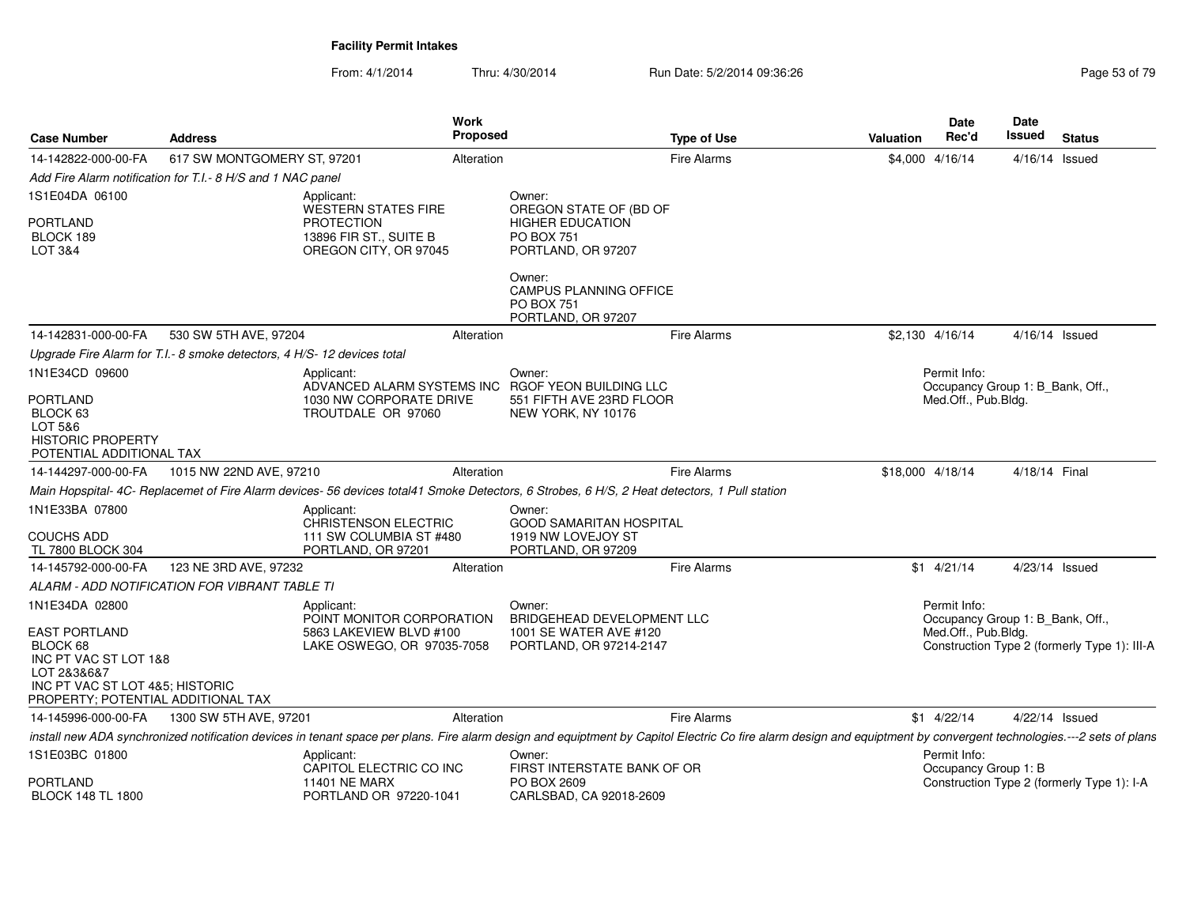**Facility Permit Intakes**

From: 4/1/2014 Thru: 4/30/2014 Run Date: 5/2/2014 09:36:26

| Case Number | Address | Work Proposed | Type of Use | Valuation | Date Rec'd | Date Issued | Status |
|---|---|---|---|---|---|---|---|
| 14-142822-000-00-FA | 617 SW MONTGOMERY ST, 97201 | Alteration | Fire Alarms | $4,000 | 4/16/14 | 4/16/14 | Issued |

*Add Fire Alarm notification for T.I.- 8 H/S and 1 NAC panel*

1S1E04DA 06100
PORTLAND
BLOCK 189
LOT 3&4

Applicant:
WESTERN STATES FIRE PROTECTION
13896 FIR ST., SUITE B
OREGON CITY, OR 97045

Owner:
OREGON STATE OF (BD OF HIGHER EDUCATION
PO BOX 751
PORTLAND, OR 97207

Owner:
CAMPUS PLANNING OFFICE
PO BOX 751
PORTLAND, OR 97207

| Case Number | Address | Work Proposed | Type of Use | Valuation | Date Rec'd | Date Issued | Status |
|---|---|---|---|---|---|---|---|
| 14-142831-000-00-FA | 530 SW 5TH AVE, 97204 | Alteration | Fire Alarms | $2,130 | 4/16/14 | 4/16/14 | Issued |

*Upgrade Fire Alarm for T.I.- 8 smoke detectors, 4 H/S- 12 devices total*

1N1E34CD 09600
PORTLAND
BLOCK 63
LOT 5&6
HISTORIC PROPERTY
POTENTIAL ADDITIONAL TAX

Applicant:
ADVANCED ALARM SYSTEMS INC
1030 NW CORPORATE DRIVE
TROUTDALE OR 97060

Owner:
RGOF YEON BUILDING LLC
551 FIFTH AVE 23RD FLOOR
NEW YORK, NY 10176

Permit Info:
Occupancy Group 1: B_Bank, Off., Med.Off., Pub.Bldg.

| Case Number | Address | Work Proposed | Type of Use | Valuation | Date Rec'd | Date Issued | Status |
|---|---|---|---|---|---|---|---|
| 14-144297-000-00-FA | 1015 NW 22ND AVE, 97210 | Alteration | Fire Alarms | $18,000 | 4/18/14 | 4/18/14 | Final |

*Main Hopspital- 4C- Replacemet of Fire Alarm devices- 56 devices total41 Smoke Detectors, 6 Strobes, 6 H/S, 2 Heat detectors, 1 Pull station*

1N1E33BA 07800
COUCHS ADD
TL 7800 BLOCK 304

Applicant:
CHRISTENSON ELECTRIC
111 SW COLUMBIA ST #480
PORTLAND, OR 97201

Owner:
GOOD SAMARITAN HOSPITAL
1919 NW LOVEJOY ST
PORTLAND, OR 97209

| Case Number | Address | Work Proposed | Type of Use | Valuation | Date Rec'd | Date Issued | Status |
|---|---|---|---|---|---|---|---|
| 14-145792-000-00-FA | 123 NE 3RD AVE, 97232 | Alteration | Fire Alarms | $1 | 4/21/14 | 4/23/14 | Issued |

*ALARM - ADD NOTIFICATION FOR VIBRANT TABLE TI*

1N1E34DA 02800
EAST PORTLAND
BLOCK 68
INC PT VAC ST LOT 1&8
LOT 2&3&6&7
INC PT VAC ST LOT 4&5; HISTORIC PROPERTY; POTENTIAL ADDITIONAL TAX

Applicant:
POINT MONITOR CORPORATION
5863 LAKEVIEW BLVD #100
LAKE OSWEGO, OR 97035-7058

Owner:
BRIDGEHEAD DEVELOPMENT LLC
1001 SE WATER AVE #120
PORTLAND, OR 97214-2147

Permit Info:
Occupancy Group 1: B_Bank, Off., Med.Off., Pub.Bldg.
Construction Type 2 (formerly Type 1): III-A

| Case Number | Address | Work Proposed | Type of Use | Valuation | Date Rec'd | Date Issued | Status |
|---|---|---|---|---|---|---|---|
| 14-145996-000-00-FA | 1300 SW 5TH AVE, 97201 | Alteration | Fire Alarms | $1 | 4/22/14 | 4/22/14 | Issued |

*install new ADA synchronized notification devices in tenant space per plans. Fire alarm design and equiptment by Capitol Electric Co fire alarm design and equiptment by convergent technologies.---2 sets of plans*

1S1E03BC 01800
PORTLAND
BLOCK 148 TL 1800

Applicant:
CAPITOL ELECTRIC CO INC
11401 NE MARX
PORTLAND OR 97220-1041

Owner:
FIRST INTERSTATE BANK OF OR
PO BOX 2609
CARLSBAD, CA 92018-2609

Permit Info:
Occupancy Group 1: B
Construction Type 2 (formerly Type 1): I-A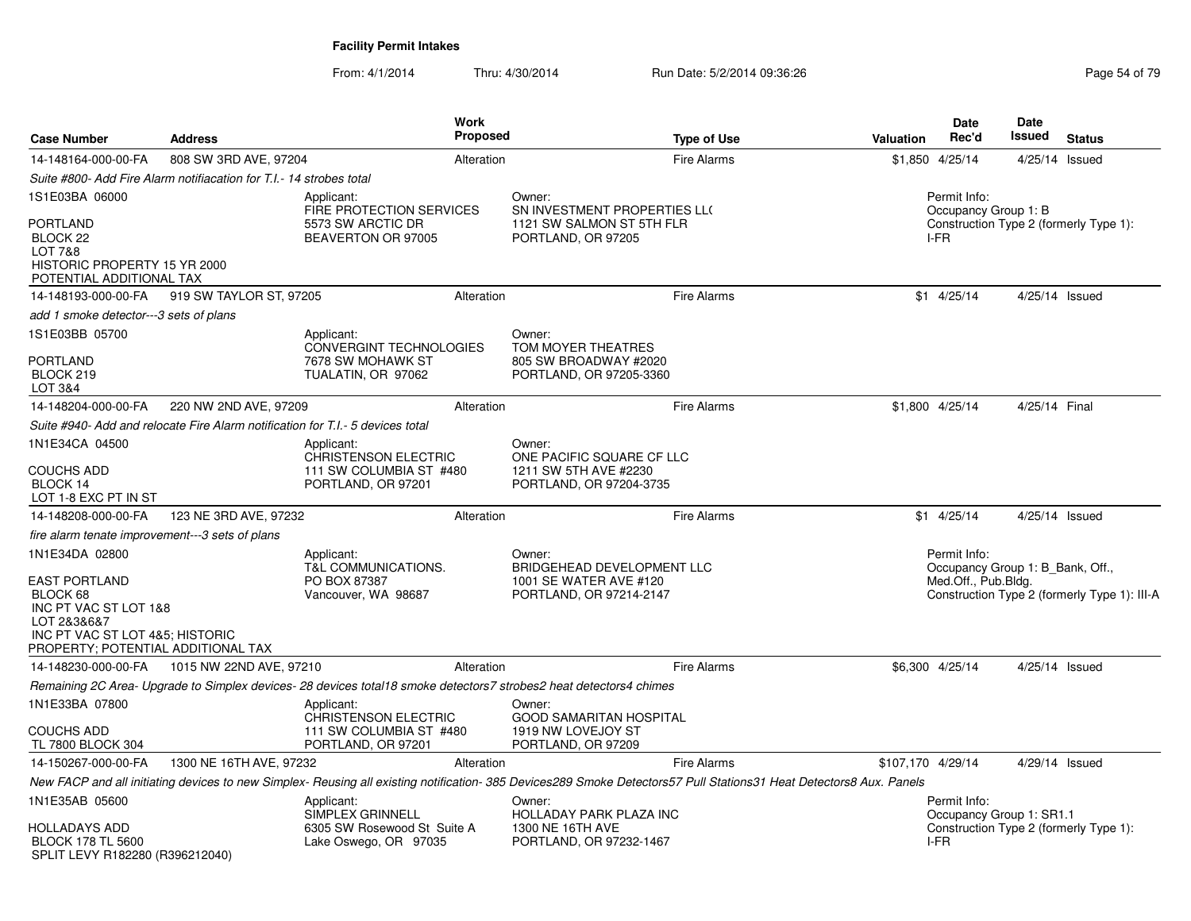# Facility Permit Intakes

From: 4/1/2014 Thru: 4/30/2014 Run Date: 5/2/2014 09:36:26

| Case Number | Address | Work Proposed | Type of Use | Valuation | Date Rec'd | Date Issued | Status |
|---|---|---|---|---|---|---|---|
| 14-148164-000-00-FA | 808 SW 3RD AVE, 97204 | Alteration | Fire Alarms | $1,850 | 4/25/14 | 4/25/14 | Issued |

*Suite #800- Add Fire Alarm notifiacation for T.I.- 14 strobes total*

1S1E03BA 06000

PORTLAND
BLOCK 22
LOT 7&8
HISTORIC PROPERTY 15 YR 2000
POTENTIAL ADDITIONAL TAX

Applicant:
FIRE PROTECTION SERVICES
5573 SW ARCTIC DR
BEAVERTON OR 97005

Owner:
SN INVESTMENT PROPERTIES LL(
1121 SW SALMON ST 5TH FLR
PORTLAND, OR 97205

Permit Info:
Occupancy Group 1: B
Construction Type 2 (formerly Type 1): I-FR

---

| Case Number | Address | Work Proposed | Type of Use | Valuation | Date Rec'd | Date Issued | Status |
|---|---|---|---|---|---|---|---|
| 14-148193-000-00-FA | 919 SW TAYLOR ST, 97205 | Alteration | Fire Alarms | $1 | 4/25/14 | 4/25/14 | Issued |

*add 1 smoke detector---3 sets of plans*

1S1E03BB 05700

PORTLAND
BLOCK 219
LOT 3&4

Applicant:
CONVERGINT TECHNOLOGIES
7678 SW MOHAWK ST
TUALATIN, OR 97062

Owner:
TOM MOYER THEATRES
805 SW BROADWAY #2020
PORTLAND, OR 97205-3360

---

| Case Number | Address | Work Proposed | Type of Use | Valuation | Date Rec'd | Date Issued | Status |
|---|---|---|---|---|---|---|---|
| 14-148204-000-00-FA | 220 NW 2ND AVE, 97209 | Alteration | Fire Alarms | $1,800 | 4/25/14 | 4/25/14 | Final |

*Suite #940- Add and relocate Fire Alarm notification for T.I.- 5 devices total*

1N1E34CA 04500

COUCHS ADD
BLOCK 14
LOT 1-8 EXC PT IN ST

Applicant:
CHRISTENSON ELECTRIC
111 SW COLUMBIA ST #480
PORTLAND, OR 97201

Owner:
ONE PACIFIC SQUARE CF LLC
1211 SW 5TH AVE #2230
PORTLAND, OR 97204-3735

---

| Case Number | Address | Work Proposed | Type of Use | Valuation | Date Rec'd | Date Issued | Status |
|---|---|---|---|---|---|---|---|
| 14-148208-000-00-FA | 123 NE 3RD AVE, 97232 | Alteration | Fire Alarms | $1 | 4/25/14 | 4/25/14 | Issued |

*fire alarm tenate improvement---3 sets of plans*

1N1E34DA 02800

EAST PORTLAND
BLOCK 68
INC PT VAC ST LOT 1&8
LOT 2&3&6&7
INC PT VAC ST LOT 4&5; HISTORIC PROPERTY; POTENTIAL ADDITIONAL TAX

Applicant:
T&L COMMUNICATIONS.
PO BOX 87387
Vancouver, WA 98687

Owner:
BRIDGEHEAD DEVELOPMENT LLC
1001 SE WATER AVE #120
PORTLAND, OR 97214-2147

Permit Info:
Occupancy Group 1: B_Bank, Off., Med.Off., Pub.Bldg.
Construction Type 2 (formerly Type 1): III-A

---

| Case Number | Address | Work Proposed | Type of Use | Valuation | Date Rec'd | Date Issued | Status |
|---|---|---|---|---|---|---|---|
| 14-148230-000-00-FA | 1015 NW 22ND AVE, 97210 | Alteration | Fire Alarms | $6,300 | 4/25/14 | 4/25/14 | Issued |

*Remaining 2C Area- Upgrade to Simplex devices- 28 devices total18 smoke detectors7 strobes2 heat detectors4 chimes*

1N1E33BA 07800

COUCHS ADD
TL 7800 BLOCK 304

Applicant:
CHRISTENSON ELECTRIC
111 SW COLUMBIA ST #480
PORTLAND, OR 97201

Owner:
GOOD SAMARITAN HOSPITAL
1919 NW LOVEJOY ST
PORTLAND, OR 97209

---

| Case Number | Address | Work Proposed | Type of Use | Valuation | Date Rec'd | Date Issued | Status |
|---|---|---|---|---|---|---|---|
| 14-150267-000-00-FA | 1300 NE 16TH AVE, 97232 | Alteration | Fire Alarms | $107,170 | 4/29/14 | 4/29/14 | Issued |

*New FACP and all initiating devices to new Simplex- Reusing all existing notification- 385 Devices289 Smoke Detectors57 Pull Stations31 Heat Detectors8 Aux. Panels*

1N1E35AB 05600

HOLLADAYS ADD
BLOCK 178 TL 5600
SPLIT LEVY R182280 (R396212040)

Applicant:
SIMPLEX GRINNELL
6305 SW Rosewood St Suite A
Lake Oswego, OR 97035

Owner:
HOLLADAY PARK PLAZA INC
1300 NE 16TH AVE
PORTLAND, OR 97232-1467

Permit Info:
Occupancy Group 1: SR1.1
Construction Type 2 (formerly Type 1): I-FR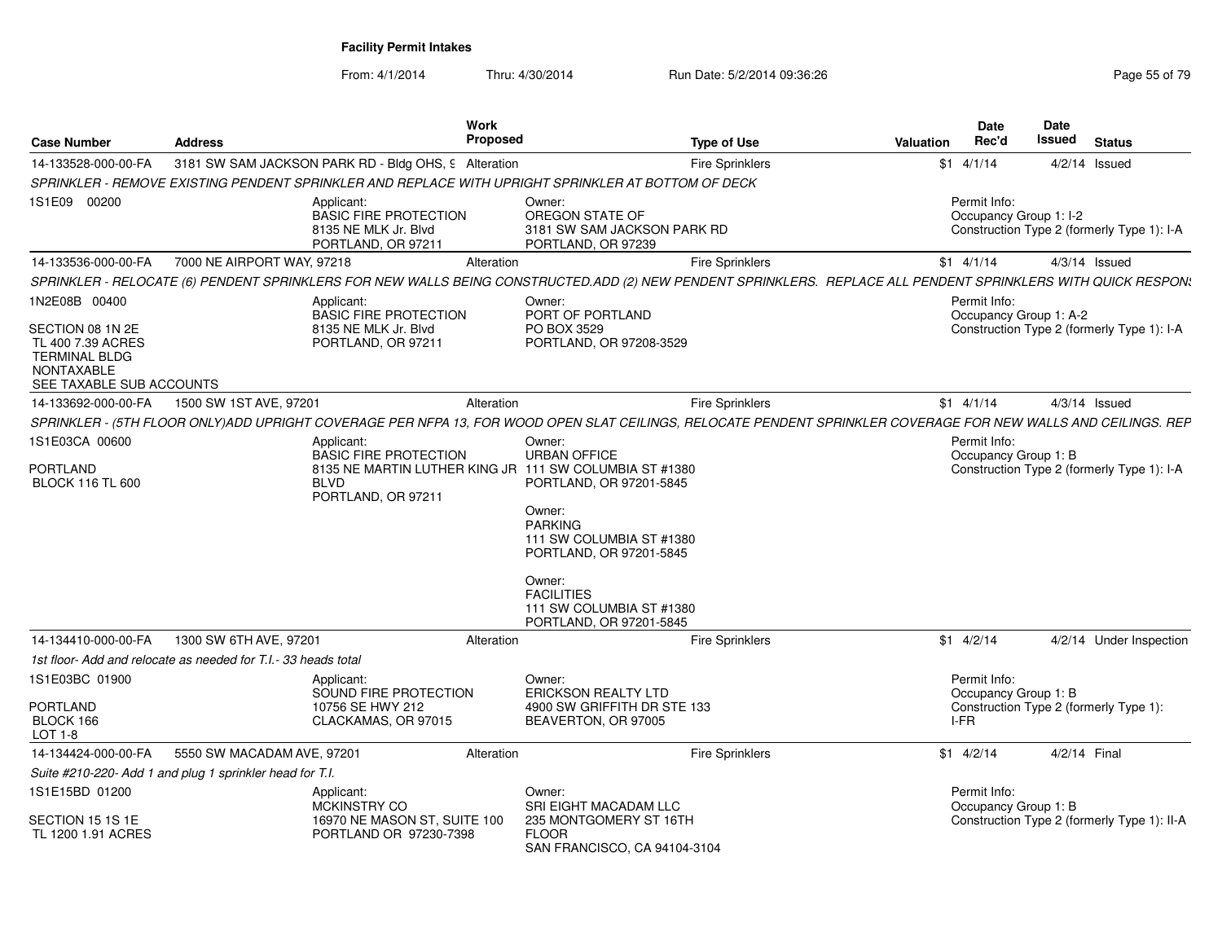# Facility Permit Intakes

From: 4/1/2014 Thru: 4/30/2014 Run Date: 5/2/2014 09:36:26

| Case Number | Address | Work Proposed | Type of Use | Valuation | Date Rec'd | Date Issued | Status |
|---|---|---|---|---|---|---|---|
| 14-133528-000-00-FA | 3181 SW SAM JACKSON PARK RD - Bldg OHS, 9 | Alteration | Fire Sprinklers | $1 | 4/1/14 | 4/2/14 | Issued |

*SPRINKLER - REMOVE EXISTING PENDENT SPRINKLER AND REPLACE WITH UPRIGHT SPRINKLER AT BOTTOM OF DECK*

1S1E09 00200

Applicant: BASIC FIRE PROTECTION, 8135 NE MLK Jr. Blvd, PORTLAND, OR 97211

Owner: OREGON STATE OF, 3181 SW SAM JACKSON PARK RD, PORTLAND, OR 97239

Permit Info: Occupancy Group 1: I-2; Construction Type 2 (formerly Type 1): I-A

| Case Number | Address | Work Proposed | Type of Use | Valuation | Date Rec'd | Date Issued | Status |
|---|---|---|---|---|---|---|---|
| 14-133536-000-00-FA | 7000 NE AIRPORT WAY, 97218 | Alteration | Fire Sprinklers | $1 | 4/1/14 | 4/3/14 | Issued |

*SPRINKLER - RELOCATE (6) PENDENT SPRINKLERS FOR NEW WALLS BEING CONSTRUCTED.ADD (2) NEW PENDENT SPRINKLERS. REPLACE ALL PENDENT SPRINKLERS WITH QUICK RESPONS*

1N2E08B 00400

SECTION 08 1N 2E
TL 400 7.39 ACRES
TERMINAL BLDG
NONTAXABLE
SEE TAXABLE SUB ACCOUNTS

Applicant: BASIC FIRE PROTECTION, 8135 NE MLK Jr. Blvd, PORTLAND, OR 97211

Owner: PORT OF PORTLAND, PO BOX 3529, PORTLAND, OR 97208-3529

Permit Info: Occupancy Group 1: A-2; Construction Type 2 (formerly Type 1): I-A

| Case Number | Address | Work Proposed | Type of Use | Valuation | Date Rec'd | Date Issued | Status |
|---|---|---|---|---|---|---|---|
| 14-133692-000-00-FA | 1500 SW 1ST AVE, 97201 | Alteration | Fire Sprinklers | $1 | 4/1/14 | 4/3/14 | Issued |

*SPRINKLER - (5TH FLOOR ONLY)ADD UPRIGHT COVERAGE PER NFPA 13, FOR WOOD OPEN SLAT CEILINGS, RELOCATE PENDENT SPRINKLER COVERAGE FOR NEW WALLS AND CEILINGS. REP*

1S1E03CA 00600

PORTLAND
BLOCK 116 TL 600

Applicant: BASIC FIRE PROTECTION, 8135 NE MARTIN LUTHER KING JR BLVD, PORTLAND, OR 97211

Owner: URBAN OFFICE, 111 SW COLUMBIA ST #1380, PORTLAND, OR 97201-5845

Owner: PARKING, 111 SW COLUMBIA ST #1380, PORTLAND, OR 97201-5845

Owner: FACILITIES, 111 SW COLUMBIA ST #1380, PORTLAND, OR 97201-5845

Permit Info: Occupancy Group 1: B; Construction Type 2 (formerly Type 1): I-A

| Case Number | Address | Work Proposed | Type of Use | Valuation | Date Rec'd | Date Issued | Status |
|---|---|---|---|---|---|---|---|
| 14-134410-000-00-FA | 1300 SW 6TH AVE, 97201 | Alteration | Fire Sprinklers | $1 | 4/2/14 | 4/2/14 | Under Inspection |

*1st floor- Add and relocate as needed for T.I.- 33 heads total*

1S1E03BC 01900

PORTLAND
BLOCK 166
LOT 1-8

Applicant: SOUND FIRE PROTECTION, 10756 SE HWY 212, CLACKAMAS, OR 97015

Owner: ERICKSON REALTY LTD, 4900 SW GRIFFITH DR STE 133, BEAVERTON, OR 97005

Permit Info: Occupancy Group 1: B; Construction Type 2 (formerly Type 1): I-FR

| Case Number | Address | Work Proposed | Type of Use | Valuation | Date Rec'd | Date Issued | Status |
|---|---|---|---|---|---|---|---|
| 14-134424-000-00-FA | 5550 SW MACADAM AVE, 97201 | Alteration | Fire Sprinklers | $1 | 4/2/14 | 4/2/14 | Final |

*Suite #210-220- Add 1 and plug 1 sprinkler head for T.I.*

1S1E15BD 01200

SECTION 15 1S 1E
TL 1200 1.91 ACRES

Applicant: MCKINSTRY CO, 16970 NE MASON ST, SUITE 100, PORTLAND OR 97230-7398

Owner: SRI EIGHT MACADAM LLC, 235 MONTGOMERY ST 16TH FLOOR, SAN FRANCISCO, CA 94104-3104

Permit Info: Occupancy Group 1: B; Construction Type 2 (formerly Type 1): II-A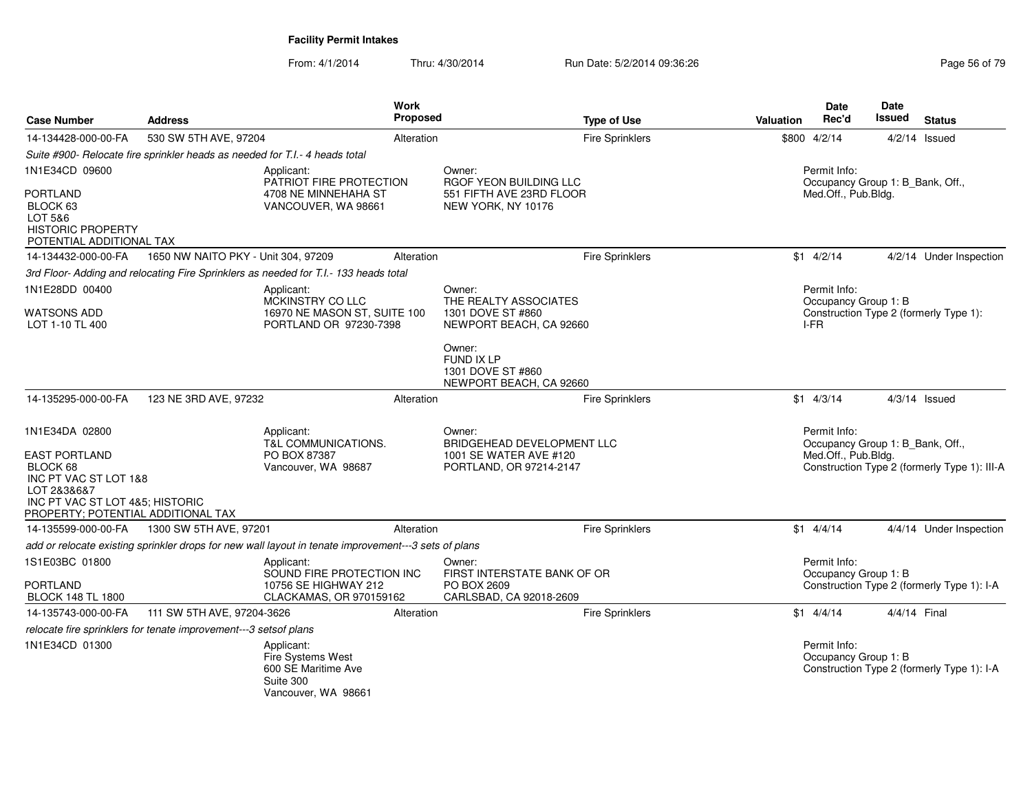**Facility Permit Intakes**

From: 4/1/2014 Thru: 4/30/2014 Run Date: 5/2/2014 09:36:26

| Case Number | Address | Work Proposed | Type of Use | Valuation | Date Rec'd | Date Issued | Status |
|---|---|---|---|---|---|---|---|
| 14-134428-000-00-FA | 530 SW 5TH AVE, 97204 | Alteration | Fire Sprinklers | $800 | 4/2/14 | 4/2/14 | Issued |

*Suite #900- Relocate fire sprinkler heads as needed for T.I.- 4 heads total*

1N1E34CD 09600

PORTLAND
BLOCK 63
LOT 5&6
HISTORIC PROPERTY
POTENTIAL ADDITIONAL TAX

Applicant:
PATRIOT FIRE PROTECTION
4708 NE MINNEHAHA ST
VANCOUVER, WA 98661

Owner:
RGOF YEON BUILDING LLC
551 FIFTH AVE 23RD FLOOR
NEW YORK, NY 10176

Permit Info:
Occupancy Group 1: B_Bank, Off., Med.Off., Pub.Bldg.

| Case Number | Address | Work Proposed | Type of Use | Valuation | Date Rec'd | Date Issued | Status |
|---|---|---|---|---|---|---|---|
| 14-134432-000-00-FA | 1650 NW NAITO PKY - Unit 304, 97209 | Alteration | Fire Sprinklers | $1 | 4/2/14 | 4/2/14 | Under Inspection |

*3rd Floor- Adding and relocating Fire Sprinklers as needed for T.I.- 133 heads total*

1N1E28DD 00400

WATSONS ADD
LOT 1-10 TL 400

Applicant:
MCKINSTRY CO LLC
16970 NE MASON ST, SUITE 100
PORTLAND OR 97230-7398

Owner:
THE REALTY ASSOCIATES
1301 DOVE ST #860
NEWPORT BEACH, CA 92660

Owner:
FUND IX LP
1301 DOVE ST #860
NEWPORT BEACH, CA 92660

Permit Info:
Occupancy Group 1: B
Construction Type 2 (formerly Type 1): I-FR

| Case Number | Address | Work Proposed | Type of Use | Valuation | Date Rec'd | Date Issued | Status |
|---|---|---|---|---|---|---|---|
| 14-135295-000-00-FA | 123 NE 3RD AVE, 97232 | Alteration | Fire Sprinklers | $1 | 4/3/14 | 4/3/14 | Issued |

1N1E34DA 02800

EAST PORTLAND
BLOCK 68
INC PT VAC ST LOT 1&8
LOT 2&3&6&7
INC PT VAC ST LOT 4&5; HISTORIC PROPERTY; POTENTIAL ADDITIONAL TAX

Applicant:
T&L COMMUNICATIONS.
PO BOX 87387
Vancouver, WA 98687

Owner:
BRIDGEHEAD DEVELOPMENT LLC
1001 SE WATER AVE #120
PORTLAND, OR 97214-2147

Permit Info:
Occupancy Group 1: B_Bank, Off., Med.Off., Pub.Bldg.
Construction Type 2 (formerly Type 1): III-A

| Case Number | Address | Work Proposed | Type of Use | Valuation | Date Rec'd | Date Issued | Status |
|---|---|---|---|---|---|---|---|
| 14-135599-000-00-FA | 1300 SW 5TH AVE, 97201 | Alteration | Fire Sprinklers | $1 | 4/4/14 | 4/4/14 | Under Inspection |

*add or relocate existing sprinkler drops for new wall layout in tenate improvement---3 sets of plans*

1S1E03BC 01800

PORTLAND
BLOCK 148 TL 1800

Applicant:
SOUND FIRE PROTECTION INC
10756 SE HIGHWAY 212
CLACKAMAS, OR 970159162

Owner:
FIRST INTERSTATE BANK OF OR
PO BOX 2609
CARLSBAD, CA 92018-2609

Permit Info:
Occupancy Group 1: B
Construction Type 2 (formerly Type 1): I-A

| Case Number | Address | Work Proposed | Type of Use | Valuation | Date Rec'd | Date Issued | Status |
|---|---|---|---|---|---|---|---|
| 14-135743-000-00-FA | 111 SW 5TH AVE, 97204-3626 | Alteration | Fire Sprinklers | $1 | 4/4/14 | 4/4/14 | Final |

*relocate fire sprinklers for tenate improvement---3 setsof plans*

1N1E34CD 01300

Applicant:
Fire Systems West
600 SE Maritime Ave
Suite 300
Vancouver, WA 98661

Permit Info:
Occupancy Group 1: B
Construction Type 2 (formerly Type 1): I-A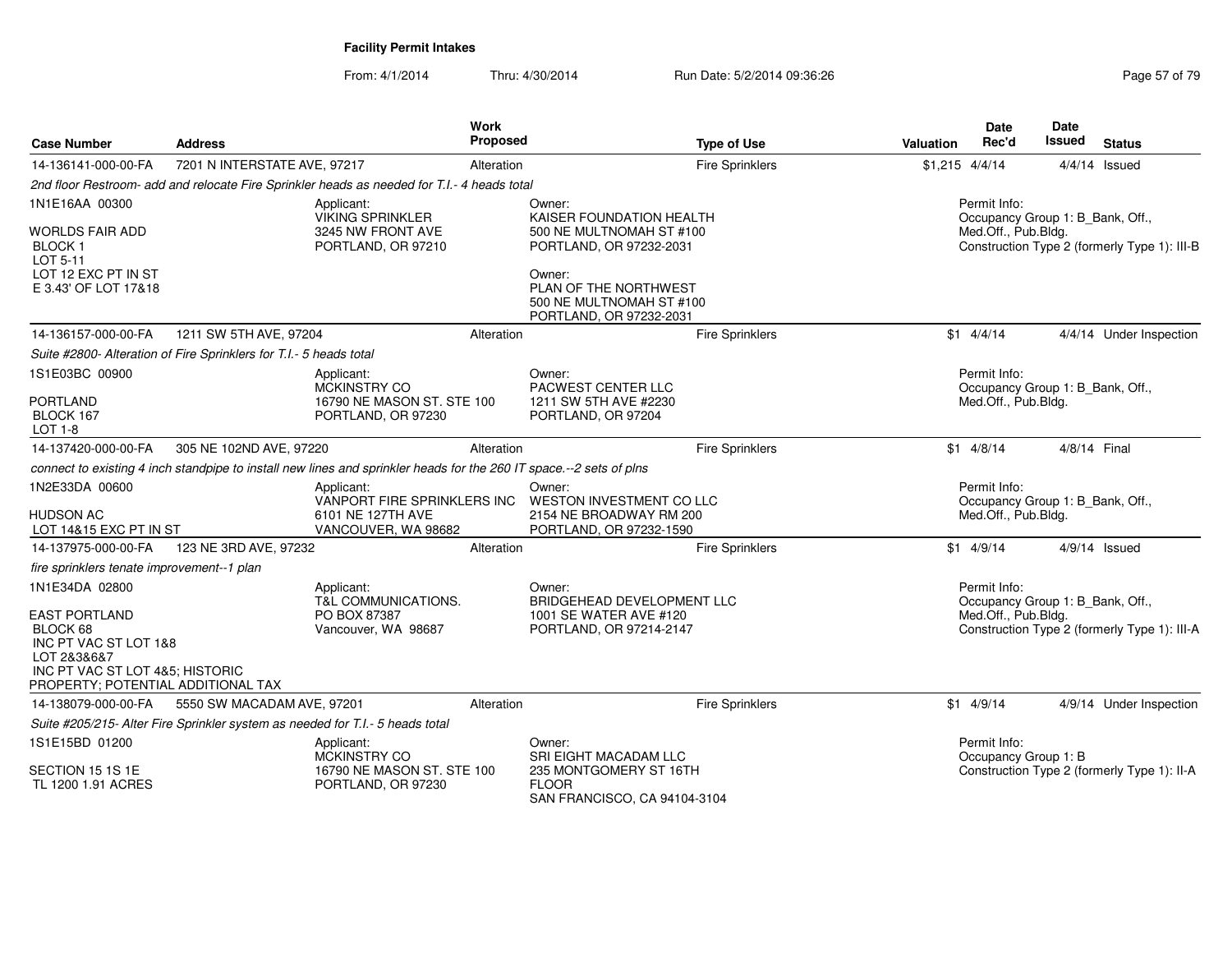**Facility Permit Intakes**

From: 4/1/2014 Thru: 4/30/2014 Run Date: 5/2/2014 09:36:26

| Case Number | Address | Work Proposed | Type of Use | Valuation | Date Rec'd | Date Issued | Status |
|---|---|---|---|---|---|---|---|
| 14-136141-000-00-FA | 7201 N INTERSTATE AVE, 97217 | Alteration | Fire Sprinklers | $1,215 | 4/4/14 | 4/4/14 | Issued |

*2nd floor Restroom- add and relocate Fire Sprinkler heads as needed for T.I.- 4 heads total*

1N1E16AA 00300

WORLDS FAIR ADD
BLOCK 1
LOT 5-11
LOT 12 EXC PT IN ST
E 3.43' OF LOT 17&18

Applicant:
VIKING SPRINKLER
3245 NW FRONT AVE
PORTLAND, OR 97210

Owner:
KAISER FOUNDATION HEALTH
500 NE MULTNOMAH ST #100
PORTLAND, OR 97232-2031

Owner:
PLAN OF THE NORTHWEST
500 NE MULTNOMAH ST #100
PORTLAND, OR 97232-2031

Permit Info:
Occupancy Group 1: B_Bank, Off., Med.Off., Pub.Bldg.
Construction Type 2 (formerly Type 1): III-B

| Case Number | Address | Work Proposed | Type of Use | Valuation | Date Rec'd | Date Issued | Status |
|---|---|---|---|---|---|---|---|
| 14-136157-000-00-FA | 1211 SW 5TH AVE, 97204 | Alteration | Fire Sprinklers | $1 | 4/4/14 | 4/4/14 | Under Inspection |

*Suite #2800- Alteration of Fire Sprinklers for T.I.- 5 heads total*

1S1E03BC 00900

PORTLAND
BLOCK 167
LOT 1-8

Applicant:
MCKINSTRY CO
16790 NE MASON ST. STE 100
PORTLAND, OR 97230

Owner:
PACWEST CENTER LLC
1211 SW 5TH AVE #2230
PORTLAND, OR 97204

Permit Info:
Occupancy Group 1: B_Bank, Off., Med.Off., Pub.Bldg.

| Case Number | Address | Work Proposed | Type of Use | Valuation | Date Rec'd | Date Issued | Status |
|---|---|---|---|---|---|---|---|
| 14-137420-000-00-FA | 305 NE 102ND AVE, 97220 | Alteration | Fire Sprinklers | $1 | 4/8/14 | 4/8/14 | Final |

*connect to existing 4 inch standpipe to install new lines and sprinkler heads for the 260 IT space.--2 sets of plns*

1N2E33DA 00600

HUDSON AC
LOT 14&15 EXC PT IN ST

Applicant:
VANPORT FIRE SPRINKLERS INC
6101 NE 127TH AVE
VANCOUVER, WA 98682

Owner:
WESTON INVESTMENT CO LLC
2154 NE BROADWAY RM 200
PORTLAND, OR 97232-1590

Permit Info:
Occupancy Group 1: B_Bank, Off., Med.Off., Pub.Bldg.

| Case Number | Address | Work Proposed | Type of Use | Valuation | Date Rec'd | Date Issued | Status |
|---|---|---|---|---|---|---|---|
| 14-137975-000-00-FA | 123 NE 3RD AVE, 97232 | Alteration | Fire Sprinklers | $1 | 4/9/14 | 4/9/14 | Issued |

*fire sprinklers tenate improvement--1 plan*

1N1E34DA 02800

EAST PORTLAND
BLOCK 68
INC PT VAC ST LOT 1&8
LOT 2&3&6&7
INC PT VAC ST LOT 4&5; HISTORIC PROPERTY; POTENTIAL ADDITIONAL TAX

Applicant:
T&L COMMUNICATIONS.
PO BOX 87387
Vancouver, WA 98687

Owner:
BRIDGEHEAD DEVELOPMENT LLC
1001 SE WATER AVE #120
PORTLAND, OR 97214-2147

Permit Info:
Occupancy Group 1: B_Bank, Off., Med.Off., Pub.Bldg.
Construction Type 2 (formerly Type 1): III-A

| Case Number | Address | Work Proposed | Type of Use | Valuation | Date Rec'd | Date Issued | Status |
|---|---|---|---|---|---|---|---|
| 14-138079-000-00-FA | 5550 SW MACADAM AVE, 97201 | Alteration | Fire Sprinklers | $1 | 4/9/14 | 4/9/14 | Under Inspection |

*Suite #205/215- Alter Fire Sprinkler system as needed for T.I.- 5 heads total*

1S1E15BD 01200

SECTION 15 1S 1E
TL 1200 1.91 ACRES

Applicant:
MCKINSTRY CO
16790 NE MASON ST. STE 100
PORTLAND, OR 97230

Owner:
SRI EIGHT MACADAM LLC
235 MONTGOMERY ST 16TH FLOOR
SAN FRANCISCO, CA 94104-3104

Permit Info:
Occupancy Group 1: B
Construction Type 2 (formerly Type 1): II-A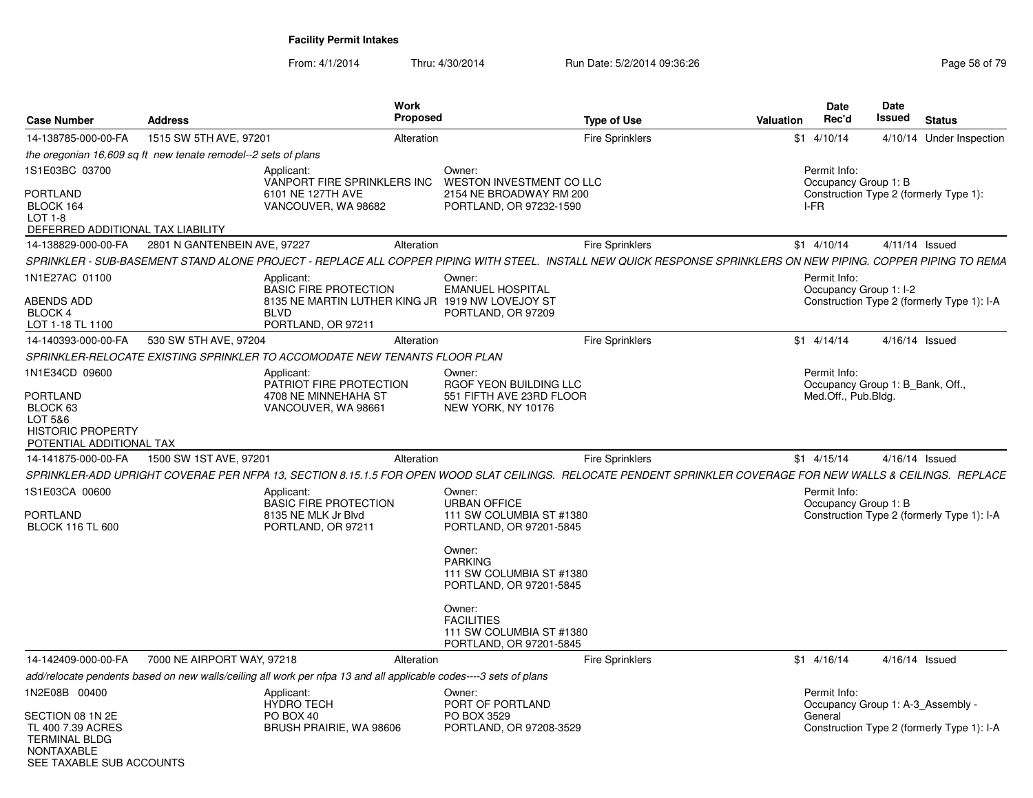**Facility Permit Intakes**

From: 4/1/2014 Thru: 4/30/2014 Run Date: 5/2/2014 09:36:26

| Case Number | Address | Work Proposed | Type of Use | Valuation | Date Rec'd | Date Issued | Status |
|---|---|---|---|---|---|---|---|
| 14-138785-000-00-FA | 1515 SW 5TH AVE, 97201 | Alteration | Fire Sprinklers | $1 | 4/10/14 | 4/10/14 | Under Inspection |

*the oregonian 16,609 sq ft new tenate remodel--2 sets of plans*

1S1E03BC 03700

PORTLAND
BLOCK 164
LOT 1-8
DEFERRED ADDITIONAL TAX LIABILITY

Applicant:
VANPORT FIRE SPRINKLERS INC
6101 NE 127TH AVE
VANCOUVER, WA 98682

Owner:
WESTON INVESTMENT CO LLC
2154 NE BROADWAY RM 200
PORTLAND, OR 97232-1590

Permit Info:
Occupancy Group 1: B
Construction Type 2 (formerly Type 1): I-FR

| Case Number | Address | Work Proposed | Type of Use | Valuation | Date Rec'd | Date Issued | Status |
|---|---|---|---|---|---|---|---|
| 14-138829-000-00-FA | 2801 N GANTENBEIN AVE, 97227 | Alteration | Fire Sprinklers | $1 | 4/10/14 | 4/11/14 | Issued |

*SPRINKLER - SUB-BASEMENT STAND ALONE PROJECT - REPLACE ALL COPPER PIPING WITH STEEL. INSTALL NEW QUICK RESPONSE SPRINKLERS ON NEW PIPING. COPPER PIPING TO REMA*

1N1E27AC 01100

ABENDS ADD
BLOCK 4
LOT 1-18 TL 1100

Applicant:
BASIC FIRE PROTECTION
8135 NE MARTIN LUTHER KING JR BLVD
PORTLAND, OR 97211

Owner:
EMANUEL HOSPITAL
1919 NW LOVEJOY ST
PORTLAND, OR 97209

Permit Info:
Occupancy Group 1: I-2
Construction Type 2 (formerly Type 1): I-A

| Case Number | Address | Work Proposed | Type of Use | Valuation | Date Rec'd | Date Issued | Status |
|---|---|---|---|---|---|---|---|
| 14-140393-000-00-FA | 530 SW 5TH AVE, 97204 | Alteration | Fire Sprinklers | $1 | 4/14/14 | 4/16/14 | Issued |

*SPRINKLER-RELOCATE EXISTING SPRINKLER TO ACCOMODATE NEW TENANTS FLOOR PLAN*

1N1E34CD 09600

PORTLAND
BLOCK 63
LOT 5&6
HISTORIC PROPERTY
POTENTIAL ADDITIONAL TAX

Applicant:
PATRIOT FIRE PROTECTION
4708 NE MINNEHAHA ST
VANCOUVER, WA 98661

Owner:
RGOF YEON BUILDING LLC
551 FIFTH AVE 23RD FLOOR
NEW YORK, NY 10176

Permit Info:
Occupancy Group 1: B_Bank, Off., Med.Off., Pub.Bldg.

| Case Number | Address | Work Proposed | Type of Use | Valuation | Date Rec'd | Date Issued | Status |
|---|---|---|---|---|---|---|---|
| 14-141875-000-00-FA | 1500 SW 1ST AVE, 97201 | Alteration | Fire Sprinklers | $1 | 4/15/14 | 4/16/14 | Issued |

*SPRINKLER-ADD UPRIGHT COVERAE PER NFPA 13, SECTION 8.15.1.5 FOR OPEN WOOD SLAT CEILINGS. RELOCATE PENDENT SPRINKLER COVERAGE FOR NEW WALLS & CEILINGS. REPLACE*

1S1E03CA 00600

PORTLAND
BLOCK 116 TL 600

Applicant:
BASIC FIRE PROTECTION
8135 NE MLK Jr Blvd
PORTLAND, OR 97211

Owner:
URBAN OFFICE
111 SW COLUMBIA ST #1380
PORTLAND, OR 97201-5845

Owner:
PARKING
111 SW COLUMBIA ST #1380
PORTLAND, OR 97201-5845

Owner:
FACILITIES
111 SW COLUMBIA ST #1380
PORTLAND, OR 97201-5845

Permit Info:
Occupancy Group 1: B
Construction Type 2 (formerly Type 1): I-A

| Case Number | Address | Work Proposed | Type of Use | Valuation | Date Rec'd | Date Issued | Status |
|---|---|---|---|---|---|---|---|
| 14-142409-000-00-FA | 7000 NE AIRPORT WAY, 97218 | Alteration | Fire Sprinklers | $1 | 4/16/14 | 4/16/14 | Issued |

*add/relocate pendents based on new walls/ceiling all work per nfpa 13 and all applicable codes----3 sets of plans*

1N2E08B 00400

SECTION 08 1N 2E
TL 400 7.39 ACRES
TERMINAL BLDG
NONTAXABLE
SEE TAXABLE SUB ACCOUNTS

Applicant:
HYDRO TECH
PO BOX 40
BRUSH PRAIRIE, WA 98606

Owner:
PORT OF PORTLAND
PO BOX 3529
PORTLAND, OR 97208-3529

Permit Info:
Occupancy Group 1: A-3_Assembly - General
Construction Type 2 (formerly Type 1): I-A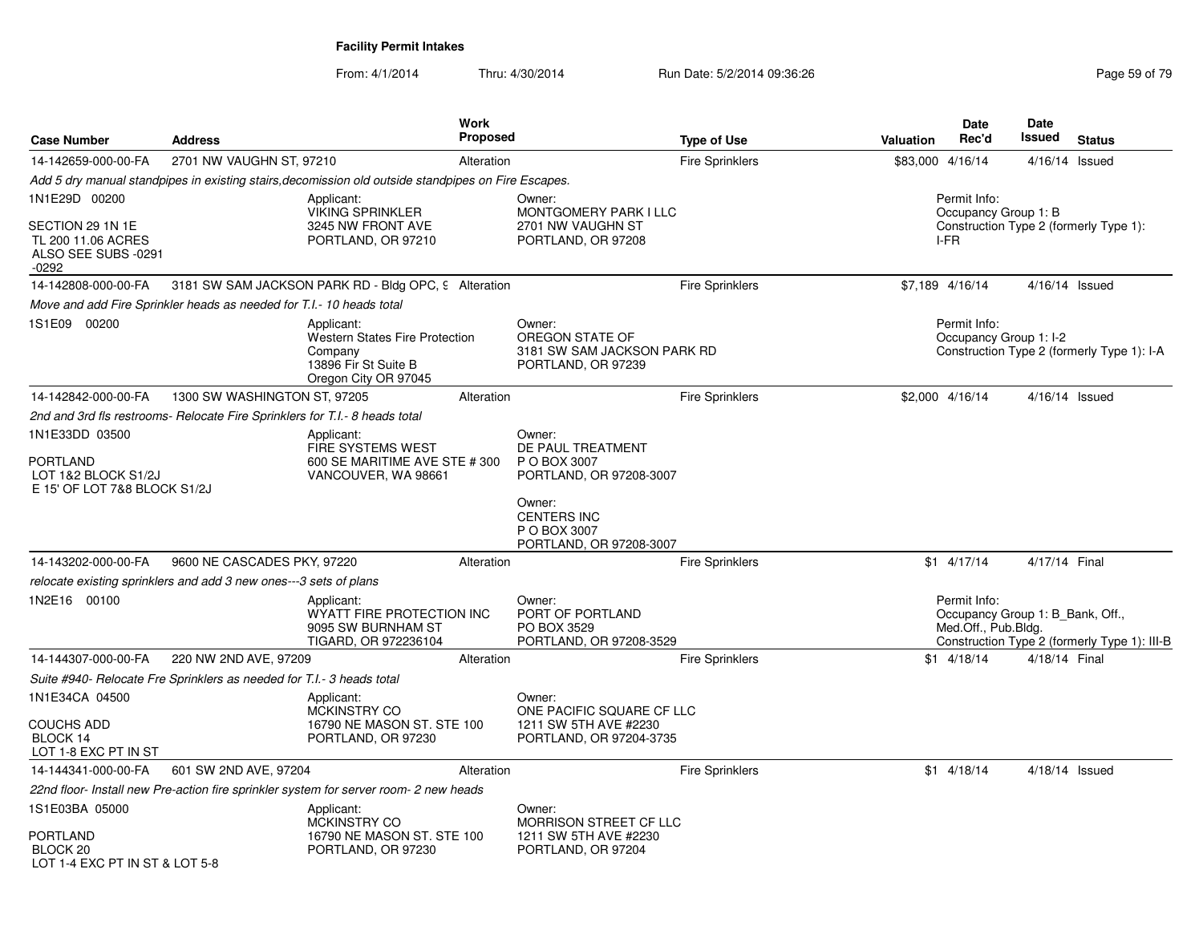**Facility Permit Intakes**

From: 4/1/2014 Thru: 4/30/2014 Run Date: 5/2/2014 09:36:26

| Case Number | Address | Work Proposed | Type of Use | Valuation | Date Rec'd | Date Issued | Status |
|---|---|---|---|---|---|---|---|
| 14-142659-000-00-FA | 2701 NW VAUGHN ST, 97210 | Alteration | Fire Sprinklers | $83,000 | 4/16/14 | 4/16/14 | Issued |

*Add 5 dry manual standpipes in existing stairs,decomission old outside standpipes on Fire Escapes.*

1N1E29D 00200

SECTION 29 1N 1E
TL 200 11.06 ACRES
ALSO SEE SUBS -0291
-0292

Applicant:
VIKING SPRINKLER
3245 NW FRONT AVE
PORTLAND, OR 97210

Owner:
MONTGOMERY PARK I LLC
2701 NW VAUGHN ST
PORTLAND, OR 97208

Permit Info:
Occupancy Group 1: B
Construction Type 2 (formerly Type 1): I-FR

| Case Number | Address | Work Proposed | Type of Use | Valuation | Date Rec'd | Date Issued | Status |
|---|---|---|---|---|---|---|---|
| 14-142808-000-00-FA | 3181 SW SAM JACKSON PARK RD - Bldg OPC, 9 | Alteration | Fire Sprinklers | $7,189 | 4/16/14 | 4/16/14 | Issued |

*Move and add Fire Sprinkler heads as needed for T.I.- 10 heads total*

1S1E09 00200

Applicant:
Western States Fire Protection Company
13896 Fir St Suite B
Oregon City OR 97045

Owner:
OREGON STATE OF
3181 SW SAM JACKSON PARK RD
PORTLAND, OR 97239

Permit Info:
Occupancy Group 1: I-2
Construction Type 2 (formerly Type 1): I-A

| Case Number | Address | Work Proposed | Type of Use | Valuation | Date Rec'd | Date Issued | Status |
|---|---|---|---|---|---|---|---|
| 14-142842-000-00-FA | 1300 SW WASHINGTON ST, 97205 | Alteration | Fire Sprinklers | $2,000 | 4/16/14 | 4/16/14 | Issued |

*2nd and 3rd fls restrooms- Relocate Fire Sprinklers for T.I.- 8 heads total*

1N1E33DD 03500

PORTLAND
LOT 1&2 BLOCK S1/2J
E 15' OF LOT 7&8 BLOCK S1/2J

Applicant:
FIRE SYSTEMS WEST
600 SE MARITIME AVE STE # 300
VANCOUVER, WA 98661

Owner:
DE PAUL TREATMENT
P O BOX 3007
PORTLAND, OR 97208-3007

Owner:
CENTERS INC
P O BOX 3007
PORTLAND, OR 97208-3007

| Case Number | Address | Work Proposed | Type of Use | Valuation | Date Rec'd | Date Issued | Status |
|---|---|---|---|---|---|---|---|
| 14-143202-000-00-FA | 9600 NE CASCADES PKY, 97220 | Alteration | Fire Sprinklers | $1 | 4/17/14 | 4/17/14 | Final |

*relocate existing sprinklers and add 3 new ones---3 sets of plans*

1N2E16 00100

Applicant:
WYATT FIRE PROTECTION INC
9095 SW BURNHAM ST
TIGARD, OR 972236104

Owner:
PORT OF PORTLAND
PO BOX 3529
PORTLAND, OR 97208-3529

Permit Info:
Occupancy Group 1: B_Bank, Off., Med.Off., Pub.Bldg.
Construction Type 2 (formerly Type 1): III-B

| Case Number | Address | Work Proposed | Type of Use | Valuation | Date Rec'd | Date Issued | Status |
|---|---|---|---|---|---|---|---|
| 14-144307-000-00-FA | 220 NW 2ND AVE, 97209 | Alteration | Fire Sprinklers | $1 | 4/18/14 | 4/18/14 | Final |

*Suite #940- Relocate Fre Sprinklers as needed for T.I.- 3 heads total*

1N1E34CA 04500

COUCHS ADD
BLOCK 14
LOT 1-8 EXC PT IN ST

Applicant:
MCKINSTRY CO
16790 NE MASON ST. STE 100
PORTLAND, OR 97230

Owner:
ONE PACIFIC SQUARE CF LLC
1211 SW 5TH AVE #2230
PORTLAND, OR 97204-3735

| Case Number | Address | Work Proposed | Type of Use | Valuation | Date Rec'd | Date Issued | Status |
|---|---|---|---|---|---|---|---|
| 14-144341-000-00-FA | 601 SW 2ND AVE, 97204 | Alteration | Fire Sprinklers | $1 | 4/18/14 | 4/18/14 | Issued |

*22nd floor- Install new Pre-action fire sprinkler system for server room- 2 new heads*

1S1E03BA 05000

PORTLAND
BLOCK 20
LOT 1-4 EXC PT IN ST & LOT 5-8

Applicant:
MCKINSTRY CO
16790 NE MASON ST. STE 100
PORTLAND, OR 97230

Owner:
MORRISON STREET CF LLC
1211 SW 5TH AVE #2230
PORTLAND, OR 97204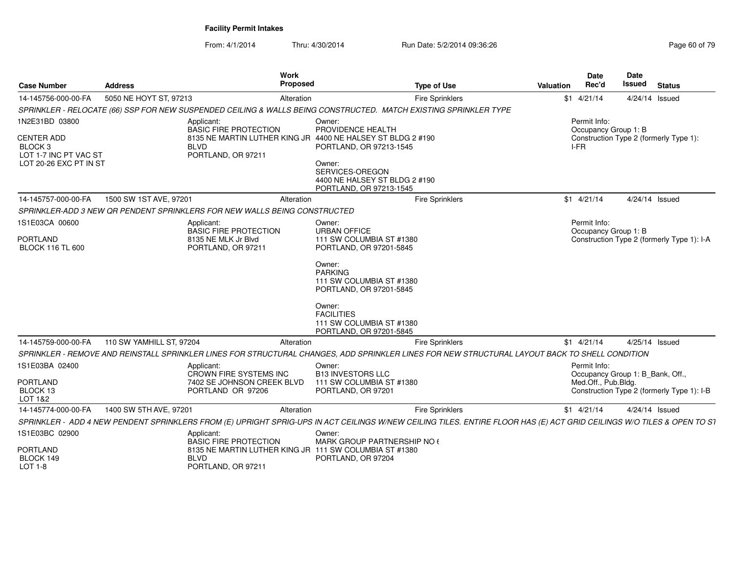**Facility Permit Intakes**

From: 4/1/2014 Thru: 4/30/2014 Run Date: 5/2/2014 09:36:26

| Case Number | Address | Work Proposed | Type of Use | Valuation | Date Rec'd | Date Issued | Status |
|---|---|---|---|---|---|---|---|
| 14-145756-000-00-FA | 5050 NE HOYT ST, 97213 | Alteration | Fire Sprinklers | $1 | 4/21/14 | 4/24/14 | Issued |

*SPRINKLER - RELOCATE (66) SSP FOR NEW SUSPENDED CEILING & WALLS BEING CONSTRUCTED. MATCH EXISTING SPRINKLER TYPE*

1N2E31BD 03800
CENTER ADD
BLOCK 3
LOT 1-7 INC PT VAC ST
LOT 20-26 EXC PT IN ST

Applicant:
BASIC FIRE PROTECTION
8135 NE MARTIN LUTHER KING JR BLVD
PORTLAND, OR 97211

Owner:
PROVIDENCE HEALTH
4400 NE HALSEY ST BLDG 2 #190
PORTLAND, OR 97213-1545

Owner:
SERVICES-OREGON
4400 NE HALSEY ST BLDG 2 #190
PORTLAND, OR 97213-1545

Permit Info:
Occupancy Group 1: B
Construction Type 2 (formerly Type 1): I-FR

| Case Number | Address | Work Proposed | Type of Use | Valuation | Date Rec'd | Date Issued | Status |
|---|---|---|---|---|---|---|---|
| 14-145757-000-00-FA | 1500 SW 1ST AVE, 97201 | Alteration | Fire Sprinklers | $1 | 4/21/14 | 4/24/14 | Issued |

*SPRINKLER-ADD 3 NEW QR PENDENT SPRINKLERS FOR NEW WALLS BEING CONSTRUCTED*

1S1E03CA 00600
PORTLAND
BLOCK 116 TL 600

Applicant:
BASIC FIRE PROTECTION
8135 NE MLK Jr Blvd
PORTLAND, OR 97211

Owner:
URBAN OFFICE
111 SW COLUMBIA ST #1380
PORTLAND, OR 97201-5845

Owner:
PARKING
111 SW COLUMBIA ST #1380
PORTLAND, OR 97201-5845

Owner:
FACILITIES
111 SW COLUMBIA ST #1380
PORTLAND, OR 97201-5845

Permit Info:
Occupancy Group 1: B
Construction Type 2 (formerly Type 1): I-A

| Case Number | Address | Work Proposed | Type of Use | Valuation | Date Rec'd | Date Issued | Status |
|---|---|---|---|---|---|---|---|
| 14-145759-000-00-FA | 110 SW YAMHILL ST, 97204 | Alteration | Fire Sprinklers | $1 | 4/21/14 | 4/25/14 | Issued |

*SPRINKLER - REMOVE AND REINSTALL SPRINKLER LINES FOR STRUCTURAL CHANGES, ADD SPRINKLER LINES FOR NEW STRUCTURAL LAYOUT BACK TO SHELL CONDITION*

1S1E03BA 02400
PORTLAND
BLOCK 13
LOT 1&2

Applicant:
CROWN FIRE SYSTEMS INC
7402 SE JOHNSON CREEK BLVD
PORTLAND OR 97206

Owner:
B13 INVESTORS LLC
111 SW COLUMBIA ST #1380
PORTLAND, OR 97201

Permit Info:
Occupancy Group 1: B_Bank, Off., Med.Off., Pub.Bldg.
Construction Type 2 (formerly Type 1): I-B

| Case Number | Address | Work Proposed | Type of Use | Valuation | Date Rec'd | Date Issued | Status |
|---|---|---|---|---|---|---|---|
| 14-145774-000-00-FA | 1400 SW 5TH AVE, 97201 | Alteration | Fire Sprinklers | $1 | 4/21/14 | 4/24/14 | Issued |

*SPRINKLER - ADD 4 NEW PENDENT SPRINKLERS FROM (E) UPRIGHT SPRIG-UPS IN ACT CEILINGS W/NEW CEILING TILES. ENTIRE FLOOR HAS (E) ACT GRID CEILINGS W/O TILES & OPEN TO ST*

1S1E03BC 02900
PORTLAND
BLOCK 149
LOT 1-8

Applicant:
BASIC FIRE PROTECTION
8135 NE MARTIN LUTHER KING JR BLVD
PORTLAND, OR 97211

Owner:
MARK GROUP PARTNERSHIP NO 6
111 SW COLUMBIA ST #1380
PORTLAND, OR 97204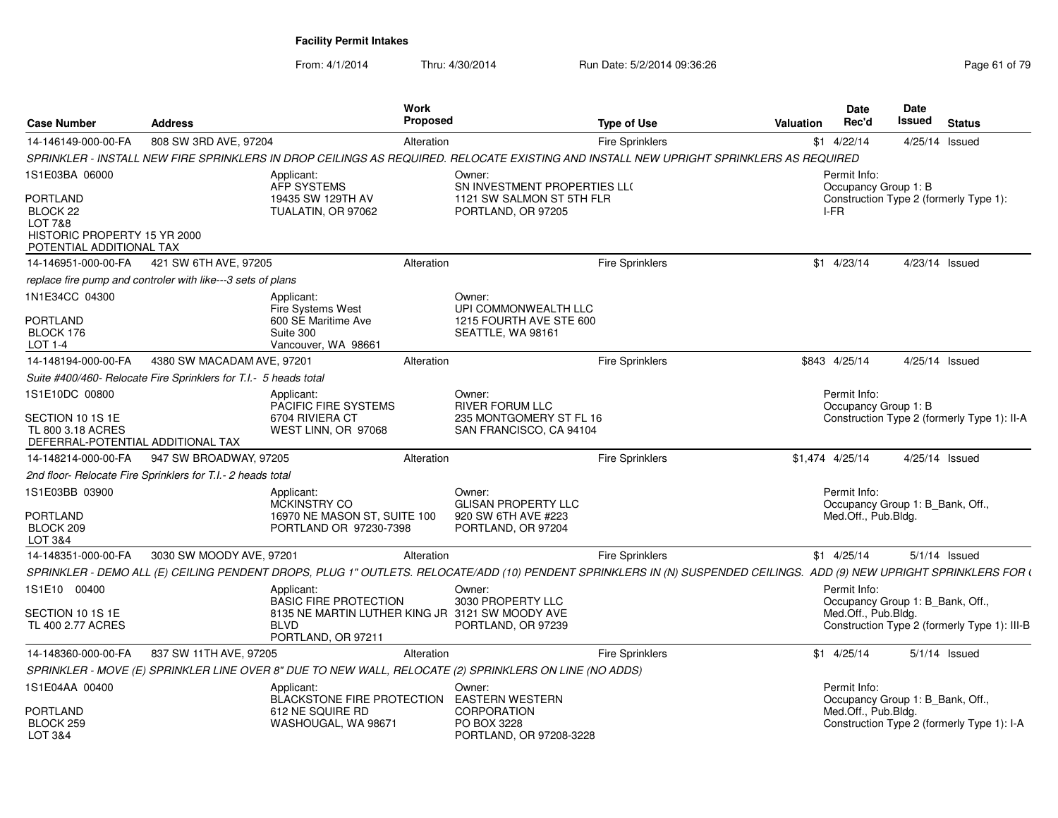**Facility Permit Intakes**

From: 4/1/2014 Thru: 4/30/2014 Run Date: 5/2/2014 09:36:26

| Case Number | Address | Work Proposed | Type of Use | Valuation | Date Rec'd | Date Issued | Status |
|---|---|---|---|---|---|---|---|
| 14-146149-000-00-FA | 808 SW 3RD AVE, 97204 | Alteration | Fire Sprinklers | $1 | 4/22/14 | 4/25/14 | Issued |

*SPRINKLER - INSTALL NEW FIRE SPRINKLERS IN DROP CEILINGS AS REQUIRED. RELOCATE EXISTING AND INSTALL NEW UPRIGHT SPRINKLERS AS REQUIRED*

1S1E03BA 06000
PORTLAND
BLOCK 22
LOT 7&8
HISTORIC PROPERTY 15 YR 2000
POTENTIAL ADDITIONAL TAX

Applicant:
AFP SYSTEMS
19435 SW 129TH AV
TUALATIN, OR 97062

Owner:
SN INVESTMENT PROPERTIES LL(
1121 SW SALMON ST 5TH FLR
PORTLAND, OR 97205

Permit Info:
Occupancy Group 1: B
Construction Type 2 (formerly Type 1): I-FR

---

| Case Number | Address | Work Proposed | Type of Use | Valuation | Date Rec'd | Date Issued | Status |
|---|---|---|---|---|---|---|---|
| 14-146951-000-00-FA | 421 SW 6TH AVE, 97205 | Alteration | Fire Sprinklers | $1 | 4/23/14 | 4/23/14 | Issued |

*replace fire pump and controler with like---3 sets of plans*

1N1E34CC 04300
PORTLAND
BLOCK 176
LOT 1-4

Applicant:
Fire Systems West
600 SE Maritime Ave
Suite 300
Vancouver, WA 98661

Owner:
UPI COMMONWEALTH LLC
1215 FOURTH AVE STE 600
SEATTLE, WA 98161

---

| Case Number | Address | Work Proposed | Type of Use | Valuation | Date Rec'd | Date Issued | Status |
|---|---|---|---|---|---|---|---|
| 14-148194-000-00-FA | 4380 SW MACADAM AVE, 97201 | Alteration | Fire Sprinklers | $843 | 4/25/14 | 4/25/14 | Issued |

*Suite #400/460- Relocate Fire Sprinklers for T.I.- 5 heads total*

1S1E10DC 00800
SECTION 10 1S 1E
TL 800 3.18 ACRES
DEFERRAL-POTENTIAL ADDITIONAL TAX

Applicant:
PACIFIC FIRE SYSTEMS
6704 RIVIERA CT
WEST LINN, OR 97068

Owner:
RIVER FORUM LLC
235 MONTGOMERY ST FL 16
SAN FRANCISCO, CA 94104

Permit Info:
Occupancy Group 1: B
Construction Type 2 (formerly Type 1): II-A

---

| Case Number | Address | Work Proposed | Type of Use | Valuation | Date Rec'd | Date Issued | Status |
|---|---|---|---|---|---|---|---|
| 14-148214-000-00-FA | 947 SW BROADWAY, 97205 | Alteration | Fire Sprinklers | $1,474 | 4/25/14 | 4/25/14 | Issued |

*2nd floor- Relocate Fire Sprinklers for T.I.- 2 heads total*

1S1E03BB 03900
PORTLAND
BLOCK 209
LOT 3&4

Applicant:
MCKINSTRY CO
16970 NE MASON ST, SUITE 100
PORTLAND OR 97230-7398

Owner:
GLISAN PROPERTY LLC
920 SW 6TH AVE #223
PORTLAND, OR 97204

Permit Info:
Occupancy Group 1: B_Bank, Off., Med.Off., Pub.Bldg.

---

| Case Number | Address | Work Proposed | Type of Use | Valuation | Date Rec'd | Date Issued | Status |
|---|---|---|---|---|---|---|---|
| 14-148351-000-00-FA | 3030 SW MOODY AVE, 97201 | Alteration | Fire Sprinklers | $1 | 4/25/14 | 5/1/14 | Issued |

*SPRINKLER - DEMO ALL (E) CEILING PENDENT DROPS, PLUG 1" OUTLETS. RELOCATE/ADD (10) PENDENT SPRINKLERS IN (N) SUSPENDED CEILINGS. ADD (9) NEW UPRIGHT SPRINKLERS FOR (*

1S1E10 00400
SECTION 10 1S 1E
TL 400 2.77 ACRES

Applicant:
BASIC FIRE PROTECTION
8135 NE MARTIN LUTHER KING JR BLVD
PORTLAND, OR 97211

Owner:
3030 PROPERTY LLC
3121 SW MOODY AVE
PORTLAND, OR 97239

Permit Info:
Occupancy Group 1: B_Bank, Off., Med.Off., Pub.Bldg.
Construction Type 2 (formerly Type 1): III-B

---

| Case Number | Address | Work Proposed | Type of Use | Valuation | Date Rec'd | Date Issued | Status |
|---|---|---|---|---|---|---|---|
| 14-148360-000-00-FA | 837 SW 11TH AVE, 97205 | Alteration | Fire Sprinklers | $1 | 4/25/14 | 5/1/14 | Issued |

*SPRINKLER - MOVE (E) SPRINKLER LINE OVER 8" DUE TO NEW WALL, RELOCATE (2) SPRINKLERS ON LINE (NO ADDS)*

1S1E04AA 00400
PORTLAND
BLOCK 259
LOT 3&4

Applicant:
BLACKSTONE FIRE PROTECTION
612 NE SQUIRE RD
WASHOUGAL, WA 98671

Owner:
EASTERN WESTERN CORPORATION
PO BOX 3228
PORTLAND, OR 97208-3228

Permit Info:
Occupancy Group 1: B_Bank, Off., Med.Off., Pub.Bldg.
Construction Type 2 (formerly Type 1): I-A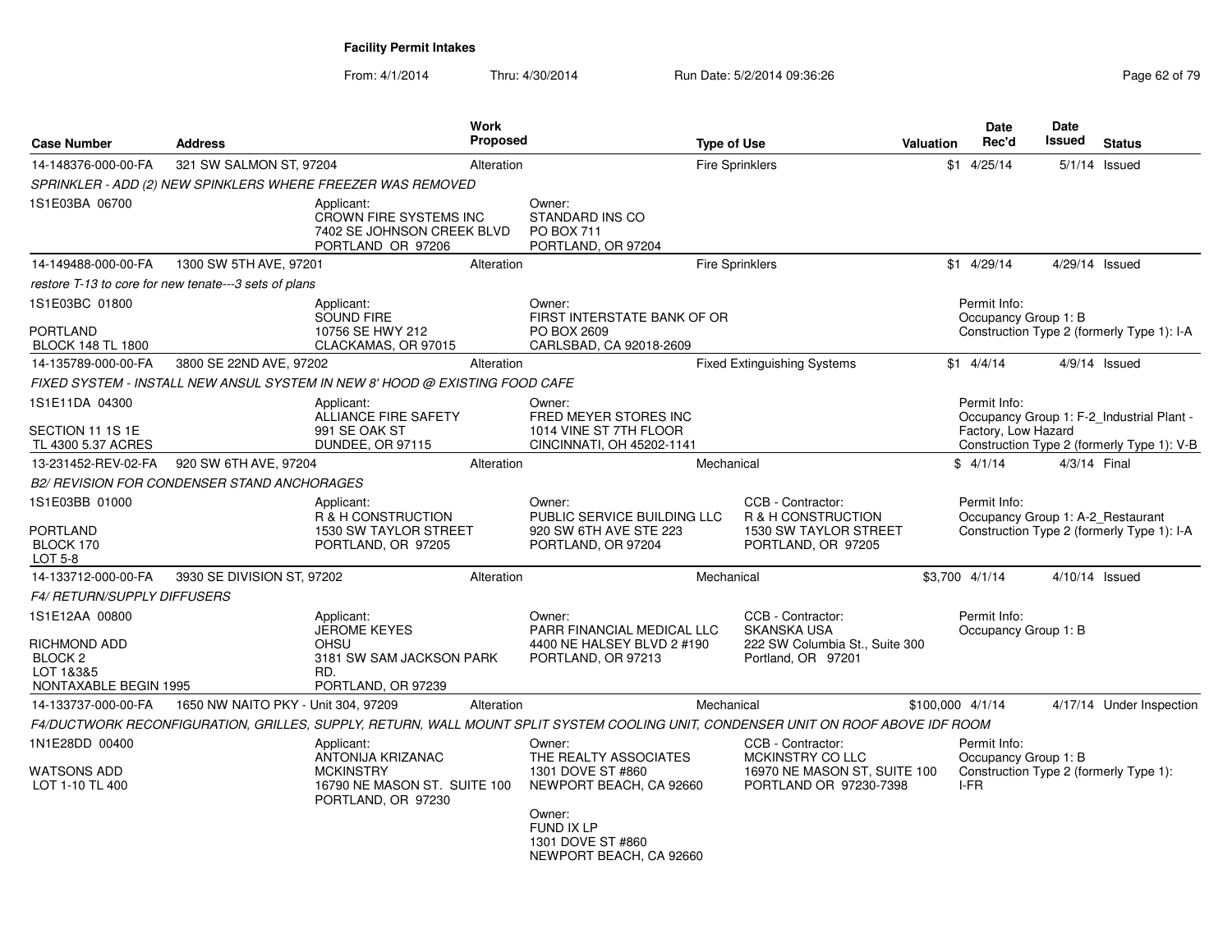# Facility Permit Intakes

From: 4/1/2014 Thru: 4/30/2014 Run Date: 5/2/2014 09:36:26

| Case Number | Address | Work Proposed | Type of Use | Valuation | Date Rec'd | Date Issued | Status |
|---|---|---|---|---|---|---|---|
| 14-148376-000-00-FA | 321 SW SALMON ST, 97204 | Alteration | Fire Sprinklers | $1 | 4/25/14 | 5/1/14 | Issued |
| *SPRINKLER - ADD (2) NEW SPINKLERS WHERE FREEZER WAS REMOVED* | | | | | | | |
| 1S1E03BA 06700 | Applicant: CROWN FIRE SYSTEMS INC 7402 SE JOHNSON CREEK BLVD PORTLAND OR 97206 | Owner: STANDARD INS CO PO BOX 711 PORTLAND, OR 97204 | | | | | |
| 14-149488-000-00-FA | 1300 SW 5TH AVE, 97201 | Alteration | Fire Sprinklers | $1 | 4/29/14 | 4/29/14 | Issued |
| *restore T-13 to core for new tenate---3 sets of plans* | | | | | | | |
| 1S1E03BC 01800 PORTLAND BLOCK 148 TL 1800 | Applicant: SOUND FIRE 10756 SE HWY 212 CLACKAMAS, OR 97015 | Owner: FIRST INTERSTATE BANK OF OR PO BOX 2609 CARLSBAD, CA 92018-2609 | | | Permit Info: Occupancy Group 1: B Construction Type 2 (formerly Type 1): I-A | | |
| 14-135789-000-00-FA | 3800 SE 22ND AVE, 97202 | Alteration | Fixed Extinguishing Systems | $1 | 4/4/14 | 4/9/14 | Issued |
| *FIXED SYSTEM - INSTALL NEW ANSUL SYSTEM IN NEW 8' HOOD @ EXISTING FOOD CAFE* | | | | | | | |
| 1S1E11DA 04300 SECTION 11 1S 1E TL 4300 5.37 ACRES | Applicant: ALLIANCE FIRE SAFETY 991 SE OAK ST DUNDEE, OR 97115 | Owner: FRED MEYER STORES INC 1014 VINE ST 7TH FLOOR CINCINNATI, OH 45202-1141 | | | Permit Info: Occupancy Group 1: F-2_Industrial Plant - Factory, Low Hazard Construction Type 2 (formerly Type 1): V-B | | |
| 13-231452-REV-02-FA | 920 SW 6TH AVE, 97204 | Alteration | Mechanical | $ | 4/1/14 | 4/3/14 | Final |
| *B2/ REVISION FOR CONDENSER STAND ANCHORAGES* | | | | | | | |
| 1S1E03BB 01000 PORTLAND BLOCK 170 LOT 5-8 | Applicant: R & H CONSTRUCTION 1530 SW TAYLOR STREET PORTLAND, OR 97205 | Owner: PUBLIC SERVICE BUILDING LLC 920 SW 6TH AVE STE 223 PORTLAND, OR 97204 | CCB - Contractor: R & H CONSTRUCTION 1530 SW TAYLOR STREET PORTLAND, OR 97205 | | Permit Info: Occupancy Group 1: A-2_Restaurant Construction Type 2 (formerly Type 1): I-A | | |
| 14-133712-000-00-FA | 3930 SE DIVISION ST, 97202 | Alteration | Mechanical | $3,700 | 4/1/14 | 4/10/14 | Issued |
| *F4/ RETURN/SUPPLY DIFFUSERS* | | | | | | | |
| 1S1E12AA 00800 RICHMOND ADD BLOCK 2 LOT 1&3&5 NONTAXABLE BEGIN 1995 | Applicant: JEROME KEYES OHSU 3181 SW SAM JACKSON PARK RD. PORTLAND, OR 97239 | Owner: PARR FINANCIAL MEDICAL LLC 4400 NE HALSEY BLVD 2 #190 PORTLAND, OR 97213 | CCB - Contractor: SKANSKA USA 222 SW Columbia St., Suite 300 Portland, OR 97201 | | Permit Info: Occupancy Group 1: B | | |
| 14-133737-000-00-FA | 1650 NW NAITO PKY - Unit 304, 97209 | Alteration | Mechanical | $100,000 | 4/1/14 | 4/17/14 | Under Inspection |
| *F4/DUCTWORK RECONFIGURATION, GRILLES, SUPPLY, RETURN, WALL MOUNT SPLIT SYSTEM COOLING UNIT, CONDENSER UNIT ON ROOF ABOVE IDF ROOM* | | | | | | | |
| 1N1E28DD 00400 WATSONS ADD LOT 1-10 TL 400 | Applicant: ANTONIJA KRIZANAC MCKINSTRY 16790 NE MASON ST. SUITE 100 PORTLAND, OR 97230 | Owner: THE REALTY ASSOCIATES 1301 DOVE ST #860 NEWPORT BEACH, CA 92660; Owner: FUND IX LP 1301 DOVE ST #860 NEWPORT BEACH, CA 92660 | CCB - Contractor: MCKINSTRY CO LLC 16970 NE MASON ST, SUITE 100 PORTLAND OR 97230-7398 | | Permit Info: Occupancy Group 1: B Construction Type 2 (formerly Type 1): I-FR | | |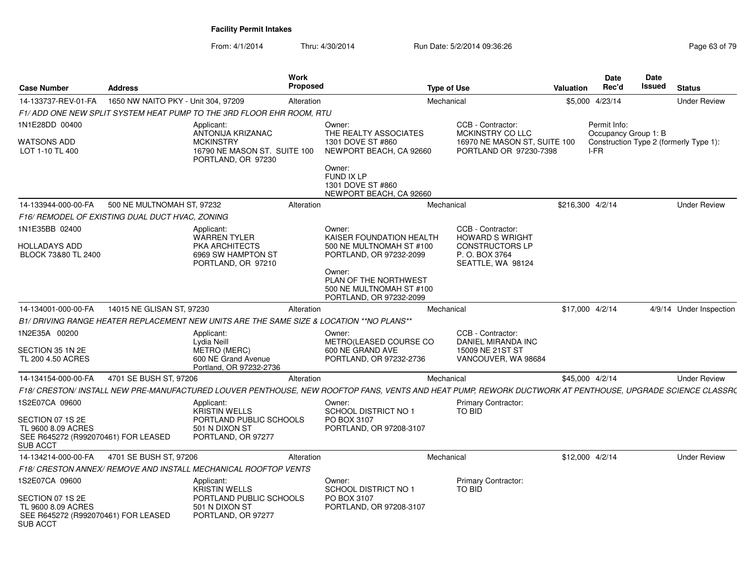# Facility Permit Intakes

From: 4/1/2014 Thru: 4/30/2014 Run Date: 5/2/2014 09:36:26

| Case Number | Address | Work Proposed | Type of Use | Valuation | Date Rec'd | Date Issued | Status |
|---|---|---|---|---|---|---|---|
| 14-133737-REV-01-FA | 1650 NW NAITO PKY - Unit 304, 97209 | Alteration | Mechanical | $5,000 | 4/23/14 | | Under Review |
| 14-133944-000-00-FA | 500 NE MULTNOMAH ST, 97232 | Alteration | Mechanical | $216,300 | 4/2/14 | | Under Review |
| 14-134001-000-00-FA | 14015 NE GLISAN ST, 97230 | Alteration | Mechanical | $17,000 | 4/2/14 | 4/9/14 | Under Inspection |
| 14-134154-000-00-FA | 4701 SE BUSH ST, 97206 | Alteration | Mechanical | $45,000 | 4/2/14 | | Under Review |
| 14-134214-000-00-FA | 4701 SE BUSH ST, 97206 | Alteration | Mechanical | $12,000 | 4/2/14 | | Under Review |

**14-133737-REV-01-FA**

*F1/ ADD ONE NEW SPLIT SYSTEM HEAT PUMP TO THE 3RD FLOOR EHR ROOM, RTU*

1N1E28DD 00400
WATSONS ADD
LOT 1-10 TL 400

Applicant:
ANTONIJA KRIZANAC
MCKINSTRY
16790 NE MASON ST. SUITE 100
PORTLAND, OR 97230

Owner:
THE REALTY ASSOCIATES
1301 DOVE ST #860
NEWPORT BEACH, CA 92660

Owner:
FUND IX LP
1301 DOVE ST #860
NEWPORT BEACH, CA 92660

CCB - Contractor:
MCKINSTRY CO LLC
16970 NE MASON ST, SUITE 100
PORTLAND OR 97230-7398

Permit Info:
Occupancy Group 1: B
Construction Type 2 (formerly Type 1): I-FR

**14-133944-000-00-FA**

*F16/ REMODEL OF EXISTING DUAL DUCT HVAC, ZONING*

1N1E35BB 02400
HOLLADAYS ADD
BLOCK 73&80 TL 2400

Applicant:
WARREN TYLER
PKA ARCHITECTS
6969 SW HAMPTON ST
PORTLAND, OR 97210

Owner:
KAISER FOUNDATION HEALTH
500 NE MULTNOMAH ST #100
PORTLAND, OR 97232-2099

Owner:
PLAN OF THE NORTHWEST
500 NE MULTNOMAH ST #100
PORTLAND, OR 97232-2099

CCB - Contractor:
HOWARD S WRIGHT
CONSTRUCTORS LP
P. O. BOX 3764
SEATTLE, WA 98124

**14-134001-000-00-FA**

*B1/ DRIVING RANGE HEATER REPLACEMENT NEW UNITS ARE THE SAME SIZE & LOCATION **NO PLANS***

1N2E35A 00200
SECTION 35 1N 2E
TL 200 4.50 ACRES

Applicant:
Lydia Neill
METRO (MERC)
600 NE Grand Avenue
Portland, OR 97232-2736

Owner:
METRO(LEASED COURSE CO
600 NE GRAND AVE
PORTLAND, OR 97232-2736

CCB - Contractor:
DANIEL MIRANDA INC
15009 NE 21ST ST
VANCOUVER, WA 98684

**14-134154-000-00-FA**

*F18/ CRESTON/ INSTALL NEW PRE-MANUFACTURED LOUVER PENTHOUSE, NEW ROOFTOP FANS, VENTS AND HEAT PUMP, REWORK DUCTWORK AT PENTHOUSE, UPGRADE SCIENCE CLASSRO*

1S2E07CA 09600
SECTION 07 1S 2E
TL 9600 8.09 ACRES
SEE R645272 (R992070461) FOR LEASED SUB ACCT

Applicant:
KRISTIN WELLS
PORTLAND PUBLIC SCHOOLS
501 N DIXON ST
PORTLAND, OR 97277

Owner:
SCHOOL DISTRICT NO 1
PO BOX 3107
PORTLAND, OR 97208-3107

Primary Contractor:
TO BID

**14-134214-000-00-FA**

*F18/ CRESTON ANNEX/ REMOVE AND INSTALL MECHANICAL ROOFTOP VENTS*

1S2E07CA 09600
SECTION 07 1S 2E
TL 9600 8.09 ACRES
SEE R645272 (R992070461) FOR LEASED SUB ACCT

Applicant:
KRISTIN WELLS
PORTLAND PUBLIC SCHOOLS
501 N DIXON ST
PORTLAND, OR 97277

Owner:
SCHOOL DISTRICT NO 1
PO BOX 3107
PORTLAND, OR 97208-3107

Primary Contractor:
TO BID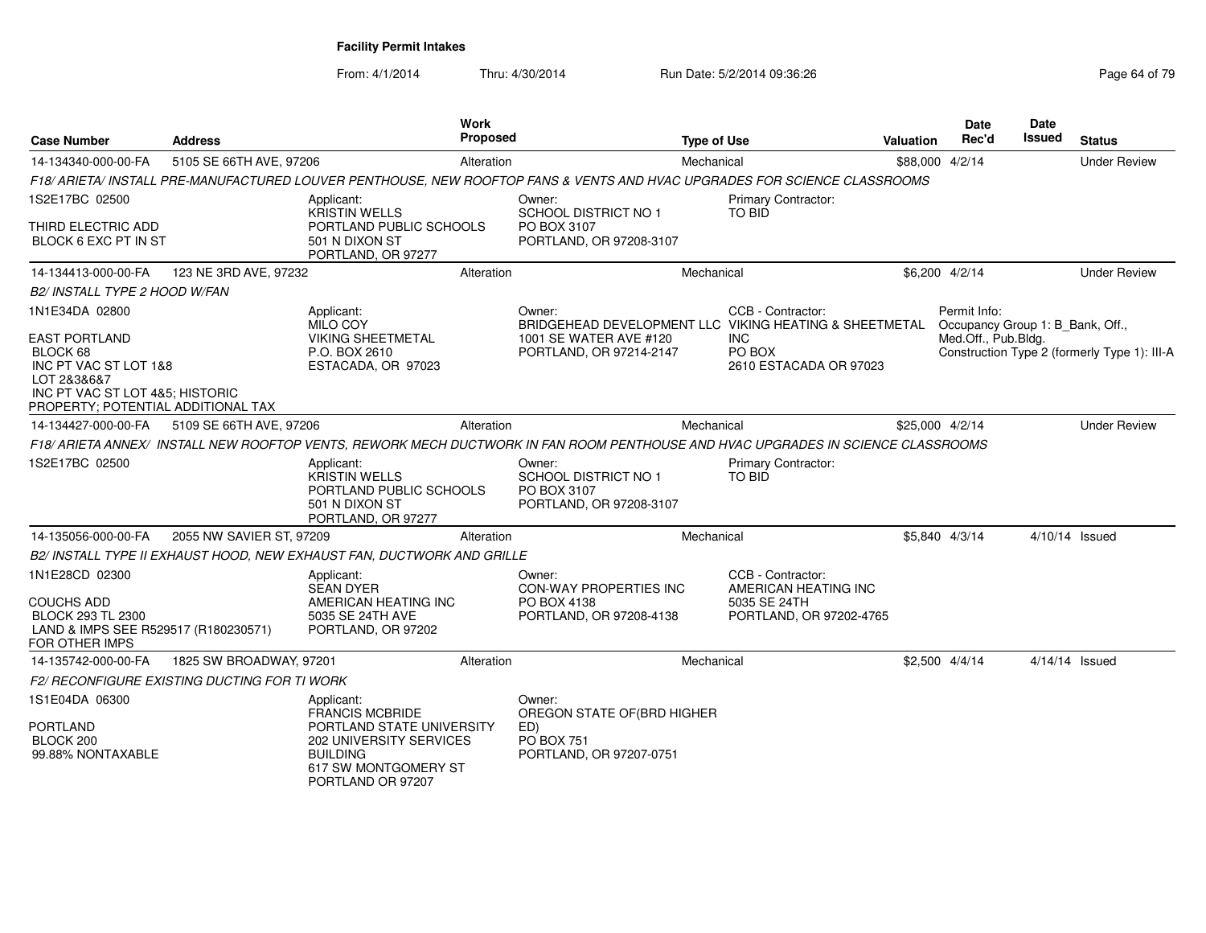**Facility Permit Intakes**

From: 4/1/2014 Thru: 4/30/2014 Run Date: 5/2/2014 09:36:26

| Case Number | Address | Work Proposed | Type of Use | Valuation | Date Rec'd | Date Issued | Status |
|---|---|---|---|---|---|---|---|
| 14-134340-000-00-FA | 5105 SE 66TH AVE, 97206 | Alteration | Mechanical | $88,000 | 4/2/14 | | Under Review |

*F18/ ARIETA/ INSTALL PRE-MANUFACTURED LOUVER PENTHOUSE, NEW ROOFTOP FANS & VENTS AND HVAC UPGRADES FOR SCIENCE CLASSROOMS*

1S2E17BC 02500

THIRD ELECTRIC ADD
BLOCK 6 EXC PT IN ST

Applicant:
KRISTIN WELLS
PORTLAND PUBLIC SCHOOLS
501 N DIXON ST
PORTLAND, OR 97277

Owner:
SCHOOL DISTRICT NO 1
PO BOX 3107
PORTLAND, OR 97208-3107

Primary Contractor:
TO BID

| Case Number | Address | Work Proposed | Type of Use | Valuation | Date Rec'd | Date Issued | Status |
|---|---|---|---|---|---|---|---|
| 14-134413-000-00-FA | 123 NE 3RD AVE, 97232 | Alteration | Mechanical | $6,200 | 4/2/14 | | Under Review |

*B2/ INSTALL TYPE 2 HOOD W/FAN*

1N1E34DA 02800

EAST PORTLAND
BLOCK 68
INC PT VAC ST LOT 1&8
LOT 2&3&6&7
INC PT VAC ST LOT 4&5; HISTORIC
PROPERTY; POTENTIAL ADDITIONAL TAX

Applicant:
MILO COY
VIKING SHEETMETAL
P.O. BOX 2610
ESTACADA, OR 97023

Owner:
BRIDGEHEAD DEVELOPMENT LLC
1001 SE WATER AVE #120
PORTLAND, OR 97214-2147

CCB - Contractor:
VIKING HEATING & SHEETMETAL
INC
PO BOX
2610 ESTACADA OR 97023

Permit Info:
Occupancy Group 1: B_Bank, Off., Med.Off., Pub.Bldg.
Construction Type 2 (formerly Type 1): III-A

| Case Number | Address | Work Proposed | Type of Use | Valuation | Date Rec'd | Date Issued | Status |
|---|---|---|---|---|---|---|---|
| 14-134427-000-00-FA | 5109 SE 66TH AVE, 97206 | Alteration | Mechanical | $25,000 | 4/2/14 | | Under Review |

*F18/ ARIETA ANNEX/ INSTALL NEW ROOFTOP VENTS, REWORK MECH DUCTWORK IN FAN ROOM PENTHOUSE AND HVAC UPGRADES IN SCIENCE CLASSROOMS*

1S2E17BC 02500

Applicant:
KRISTIN WELLS
PORTLAND PUBLIC SCHOOLS
501 N DIXON ST
PORTLAND, OR 97277

Owner:
SCHOOL DISTRICT NO 1
PO BOX 3107
PORTLAND, OR 97208-3107

Primary Contractor:
TO BID

| Case Number | Address | Work Proposed | Type of Use | Valuation | Date Rec'd | Date Issued | Status |
|---|---|---|---|---|---|---|---|
| 14-135056-000-00-FA | 2055 NW SAVIER ST, 97209 | Alteration | Mechanical | $5,840 | 4/3/14 | 4/10/14 | Issued |

*B2/ INSTALL TYPE II EXHAUST HOOD, NEW EXHAUST FAN, DUCTWORK AND GRILLE*

1N1E28CD 02300

COUCHS ADD
BLOCK 293 TL 2300
LAND & IMPS SEE R529517 (R180230571)
FOR OTHER IMPS

Applicant:
SEAN DYER
AMERICAN HEATING INC
5035 SE 24TH AVE
PORTLAND, OR 97202

Owner:
CON-WAY PROPERTIES INC
PO BOX 4138
PORTLAND, OR 97208-4138

CCB - Contractor:
AMERICAN HEATING INC
5035 SE 24TH
PORTLAND, OR 97202-4765

| Case Number | Address | Work Proposed | Type of Use | Valuation | Date Rec'd | Date Issued | Status |
|---|---|---|---|---|---|---|---|
| 14-135742-000-00-FA | 1825 SW BROADWAY, 97201 | Alteration | Mechanical | $2,500 | 4/4/14 | 4/14/14 | Issued |

*F2/ RECONFIGURE EXISTING DUCTING FOR TI WORK*

1S1E04DA 06300

PORTLAND
BLOCK 200
99.88% NONTAXABLE

Applicant:
FRANCIS MCBRIDE
PORTLAND STATE UNIVERSITY
202 UNIVERSITY SERVICES
BUILDING
617 SW MONTGOMERY ST
PORTLAND OR 97207

Owner:
OREGON STATE OF(BRD HIGHER
ED)
PO BOX 751
PORTLAND, OR 97207-0751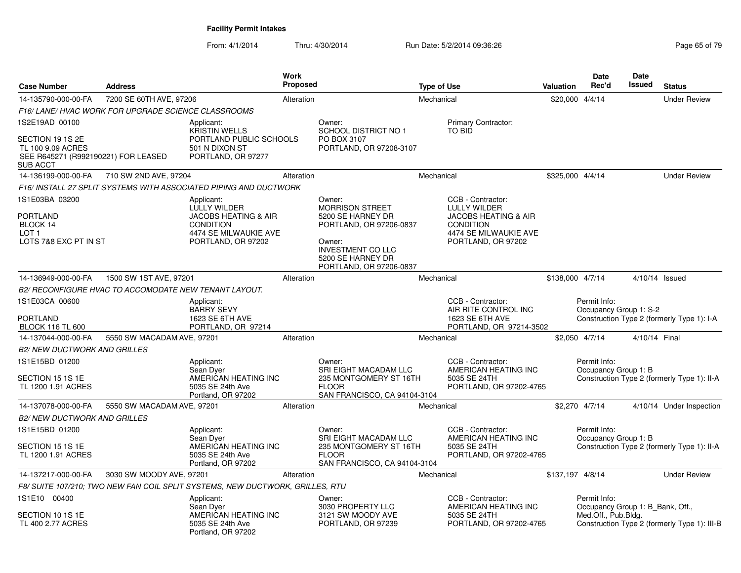**Facility Permit Intakes**

From: 4/1/2014 Thru: 4/30/2014 Run Date: 5/2/2014 09:36:26

| Case Number | Address | Work Proposed | Type of Use | Valuation | Date Rec'd | Date Issued | Status |
|---|---|---|---|---|---|---|---|
| 14-135790-000-00-FA | 7200 SE 60TH AVE, 97206 | Alteration | Mechanical | $20,000 | 4/4/14 | | Under Review |

*F16/ LANE/ HVAC WORK FOR UPGRADE SCIENCE CLASSROOMS*

1S2E19AD 00100

SECTION 19 1S 2E
TL 100 9.09 ACRES
SEE R645271 (R992190221) FOR LEASED SUB ACCT

Applicant:
KRISTIN WELLS
PORTLAND PUBLIC SCHOOLS
501 N DIXON ST
PORTLAND, OR 97277

Owner:
SCHOOL DISTRICT NO 1
PO BOX 3107
PORTLAND, OR 97208-3107

Primary Contractor:
TO BID

| Case Number | Address | Work Proposed | Type of Use | Valuation | Date Rec'd | Date Issued | Status |
|---|---|---|---|---|---|---|---|
| 14-136199-000-00-FA | 710 SW 2ND AVE, 97204 | Alteration | Mechanical | $325,000 | 4/4/14 | | Under Review |

*F16/ INSTALL 27 SPLIT SYSTEMS WITH ASSOCIATED PIPING AND DUCTWORK*

1S1E03BA 03200

PORTLAND
BLOCK 14
LOT 1
LOTS 7&8 EXC PT IN ST

Applicant:
LULLY WILDER
JACOBS HEATING & AIR CONDITION
4474 SE MILWAUKIE AVE
PORTLAND, OR 97202

Owner:
MORRISON STREET
5200 SE HARNEY DR
PORTLAND, OR 97206-0837

Owner:
INVESTMENT CO LLC
5200 SE HARNEY DR
PORTLAND, OR 97206-0837

CCB - Contractor:
LULLY WILDER
JACOBS HEATING & AIR CONDITION
4474 SE MILWAUKIE AVE
PORTLAND, OR 97202

| Case Number | Address | Work Proposed | Type of Use | Valuation | Date Rec'd | Date Issued | Status |
|---|---|---|---|---|---|---|---|
| 14-136949-000-00-FA | 1500 SW 1ST AVE, 97201 | Alteration | Mechanical | $138,000 | 4/7/14 | 4/10/14 | Issued |

*B2/ RECONFIGURE HVAC TO ACCOMODATE NEW TENANT LAYOUT.*

1S1E03CA 00600

PORTLAND
BLOCK 116 TL 600

Applicant:
BARRY SEVY
1623 SE 6TH AVE
PORTLAND, OR 97214

CCB - Contractor:
AIR RITE CONTROL INC
1623 SE 6TH AVE
PORTLAND, OR 97214-3502

Permit Info:
Occupancy Group 1: S-2
Construction Type 2 (formerly Type 1): I-A

| Case Number | Address | Work Proposed | Type of Use | Valuation | Date Rec'd | Date Issued | Status |
|---|---|---|---|---|---|---|---|
| 14-137044-000-00-FA | 5550 SW MACADAM AVE, 97201 | Alteration | Mechanical | $2,050 | 4/7/14 | 4/10/14 | Final |

*B2/ NEW DUCTWORK AND GRILLES*

1S1E15BD 01200

SECTION 15 1S 1E
TL 1200 1.91 ACRES

Applicant:
Sean Dyer
AMERICAN HEATING INC
5035 SE 24th Ave
Portland, OR 97202

Owner:
SRI EIGHT MACADAM LLC
235 MONTGOMERY ST 16TH FLOOR
SAN FRANCISCO, CA 94104-3104

CCB - Contractor:
AMERICAN HEATING INC
5035 SE 24TH
PORTLAND, OR 97202-4765

Permit Info:
Occupancy Group 1: B
Construction Type 2 (formerly Type 1): II-A

| Case Number | Address | Work Proposed | Type of Use | Valuation | Date Rec'd | Date Issued | Status |
|---|---|---|---|---|---|---|---|
| 14-137078-000-00-FA | 5550 SW MACADAM AVE, 97201 | Alteration | Mechanical | $2,270 | 4/7/14 | 4/10/14 | Under Inspection |

*B2/ NEW DUCTWORK AND GRILLES*

1S1E15BD 01200

SECTION 15 1S 1E
TL 1200 1.91 ACRES

Applicant:
Sean Dyer
AMERICAN HEATING INC
5035 SE 24th Ave
Portland, OR 97202

Owner:
SRI EIGHT MACADAM LLC
235 MONTGOMERY ST 16TH FLOOR
SAN FRANCISCO, CA 94104-3104

CCB - Contractor:
AMERICAN HEATING INC
5035 SE 24TH
PORTLAND, OR 97202-4765

Permit Info:
Occupancy Group 1: B
Construction Type 2 (formerly Type 1): II-A

| Case Number | Address | Work Proposed | Type of Use | Valuation | Date Rec'd | Date Issued | Status |
|---|---|---|---|---|---|---|---|
| 14-137217-000-00-FA | 3030 SW MOODY AVE, 97201 | Alteration | Mechanical | $137,197 | 4/8/14 | | Under Review |

*F8/ SUITE 107/210; TWO NEW FAN COIL SPLIT SYSTEMS, NEW DUCTWORK, GRILLES, RTU*

1S1E10 00400

SECTION 10 1S 1E
TL 400 2.77 ACRES

Applicant:
Sean Dyer
AMERICAN HEATING INC
5035 SE 24th Ave
Portland, OR 97202

Owner:
3030 PROPERTY LLC
3121 SW MOODY AVE
PORTLAND, OR 97239

CCB - Contractor:
AMERICAN HEATING INC
5035 SE 24TH
PORTLAND, OR 97202-4765

Permit Info:
Occupancy Group 1: B_Bank, Off., Med.Off., Pub.Bldg.
Construction Type 2 (formerly Type 1): III-B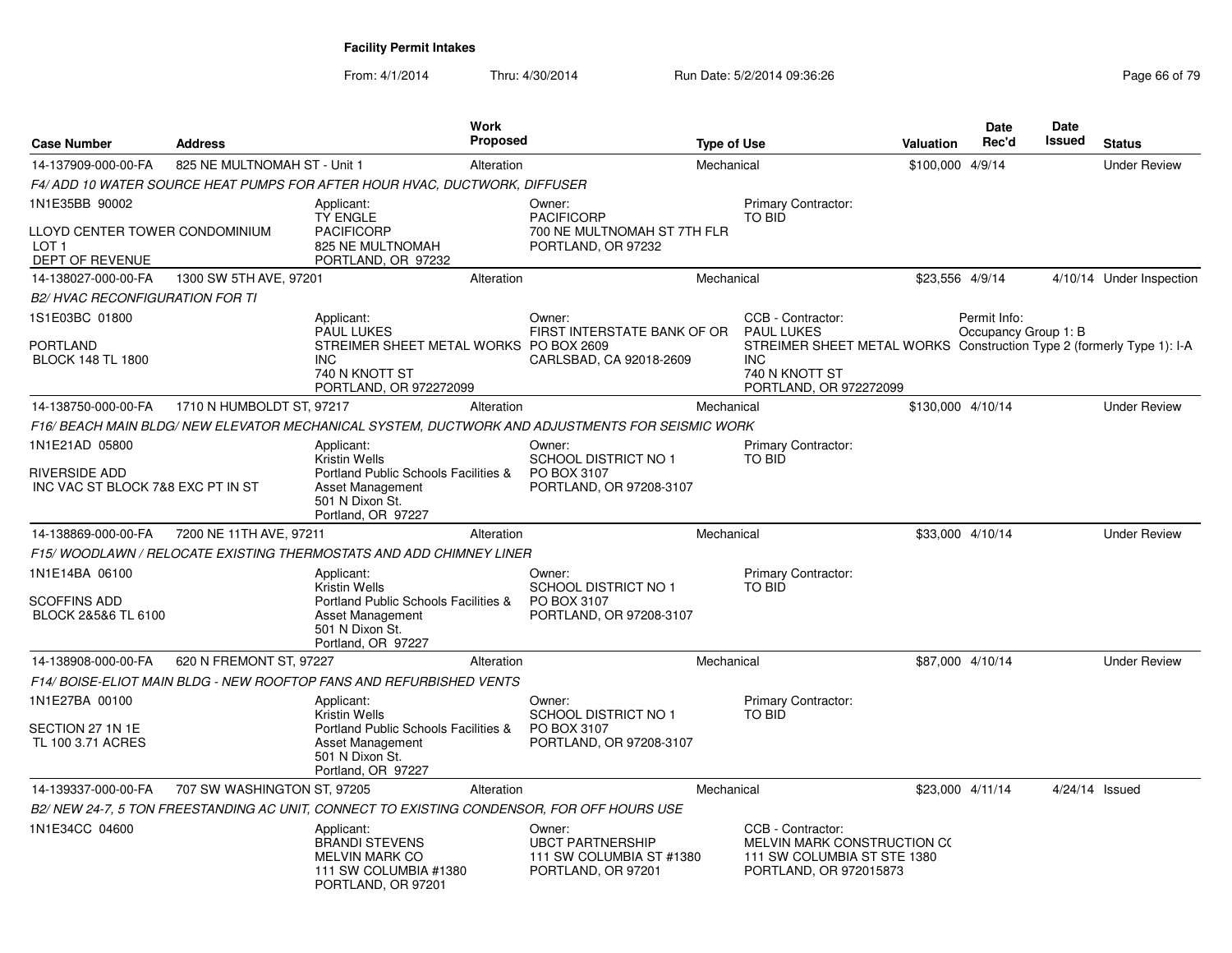**Facility Permit Intakes**

From: 4/1/2014 Thru: 4/30/2014 Run Date: 5/2/2014 09:36:26

| Case Number | Address | Work Proposed | Type of Use | Valuation | Date Rec'd | Date Issued | Status |
|---|---|---|---|---|---|---|---|
| 14-137909-000-00-FA | 825 NE MULTNOMAH ST - Unit 1 | Alteration | Mechanical | $100,000 | 4/9/14 | | Under Review |

*F4/ ADD 10 WATER SOURCE HEAT PUMPS FOR AFTER HOUR HVAC, DUCTWORK, DIFFUSER*

1N1E35BB 90002

LLOYD CENTER TOWER CONDOMINIUM
LOT 1
DEPT OF REVENUE

Applicant:
TY ENGLE
PACIFICORP
825 NE MULTNOMAH
PORTLAND, OR 97232

Owner:
PACIFICORP
700 NE MULTNOMAH ST 7TH FLR
PORTLAND, OR 97232

Primary Contractor:
TO BID

| Case Number | Address | Work Proposed | Type of Use | Valuation | Date Rec'd | Date Issued | Status |
|---|---|---|---|---|---|---|---|
| 14-138027-000-00-FA | 1300 SW 5TH AVE, 97201 | Alteration | Mechanical | $23,556 | 4/9/14 | 4/10/14 | Under Inspection |

*B2/ HVAC RECONFIGURATION FOR TI*

1S1E03BC 01800

PORTLAND
BLOCK 148 TL 1800

Applicant:
PAUL LUKES
STREIMER SHEET METAL WORKS INC
740 N KNOTT ST
PORTLAND, OR 972272099

Owner:
FIRST INTERSTATE BANK OF OR
PO BOX 2609
CARLSBAD, CA 92018-2609

CCB - Contractor:
PAUL LUKES
STREIMER SHEET METAL WORKS INC
740 N KNOTT ST
PORTLAND, OR 972272099

Permit Info:
Occupancy Group 1: B
Construction Type 2 (formerly Type 1): I-A

| Case Number | Address | Work Proposed | Type of Use | Valuation | Date Rec'd | Date Issued | Status |
|---|---|---|---|---|---|---|---|
| 14-138750-000-00-FA | 1710 N HUMBOLDT ST, 97217 | Alteration | Mechanical | $130,000 | 4/10/14 | | Under Review |

*F16/ BEACH MAIN BLDG/ NEW ELEVATOR MECHANICAL SYSTEM, DUCTWORK AND ADJUSTMENTS FOR SEISMIC WORK*

1N1E21AD 05800

RIVERSIDE ADD
INC VAC ST BLOCK 7&8 EXC PT IN ST

Applicant:
Kristin Wells
Portland Public Schools Facilities & Asset Management
501 N Dixon St.
Portland, OR 97227

Owner:
SCHOOL DISTRICT NO 1
PO BOX 3107
PORTLAND, OR 97208-3107

Primary Contractor:
TO BID

| Case Number | Address | Work Proposed | Type of Use | Valuation | Date Rec'd | Date Issued | Status |
|---|---|---|---|---|---|---|---|
| 14-138869-000-00-FA | 7200 NE 11TH AVE, 97211 | Alteration | Mechanical | $33,000 | 4/10/14 | | Under Review |

*F15/ WOODLAWN / RELOCATE EXISTING THERMOSTATS AND ADD CHIMNEY LINER*

1N1E14BA 06100

SCOFFINS ADD
BLOCK 2&5&6 TL 6100

Applicant:
Kristin Wells
Portland Public Schools Facilities & Asset Management
501 N Dixon St.
Portland, OR 97227

Owner:
SCHOOL DISTRICT NO 1
PO BOX 3107
PORTLAND, OR 97208-3107

Primary Contractor:
TO BID

| Case Number | Address | Work Proposed | Type of Use | Valuation | Date Rec'd | Date Issued | Status |
|---|---|---|---|---|---|---|---|
| 14-138908-000-00-FA | 620 N FREMONT ST, 97227 | Alteration | Mechanical | $87,000 | 4/10/14 | | Under Review |

*F14/ BOISE-ELIOT MAIN BLDG - NEW ROOFTOP FANS AND REFURBISHED VENTS*

1N1E27BA 00100

SECTION 27 1N 1E
TL 100 3.71 ACRES

Applicant:
Kristin Wells
Portland Public Schools Facilities & Asset Management
501 N Dixon St.
Portland, OR 97227

Owner:
SCHOOL DISTRICT NO 1
PO BOX 3107
PORTLAND, OR 97208-3107

Primary Contractor:
TO BID

| Case Number | Address | Work Proposed | Type of Use | Valuation | Date Rec'd | Date Issued | Status |
|---|---|---|---|---|---|---|---|
| 14-139337-000-00-FA | 707 SW WASHINGTON ST, 97205 | Alteration | Mechanical | $23,000 | 4/11/14 | 4/24/14 | Issued |

*B2/ NEW 24-7, 5 TON FREESTANDING AC UNIT, CONNECT TO EXISTING CONDENSOR, FOR OFF HOURS USE*

1N1E34CC 04600

Applicant:
BRANDI STEVENS
MELVIN MARK CO
111 SW COLUMBIA #1380
PORTLAND, OR 97201

Owner:
UBCT PARTNERSHIP
111 SW COLUMBIA ST #1380
PORTLAND, OR 97201

CCB - Contractor:
MELVIN MARK CONSTRUCTION CO
111 SW COLUMBIA ST STE 1380
PORTLAND, OR 972015873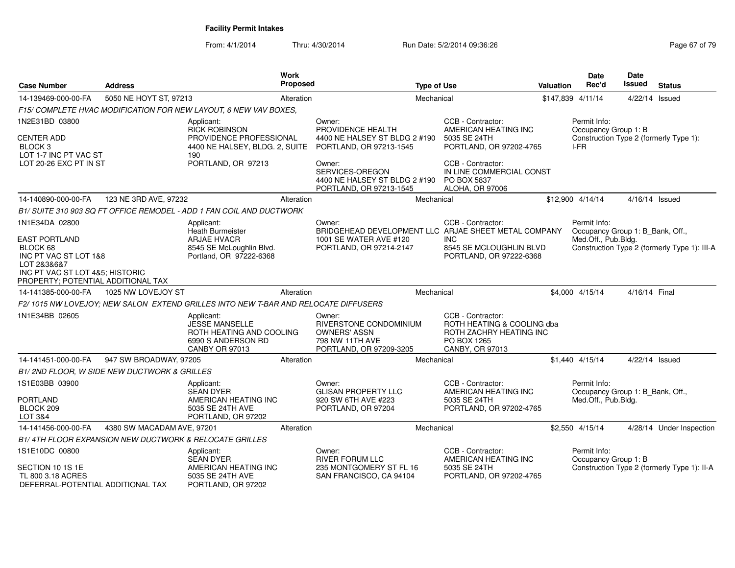# Facility Permit Intakes

From: 4/1/2014 Thru: 4/30/2014 Run Date: 5/2/2014 09:36:26

| Case Number | Address | Work Proposed | Type of Use | Valuation | Date Rec'd | Date Issued | Status |
|---|---|---|---|---|---|---|---|
| 14-139469-000-00-FA | 5050 NE HOYT ST, 97213 | Alteration | Mechanical | $147,839 | 4/11/14 | 4/22/14 | Issued |

*F15/ COMPLETE HVAC MODIFICATION FOR NEW LAYOUT, 6 NEW VAV BOXES,*

1N2E31BD 03800

CENTER ADD
BLOCK 3
LOT 1-7 INC PT VAC ST
LOT 20-26 EXC PT IN ST

Applicant:
RICK ROBINSON
PROVIDENCE PROFESSIONAL
4400 NE HALSEY, BLDG. 2, SUITE 190
PORTLAND, OR 97213

Owner:
PROVIDENCE HEALTH
4400 NE HALSEY ST BLDG 2 #190
PORTLAND, OR 97213-1545

Owner:
SERVICES-OREGON
4400 NE HALSEY ST BLDG 2 #190
PORTLAND, OR 97213-1545

CCB - Contractor:
AMERICAN HEATING INC
5035 SE 24TH
PORTLAND, OR 97202-4765

CCB - Contractor:
IN LINE COMMERCIAL CONST
PO BOX 5837
ALOHA, OR 97006

Permit Info:
Occupancy Group 1: B
Construction Type 2 (formerly Type 1): I-FR

| Case Number | Address | Work Proposed | Type of Use | Valuation | Date Rec'd | Date Issued | Status |
|---|---|---|---|---|---|---|---|
| 14-140890-000-00-FA | 123 NE 3RD AVE, 97232 | Alteration | Mechanical | $12,900 | 4/14/14 | 4/16/14 | Issued |

*B1/ SUITE 310 903 SQ FT OFFICE REMODEL - ADD 1 FAN COIL AND DUCTWORK*

1N1E34DA 02800

EAST PORTLAND
BLOCK 68
INC PT VAC ST LOT 1&8
LOT 2&3&6&7
INC PT VAC ST LOT 4&5; HISTORIC PROPERTY; POTENTIAL ADDITIONAL TAX

Applicant:
Heath Burmeister
ARJAE HVACR
8545 SE McLoughlin Blvd.
Portland, OR 97222-6368

Owner:
BRIDGEHEAD DEVELOPMENT LLC
1001 SE WATER AVE #120
PORTLAND, OR 97214-2147

CCB - Contractor:
ARJAE SHEET METAL COMPANY INC
8545 SE MCLOUGHLIN BLVD
PORTLAND, OR 97222-6368

Permit Info:
Occupancy Group 1: B_Bank, Off., Med.Off., Pub.Bldg.
Construction Type 2 (formerly Type 1): III-A

| Case Number | Address | Work Proposed | Type of Use | Valuation | Date Rec'd | Date Issued | Status |
|---|---|---|---|---|---|---|---|
| 14-141385-000-00-FA | 1025 NW LOVEJOY ST | Alteration | Mechanical | $4,000 | 4/15/14 | 4/16/14 | Final |

*F2/ 1015 NW LOVEJOY; NEW SALON EXTEND GRILLES INTO NEW T-BAR AND RELOCATE DIFFUSERS*

1N1E34BB 02605

Applicant:
JESSE MANSELLE
ROTH HEATING AND COOLING
6990 S ANDERSON RD
CANBY OR 97013

Owner:
RIVERSTONE CONDOMINIUM OWNERS' ASSN
798 NW 11TH AVE
PORTLAND, OR 97209-3205

CCB - Contractor:
ROTH HEATING & COOLING dba ROTH ZACHRY HEATING INC
PO BOX 1265
CANBY, OR 97013

| Case Number | Address | Work Proposed | Type of Use | Valuation | Date Rec'd | Date Issued | Status |
|---|---|---|---|---|---|---|---|
| 14-141451-000-00-FA | 947 SW BROADWAY, 97205 | Alteration | Mechanical | $1,440 | 4/15/14 | 4/22/14 | Issued |

*B1/ 2ND FLOOR, W SIDE NEW DUCTWORK & GRILLES*

1S1E03BB 03900

PORTLAND
BLOCK 209
LOT 3&4

Applicant:
SEAN DYER
AMERICAN HEATING INC
5035 SE 24TH AVE
PORTLAND, OR 97202

Owner:
GLISAN PROPERTY LLC
920 SW 6TH AVE #223
PORTLAND, OR 97204

CCB - Contractor:
AMERICAN HEATING INC
5035 SE 24TH
PORTLAND, OR 97202-4765

Permit Info:
Occupancy Group 1: B_Bank, Off., Med.Off., Pub.Bldg.

| Case Number | Address | Work Proposed | Type of Use | Valuation | Date Rec'd | Date Issued | Status |
|---|---|---|---|---|---|---|---|
| 14-141456-000-00-FA | 4380 SW MACADAM AVE, 97201 | Alteration | Mechanical | $2,550 | 4/15/14 | 4/28/14 | Under Inspection |

*B1/ 4TH FLOOR EXPANSION NEW DUCTWORK & RELOCATE GRILLES*

1S1E10DC 00800

SECTION 10 1S 1E
TL 800 3.18 ACRES
DEFERRAL-POTENTIAL ADDITIONAL TAX

Applicant:
SEAN DYER
AMERICAN HEATING INC
5035 SE 24TH AVE
PORTLAND, OR 97202

Owner:
RIVER FORUM LLC
235 MONTGOMERY ST FL 16
SAN FRANCISCO, CA 94104

CCB - Contractor:
AMERICAN HEATING INC
5035 SE 24TH
PORTLAND, OR 97202-4765

Permit Info:
Occupancy Group 1: B
Construction Type 2 (formerly Type 1): II-A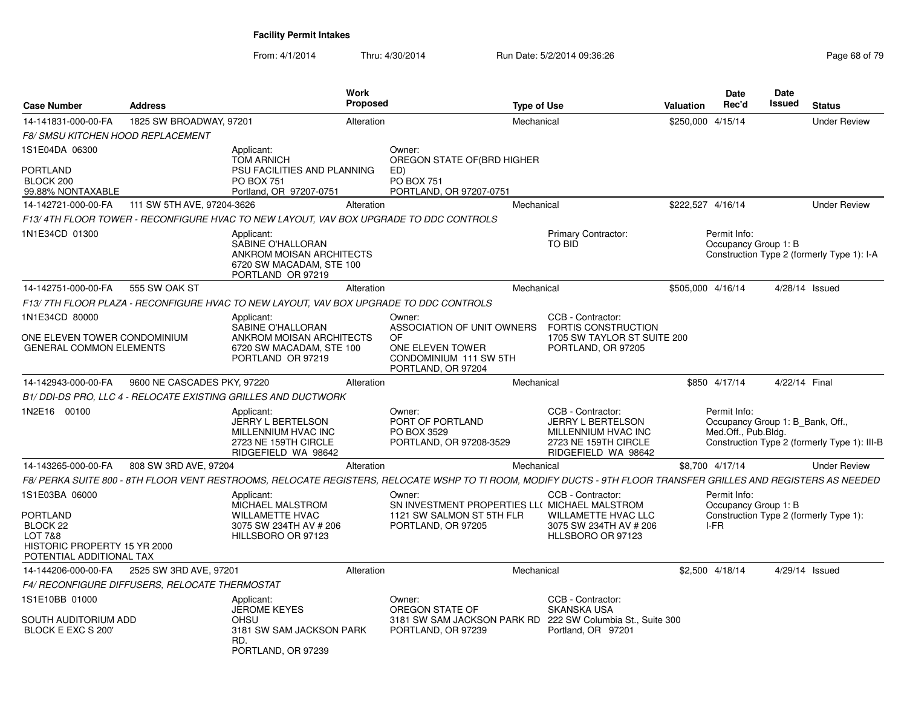# Facility Permit Intakes

From: 4/1/2014 Thru: 4/30/2014 Run Date: 5/2/2014 09:36:26

| Case Number | Address | Work Proposed | Type of Use | Valuation | Date Rec'd | Date Issued | Status |
|---|---|---|---|---|---|---|---|
| 14-141831-000-00-FA | 1825 SW BROADWAY, 97201 | Alteration | Mechanical | $250,000 | 4/15/14 | | Under Review |

*F8/ SMSU KITCHEN HOOD REPLACEMENT*

1S1E04DA 06300

PORTLAND
BLOCK 200
99.88% NONTAXABLE

Applicant: TOM ARNICH, PSU FACILITIES AND PLANNING, PO BOX 751, Portland, OR 97207-0751

Owner: OREGON STATE OF(BRD HIGHER ED), PO BOX 751, PORTLAND, OR 97207-0751

| Case Number | Address | Work Proposed | Type of Use | Valuation | Date Rec'd | Date Issued | Status |
|---|---|---|---|---|---|---|---|
| 14-142721-000-00-FA | 111 SW 5TH AVE, 97204-3626 | Alteration | Mechanical | $222,527 | 4/16/14 | | Under Review |

*F13/ 4TH FLOOR TOWER - RECONFIGURE HVAC TO NEW LAYOUT, VAV BOX UPGRADE TO DDC CONTROLS*

1N1E34CD 01300

Applicant: SABINE O'HALLORAN, ANKROM MOISAN ARCHITECTS, 6720 SW MACADAM, STE 100, PORTLAND OR 97219

Primary Contractor: TO BID

Permit Info: Occupancy Group 1: B; Construction Type 2 (formerly Type 1): I-A

| Case Number | Address | Work Proposed | Type of Use | Valuation | Date Rec'd | Date Issued | Status |
|---|---|---|---|---|---|---|---|
| 14-142751-000-00-FA | 555 SW OAK ST | Alteration | Mechanical | $505,000 | 4/16/14 | 4/28/14 | Issued |

*F13/ 7TH FLOOR PLAZA - RECONFIGURE HVAC TO NEW LAYOUT, VAV BOX UPGRADE TO DDC CONTROLS*

1N1E34CD 80000

ONE ELEVEN TOWER CONDOMINIUM
GENERAL COMMON ELEMENTS

Applicant: SABINE O'HALLORAN, ANKROM MOISAN ARCHITECTS, 6720 SW MACADAM, STE 100, PORTLAND OR 97219

Owner: ASSOCIATION OF UNIT OWNERS OF, ONE ELEVEN TOWER CONDOMINIUM 111 SW 5TH, PORTLAND, OR 97204

CCB - Contractor: FORTIS CONSTRUCTION, 1705 SW TAYLOR ST SUITE 200, PORTLAND, OR 97205

| Case Number | Address | Work Proposed | Type of Use | Valuation | Date Rec'd | Date Issued | Status |
|---|---|---|---|---|---|---|---|
| 14-142943-000-00-FA | 9600 NE CASCADES PKY, 97220 | Alteration | Mechanical | $850 | 4/17/14 | 4/22/14 | Final |

*B1/ DDI-DS PRO, LLC 4 - RELOCATE EXISTING GRILLES AND DUCTWORK*

1N2E16 00100

Applicant: JERRY L BERTELSON, MILLENNIUM HVAC INC, 2723 NE 159TH CIRCLE, RIDGEFIELD WA 98642

Owner: PORT OF PORTLAND, PO BOX 3529, PORTLAND, OR 97208-3529

CCB - Contractor: JERRY L BERTELSON, MILLENNIUM HVAC INC, 2723 NE 159TH CIRCLE, RIDGEFIELD WA 98642

Permit Info: Occupancy Group 1: B_Bank, Off., Med.Off., Pub.Bldg.; Construction Type 2 (formerly Type 1): III-B

| Case Number | Address | Work Proposed | Type of Use | Valuation | Date Rec'd | Date Issued | Status |
|---|---|---|---|---|---|---|---|
| 14-143265-000-00-FA | 808 SW 3RD AVE, 97204 | Alteration | Mechanical | $8,700 | 4/17/14 | | Under Review |

*F8/ PERKA SUITE 800 - 8TH FLOOR VENT RESTROOMS, RELOCATE REGISTERS, RELOCATE WSHP TO TI ROOM, MODIFY DUCTS - 9TH FLOOR TRANSFER GRILLES AND REGISTERS AS NEEDED*

1S1E03BA 06000

PORTLAND
BLOCK 22
LOT 7&8
HISTORIC PROPERTY 15 YR 2000
POTENTIAL ADDITIONAL TAX

Applicant: MICHAEL MALSTROM, WILLAMETTE HVAC, 3075 SW 234TH AV # 206, HILLSBORO OR 97123

Owner: SN INVESTMENT PROPERTIES LL(, 1121 SW SALMON ST 5TH FLR, PORTLAND, OR 97205

CCB - Contractor: MICHAEL MALSTROM, WILLAMETTE HVAC LLC, 3075 SW 234TH AV # 206, HLLSBORO OR 97123

Permit Info: Occupancy Group 1: B; Construction Type 2 (formerly Type 1): I-FR

| Case Number | Address | Work Proposed | Type of Use | Valuation | Date Rec'd | Date Issued | Status |
|---|---|---|---|---|---|---|---|
| 14-144206-000-00-FA | 2525 SW 3RD AVE, 97201 | Alteration | Mechanical | $2,500 | 4/18/14 | 4/29/14 | Issued |

*F4/ RECONFIGURE DIFFUSERS, RELOCATE THERMOSTAT*

1S1E10BB 01000

SOUTH AUDITORIUM ADD
BLOCK E EXC S 200'

Applicant: JEROME KEYES, OHSU, 3181 SW SAM JACKSON PARK RD., PORTLAND, OR 97239

Owner: OREGON STATE OF, 3181 SW SAM JACKSON PARK RD, PORTLAND, OR 97239

CCB - Contractor: SKANSKA USA, 222 SW Columbia St., Suite 300, Portland, OR 97201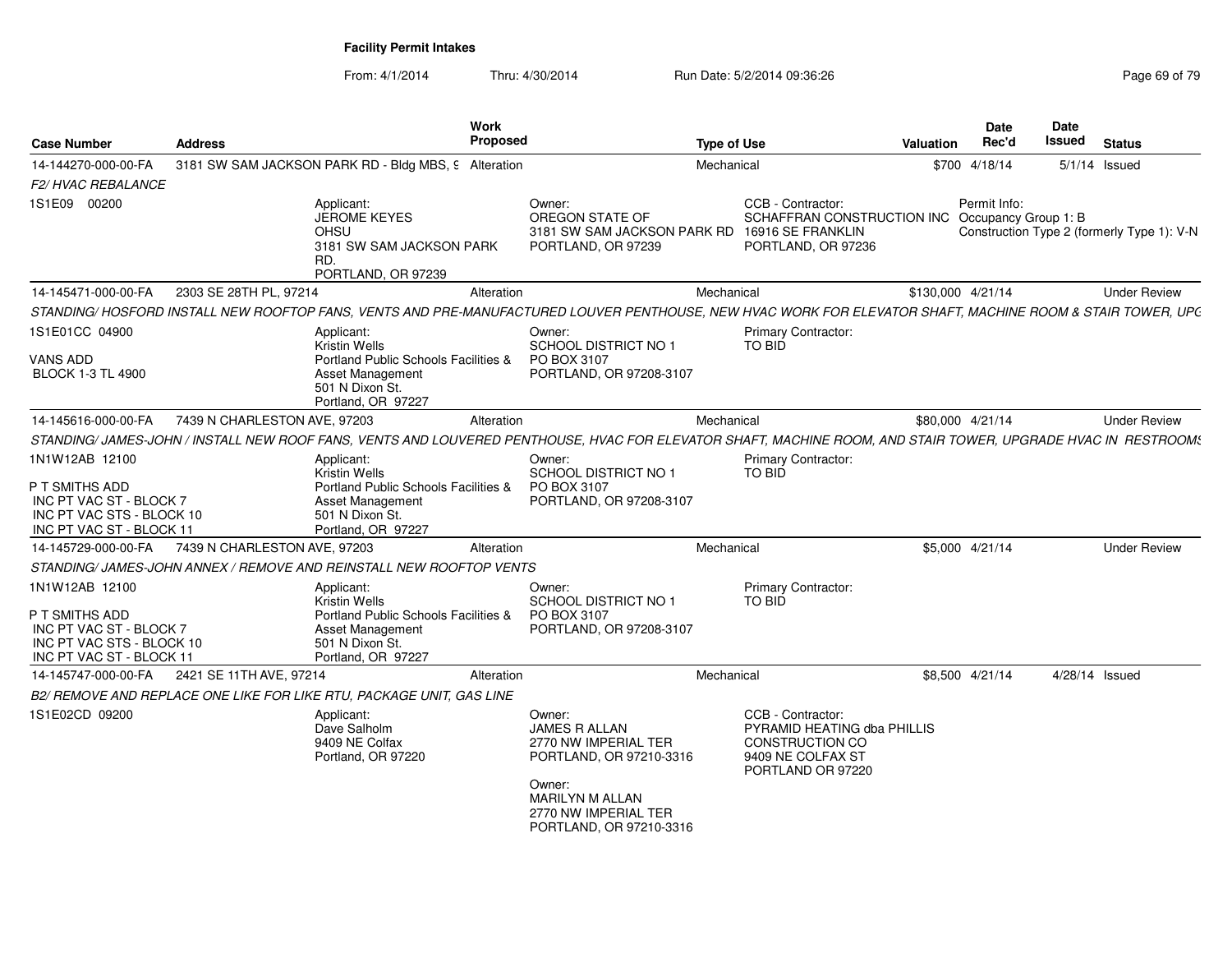**Facility Permit Intakes**

From: 4/1/2014 Thru: 4/30/2014 Run Date: 5/2/2014 09:36:26

| Case Number | Address | Work Proposed | Type of Use | Valuation | Date Rec'd | Date Issued | Status |
|---|---|---|---|---|---|---|---|
| 14-144270-000-00-FA | 3181 SW SAM JACKSON PARK RD - Bldg MBS, 9 | Alteration | Mechanical | $700 | 4/18/14 | 5/1/14 | Issued |
| 14-145471-000-00-FA | 2303 SE 28TH PL, 97214 | Alteration | Mechanical | $130,000 | 4/21/14 | | Under Review |
| 14-145616-000-00-FA | 7439 N CHARLESTON AVE, 97203 | Alteration | Mechanical | $80,000 | 4/21/14 | | Under Review |
| 14-145729-000-00-FA | 7439 N CHARLESTON AVE, 97203 | Alteration | Mechanical | $5,000 | 4/21/14 | | Under Review |
| 14-145747-000-00-FA | 2421 SE 11TH AVE, 97214 | Alteration | Mechanical | $8,500 | 4/21/14 | 4/28/14 | Issued |

**14-144270-000-00-FA**

*F2/ HVAC REBALANCE*

1S1E09 00200

Applicant: JEROME KEYES, OHSU, 3181 SW SAM JACKSON PARK RD., PORTLAND, OR 97239

Owner: OREGON STATE OF, 3181 SW SAM JACKSON PARK RD, PORTLAND, OR 97239

CCB - Contractor: SCHAFFRAN CONSTRUCTION INC, 16916 SE FRANKLIN, PORTLAND, OR 97236

Permit Info: Occupancy Group 1: B; Construction Type 2 (formerly Type 1): V-N

**14-145471-000-00-FA**

*STANDING/ HOSFORD INSTALL NEW ROOFTOP FANS, VENTS AND PRE-MANUFACTURED LOUVER PENTHOUSE, NEW HVAC WORK FOR ELEVATOR SHAFT, MACHINE ROOM & STAIR TOWER, UPG*

1S1E01CC 04900

VANS ADD
BLOCK 1-3 TL 4900

Applicant: Kristin Wells, Portland Public Schools Facilities & Asset Management, 501 N Dixon St., Portland, OR 97227

Owner: SCHOOL DISTRICT NO 1, PO BOX 3107, PORTLAND, OR 97208-3107

Primary Contractor: TO BID

**14-145616-000-00-FA**

*STANDING/ JAMES-JOHN / INSTALL NEW ROOF FANS, VENTS AND LOUVERED PENTHOUSE, HVAC FOR ELEVATOR SHAFT, MACHINE ROOM, AND STAIR TOWER, UPGRADE HVAC IN RESTROOMS*

1N1W12AB 12100

P T SMITHS ADD
INC PT VAC ST - BLOCK 7
INC PT VAC STS - BLOCK 10
INC PT VAC ST - BLOCK 11

Applicant: Kristin Wells, Portland Public Schools Facilities & Asset Management, 501 N Dixon St., Portland, OR 97227

Owner: SCHOOL DISTRICT NO 1, PO BOX 3107, PORTLAND, OR 97208-3107

Primary Contractor: TO BID

**14-145729-000-00-FA**

*STANDING/ JAMES-JOHN ANNEX / REMOVE AND REINSTALL NEW ROOFTOP VENTS*

1N1W12AB 12100

P T SMITHS ADD
INC PT VAC ST - BLOCK 7
INC PT VAC STS - BLOCK 10
INC PT VAC ST - BLOCK 11

Applicant: Kristin Wells, Portland Public Schools Facilities & Asset Management, 501 N Dixon St., Portland, OR 97227

Owner: SCHOOL DISTRICT NO 1, PO BOX 3107, PORTLAND, OR 97208-3107

Primary Contractor: TO BID

**14-145747-000-00-FA**

*B2/ REMOVE AND REPLACE ONE LIKE FOR LIKE RTU, PACKAGE UNIT, GAS LINE*

1S1E02CD 09200

Applicant: Dave Salholm, 9409 NE Colfax, Portland, OR 97220

Owner: JAMES R ALLAN, 2770 NW IMPERIAL TER, PORTLAND, OR 97210-3316

Owner: MARILYN M ALLAN, 2770 NW IMPERIAL TER, PORTLAND, OR 97210-3316

CCB - Contractor: PYRAMID HEATING dba PHILLIS CONSTRUCTION CO, 9409 NE COLFAX ST, PORTLAND OR 97220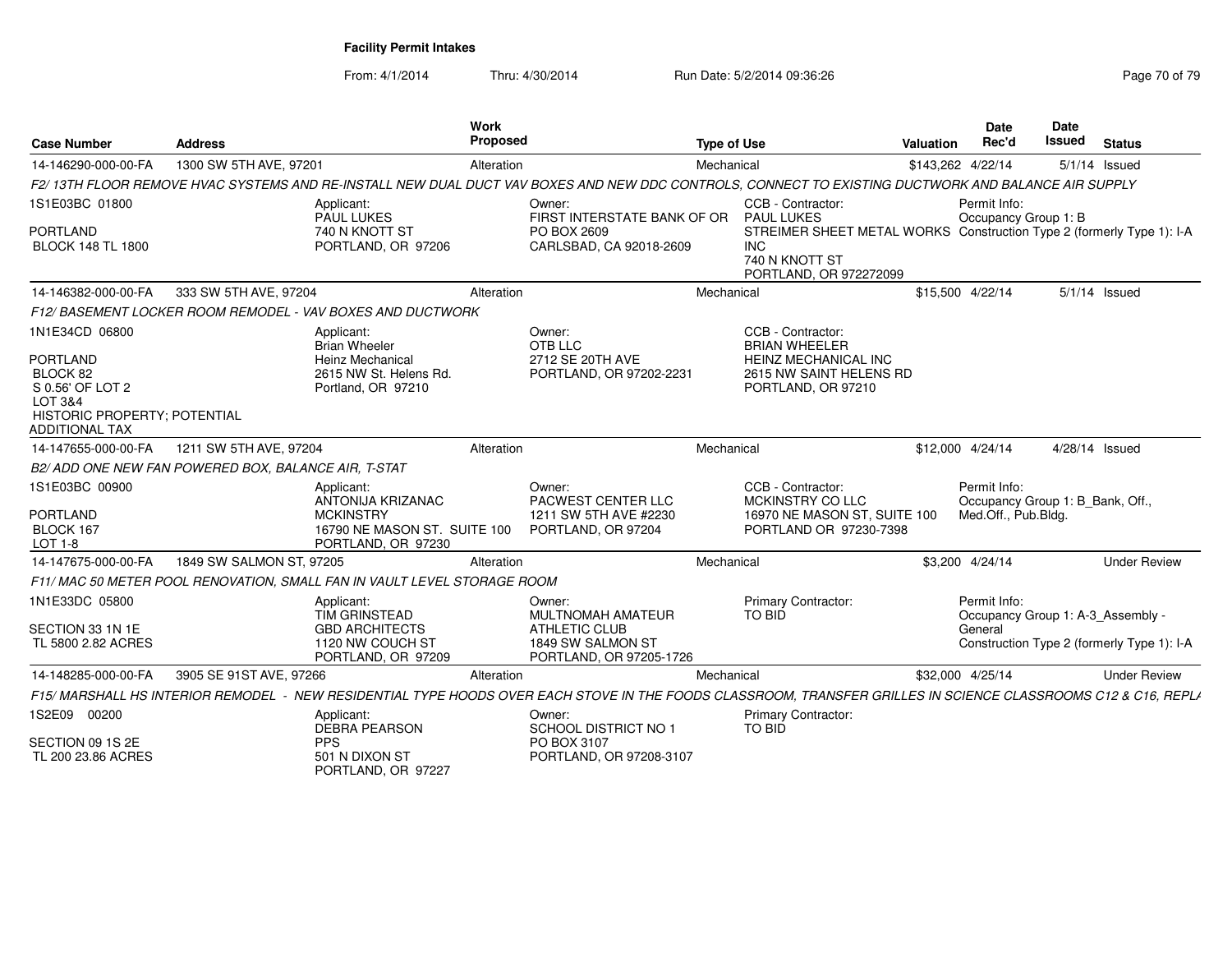**Facility Permit Intakes**

From: 4/1/2014 Thru: 4/30/2014 Run Date: 5/2/2014 09:36:26

| Case Number | Address | Work Proposed | Type of Use | Valuation | Date Rec'd | Date Issued | Status |
|---|---|---|---|---|---|---|---|
| 14-146290-000-00-FA | 1300 SW 5TH AVE, 97201 | Alteration | Mechanical | $143,262 | 4/22/14 | 5/1/14 | Issued |

F2/ 13TH FLOOR REMOVE HVAC SYSTEMS AND RE-INSTALL NEW DUAL DUCT VAV BOXES AND NEW DDC CONTROLS, CONNECT TO EXISTING DUCTWORK AND BALANCE AIR SUPPLY

1S1E03BC 01800
PORTLAND
BLOCK 148 TL 1800

Applicant: PAUL LUKES, 740 N KNOTT ST, PORTLAND, OR 97206

Owner: FIRST INTERSTATE BANK OF OR, PO BOX 2609, CARLSBAD, CA 92018-2609

CCB - Contractor: PAUL LUKES, STREIMER SHEET METAL WORKS INC, 740 N KNOTT ST, PORTLAND, OR 972272099

Permit Info: Occupancy Group 1: B; Construction Type 2 (formerly Type 1): I-A

| Case Number | Address | Work Proposed | Type of Use | Valuation | Date Rec'd | Date Issued | Status |
|---|---|---|---|---|---|---|---|
| 14-146382-000-00-FA | 333 SW 5TH AVE, 97204 | Alteration | Mechanical | $15,500 | 4/22/14 | 5/1/14 | Issued |

F12/ BASEMENT LOCKER ROOM REMODEL - VAV BOXES AND DUCTWORK

1N1E34CD 06800
PORTLAND
BLOCK 82
S 0.56' OF LOT 2
LOT 3&4
HISTORIC PROPERTY; POTENTIAL ADDITIONAL TAX

Applicant: Brian Wheeler, Heinz Mechanical, 2615 NW St. Helens Rd., Portland, OR 97210

Owner: OTB LLC, 2712 SE 20TH AVE, PORTLAND, OR 97202-2231

CCB - Contractor: BRIAN WHEELER, HEINZ MECHANICAL INC, 2615 NW SAINT HELENS RD, PORTLAND, OR 97210

| Case Number | Address | Work Proposed | Type of Use | Valuation | Date Rec'd | Date Issued | Status |
|---|---|---|---|---|---|---|---|
| 14-147655-000-00-FA | 1211 SW 5TH AVE, 97204 | Alteration | Mechanical | $12,000 | 4/24/14 | 4/28/14 | Issued |

B2/ ADD ONE NEW FAN POWERED BOX, BALANCE AIR, T-STAT

1S1E03BC 00900
PORTLAND
BLOCK 167
LOT 1-8

Applicant: ANTONIJA KRIZANAC, MCKINSTRY, 16790 NE MASON ST. SUITE 100, PORTLAND, OR 97230

Owner: PACWEST CENTER LLC, 1211 SW 5TH AVE #2230, PORTLAND, OR 97204

CCB - Contractor: MCKINSTRY CO LLC, 16970 NE MASON ST, SUITE 100, PORTLAND OR 97230-7398

Permit Info: Occupancy Group 1: B_Bank, Off., Med.Off., Pub.Bldg.

| Case Number | Address | Work Proposed | Type of Use | Valuation | Date Rec'd | Date Issued | Status |
|---|---|---|---|---|---|---|---|
| 14-147675-000-00-FA | 1849 SW SALMON ST, 97205 | Alteration | Mechanical | $3,200 | 4/24/14 | | Under Review |

F11/ MAC 50 METER POOL RENOVATION, SMALL FAN IN VAULT LEVEL STORAGE ROOM

1N1E33DC 05800
SECTION 33 1N 1E
TL 5800 2.82 ACRES

Applicant: TIM GRINSTEAD, GBD ARCHITECTS, 1120 NW COUCH ST, PORTLAND, OR 97209

Owner: MULTNOMAH AMATEUR ATHLETIC CLUB, 1849 SW SALMON ST, PORTLAND, OR 97205-1726

Primary Contractor: TO BID

Permit Info: Occupancy Group 1: A-3_Assembly - General; Construction Type 2 (formerly Type 1): I-A

| Case Number | Address | Work Proposed | Type of Use | Valuation | Date Rec'd | Date Issued | Status |
|---|---|---|---|---|---|---|---|
| 14-148285-000-00-FA | 3905 SE 91ST AVE, 97266 | Alteration | Mechanical | $32,000 | 4/25/14 | | Under Review |

F15/ MARSHALL HS INTERIOR REMODEL - NEW RESIDENTIAL TYPE HOODS OVER EACH STOVE IN THE FOODS CLASSROOM, TRANSFER GRILLES IN SCIENCE CLASSROOMS C12 & C16, REPL/

1S2E09 00200
SECTION 09 1S 2E
TL 200 23.86 ACRES

Applicant: DEBRA PEARSON, PPS, 501 N DIXON ST, PORTLAND, OR 97227

Owner: SCHOOL DISTRICT NO 1, PO BOX 3107, PORTLAND, OR 97208-3107

Primary Contractor: TO BID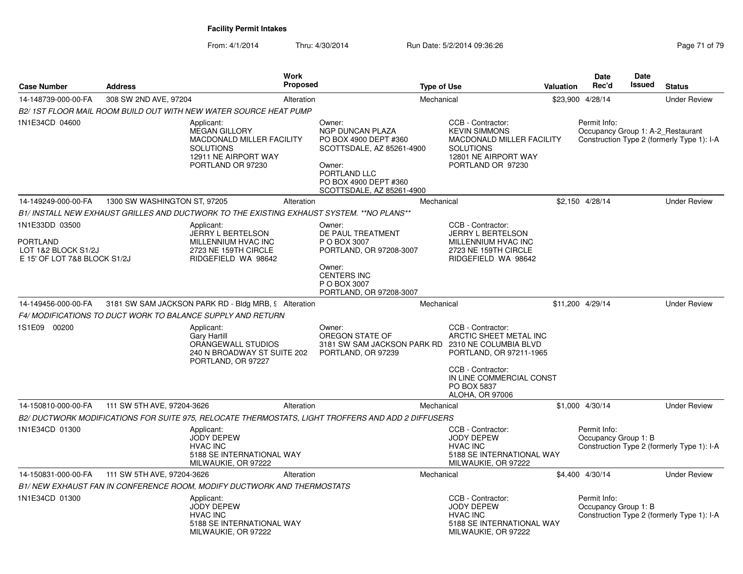# Facility Permit Intakes

From: 4/1/2014 Thru: 4/30/2014 Run Date: 5/2/2014 09:36:26

| Case Number | Address | Work Proposed | Type of Use | Valuation | Date Rec'd | Date Issued | Status |
|---|---|---|---|---|---|---|---|
| 14-148739-000-00-FA | 308 SW 2ND AVE, 97204 | Alteration | Mechanical | $23,900 | 4/28/14 | | Under Review |

*B2/ 1ST FLOOR MAIL ROOM BUILD OUT WITH NEW WATER SOURCE HEAT PUMP*

1N1E34CD 04600

Applicant:
MEGAN GILLORY
MACDONALD MILLER FACILITY SOLUTIONS
12911 NE AIRPORT WAY
PORTLAND OR 97230

Owner:
NGP DUNCAN PLAZA
PO BOX 4900 DEPT #360
SCOTTSDALE, AZ 85261-4900

Owner:
PORTLAND LLC
PO BOX 4900 DEPT #360
SCOTTSDALE, AZ 85261-4900

CCB - Contractor:
KEVIN SIMMONS
MACDONALD MILLER FACILITY SOLUTIONS
12801 NE AIRPORT WAY
PORTLAND OR 97230

Permit Info:
Occupancy Group 1: A-2_Restaurant
Construction Type 2 (formerly Type 1): I-A

---

| Case Number | Address | Work Proposed | Type of Use | Valuation | Date Rec'd | Date Issued | Status |
|---|---|---|---|---|---|---|---|
| 14-149249-000-00-FA | 1300 SW WASHINGTON ST, 97205 | Alteration | Mechanical | $2,150 | 4/28/14 | | Under Review |

*B1/ INSTALL NEW EXHAUST GRILLES AND DUCTWORK TO THE EXISTING EXHAUST SYSTEM. **NO PLANS***

1N1E33DD 03500

PORTLAND
LOT 1&2 BLOCK S1/2J
E 15' OF LOT 7&8 BLOCK S1/2J

Applicant:
JERRY L BERTELSON
MILLENNIUM HVAC INC
2723 NE 159TH CIRCLE
RIDGEFIELD WA 98642

Owner:
DE PAUL TREATMENT
P O BOX 3007
PORTLAND, OR 97208-3007

Owner:
CENTERS INC
P O BOX 3007
PORTLAND, OR 97208-3007

CCB - Contractor:
JERRY L BERTELSON
MILLENNIUM HVAC INC
2723 NE 159TH CIRCLE
RIDGEFIELD WA 98642

---

| Case Number | Address | Work Proposed | Type of Use | Valuation | Date Rec'd | Date Issued | Status |
|---|---|---|---|---|---|---|---|
| 14-149456-000-00-FA | 3181 SW SAM JACKSON PARK RD - Bldg MRB, 9 | Alteration | Mechanical | $11,200 | 4/29/14 | | Under Review |

*F4/ MODIFICATIONS TO DUCT WORK TO BALANCE SUPPLY AND RETURN*

1S1E09 00200

Applicant:
Gary Hartill
ORANGEWALL STUDIOS
240 N BROADWAY ST SUITE 202
PORTLAND, OR 97227

Owner:
OREGON STATE OF
3181 SW SAM JACKSON PARK RD
PORTLAND, OR 97239

CCB - Contractor:
ARCTIC SHEET METAL INC
2310 NE COLUMBIA BLVD
PORTLAND, OR 97211-1965

CCB - Contractor:
IN LINE COMMERCIAL CONST
PO BOX 5837
ALOHA, OR 97006

---

| Case Number | Address | Work Proposed | Type of Use | Valuation | Date Rec'd | Date Issued | Status |
|---|---|---|---|---|---|---|---|
| 14-150810-000-00-FA | 111 SW 5TH AVE, 97204-3626 | Alteration | Mechanical | $1,000 | 4/30/14 | | Under Review |

*B2/ DUCTWORK MODIFICATIONS FOR SUITE 975, RELOCATE THERMOSTATS, LIGHT TROFFERS AND ADD 2 DIFFUSERS*

1N1E34CD 01300

Applicant:
JODY DEPEW
HVAC INC
5188 SE INTERNATIONAL WAY
MILWAUKIE, OR 97222

CCB - Contractor:
JODY DEPEW
HVAC INC
5188 SE INTERNATIONAL WAY
MILWAUKIE, OR 97222

Permit Info:
Occupancy Group 1: B
Construction Type 2 (formerly Type 1): I-A

---

| Case Number | Address | Work Proposed | Type of Use | Valuation | Date Rec'd | Date Issued | Status |
|---|---|---|---|---|---|---|---|
| 14-150831-000-00-FA | 111 SW 5TH AVE, 97204-3626 | Alteration | Mechanical | $4,400 | 4/30/14 | | Under Review |

*B1/ NEW EXHAUST FAN IN CONFERENCE ROOM, MODIFY DUCTWORK AND THERMOSTATS*

1N1E34CD 01300

Applicant:
JODY DEPEW
HVAC INC
5188 SE INTERNATIONAL WAY
MILWAUKIE, OR 97222

CCB - Contractor:
JODY DEPEW
HVAC INC
5188 SE INTERNATIONAL WAY
MILWAUKIE, OR 97222

Permit Info:
Occupancy Group 1: B
Construction Type 2 (formerly Type 1): I-A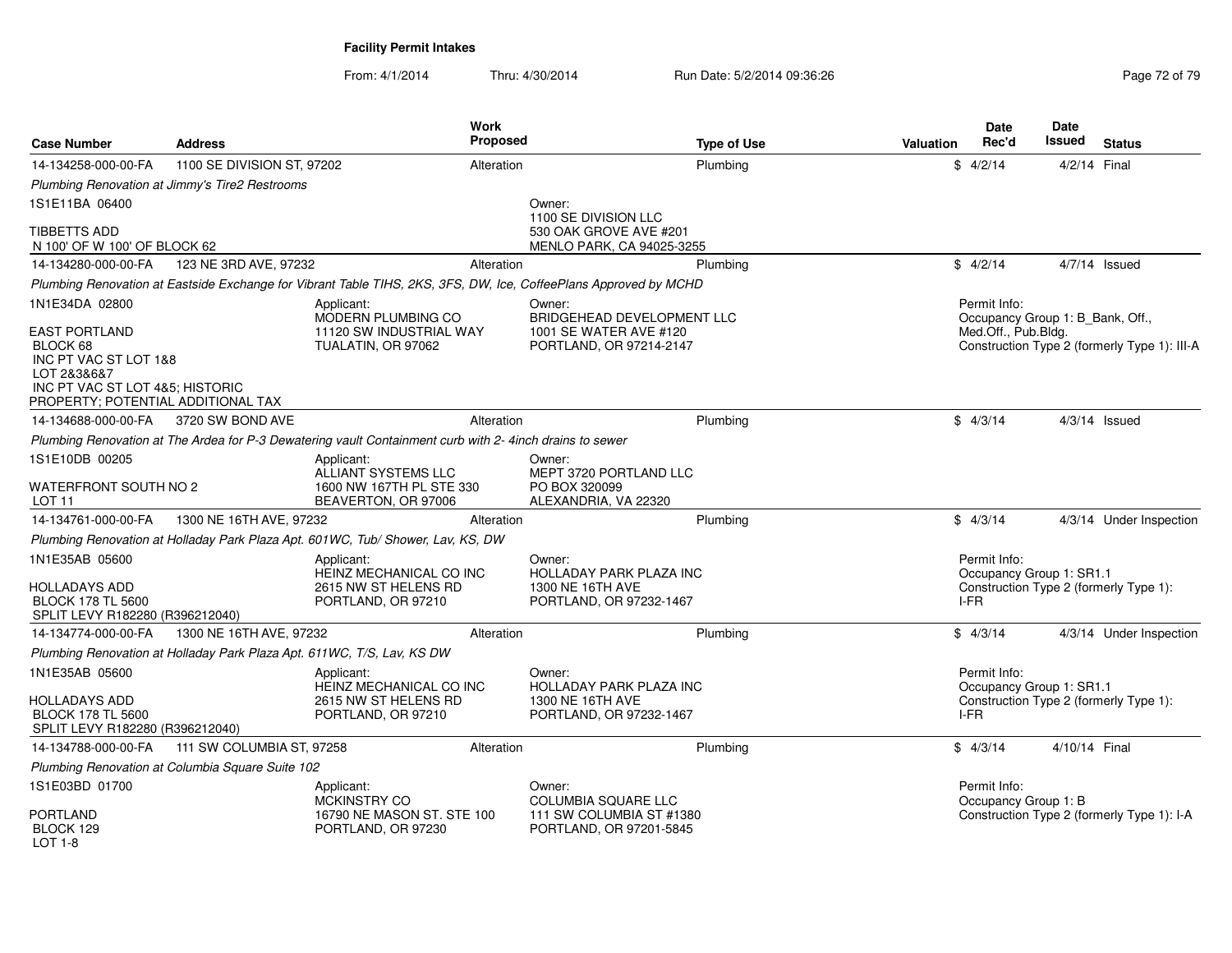# Facility Permit Intakes

From: 4/1/2014 Thru: 4/30/2014 Run Date: 5/2/2014 09:36:26

| Case Number | Address | Work Proposed | Type of Use | Valuation | Date Rec'd | Date Issued | Status |
|---|---|---|---|---|---|---|---|
| 14-134258-000-00-FA | 1100 SE DIVISION ST, 97202 | Alteration | Plumbing | $ | 4/2/14 | 4/2/14 | Final |

*Plumbing Renovation at Jimmy's Tire2 Restrooms*

1S1E11BA 06400

TIBBETTS ADD
N 100' OF W 100' OF BLOCK 62

Owner:
1100 SE DIVISION LLC
530 OAK GROVE AVE #201
MENLO PARK, CA 94025-3255

---

| Case Number | Address | Work Proposed | Type of Use | Valuation | Date Rec'd | Date Issued | Status |
|---|---|---|---|---|---|---|---|
| 14-134280-000-00-FA | 123 NE 3RD AVE, 97232 | Alteration | Plumbing | $ | 4/2/14 | 4/7/14 | Issued |

*Plumbing Renovation at Eastside Exchange for Vibrant Table TIHS, 2KS, 3FS, DW, Ice, CoffeePlans Approved by MCHD*

1N1E34DA 02800

EAST PORTLAND
BLOCK 68
INC PT VAC ST LOT 1&8
LOT 2&3&6&7
INC PT VAC ST LOT 4&5; HISTORIC
PROPERTY; POTENTIAL ADDITIONAL TAX

Applicant:
MODERN PLUMBING CO
11120 SW INDUSTRIAL WAY
TUALATIN, OR 97062

Owner:
BRIDGEHEAD DEVELOPMENT LLC
1001 SE WATER AVE #120
PORTLAND, OR 97214-2147

Permit Info:
Occupancy Group 1: B_Bank, Off., Med.Off., Pub.Bldg.
Construction Type 2 (formerly Type 1): III-A

---

| Case Number | Address | Work Proposed | Type of Use | Valuation | Date Rec'd | Date Issued | Status |
|---|---|---|---|---|---|---|---|
| 14-134688-000-00-FA | 3720 SW BOND AVE | Alteration | Plumbing | $ | 4/3/14 | 4/3/14 | Issued |

*Plumbing Renovation at The Ardea for P-3 Dewatering vault Containment curb with 2- 4inch drains to sewer*

1S1E10DB 00205

WATERFRONT SOUTH NO 2
LOT 11

Applicant:
ALLIANT SYSTEMS LLC
1600 NW 167TH PL STE 330
BEAVERTON, OR 97006

Owner:
MEPT 3720 PORTLAND LLC
PO BOX 320099
ALEXANDRIA, VA 22320

---

| Case Number | Address | Work Proposed | Type of Use | Valuation | Date Rec'd | Date Issued | Status |
|---|---|---|---|---|---|---|---|
| 14-134761-000-00-FA | 1300 NE 16TH AVE, 97232 | Alteration | Plumbing | $ | 4/3/14 | 4/3/14 | Under Inspection |

*Plumbing Renovation at Holladay Park Plaza Apt. 601WC, Tub/ Shower, Lav, KS, DW*

1N1E35AB 05600

HOLLADAYS ADD
BLOCK 178 TL 5600
SPLIT LEVY R182280 (R396212040)

Applicant:
HEINZ MECHANICAL CO INC
2615 NW ST HELENS RD
PORTLAND, OR 97210

Owner:
HOLLADAY PARK PLAZA INC
1300 NE 16TH AVE
PORTLAND, OR 97232-1467

Permit Info:
Occupancy Group 1: SR1.1
Construction Type 2 (formerly Type 1): I-FR

---

| Case Number | Address | Work Proposed | Type of Use | Valuation | Date Rec'd | Date Issued | Status |
|---|---|---|---|---|---|---|---|
| 14-134774-000-00-FA | 1300 NE 16TH AVE, 97232 | Alteration | Plumbing | $ | 4/3/14 | 4/3/14 | Under Inspection |

*Plumbing Renovation at Holladay Park Plaza Apt. 611WC, T/S, Lav, KS DW*

1N1E35AB 05600

HOLLADAYS ADD
BLOCK 178 TL 5600
SPLIT LEVY R182280 (R396212040)

Applicant:
HEINZ MECHANICAL CO INC
2615 NW ST HELENS RD
PORTLAND, OR 97210

Owner:
HOLLADAY PARK PLAZA INC
1300 NE 16TH AVE
PORTLAND, OR 97232-1467

Permit Info:
Occupancy Group 1: SR1.1
Construction Type 2 (formerly Type 1): I-FR

---

| Case Number | Address | Work Proposed | Type of Use | Valuation | Date Rec'd | Date Issued | Status |
|---|---|---|---|---|---|---|---|
| 14-134788-000-00-FA | 111 SW COLUMBIA ST, 97258 | Alteration | Plumbing | $ | 4/3/14 | 4/10/14 | Final |

*Plumbing Renovation at Columbia Square Suite 102*

1S1E03BD 01700

PORTLAND
BLOCK 129
LOT 1-8

Applicant:
MCKINSTRY CO
16790 NE MASON ST. STE 100
PORTLAND, OR 97230

Owner:
COLUMBIA SQUARE LLC
111 SW COLUMBIA ST #1380
PORTLAND, OR 97201-5845

Permit Info:
Occupancy Group 1: B
Construction Type 2 (formerly Type 1): I-A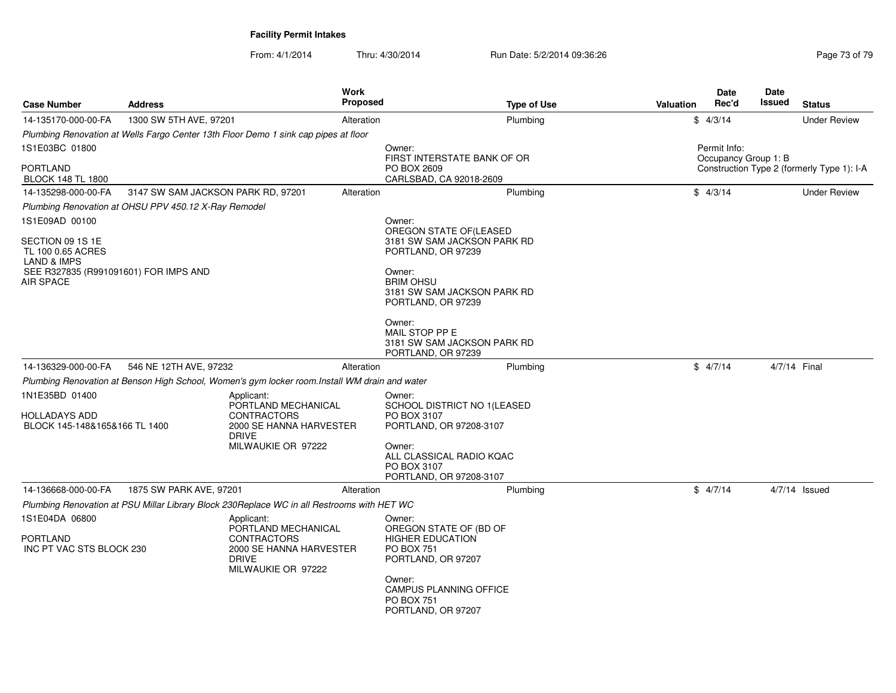**Facility Permit Intakes**

From: 4/1/2014 Thru: 4/30/2014 Run Date: 5/2/2014 09:36:26

| Case Number | Address | Work Proposed | Type of Use | Valuation | Date Rec'd | Date Issued | Status |
|---|---|---|---|---|---|---|---|
| 14-135170-000-00-FA | 1300 SW 5TH AVE, 97201 | Alteration | Plumbing | $ | 4/3/14 | | Under Review |

*Plumbing Renovation at Wells Fargo Center 13th Floor Demo 1 sink cap pipes at floor*

1S1E03BC 01800

PORTLAND
BLOCK 148 TL 1800

Owner:
FIRST INTERSTATE BANK OF OR
PO BOX 2609
CARLSBAD, CA 92018-2609

Permit Info:
Occupancy Group 1: B
Construction Type 2 (formerly Type 1): I-A

| Case Number | Address | Work Proposed | Type of Use | Valuation | Date Rec'd | Date Issued | Status |
|---|---|---|---|---|---|---|---|
| 14-135298-000-00-FA | 3147 SW SAM JACKSON PARK RD, 97201 | Alteration | Plumbing | $ | 4/3/14 | | Under Review |

*Plumbing Renovation at OHSU PPV 450.12 X-Ray Remodel*

1S1E09AD 00100

SECTION 09 1S 1E
TL 100 0.65 ACRES
LAND & IMPS
SEE R327835 (R991091601) FOR IMPS AND AIR SPACE

Owner:
OREGON STATE OF(LEASED
3181 SW SAM JACKSON PARK RD
PORTLAND, OR 97239

Owner:
BRIM OHSU
3181 SW SAM JACKSON PARK RD
PORTLAND, OR 97239

Owner:
MAIL STOP PP E
3181 SW SAM JACKSON PARK RD
PORTLAND, OR 97239

| Case Number | Address | Work Proposed | Type of Use | Valuation | Date Rec'd | Date Issued | Status |
|---|---|---|---|---|---|---|---|
| 14-136329-000-00-FA | 546 NE 12TH AVE, 97232 | Alteration | Plumbing | $ | 4/7/14 | 4/7/14 | Final |

*Plumbing Renovation at Benson High School, Women's gym locker room.Install WM drain and water*

1N1E35BD 01400

HOLLADAYS ADD
BLOCK 145-148&165&166 TL 1400

Applicant:
PORTLAND MECHANICAL CONTRACTORS
2000 SE HANNA HARVESTER DRIVE
MILWAUKIE OR 97222

Owner:
SCHOOL DISTRICT NO 1(LEASED
PO BOX 3107
PORTLAND, OR 97208-3107

Owner:
ALL CLASSICAL RADIO KQAC
PO BOX 3107
PORTLAND, OR 97208-3107

| Case Number | Address | Work Proposed | Type of Use | Valuation | Date Rec'd | Date Issued | Status |
|---|---|---|---|---|---|---|---|
| 14-136668-000-00-FA | 1875 SW PARK AVE, 97201 | Alteration | Plumbing | $ | 4/7/14 | 4/7/14 | Issued |

*Plumbing Renovation at PSU Millar Library Block 230Replace WC in all Restrooms with HET WC*

1S1E04DA 06800

PORTLAND
INC PT VAC STS BLOCK 230

Applicant:
PORTLAND MECHANICAL CONTRACTORS
2000 SE HANNA HARVESTER DRIVE
MILWAUKIE OR 97222

Owner:
OREGON STATE OF (BD OF HIGHER EDUCATION
PO BOX 751
PORTLAND, OR 97207

Owner:
CAMPUS PLANNING OFFICE
PO BOX 751
PORTLAND, OR 97207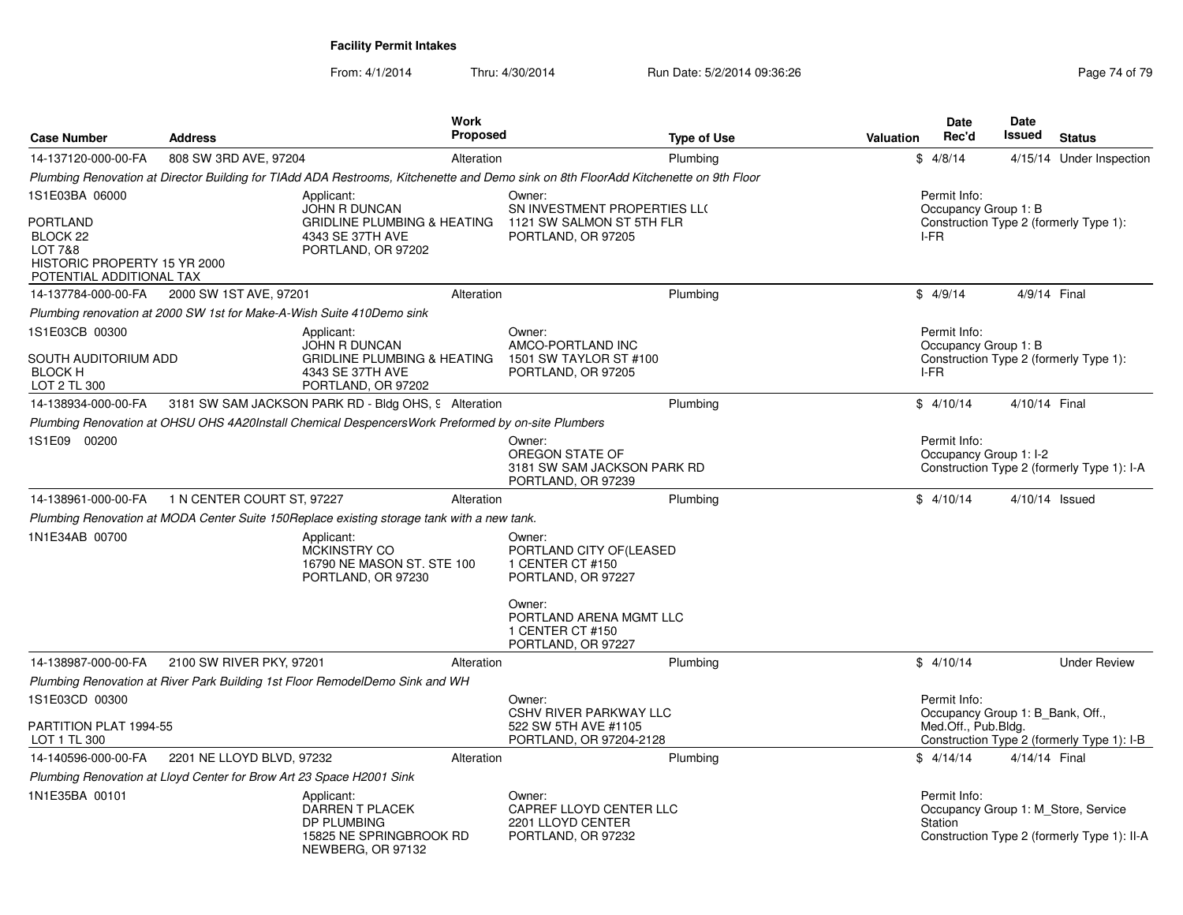**Facility Permit Intakes**

From: 4/1/2014 Thru: 4/30/2014 Run Date: 5/2/2014 09:36:26

| Case Number | Address | Work Proposed | Type of Use | Valuation | Date Rec'd | Date Issued | Status |
|---|---|---|---|---|---|---|---|
| 14-137120-000-00-FA | 808 SW 3RD AVE, 97204 | Alteration | Plumbing | $ | 4/8/14 | 4/15/14 | Under Inspection |

*Plumbing Renovation at Director Building for TIAdd ADA Restrooms, Kitchenette and Demo sink on 8th FloorAdd Kitchenette on 9th Floor*

1S1E03BA 06000

PORTLAND
BLOCK 22
LOT 7&8
HISTORIC PROPERTY 15 YR 2000
POTENTIAL ADDITIONAL TAX

Applicant:
JOHN R DUNCAN
GRIDLINE PLUMBING & HEATING
4343 SE 37TH AVE
PORTLAND, OR 97202

Owner:
SN INVESTMENT PROPERTIES LL(
1121 SW SALMON ST 5TH FLR
PORTLAND, OR 97205

Permit Info:
Occupancy Group 1: B
Construction Type 2 (formerly Type 1): I-FR

| Case Number | Address | Work Proposed | Type of Use | Valuation | Date Rec'd | Date Issued | Status |
|---|---|---|---|---|---|---|---|
| 14-137784-000-00-FA | 2000 SW 1ST AVE, 97201 | Alteration | Plumbing | $ | 4/9/14 | 4/9/14 | Final |

*Plumbing renovation at 2000 SW 1st for Make-A-Wish Suite 410Demo sink*

1S1E03CB 00300

SOUTH AUDITORIUM ADD
BLOCK H
LOT 2 TL 300

Applicant:
JOHN R DUNCAN
GRIDLINE PLUMBING & HEATING
4343 SE 37TH AVE
PORTLAND, OR 97202

Owner:
AMCO-PORTLAND INC
1501 SW TAYLOR ST #100
PORTLAND, OR 97205

Permit Info:
Occupancy Group 1: B
Construction Type 2 (formerly Type 1): I-FR

| Case Number | Address | Work Proposed | Type of Use | Valuation | Date Rec'd | Date Issued | Status |
|---|---|---|---|---|---|---|---|
| 14-138934-000-00-FA | 3181 SW SAM JACKSON PARK RD - Bldg OHS, 9 | Alteration | Plumbing | $ | 4/10/14 | 4/10/14 | Final |

*Plumbing Renovation at OHSU OHS 4A20Install Chemical DespencersWork Preformed by on-site Plumbers*

1S1E09 00200

Owner:
OREGON STATE OF
3181 SW SAM JACKSON PARK RD
PORTLAND, OR 97239

Permit Info:
Occupancy Group 1: I-2
Construction Type 2 (formerly Type 1): I-A

| Case Number | Address | Work Proposed | Type of Use | Valuation | Date Rec'd | Date Issued | Status |
|---|---|---|---|---|---|---|---|
| 14-138961-000-00-FA | 1 N CENTER COURT ST, 97227 | Alteration | Plumbing | $ | 4/10/14 | 4/10/14 | Issued |

*Plumbing Renovation at MODA Center Suite 150Replace existing storage tank with a new tank.*

1N1E34AB 00700

Applicant:
MCKINSTRY CO
16790 NE MASON ST. STE 100
PORTLAND, OR 97230

Owner:
PORTLAND CITY OF(LEASED
1 CENTER CT #150
PORTLAND, OR 97227

Owner:
PORTLAND ARENA MGMT LLC
1 CENTER CT #150
PORTLAND, OR 97227

| Case Number | Address | Work Proposed | Type of Use | Valuation | Date Rec'd | Date Issued | Status |
|---|---|---|---|---|---|---|---|
| 14-138987-000-00-FA | 2100 SW RIVER PKY, 97201 | Alteration | Plumbing | $ | 4/10/14 | | Under Review |

*Plumbing Renovation at River Park Building 1st Floor RemodelDemo Sink and WH*

1S1E03CD 00300

PARTITION PLAT 1994-55
LOT 1 TL 300

Owner:
CSHV RIVER PARKWAY LLC
522 SW 5TH AVE #1105
PORTLAND, OR 97204-2128

Permit Info:
Occupancy Group 1: B_Bank, Off., Med.Off., Pub.Bldg.
Construction Type 2 (formerly Type 1): I-B

| Case Number | Address | Work Proposed | Type of Use | Valuation | Date Rec'd | Date Issued | Status |
|---|---|---|---|---|---|---|---|
| 14-140596-000-00-FA | 2201 NE LLOYD BLVD, 97232 | Alteration | Plumbing | $ | 4/14/14 | 4/14/14 | Final |

*Plumbing Renovation at Lloyd Center for Brow Art 23 Space H2001 Sink*

1N1E35BA 00101

Applicant:
DARREN T PLACEK
DP PLUMBING
15825 NE SPRINGBROOK RD
NEWBERG, OR 97132

Owner:
CAPREF LLOYD CENTER LLC
2201 LLOYD CENTER
PORTLAND, OR 97232

Permit Info:
Occupancy Group 1: M_Store, Service Station
Construction Type 2 (formerly Type 1): II-A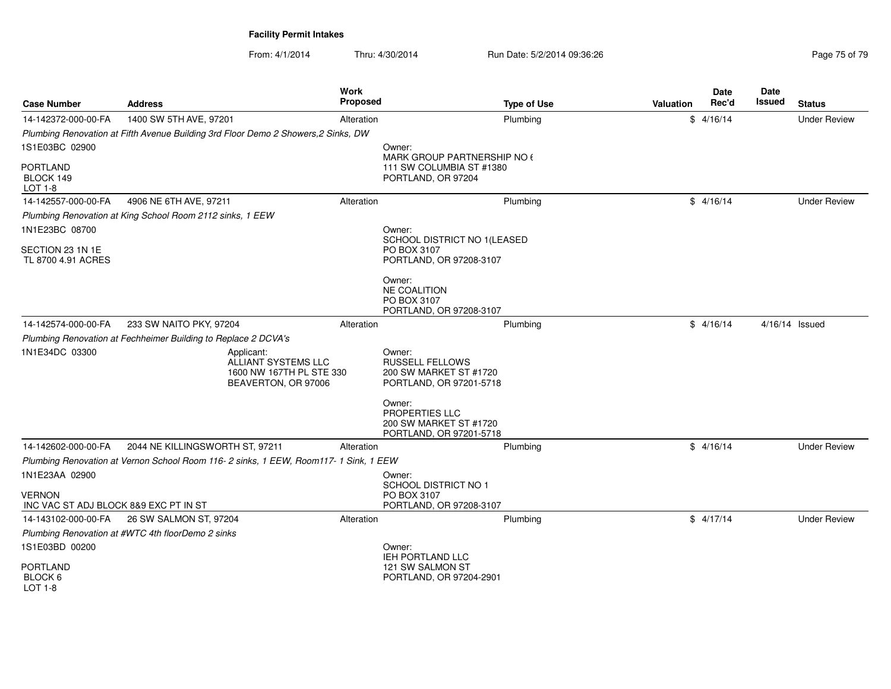**Facility Permit Intakes**

From: 4/1/2014 Thru: 4/30/2014 Run Date: 5/2/2014 09:36:26

| Case Number | Address | Work Proposed | Type of Use | Valuation | Date Rec'd | Date Issued | Status |
|---|---|---|---|---|---|---|---|
| 14-142372-000-00-FA | 1400 SW 5TH AVE, 97201 | Alteration | Plumbing | $ | 4/16/14 | | Under Review |
| *Plumbing Renovation at Fifth Avenue Building 3rd Floor Demo 2 Showers,2 Sinks, DW* | | | | | | | |
| 1S1E03BC 02900<br>PORTLAND<br>BLOCK 149<br>LOT 1-8 | | Owner:<br>MARK GROUP PARTNERSHIP NO 6<br>111 SW COLUMBIA ST #1380<br>PORTLAND, OR 97204 | | | | | |
| 14-142557-000-00-FA | 4906 NE 6TH AVE, 97211 | Alteration | Plumbing | $ | 4/16/14 | | Under Review |
| *Plumbing Renovation at King School Room 2112 sinks, 1 EEW* | | | | | | | |
| 1N1E23BC 08700<br>SECTION 23 1N 1E<br>TL 8700 4.91 ACRES | | Owner:<br>SCHOOL DISTRICT NO 1(LEASED<br>PO BOX 3107<br>PORTLAND, OR 97208-3107<br><br>Owner:<br>NE COALITION<br>PO BOX 3107<br>PORTLAND, OR 97208-3107 | | | | | |
| 14-142574-000-00-FA | 233 SW NAITO PKY, 97204 | Alteration | Plumbing | $ | 4/16/14 | 4/16/14 | Issued |
| *Plumbing Renovation at Fechheimer Building to Replace 2 DCVA's* | | | | | | | |
| 1N1E34DC 03300 | Applicant:<br>ALLIANT SYSTEMS LLC<br>1600 NW 167TH PL STE 330<br>BEAVERTON, OR 97006 | Owner:<br>RUSSELL FELLOWS<br>200 SW MARKET ST #1720<br>PORTLAND, OR 97201-5718<br><br>Owner:<br>PROPERTIES LLC<br>200 SW MARKET ST #1720<br>PORTLAND, OR 97201-5718 | | | | | |
| 14-142602-000-00-FA | 2044 NE KILLINGSWORTH ST, 97211 | Alteration | Plumbing | $ | 4/16/14 | | Under Review |
| *Plumbing Renovation at Vernon School Room 116- 2 sinks, 1 EEW, Room117- 1 Sink, 1 EEW* | | | | | | | |
| 1N1E23AA 02900<br>VERNON<br>INC VAC ST ADJ BLOCK 8&9 EXC PT IN ST | | Owner:<br>SCHOOL DISTRICT NO 1<br>PO BOX 3107<br>PORTLAND, OR 97208-3107 | | | | | |
| 14-143102-000-00-FA | 26 SW SALMON ST, 97204 | Alteration | Plumbing | $ | 4/17/14 | | Under Review |
| *Plumbing Renovation at #WTC 4th floorDemo 2 sinks* | | | | | | | |
| 1S1E03BD 00200<br>PORTLAND<br>BLOCK 6<br>LOT 1-8 | | Owner:<br>IEH PORTLAND LLC<br>121 SW SALMON ST<br>PORTLAND, OR 97204-2901 | | | | | |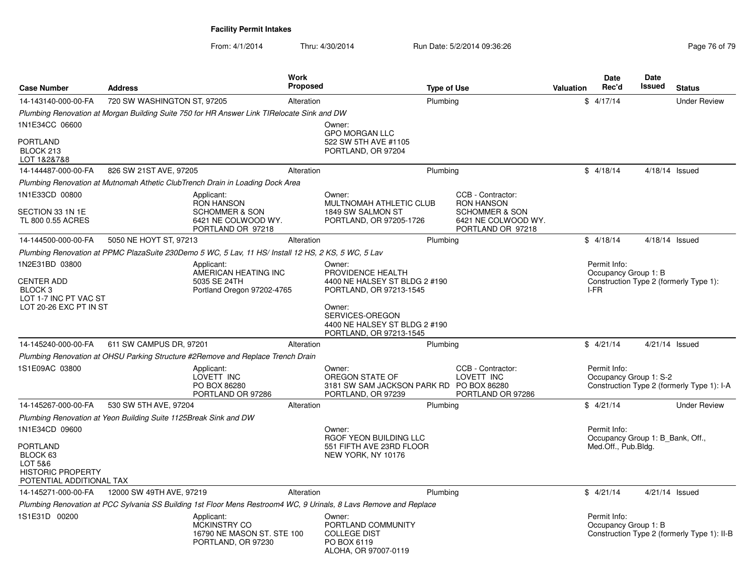**Facility Permit Intakes**

From: 4/1/2014 Thru: 4/30/2014 Run Date: 5/2/2014 09:36:26

| Case Number | Address | Work Proposed | Type of Use | Valuation | Date Rec'd | Date Issued | Status |
|---|---|---|---|---|---|---|---|
| 14-143140-000-00-FA | 720 SW WASHINGTON ST, 97205 | Alteration | Plumbing | $ | 4/17/14 | | Under Review |

*Plumbing Renovation at Morgan Building Suite 750 for HR Answer Link TIRelocate Sink and DW*

1N1E34CC 06600

PORTLAND
BLOCK 213
LOT 1&2&7&8

Owner:
GPO MORGAN LLC
522 SW 5TH AVE #1105
PORTLAND, OR 97204

| Case Number | Address | Work Proposed | Type of Use | Valuation | Date Rec'd | Date Issued | Status |
|---|---|---|---|---|---|---|---|
| 14-144487-000-00-FA | 826 SW 21ST AVE, 97205 | Alteration | Plumbing | $ | 4/18/14 | 4/18/14 | Issued |

*Plumbing Renovation at Mutnomah Athetic ClubTrench Drain in Loading Dock Area*

1N1E33CD 00800

SECTION 33 1N 1E
TL 800 0.55 ACRES

Applicant:
RON HANSON
SCHOMMER & SON
6421 NE COLWOOD WY.
PORTLAND OR 97218

Owner:
MULTNOMAH ATHLETIC CLUB
1849 SW SALMON ST
PORTLAND, OR 97205-1726

CCB - Contractor:
RON HANSON
SCHOMMER & SON
6421 NE COLWOOD WY.
PORTLAND OR 97218

| Case Number | Address | Work Proposed | Type of Use | Valuation | Date Rec'd | Date Issued | Status |
|---|---|---|---|---|---|---|---|
| 14-144500-000-00-FA | 5050 NE HOYT ST, 97213 | Alteration | Plumbing | $ | 4/18/14 | 4/18/14 | Issued |

*Plumbing Renovation at PPMC PlazaSuite 230Demo 5 WC, 5 Lav, 11 HS/ Install 12 HS, 2 KS, 5 WC, 5 Lav*

1N2E31BD 03800

CENTER ADD
BLOCK 3
LOT 1-7 INC PT VAC ST
LOT 20-26 EXC PT IN ST

Applicant:
AMERICAN HEATING INC
5035 SE 24TH
Portland Oregon 97202-4765

Owner:
PROVIDENCE HEALTH
4400 NE HALSEY ST BLDG 2 #190
PORTLAND, OR 97213-1545

Owner:
SERVICES-OREGON
4400 NE HALSEY ST BLDG 2 #190
PORTLAND, OR 97213-1545

Permit Info:
Occupancy Group 1: B
Construction Type 2 (formerly Type 1): I-FR

| Case Number | Address | Work Proposed | Type of Use | Valuation | Date Rec'd | Date Issued | Status |
|---|---|---|---|---|---|---|---|
| 14-145240-000-00-FA | 611 SW CAMPUS DR, 97201 | Alteration | Plumbing | $ | 4/21/14 | 4/21/14 | Issued |

*Plumbing Renovation at OHSU Parking Structure #2Remove and Replace Trench Drain*

1S1E09AC 03800

Applicant:
LOVETT INC
PO BOX 86280
PORTLAND OR 97286

Owner:
OREGON STATE OF
3181 SW SAM JACKSON PARK RD
PORTLAND, OR 97239

CCB - Contractor:
LOVETT INC
PO BOX 86280
PORTLAND OR 97286

Permit Info:
Occupancy Group 1: S-2
Construction Type 2 (formerly Type 1): I-A

| Case Number | Address | Work Proposed | Type of Use | Valuation | Date Rec'd | Date Issued | Status |
|---|---|---|---|---|---|---|---|
| 14-145267-000-00-FA | 530 SW 5TH AVE, 97204 | Alteration | Plumbing | $ | 4/21/14 | | Under Review |

*Plumbing Renovation at Yeon Building Suite 1125Break Sink and DW*

1N1E34CD 09600

PORTLAND
BLOCK 63
LOT 5&6
HISTORIC PROPERTY
POTENTIAL ADDITIONAL TAX

Owner:
RGOF YEON BUILDING LLC
551 FIFTH AVE 23RD FLOOR
NEW YORK, NY 10176

Permit Info:
Occupancy Group 1: B_Bank, Off., Med.Off., Pub.Bldg.

| Case Number | Address | Work Proposed | Type of Use | Valuation | Date Rec'd | Date Issued | Status |
|---|---|---|---|---|---|---|---|
| 14-145271-000-00-FA | 12000 SW 49TH AVE, 97219 | Alteration | Plumbing | $ | 4/21/14 | 4/21/14 | Issued |

*Plumbing Renovation at PCC Sylvania SS Building 1st Floor Mens Restroom4 WC, 9 Urinals, 8 Lavs Remove and Replace*

1S1E31D 00200

Applicant:
MCKINSTRY CO
16790 NE MASON ST. STE 100
PORTLAND, OR 97230

Owner:
PORTLAND COMMUNITY COLLEGE DIST
PO BOX 6119
ALOHA, OR 97007-0119

Permit Info:
Occupancy Group 1: B
Construction Type 2 (formerly Type 1): II-B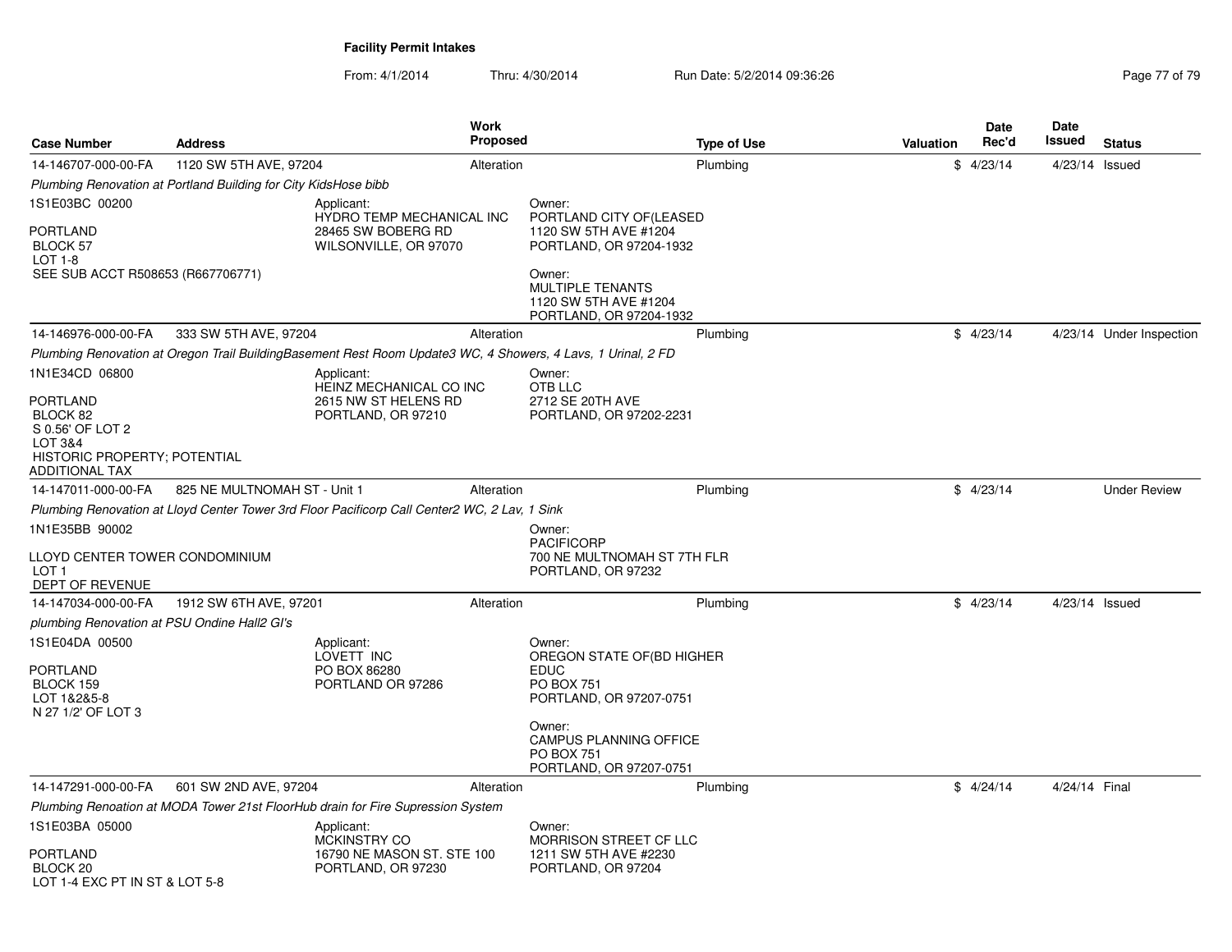**Facility Permit Intakes**

From: 4/1/2014 Thru: 4/30/2014 Run Date: 5/2/2014 09:36:26

| Case Number | Address | Work Proposed | Type of Use | Valuation | Date Rec'd | Date Issued | Status |
|---|---|---|---|---|---|---|---|
| 14-146707-000-00-FA | 1120 SW 5TH AVE, 97204 | Alteration | Plumbing | $ | 4/23/14 | 4/23/14 | Issued |
| 14-146976-000-00-FA | 333 SW 5TH AVE, 97204 | Alteration | Plumbing | $ | 4/23/14 | 4/23/14 | Under Inspection |
| 14-147011-000-00-FA | 825 NE MULTNOMAH ST - Unit 1 | Alteration | Plumbing | $ | 4/23/14 | | Under Review |
| 14-147034-000-00-FA | 1912 SW 6TH AVE, 97201 | Alteration | Plumbing | $ | 4/23/14 | 4/23/14 | Issued |
| 14-147291-000-00-FA | 601 SW 2ND AVE, 97204 | Alteration | Plumbing | $ | 4/24/14 | 4/24/14 | Final |

**14-146707-000-00-FA**

*Plumbing Renovation at Portland Building for City KidsHose bibb*

1S1E03BC 00200

PORTLAND
BLOCK 57
LOT 1-8
SEE SUB ACCT R508653 (R667706771)

Applicant:
HYDRO TEMP MECHANICAL INC
28465 SW BOBERG RD
WILSONVILLE, OR 97070

Owner:
PORTLAND CITY OF(LEASED
1120 SW 5TH AVE #1204
PORTLAND, OR 97204-1932

Owner:
MULTIPLE TENANTS
1120 SW 5TH AVE #1204
PORTLAND, OR 97204-1932

**14-146976-000-00-FA**

*Plumbing Renovation at Oregon Trail BuildingBasement Rest Room Update3 WC, 4 Showers, 4 Lavs, 1 Urinal, 2 FD*

1N1E34CD 06800

PORTLAND
BLOCK 82
S 0.56' OF LOT 2
LOT 3&4
HISTORIC PROPERTY; POTENTIAL ADDITIONAL TAX

Applicant:
HEINZ MECHANICAL CO INC
2615 NW ST HELENS RD
PORTLAND, OR 97210

Owner:
OTB LLC
2712 SE 20TH AVE
PORTLAND, OR 97202-2231

**14-147011-000-00-FA**

*Plumbing Renovation at Lloyd Center Tower 3rd Floor Pacificorp Call Center2 WC, 2 Lav, 1 Sink*

1N1E35BB 90002

LLOYD CENTER TOWER CONDOMINIUM
LOT 1
DEPT OF REVENUE

Owner:
PACIFICORP
700 NE MULTNOMAH ST 7TH FLR
PORTLAND, OR 97232

**14-147034-000-00-FA**

*plumbing Renovation at PSU Ondine Hall2 GI's*

1S1E04DA 00500

PORTLAND
BLOCK 159
LOT 1&2&5-8
N 27 1/2' OF LOT 3

Applicant:
LOVETT INC
PO BOX 86280
PORTLAND OR 97286

Owner:
OREGON STATE OF(BD HIGHER EDUC
PO BOX 751
PORTLAND, OR 97207-0751

Owner:
CAMPUS PLANNING OFFICE
PO BOX 751
PORTLAND, OR 97207-0751

**14-147291-000-00-FA**

*Plumbing Renoation at MODA Tower 21st FloorHub drain for Fire Supression System*

1S1E03BA 05000

PORTLAND
BLOCK 20
LOT 1-4 EXC PT IN ST & LOT 5-8

Applicant:
MCKINSTRY CO
16790 NE MASON ST. STE 100
PORTLAND, OR 97230

Owner:
MORRISON STREET CF LLC
1211 SW 5TH AVE #2230
PORTLAND, OR 97204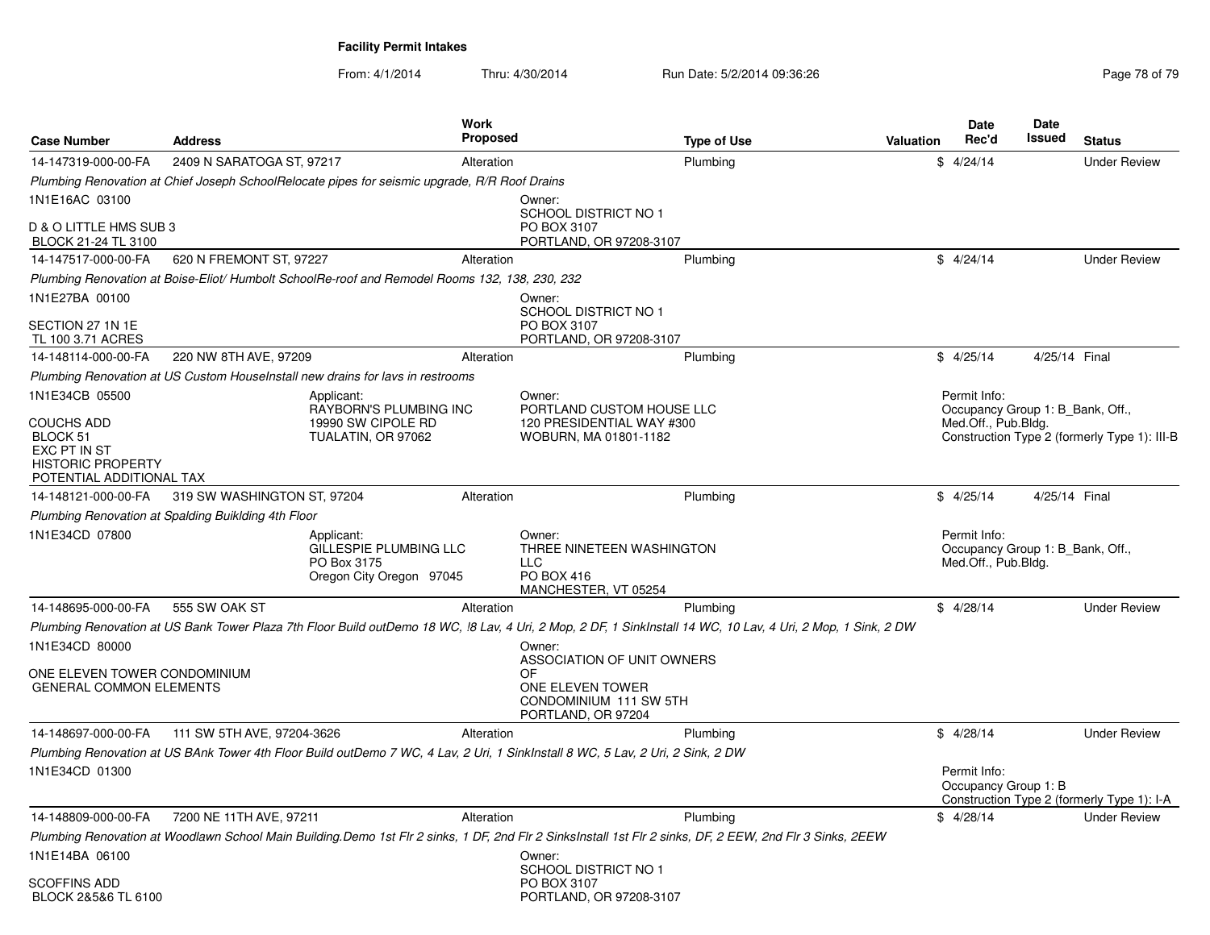**Facility Permit Intakes**

From: 4/1/2014 Thru: 4/30/2014 Run Date: 5/2/2014 09:36:26

| Case Number | Address | Work Proposed | Type of Use | Valuation | Date Rec'd | Date Issued | Status |
|---|---|---|---|---|---|---|---|
| 14-147319-000-00-FA | 2409 N SARATOGA ST, 97217 | Alteration | Plumbing | $ | 4/24/14 | | Under Review |

*Plumbing Renovation at Chief Joseph SchoolRelocate pipes for seismic upgrade, R/R Roof Drains*

1N1E16AC 03100

D & O LITTLE HMS SUB 3
BLOCK 21-24 TL 3100

Owner:
SCHOOL DISTRICT NO 1
PO BOX 3107
PORTLAND, OR 97208-3107

| Case Number | Address | Work Proposed | Type of Use | Valuation | Date Rec'd | Date Issued | Status |
|---|---|---|---|---|---|---|---|
| 14-147517-000-00-FA | 620 N FREMONT ST, 97227 | Alteration | Plumbing | $ | 4/24/14 | | Under Review |

*Plumbing Renovation at Boise-Eliot/ Humbolt SchoolRe-roof and Remodel Rooms 132, 138, 230, 232*

1N1E27BA 00100

SECTION 27 1N 1E
TL 100 3.71 ACRES

Owner:
SCHOOL DISTRICT NO 1
PO BOX 3107
PORTLAND, OR 97208-3107

| Case Number | Address | Work Proposed | Type of Use | Valuation | Date Rec'd | Date Issued | Status |
|---|---|---|---|---|---|---|---|
| 14-148114-000-00-FA | 220 NW 8TH AVE, 97209 | Alteration | Plumbing | $ | 4/25/14 | 4/25/14 | Final |

*Plumbing Renovation at US Custom HouseInstall new drains for lavs in restrooms*

1N1E34CB 05500

COUCHS ADD
BLOCK 51
EXC PT IN ST
HISTORIC PROPERTY
POTENTIAL ADDITIONAL TAX

Applicant:
RAYBORN'S PLUMBING INC
19990 SW CIPOLE RD
TUALATIN, OR 97062

Owner:
PORTLAND CUSTOM HOUSE LLC
120 PRESIDENTIAL WAY #300
WOBURN, MA 01801-1182

Permit Info:
Occupancy Group 1: B_Bank, Off., Med.Off., Pub.Bldg.
Construction Type 2 (formerly Type 1): III-B

| Case Number | Address | Work Proposed | Type of Use | Valuation | Date Rec'd | Date Issued | Status |
|---|---|---|---|---|---|---|---|
| 14-148121-000-00-FA | 319 SW WASHINGTON ST, 97204 | Alteration | Plumbing | $ | 4/25/14 | 4/25/14 | Final |

*Plumbing Renovation at Spalding Buiklding 4th Floor*

1N1E34CD 07800

Applicant:
GILLESPIE PLUMBING LLC
PO Box 3175
Oregon City Oregon 97045

Owner:
THREE NINETEEN WASHINGTON LLC
PO BOX 416
MANCHESTER, VT 05254

Permit Info:
Occupancy Group 1: B_Bank, Off., Med.Off., Pub.Bldg.

| Case Number | Address | Work Proposed | Type of Use | Valuation | Date Rec'd | Date Issued | Status |
|---|---|---|---|---|---|---|---|
| 14-148695-000-00-FA | 555 SW OAK ST | Alteration | Plumbing | $ | 4/28/14 | | Under Review |

*Plumbing Renovation at US Bank Tower Plaza 7th Floor Build outDemo 18 WC, !8 Lav, 4 Uri, 2 Mop, 2 DF, 1 SinkInstall 14 WC, 10 Lav, 4 Uri, 2 Mop, 1 Sink, 2 DW*

1N1E34CD 80000

ONE ELEVEN TOWER CONDOMINIUM
GENERAL COMMON ELEMENTS

Owner:
ASSOCIATION OF UNIT OWNERS OF
ONE ELEVEN TOWER CONDOMINIUM 111 SW 5TH
PORTLAND, OR 97204

| Case Number | Address | Work Proposed | Type of Use | Valuation | Date Rec'd | Date Issued | Status |
|---|---|---|---|---|---|---|---|
| 14-148697-000-00-FA | 111 SW 5TH AVE, 97204-3626 | Alteration | Plumbing | $ | 4/28/14 | | Under Review |

*Plumbing Renovation at US BAnk Tower 4th Floor Build outDemo 7 WC, 4 Lav, 2 Uri, 1 SinkInstall 8 WC, 5 Lav, 2 Uri, 2 Sink, 2 DW*

1N1E34CD 01300

Permit Info:
Occupancy Group 1: B
Construction Type 2 (formerly Type 1): I-A

| Case Number | Address | Work Proposed | Type of Use | Valuation | Date Rec'd | Date Issued | Status |
|---|---|---|---|---|---|---|---|
| 14-148809-000-00-FA | 7200 NE 11TH AVE, 97211 | Alteration | Plumbing | $ | 4/28/14 | | Under Review |

*Plumbing Renovation at Woodlawn School Main Building.Demo 1st Flr 2 sinks, 1 DF, 2nd Flr 2 SinksInstall 1st Flr 2 sinks, DF, 2 EEW, 2nd Flr 3 Sinks, 2EEW*

1N1E14BA 06100

SCOFFINS ADD
BLOCK 2&5&6 TL 6100

Owner:
SCHOOL DISTRICT NO 1
PO BOX 3107
PORTLAND, OR 97208-3107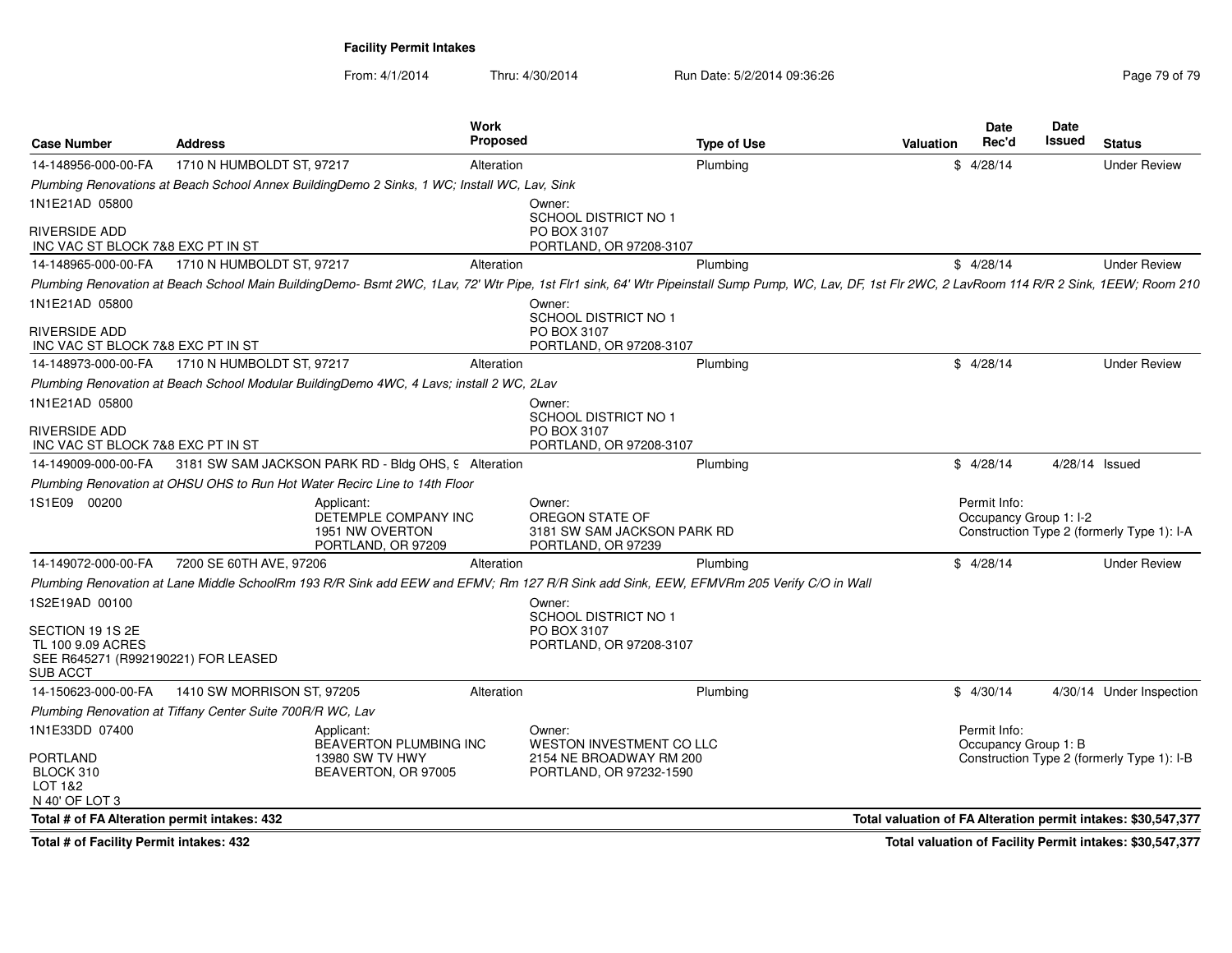**Facility Permit Intakes**

From: 4/1/2014 Thru: 4/30/2014 Run Date: 5/2/2014 09:36:26

| Case Number | Address | Work Proposed | Type of Use | Valuation | Date Rec'd | Date Issued | Status |
|---|---|---|---|---|---|---|---|
| 14-148956-000-00-FA | 1710 N HUMBOLDT ST, 97217 | Alteration | Plumbing | $ | 4/28/14 | | Under Review |

*Plumbing Renovations at Beach School Annex BuildingDemo 2 Sinks, 1 WC; Install WC, Lav, Sink*

1N1E21AD 05800

RIVERSIDE ADD
INC VAC ST BLOCK 7&8 EXC PT IN ST

Owner:
SCHOOL DISTRICT NO 1
PO BOX 3107
PORTLAND, OR 97208-3107

| Case Number | Address | Work Proposed | Type of Use | Valuation | Date Rec'd | Date Issued | Status |
|---|---|---|---|---|---|---|---|
| 14-148965-000-00-FA | 1710 N HUMBOLDT ST, 97217 | Alteration | Plumbing | $ | 4/28/14 | | Under Review |

*Plumbing Renovation at Beach School Main BuildingDemo- Bsmt 2WC, 1Lav, 72' Wtr Pipe, 1st Flr1 sink, 64' Wtr Pipeinstall Sump Pump, WC, Lav, DF, 1st Flr 2WC, 2 LavRoom 114 R/R 2 Sink, 1EEW; Room 210*

1N1E21AD 05800

RIVERSIDE ADD
INC VAC ST BLOCK 7&8 EXC PT IN ST

Owner:
SCHOOL DISTRICT NO 1
PO BOX 3107
PORTLAND, OR 97208-3107

| Case Number | Address | Work Proposed | Type of Use | Valuation | Date Rec'd | Date Issued | Status |
|---|---|---|---|---|---|---|---|
| 14-148973-000-00-FA | 1710 N HUMBOLDT ST, 97217 | Alteration | Plumbing | $ | 4/28/14 | | Under Review |

*Plumbing Renovation at Beach School Modular BuildingDemo 4WC, 4 Lavs; install 2 WC, 2Lav*

1N1E21AD 05800

RIVERSIDE ADD
INC VAC ST BLOCK 7&8 EXC PT IN ST

Owner:
SCHOOL DISTRICT NO 1
PO BOX 3107
PORTLAND, OR 97208-3107

| Case Number | Address | Work Proposed | Type of Use | Valuation | Date Rec'd | Date Issued | Status |
|---|---|---|---|---|---|---|---|
| 14-149009-000-00-FA | 3181 SW SAM JACKSON PARK RD - Bldg OHS, 9 | Alteration | Plumbing | $ | 4/28/14 | 4/28/14 | Issued |

*Plumbing Renovation at OHSU OHS to Run Hot Water Recirc Line to 14th Floor*

1S1E09 00200

Applicant:
DETEMPLE COMPANY INC
1951 NW OVERTON
PORTLAND, OR 97209

Owner:
OREGON STATE OF
3181 SW SAM JACKSON PARK RD
PORTLAND, OR 97239

Permit Info:
Occupancy Group 1: I-2
Construction Type 2 (formerly Type 1): I-A

| Case Number | Address | Work Proposed | Type of Use | Valuation | Date Rec'd | Date Issued | Status |
|---|---|---|---|---|---|---|---|
| 14-149072-000-00-FA | 7200 SE 60TH AVE, 97206 | Alteration | Plumbing | $ | 4/28/14 | | Under Review |

*Plumbing Renovation at Lane Middle SchoolRm 193 R/R Sink add EEW and EFMV; Rm 127 R/R Sink add Sink, EEW, EFMVRm 205 Verify C/O in Wall*

1S2E19AD 00100

SECTION 19 1S 2E
TL 100 9.09 ACRES
SEE R645271 (R992190221) FOR LEASED
SUB ACCT

Owner:
SCHOOL DISTRICT NO 1
PO BOX 3107
PORTLAND, OR 97208-3107

| Case Number | Address | Work Proposed | Type of Use | Valuation | Date Rec'd | Date Issued | Status |
|---|---|---|---|---|---|---|---|
| 14-150623-000-00-FA | 1410 SW MORRISON ST, 97205 | Alteration | Plumbing | $ | 4/30/14 | 4/30/14 | Under Inspection |

*Plumbing Renovation at Tiffany Center Suite 700R/R WC, Lav*

1N1E33DD 07400

PORTLAND
BLOCK 310
LOT 1&2
N 40' OF LOT 3

Applicant:
BEAVERTON PLUMBING INC
13980 SW TV HWY
BEAVERTON, OR 97005

Owner:
WESTON INVESTMENT CO LLC
2154 NE BROADWAY RM 200
PORTLAND, OR 97232-1590

Permit Info:
Occupancy Group 1: B
Construction Type 2 (formerly Type 1): I-B

**Total # of FA Alteration permit intakes: 432** — **Total valuation of FA Alteration permit intakes: $30,547,377**

**Total # of Facility Permit intakes: 432** — **Total valuation of Facility Permit intakes: $30,547,377**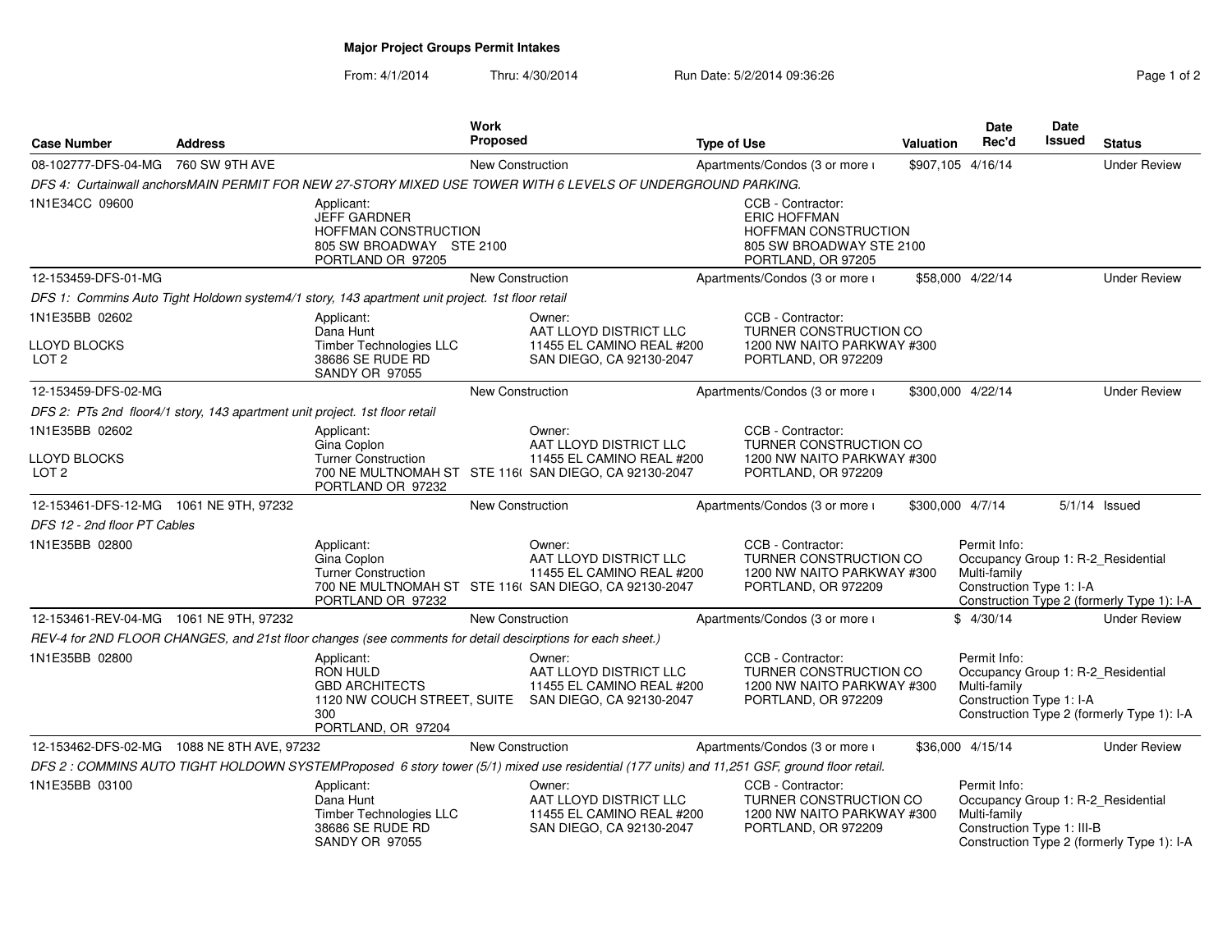**Major Project Groups Permit Intakes**

From: 4/1/2014 Thru: 4/30/2014 Run Date: 5/2/2014 09:36:26

| Case Number | Address | Work Proposed | Type of Use | Valuation | Date Rec'd | Date Issued | Status |
|---|---|---|---|---|---|---|---|
| 08-102777-DFS-04-MG | 760 SW 9TH AVE | New Construction | Apartments/Condos (3 or more u | $907,105 | 4/16/14 | | Under Review |

*DFS 4: Curtainwall anchorsMAIN PERMIT FOR NEW 27-STORY MIXED USE TOWER WITH 6 LEVELS OF UNDERGROUND PARKING.*

1N1E34CC 09600

Applicant: JEFF GARDNER, HOFFMAN CONSTRUCTION, 805 SW BROADWAY STE 2100, PORTLAND OR 97205

CCB - Contractor: ERIC HOFFMAN, HOFFMAN CONSTRUCTION, 805 SW BROADWAY STE 2100, PORTLAND, OR 97205

---

| Case Number | Address | Work Proposed | Type of Use | Valuation | Date Rec'd | Date Issued | Status |
|---|---|---|---|---|---|---|---|
| 12-153459-DFS-01-MG | | New Construction | Apartments/Condos (3 or more u | $58,000 | 4/22/14 | | Under Review |

*DFS 1: Commins Auto Tight Holdown system4/1 story, 143 apartment unit project. 1st floor retail*

1N1E35BB 02602
LLOYD BLOCKS
LOT 2

Applicant: Dana Hunt, Timber Technologies LLC, 38686 SE RUDE RD, SANDY OR 97055

Owner: AAT LLOYD DISTRICT LLC, 11455 EL CAMINO REAL #200, SAN DIEGO, CA 92130-2047

CCB - Contractor: TURNER CONSTRUCTION CO, 1200 NW NAITO PARKWAY #300, PORTLAND, OR 972209

---

| Case Number | Address | Work Proposed | Type of Use | Valuation | Date Rec'd | Date Issued | Status |
|---|---|---|---|---|---|---|---|
| 12-153459-DFS-02-MG | | New Construction | Apartments/Condos (3 or more u | $300,000 | 4/22/14 | | Under Review |

*DFS 2: PTs 2nd floor4/1 story, 143 apartment unit project. 1st floor retail*

1N1E35BB 02602
LLOYD BLOCKS
LOT 2

Applicant: Gina Coplon, Turner Construction, 700 NE MULTNOMAH ST STE 116(, PORTLAND OR 97232

Owner: AAT LLOYD DISTRICT LLC, 11455 EL CAMINO REAL #200, SAN DIEGO, CA 92130-2047

CCB - Contractor: TURNER CONSTRUCTION CO, 1200 NW NAITO PARKWAY #300, PORTLAND, OR 972209

---

| Case Number | Address | Work Proposed | Type of Use | Valuation | Date Rec'd | Date Issued | Status |
|---|---|---|---|---|---|---|---|
| 12-153461-DFS-12-MG | 1061 NE 9TH, 97232 | New Construction | Apartments/Condos (3 or more u | $300,000 | 4/7/14 | 5/1/14 | Issued |

*DFS 12 - 2nd floor PT Cables*

1N1E35BB 02800

Applicant: Gina Coplon, Turner Construction, 700 NE MULTNOMAH ST STE 116(, PORTLAND OR 97232

Owner: AAT LLOYD DISTRICT LLC, 11455 EL CAMINO REAL #200, SAN DIEGO, CA 92130-2047

CCB - Contractor: TURNER CONSTRUCTION CO, 1200 NW NAITO PARKWAY #300, PORTLAND, OR 972209

Permit Info: Occupancy Group 1: R-2_Residential Multi-family; Construction Type 1: I-A; Construction Type 2 (formerly Type 1): I-A

---

| Case Number | Address | Work Proposed | Type of Use | Valuation | Date Rec'd | Date Issued | Status |
|---|---|---|---|---|---|---|---|
| 12-153461-REV-04-MG | 1061 NE 9TH, 97232 | New Construction | Apartments/Condos (3 or more u | $ | 4/30/14 | | Under Review |

*REV-4 for 2ND FLOOR CHANGES, and 21st floor changes (see comments for detail descirptions for each sheet.)*

1N1E35BB 02800

Applicant: RON HULD, GBD ARCHITECTS, 1120 NW COUCH STREET, SUITE 300, PORTLAND, OR 97204

Owner: AAT LLOYD DISTRICT LLC, 11455 EL CAMINO REAL #200, SAN DIEGO, CA 92130-2047

CCB - Contractor: TURNER CONSTRUCTION CO, 1200 NW NAITO PARKWAY #300, PORTLAND, OR 972209

Permit Info: Occupancy Group 1: R-2_Residential Multi-family; Construction Type 1: I-A; Construction Type 2 (formerly Type 1): I-A

---

| Case Number | Address | Work Proposed | Type of Use | Valuation | Date Rec'd | Date Issued | Status |
|---|---|---|---|---|---|---|---|
| 12-153462-DFS-02-MG | 1088 NE 8TH AVE, 97232 | New Construction | Apartments/Condos (3 or more u | $36,000 | 4/15/14 | | Under Review |

*DFS 2 : COMMINS AUTO TIGHT HOLDOWN SYSTEMProposed 6 story tower (5/1) mixed use residential (177 units) and 11,251 GSF, ground floor retail.*

1N1E35BB 03100

Applicant: Dana Hunt, Timber Technologies LLC, 38686 SE RUDE RD, SANDY OR 97055

Owner: AAT LLOYD DISTRICT LLC, 11455 EL CAMINO REAL #200, SAN DIEGO, CA 92130-2047

CCB - Contractor: TURNER CONSTRUCTION CO, 1200 NW NAITO PARKWAY #300, PORTLAND, OR 972209

Permit Info: Occupancy Group 1: R-2_Residential Multi-family; Construction Type 1: III-B; Construction Type 2 (formerly Type 1): I-A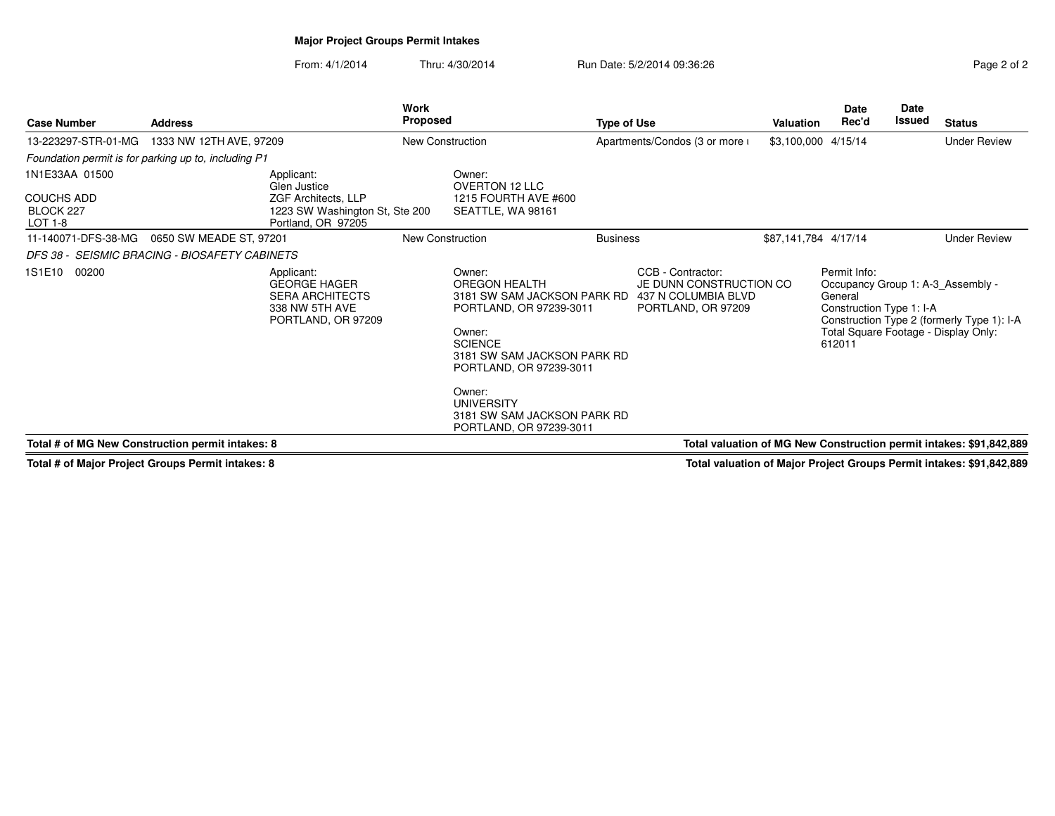**Major Project Groups Permit Intakes**

From: 4/1/2014 Thru: 4/30/2014 Run Date: 5/2/2014 09:36:26

| Case Number | Address | Work Proposed | Type of Use | Valuation | Date Rec'd | Date Issued | Status |
|---|---|---|---|---|---|---|---|
| 13-223297-STR-01-MG | 1333 NW 12TH AVE, 97209 | New Construction | Apartments/Condos (3 or more ı | $3,100,000 | 4/15/14 | | Under Review |

*Foundation permit is for parking up to, including P1*

1N1E33AA 01500

COUCHS ADD
BLOCK 227
LOT 1-8

Applicant:
Glen Justice
ZGF Architects, LLP
1223 SW Washington St, Ste 200
Portland, OR 97205

Owner:
OVERTON 12 LLC
1215 FOURTH AVE #600
SEATTLE, WA 98161

| Case Number | Address | Work Proposed | Type of Use | Valuation | Date Rec'd | Date Issued | Status |
|---|---|---|---|---|---|---|---|
| 11-140071-DFS-38-MG | 0650 SW MEADE ST, 97201 | New Construction | Business | $87,141,784 | 4/17/14 | | Under Review |

*DFS 38 - SEISMIC BRACING - BIOSAFETY CABINETS*

1S1E10 00200

Applicant:
GEORGE HAGER
SERA ARCHITECTS
338 NW 5TH AVE
PORTLAND, OR 97209

Owner:
OREGON HEALTH
3181 SW SAM JACKSON PARK RD
PORTLAND, OR 97239-3011

Owner:
SCIENCE
3181 SW SAM JACKSON PARK RD
PORTLAND, OR 97239-3011

Owner:
UNIVERSITY
3181 SW SAM JACKSON PARK RD
PORTLAND, OR 97239-3011

CCB - Contractor:
JE DUNN CONSTRUCTION CO
437 N COLUMBIA BLVD
PORTLAND, OR 97209

Permit Info:
Occupancy Group 1: A-3_Assembly - General
Construction Type 1: I-A
Construction Type 2 (formerly Type 1): I-A
Total Square Footage - Display Only: 612011

**Total # of MG New Construction permit intakes: 8** | **Total valuation of MG New Construction permit intakes: $91,842,889**

**Total # of Major Project Groups Permit intakes: 8** | **Total valuation of Major Project Groups Permit intakes: $91,842,889**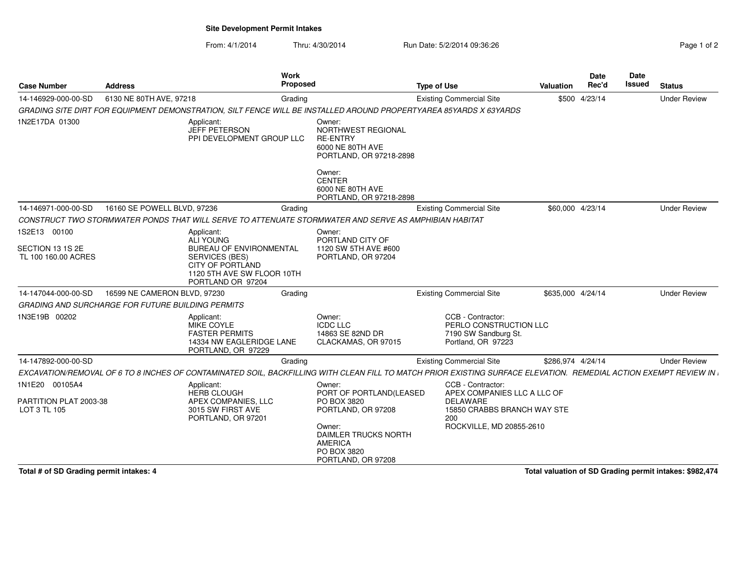# Site Development Permit Intakes

From: 4/1/2014 Thru: 4/30/2014 Run Date: 5/2/2014 09:36:26

| Case Number | Address | Work Proposed | Type of Use | Valuation | Date Rec'd | Date Issued | Status |
|---|---|---|---|---|---|---|---|
| 14-146929-000-00-SD | 6130 NE 80TH AVE, 97218 | Grading | Existing Commercial Site | $500 | 4/23/14 | | Under Review |
| *GRADING SITE DIRT FOR EQUIPMENT DEMONSTRATION, SILT FENCE WILL BE INSTALLED AROUND PROPERTYAREA 85YARDS X 63YARDS* | | | | | | | |
| 1N2E17DA 01300 | Applicant: JEFF PETERSON PPI DEVELOPMENT GROUP LLC | Owner: NORTHWEST REGIONAL RE-ENTRY 6000 NE 80TH AVE PORTLAND, OR 97218-2898; Owner: CENTER 6000 NE 80TH AVE PORTLAND, OR 97218-2898 | | | | | |
| 14-146971-000-00-SD | 16160 SE POWELL BLVD, 97236 | Grading | Existing Commercial Site | $60,000 | 4/23/14 | | Under Review |
| *CONSTRUCT TWO STORMWATER PONDS THAT WILL SERVE TO ATTENUATE STORMWATER AND SERVE AS AMPHIBIAN HABITAT* | | | | | | | |
| 1S2E13 00100 SECTION 13 1S 2E TL 100 160.00 ACRES | Applicant: ALI YOUNG BUREAU OF ENVIRONMENTAL SERVICES (BES) CITY OF PORTLAND 1120 5TH AVE SW FLOOR 10TH PORTLAND OR 97204 | Owner: PORTLAND CITY OF 1120 SW 5TH AVE #600 PORTLAND, OR 97204 | | | | | |
| 14-147044-000-00-SD | 16599 NE CAMERON BLVD, 97230 | Grading | Existing Commercial Site | $635,000 | 4/24/14 | | Under Review |
| *GRADING AND SURCHARGE FOR FUTURE BUILDING PERMITS* | | | | | | | |
| 1N3E19B 00202 | Applicant: MIKE COYLE FASTER PERMITS 14334 NW EAGLERIDGE LANE PORTLAND, OR 97229 | Owner: ICDC LLC 14863 SE 82ND DR CLACKAMAS, OR 97015 | CCB - Contractor: PERLO CONSTRUCTION LLC 7190 SW Sandburg St. Portland, OR 97223 | | | | |
| 14-147892-000-00-SD | | Grading | Existing Commercial Site | $286,974 | 4/24/14 | | Under Review |
| *EXCAVATION/REMOVAL OF 6 TO 8 INCHES OF CONTAMINATED SOIL, BACKFILLING WITH CLEAN FILL TO MATCH PRIOR EXISTING SURFACE ELEVATION. REMEDIAL ACTION EXEMPT REVIEW IN* | | | | | | | |
| 1N1E20 00105A4 PARTITION PLAT 2003-38 LOT 3 TL 105 | Applicant: HERB CLOUGH APEX COMPANIES, LLC 3015 SW FIRST AVE PORTLAND, OR 97201 | Owner: PORT OF PORTLAND(LEASED PO BOX 3820 PORTLAND, OR 97208; Owner: DAIMLER TRUCKS NORTH AMERICA PO BOX 3820 PORTLAND, OR 97208 | CCB - Contractor: APEX COMPANIES LLC A LLC OF DELAWARE 15850 CRABBS BRANCH WAY STE 200 ROCKVILLE, MD 20855-2610 | | | | |

**Total # of SD Grading permit intakes: 4**

**Total valuation of SD Grading permit intakes: $982,474**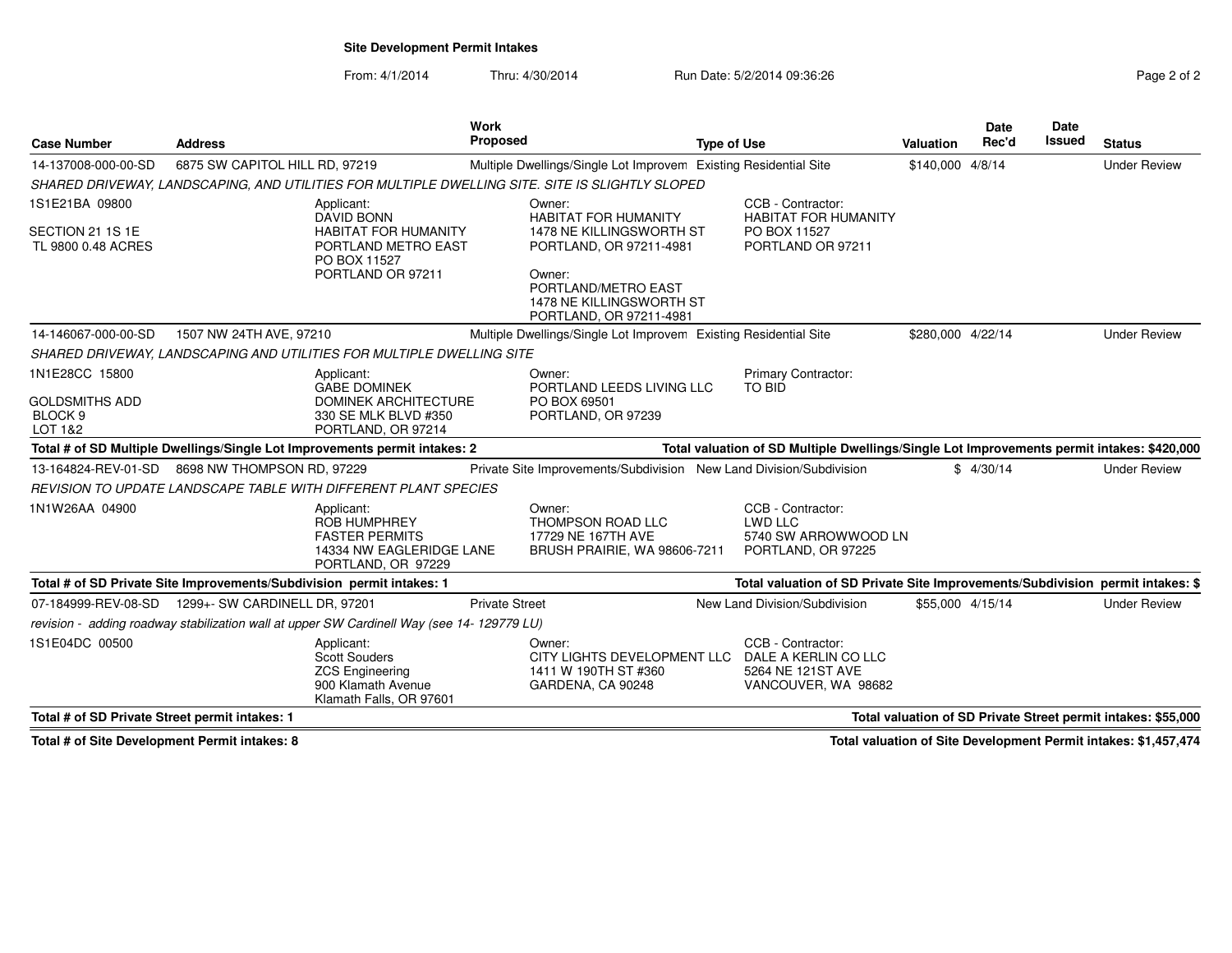## Site Development Permit Intakes

From: 4/1/2014 Thru: 4/30/2014 Run Date: 5/2/2014 09:36:26

| Case Number | Address | Work Proposed | Type of Use | Valuation | Date Rec'd | Date Issued | Status |
|---|---|---|---|---|---|---|---|
| 14-137008-000-00-SD | 6875 SW CAPITOL HILL RD, 97219 | Multiple Dwellings/Single Lot Improvem | Existing Residential Site | $140,000 | 4/8/14 | | Under Review |

SHARED DRIVEWAY, LANDSCAPING, AND UTILITIES FOR MULTIPLE DWELLING SITE. SITE IS SLIGHTLY SLOPED

1S1E21BA 09800
SECTION 21 1S 1E
TL 9800 0.48 ACRES

Applicant:
DAVID BONN
HABITAT FOR HUMANITY
PORTLAND METRO EAST
PO BOX 11527
PORTLAND OR 97211

Owner:
HABITAT FOR HUMANITY
1478 NE KILLINGSWORTH ST
PORTLAND, OR 97211-4981

Owner:
PORTLAND/METRO EAST
1478 NE KILLINGSWORTH ST
PORTLAND, OR 97211-4981

CCB - Contractor:
HABITAT FOR HUMANITY
PO BOX 11527
PORTLAND OR 97211

| Case Number | Address | Work Proposed | Type of Use | Valuation | Date Rec'd | Date Issued | Status |
|---|---|---|---|---|---|---|---|
| 14-146067-000-00-SD | 1507 NW 24TH AVE, 97210 | Multiple Dwellings/Single Lot Improvem | Existing Residential Site | $280,000 | 4/22/14 | | Under Review |

SHARED DRIVEWAY, LANDSCAPING AND UTILITIES FOR MULTIPLE DWELLING SITE

1N1E28CC 15800
GOLDSMITHS ADD
BLOCK 9
LOT 1&2

Applicant:
GABE DOMINEK
DOMINEK ARCHITECTURE
330 SE MLK BLVD #350
PORTLAND, OR 97214

Owner:
PORTLAND LEEDS LIVING LLC
PO BOX 69501
PORTLAND, OR 97239

Primary Contractor:
TO BID

**Total # of SD Multiple Dwellings/Single Lot Improvements permit intakes: 2** — **Total valuation of SD Multiple Dwellings/Single Lot Improvements permit intakes: $420,000**

| Case Number | Address | Work Proposed | Type of Use | Valuation | Date Rec'd | Date Issued | Status |
|---|---|---|---|---|---|---|---|
| 13-164824-REV-01-SD | 8698 NW THOMPSON RD, 97229 | Private Site Improvements/Subdivision | New Land Division/Subdivision | $ | 4/30/14 | | Under Review |

REVISION TO UPDATE LANDSCAPE TABLE WITH DIFFERENT PLANT SPECIES

1N1W26AA 04900

Applicant:
ROB HUMPHREY
FASTER PERMITS
14334 NW EAGLERIDGE LANE
PORTLAND, OR 97229

Owner:
THOMPSON ROAD LLC
17729 NE 167TH AVE
BRUSH PRAIRIE, WA 98606-7211

CCB - Contractor:
LWD LLC
5740 SW ARROWWOOD LN
PORTLAND, OR 97225

**Total # of SD Private Site Improvements/Subdivision permit intakes: 1** — **Total valuation of SD Private Site Improvements/Subdivision permit intakes: $**

| Case Number | Address | Work Proposed | Type of Use | Valuation | Date Rec'd | Date Issued | Status |
|---|---|---|---|---|---|---|---|
| 07-184999-REV-08-SD | 1299+- SW CARDINELL DR, 97201 | Private Street | New Land Division/Subdivision | $55,000 | 4/15/14 | | Under Review |

revision - adding roadway stabilization wall at upper SW Cardinell Way (see 14- 129779 LU)

1S1E04DC 00500

Applicant:
Scott Souders
ZCS Engineering
900 Klamath Avenue
Klamath Falls, OR 97601

Owner:
CITY LIGHTS DEVELOPMENT LLC
1411 W 190TH ST #360
GARDENA, CA 90248

CCB - Contractor:
DALE A KERLIN CO LLC
5264 NE 121ST AVE
VANCOUVER, WA 98682

**Total # of SD Private Street permit intakes: 1** — **Total valuation of SD Private Street permit intakes: $55,000**

**Total # of Site Development Permit intakes: 8** — **Total valuation of Site Development Permit intakes: $1,457,474**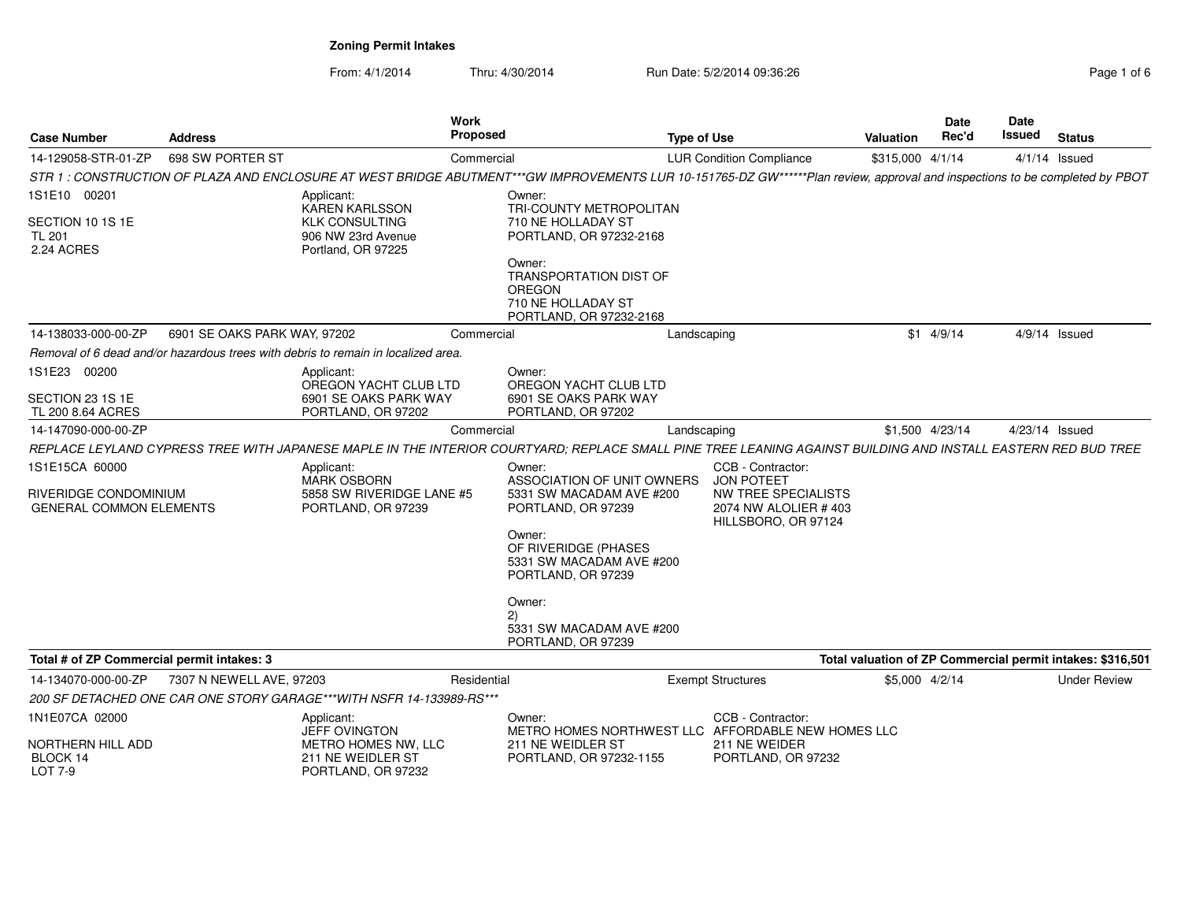**Zoning Permit Intakes**

From: 4/1/2014 Thru: 4/30/2014 Run Date: 5/2/2014 09:36:26

| Case Number | Address | Work Proposed | Type of Use | Valuation | Date Rec'd | Date Issued | Status |
|---|---|---|---|---|---|---|---|
| 14-129058-STR-01-ZP | 698 SW PORTER ST | Commercial | LUR Condition Compliance | $315,000 | 4/1/14 | 4/1/14 | Issued |

*STR 1 : CONSTRUCTION OF PLAZA AND ENCLOSURE AT WEST BRIDGE ABUTMENT***GW IMPROVEMENTS LUR 10-151765-DZ GW******Plan review, approval and inspections to be completed by PBOT*

1S1E10 00201

SECTION 10 1S 1E
TL 201
2.24 ACRES

Applicant:
KAREN KARLSSON
KLK CONSULTING
906 NW 23rd Avenue
Portland, OR 97225

Owner:
TRI-COUNTY METROPOLITAN
710 NE HOLLADAY ST
PORTLAND, OR 97232-2168

Owner:
TRANSPORTATION DIST OF OREGON
710 NE HOLLADAY ST
PORTLAND, OR 97232-2168

| Case Number | Address | Work Proposed | Type of Use | Valuation | Date Rec'd | Date Issued | Status |
|---|---|---|---|---|---|---|---|
| 14-138033-000-00-ZP | 6901 SE OAKS PARK WAY, 97202 | Commercial | Landscaping | $1 | 4/9/14 | 4/9/14 | Issued |

*Removal of 6 dead and/or hazardous trees with debris to remain in localized area.*

1S1E23 00200

SECTION 23 1S 1E
TL 200 8.64 ACRES

Applicant:
OREGON YACHT CLUB LTD
6901 SE OAKS PARK WAY
PORTLAND, OR 97202

Owner:
OREGON YACHT CLUB LTD
6901 SE OAKS PARK WAY
PORTLAND, OR 97202

| Case Number | Address | Work Proposed | Type of Use | Valuation | Date Rec'd | Date Issued | Status |
|---|---|---|---|---|---|---|---|
| 14-147090-000-00-ZP | | Commercial | Landscaping | $1,500 | 4/23/14 | 4/23/14 | Issued |

*REPLACE LEYLAND CYPRESS TREE WITH JAPANESE MAPLE IN THE INTERIOR COURTYARD; REPLACE SMALL PINE TREE LEANING AGAINST BUILDING AND INSTALL EASTERN RED BUD TREE*

1S1E15CA 60000

RIVERIDGE CONDOMINIUM
GENERAL COMMON ELEMENTS

Applicant:
MARK OSBORN
5858 SW RIVERIDGE LANE #5
PORTLAND, OR 97239

Owner:
ASSOCIATION OF UNIT OWNERS
5331 SW MACADAM AVE #200
PORTLAND, OR 97239

Owner:
OF RIVERIDGE (PHASES
5331 SW MACADAM AVE #200
PORTLAND, OR 97239

Owner:
2)
5331 SW MACADAM AVE #200
PORTLAND, OR 97239

CCB - Contractor:
JON POTEET
NW TREE SPECIALISTS
2074 NW ALOLIER # 403
HILLSBORO, OR 97124

**Total # of ZP Commercial permit intakes: 3**

**Total valuation of ZP Commercial permit intakes: $316,501**

| Case Number | Address | Work Proposed | Type of Use | Valuation | Date Rec'd | Date Issued | Status |
|---|---|---|---|---|---|---|---|
| 14-134070-000-00-ZP | 7307 N NEWELL AVE, 97203 | Residential | Exempt Structures | $5,000 | 4/2/14 | | Under Review |

*200 SF DETACHED ONE CAR ONE STORY GARAGE***WITH NSFR 14-133989-RS****

1N1E07CA 02000

NORTHERN HILL ADD
BLOCK 14
LOT 7-9

Applicant:
JEFF OVINGTON
METRO HOMES NW, LLC
211 NE WEIDLER ST
PORTLAND, OR 97232

Owner:
METRO HOMES NORTHWEST LLC
211 NE WEIDLER ST
PORTLAND, OR 97232-1155

CCB - Contractor:
AFFORDABLE NEW HOMES LLC
211 NE WEIDER
PORTLAND, OR 97232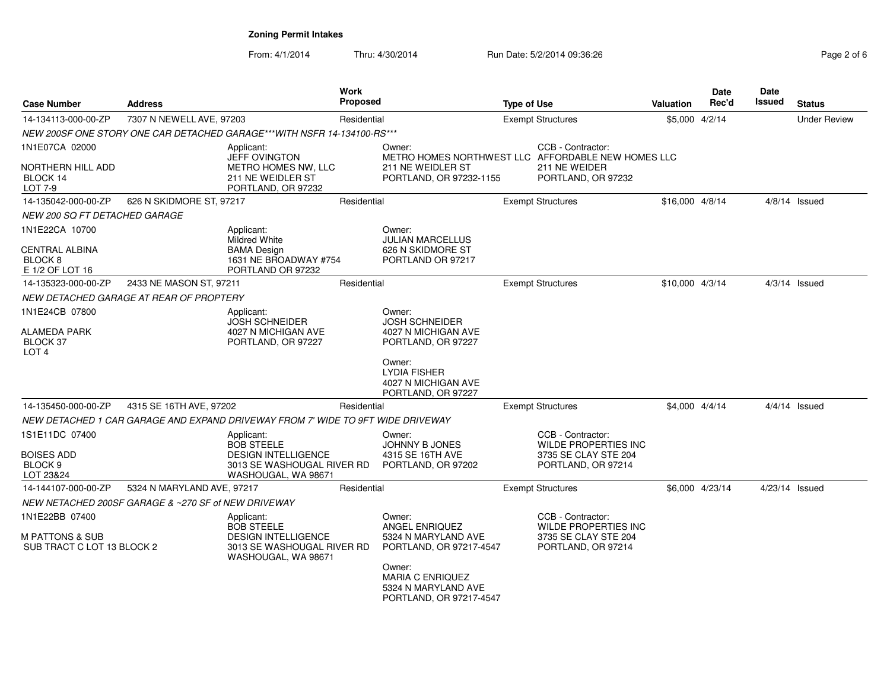**Zoning Permit Intakes**

From: 4/1/2014 Thru: 4/30/2014 Run Date: 5/2/2014 09:36:26

| Case Number | Address | Work Proposed | Type of Use | Valuation | Date Rec'd | Date Issued | Status |
|---|---|---|---|---|---|---|---|
| 14-134113-000-00-ZP | 7307 N NEWELL AVE, 97203 | Residential | Exempt Structures | $5,000 | 4/2/14 | | Under Review |
| *NEW 200SF ONE STORY ONE CAR DETACHED GARAGE***WITH NSFR 14-134100-RS**** | | | | | | | |
| 1N1E07CA 02000<br>NORTHERN HILL ADD<br>BLOCK 14<br>LOT 7-9 | Applicant:<br>JEFF OVINGTON<br>METRO HOMES NW, LLC<br>211 NE WEIDLER ST<br>PORTLAND, OR 97232 | Owner:<br>METRO HOMES NORTHWEST LLC<br>211 NE WEIDLER ST<br>PORTLAND, OR 97232-1155 | CCB - Contractor:<br>AFFORDABLE NEW HOMES LLC<br>211 NE WEIDER<br>PORTLAND, OR 97232 | | | | |
| 14-135042-000-00-ZP | 626 N SKIDMORE ST, 97217 | Residential | Exempt Structures | $16,000 | 4/8/14 | 4/8/14 | Issued |
| *NEW 200 SQ FT DETACHED GARAGE* | | | | | | | |
| 1N1E22CA 10700<br>CENTRAL ALBINA<br>BLOCK 8<br>E 1/2 OF LOT 16 | Applicant:<br>Mildred White<br>BAMA Design<br>1631 NE BROADWAY #754<br>PORTLAND OR 97232 | Owner:<br>JULIAN MARCELLUS<br>626 N SKIDMORE ST<br>PORTLAND OR 97217 | | | | | |
| 14-135323-000-00-ZP | 2433 NE MASON ST, 97211 | Residential | Exempt Structures | $10,000 | 4/3/14 | 4/3/14 | Issued |
| *NEW DETACHED GARAGE AT REAR OF PROPTERY* | | | | | | | |
| 1N1E24CB 07800<br>ALAMEDA PARK<br>BLOCK 37<br>LOT 4 | Applicant:<br>JOSH SCHNEIDER<br>4027 N MICHIGAN AVE<br>PORTLAND, OR 97227 | Owner:<br>JOSH SCHNEIDER<br>4027 N MICHIGAN AVE<br>PORTLAND, OR 97227<br><br>Owner:<br>LYDIA FISHER<br>4027 N MICHIGAN AVE<br>PORTLAND, OR 97227 | | | | | |
| 14-135450-000-00-ZP | 4315 SE 16TH AVE, 97202 | Residential | Exempt Structures | $4,000 | 4/4/14 | 4/4/14 | Issued |
| *NEW DETACHED 1 CAR GARAGE AND EXPAND DRIVEWAY FROM 7' WIDE TO 9FT WIDE DRIVEWAY* | | | | | | | |
| 1S1E11DC 07400<br>BOISES ADD<br>BLOCK 9<br>LOT 23&24 | Applicant:<br>BOB STEELE<br>DESIGN INTELLIGENCE<br>3013 SE WASHOUGAL RIVER RD<br>WASHOUGAL, WA 98671 | Owner:<br>JOHNNY B JONES<br>4315 SE 16TH AVE<br>PORTLAND, OR 97202 | CCB - Contractor:<br>WILDE PROPERTIES INC<br>3735 SE CLAY STE 204<br>PORTLAND, OR 97214 | | | | |
| 14-144107-000-00-ZP | 5324 N MARYLAND AVE, 97217 | Residential | Exempt Structures | $6,000 | 4/23/14 | 4/23/14 | Issued |
| *NEW NETACHED 200SF GARAGE & ~270 SF of NEW DRIVEWAY* | | | | | | | |
| 1N1E22BB 07400<br>M PATTONS & SUB<br>SUB TRACT C LOT 13 BLOCK 2 | Applicant:<br>BOB STEELE<br>DESIGN INTELLIGENCE<br>3013 SE WASHOUGAL RIVER RD<br>WASHOUGAL, WA 98671 | Owner:<br>ANGEL ENRIQUEZ<br>5324 N MARYLAND AVE<br>PORTLAND, OR 97217-4547<br><br>Owner:<br>MARIA C ENRIQUEZ<br>5324 N MARYLAND AVE<br>PORTLAND, OR 97217-4547 | CCB - Contractor:<br>WILDE PROPERTIES INC<br>3735 SE CLAY STE 204<br>PORTLAND, OR 97214 | | | | |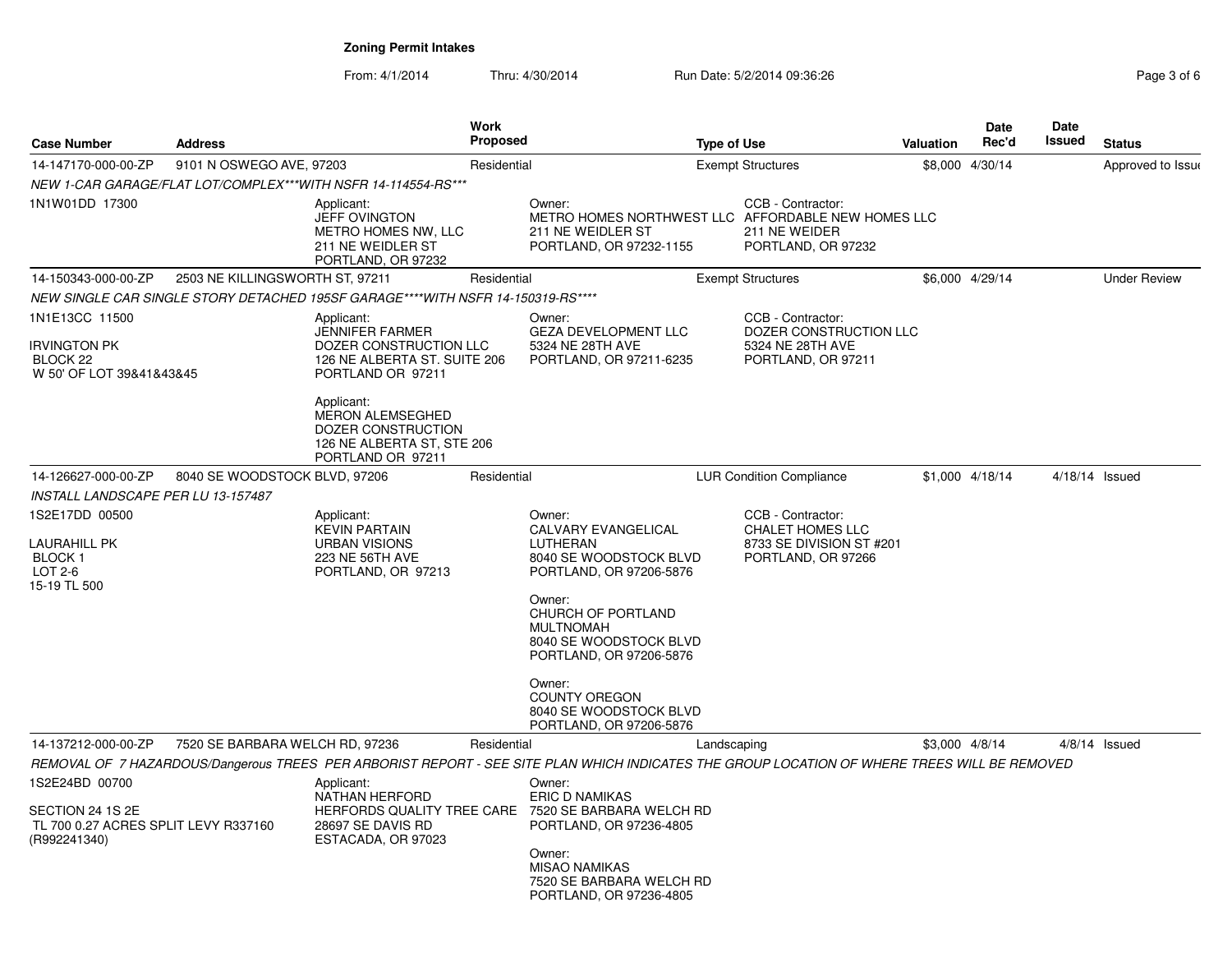# Zoning Permit Intakes

From: 4/1/2014 Thru: 4/30/2014 Run Date: 5/2/2014 09:36:26

| Case Number | Address | Work Proposed | Type of Use | Valuation | Date Rec'd | Date Issued | Status |
|---|---|---|---|---|---|---|---|
| 14-147170-000-00-ZP | 9101 N OSWEGO AVE, 97203 | Residential | Exempt Structures | $8,000 | 4/30/14 | | Approved to Issue |

*NEW 1-CAR GARAGE/FLAT LOT/COMPLEX\*\*\*WITH NSFR 14-114554-RS\*\*\**

1N1W01DD 17300

Applicant: JEFF OVINGTON, METRO HOMES NW, LLC, 211 NE WEIDLER ST, PORTLAND, OR 97232

Owner: METRO HOMES NORTHWEST LLC, 211 NE WEIDLER ST, PORTLAND, OR 97232-1155

CCB - Contractor: AFFORDABLE NEW HOMES LLC, 211 NE WEIDER, PORTLAND, OR 97232

| Case Number | Address | Work Proposed | Type of Use | Valuation | Date Rec'd | Date Issued | Status |
|---|---|---|---|---|---|---|---|
| 14-150343-000-00-ZP | 2503 NE KILLINGSWORTH ST, 97211 | Residential | Exempt Structures | $6,000 | 4/29/14 | | Under Review |

*NEW SINGLE CAR SINGLE STORY DETACHED 195SF GARAGE\*\*\*\*WITH NSFR 14-150319-RS\*\*\*\**

1N1E13CC 11500

IRVINGTON PK
BLOCK 22
W 50' OF LOT 39&41&43&45

Applicant: JENNIFER FARMER, DOZER CONSTRUCTION LLC, 126 NE ALBERTA ST. SUITE 206, PORTLAND OR 97211

Applicant: MERON ALEMSEGHED, DOZER CONSTRUCTION, 126 NE ALBERTA ST, STE 206, PORTLAND OR 97211

Owner: GEZA DEVELOPMENT LLC, 5324 NE 28TH AVE, PORTLAND, OR 97211-6235

CCB - Contractor: DOZER CONSTRUCTION LLC, 5324 NE 28TH AVE, PORTLAND, OR 97211

| Case Number | Address | Work Proposed | Type of Use | Valuation | Date Rec'd | Date Issued | Status |
|---|---|---|---|---|---|---|---|
| 14-126627-000-00-ZP | 8040 SE WOODSTOCK BLVD, 97206 | Residential | LUR Condition Compliance | $1,000 | 4/18/14 | 4/18/14 | Issued |

*INSTALL LANDSCAPE PER LU 13-157487*

1S2E17DD 00500

LAURAHILL PK
BLOCK 1
LOT 2-6
15-19 TL 500

Applicant: KEVIN PARTAIN, URBAN VISIONS, 223 NE 56TH AVE, PORTLAND, OR 97213

Owner: CALVARY EVANGELICAL LUTHERAN, 8040 SE WOODSTOCK BLVD, PORTLAND, OR 97206-5876

Owner: CHURCH OF PORTLAND MULTNOMAH, 8040 SE WOODSTOCK BLVD, PORTLAND, OR 97206-5876

Owner: COUNTY OREGON, 8040 SE WOODSTOCK BLVD, PORTLAND, OR 97206-5876

CCB - Contractor: CHALET HOMES LLC, 8733 SE DIVISION ST #201, PORTLAND, OR 97266

| Case Number | Address | Work Proposed | Type of Use | Valuation | Date Rec'd | Date Issued | Status |
|---|---|---|---|---|---|---|---|
| 14-137212-000-00-ZP | 7520 SE BARBARA WELCH RD, 97236 | Residential | Landscaping | $3,000 | 4/8/14 | 4/8/14 | Issued |

*REMOVAL OF 7 HAZARDOUS/Dangerous TREES PER ARBORIST REPORT - SEE SITE PLAN WHICH INDICATES THE GROUP LOCATION OF WHERE TREES WILL BE REMOVED*

1S2E24BD 00700

SECTION 24 1S 2E
TL 700 0.27 ACRES SPLIT LEVY R337160
(R992241340)

Applicant: NATHAN HERFORD, HERFORDS QUALITY TREE CARE, 28697 SE DAVIS RD, ESTACADA, OR 97023

Owner: ERIC D NAMIKAS, 7520 SE BARBARA WELCH RD, PORTLAND, OR 97236-4805

Owner: MISAO NAMIKAS, 7520 SE BARBARA WELCH RD, PORTLAND, OR 97236-4805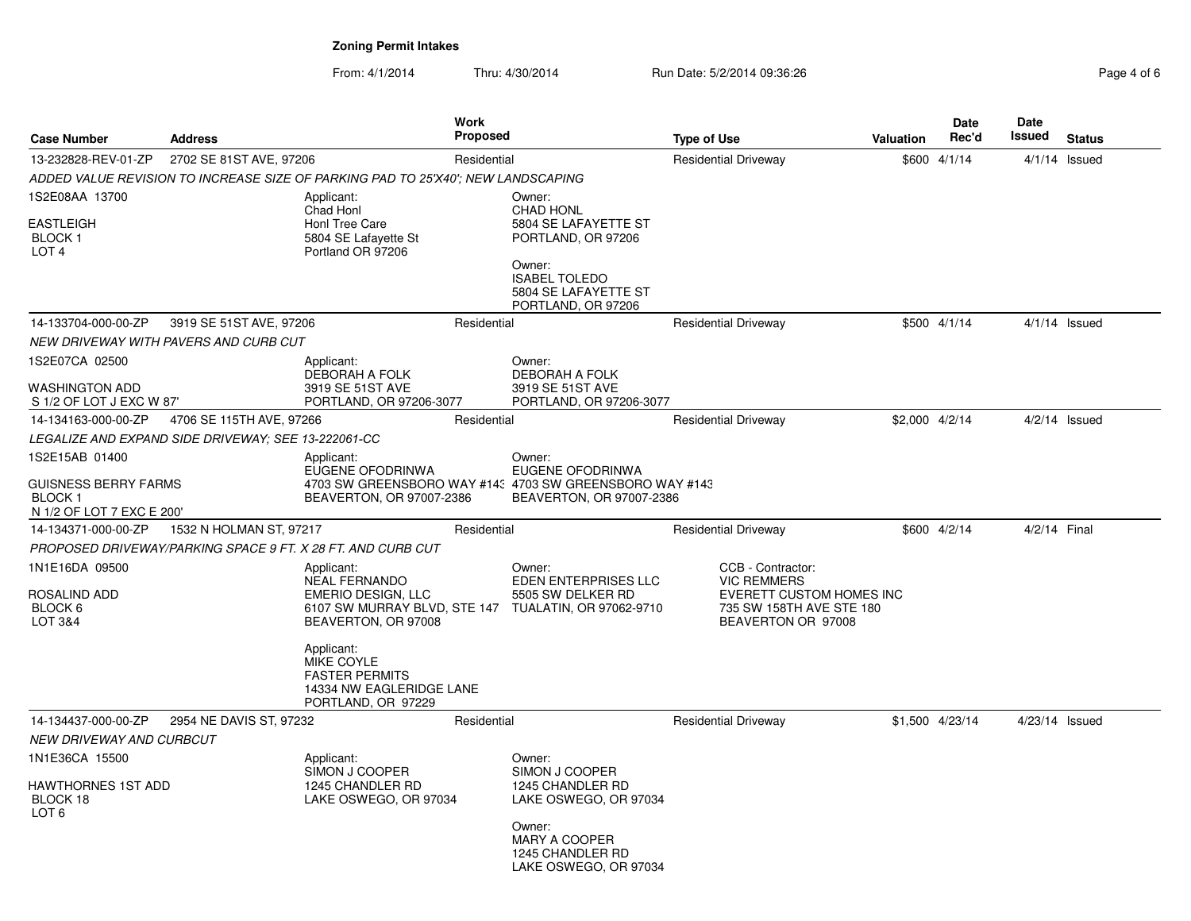## Zoning Permit Intakes

From: 4/1/2014 Thru: 4/30/2014 Run Date: 5/2/2014 09:36:26

| Case Number | Address | Work Proposed | Type of Use | Valuation | Date Rec'd | Date Issued | Status |
|---|---|---|---|---|---|---|---|
| 13-232828-REV-01-ZP | 2702 SE 81ST AVE, 97206 | Residential | Residential Driveway | $600 | 4/1/14 | 4/1/14 | Issued |
| *ADDED VALUE REVISION TO INCREASE SIZE OF PARKING PAD TO 25'X40'; NEW LANDSCAPING* | | | | | | | |
| 1S2E08AA 13700<br>EASTLEIGH<br>BLOCK 1<br>LOT 4 | Applicant:<br>Chad Honl<br>Honl Tree Care<br>5804 SE Lafayette St<br>Portland OR 97206 | Owner:<br>CHAD HONL<br>5804 SE LAFAYETTE ST<br>PORTLAND, OR 97206<br><br>Owner:<br>ISABEL TOLEDO<br>5804 SE LAFAYETTE ST<br>PORTLAND, OR 97206 | | | | | |
| 14-133704-000-00-ZP | 3919 SE 51ST AVE, 97206 | Residential | Residential Driveway | $500 | 4/1/14 | 4/1/14 | Issued |
| *NEW DRIVEWAY WITH PAVERS AND CURB CUT* | | | | | | | |
| 1S2E07CA 02500<br>WASHINGTON ADD<br>S 1/2 OF LOT J EXC W 87' | Applicant:<br>DEBORAH A FOLK<br>3919 SE 51ST AVE<br>PORTLAND, OR 97206-3077 | Owner:<br>DEBORAH A FOLK<br>3919 SE 51ST AVE<br>PORTLAND, OR 97206-3077 | | | | | |
| 14-134163-000-00-ZP | 4706 SE 115TH AVE, 97266 | Residential | Residential Driveway | $2,000 | 4/2/14 | 4/2/14 | Issued |
| *LEGALIZE AND EXPAND SIDE DRIVEWAY; SEE 13-222061-CC* | | | | | | | |
| 1S2E15AB 01400<br>GUISNESS BERRY FARMS<br>BLOCK 1<br>N 1/2 OF LOT 7 EXC E 200' | Applicant:<br>EUGENE OFODRINWA<br>4703 SW GREENSBORO WAY #143<br>BEAVERTON, OR 97007-2386 | Owner:<br>EUGENE OFODRINWA<br>4703 SW GREENSBORO WAY #143<br>BEAVERTON, OR 97007-2386 | | | | | |
| 14-134371-000-00-ZP | 1532 N HOLMAN ST, 97217 | Residential | Residential Driveway | $600 | 4/2/14 | 4/2/14 | Final |
| *PROPOSED DRIVEWAY/PARKING SPACE 9 FT. X 28 FT. AND CURB CUT* | | | | | | | |
| 1N1E16DA 09500<br>ROSALIND ADD<br>BLOCK 6<br>LOT 3&4 | Applicant:<br>NEAL FERNANDO<br>EMERIO DESIGN, LLC<br>6107 SW MURRAY BLVD, STE 147<br>BEAVERTON, OR 97008<br><br>Applicant:<br>MIKE COYLE<br>FASTER PERMITS<br>14334 NW EAGLERIDGE LANE<br>PORTLAND, OR 97229 | Owner:<br>EDEN ENTERPRISES LLC<br>5505 SW DELKER RD<br>TUALATIN, OR 97062-9710 | CCB - Contractor:<br>VIC REMMERS<br>EVERETT CUSTOM HOMES INC<br>735 SW 158TH AVE STE 180<br>BEAVERTON OR 97008 | | | | |
| 14-134437-000-00-ZP | 2954 NE DAVIS ST, 97232 | Residential | Residential Driveway | $1,500 | 4/23/14 | 4/23/14 | Issued |
| *NEW DRIVEWAY AND CURBCUT* | | | | | | | |
| 1N1E36CA 15500<br>HAWTHORNES 1ST ADD<br>BLOCK 18<br>LOT 6 | Applicant:<br>SIMON J COOPER<br>1245 CHANDLER RD<br>LAKE OSWEGO, OR 97034 | Owner:<br>SIMON J COOPER<br>1245 CHANDLER RD<br>LAKE OSWEGO, OR 97034<br><br>Owner:<br>MARY A COOPER<br>1245 CHANDLER RD<br>LAKE OSWEGO, OR 97034 | | | | | |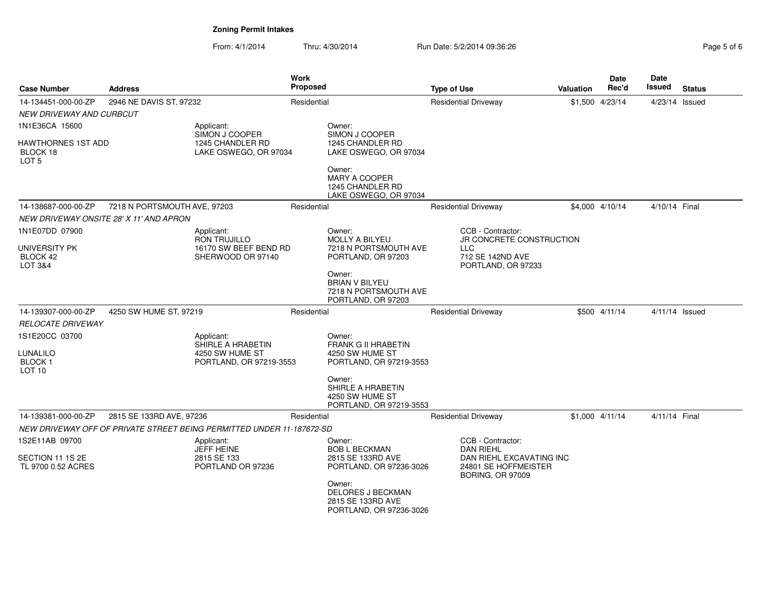**Zoning Permit Intakes**

From: 4/1/2014 Thru: 4/30/2014 Run Date: 5/2/2014 09:36:26

| Case Number | Address | Work Proposed | Type of Use | Valuation | Date Rec'd | Date Issued | Status |
|---|---|---|---|---|---|---|---|
| 14-134451-000-00-ZP | 2946 NE DAVIS ST, 97232 | Residential | Residential Driveway | $1,500 | 4/23/14 | 4/23/14 | Issued |
| 14-138687-000-00-ZP | 7218 N PORTSMOUTH AVE, 97203 | Residential | Residential Driveway | $4,000 | 4/10/14 | 4/10/14 | Final |
| 14-139307-000-00-ZP | 4250 SW HUME ST, 97219 | Residential | Residential Driveway | $500 | 4/11/14 | 4/11/14 | Issued |
| 14-139381-000-00-ZP | 2815 SE 133RD AVE, 97236 | Residential | Residential Driveway | $1,000 | 4/11/14 | 4/11/14 | Final |

**14-134451-000-00-ZP** — *NEW DRIVEWAY AND CURBCUT*

1N1E36CA 15600
HAWTHORNES 1ST ADD
BLOCK 18
LOT 5

Applicant:
SIMON J COOPER
1245 CHANDLER RD
LAKE OSWEGO, OR 97034

Owner:
SIMON J COOPER
1245 CHANDLER RD
LAKE OSWEGO, OR 97034

Owner:
MARY A COOPER
1245 CHANDLER RD
LAKE OSWEGO, OR 97034

**14-138687-000-00-ZP** — *NEW DRIVEWAY ONSITE 28' X 11' AND APRON*

1N1E07DD 07900
UNIVERSITY PK
BLOCK 42
LOT 3&4

Applicant:
RON TRUJILLO
16170 SW BEEF BEND RD
SHERWOOD OR 97140

Owner:
MOLLY A BILYEU
7218 N PORTSMOUTH AVE
PORTLAND, OR 97203

Owner:
BRIAN V BILYEU
7218 N PORTSMOUTH AVE
PORTLAND, OR 97203

CCB - Contractor:
JR CONCRETE CONSTRUCTION LLC
712 SE 142ND AVE
PORTLAND, OR 97233

**14-139307-000-00-ZP** — *RELOCATE DRIVEWAY*

1S1E20CC 03700
LUNALILO
BLOCK 1
LOT 10

Applicant:
SHIRLE A HRABETIN
4250 SW HUME ST
PORTLAND, OR 97219-3553

Owner:
FRANK G II HRABETIN
4250 SW HUME ST
PORTLAND, OR 97219-3553

Owner:
SHIRLE A HRABETIN
4250 SW HUME ST
PORTLAND, OR 97219-3553

**14-139381-000-00-ZP** — *NEW DRIVEWAY OFF OF PRIVATE STREET BEING PERMITTED UNDER 11-187672-SD*

1S2E11AB 09700
SECTION 11 1S 2E
TL 9700 0.52 ACRES

Applicant:
JEFF HEINE
2815 SE 133
PORTLAND OR 97236

Owner:
BOB L BECKMAN
2815 SE 133RD AVE
PORTLAND, OR 97236-3026

Owner:
DELORES J BECKMAN
2815 SE 133RD AVE
PORTLAND, OR 97236-3026

CCB - Contractor:
DAN RIEHL
DAN RIEHL EXCAVATING INC
24801 SE HOFFMEISTER
BORING, OR 97009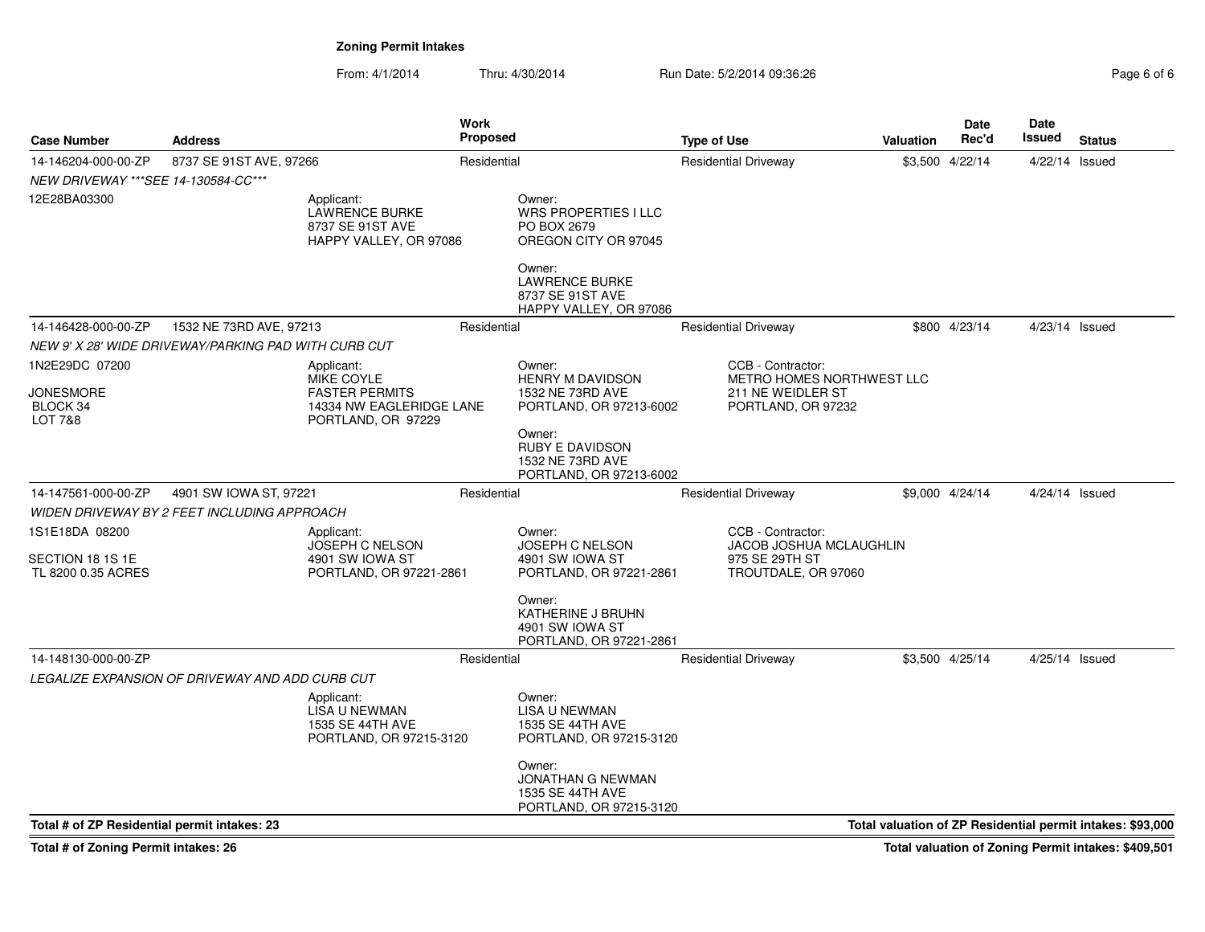## Zoning Permit Intakes

From: 4/1/2014 Thru: 4/30/2014 Run Date: 5/2/2014 09:36:26

| Case Number | Address | | Work Proposed | | Type of Use | | Valuation | Date Rec'd | Date Issued | Status |
|---|---|---|---|---|---|---|---|---|---|---|
| 14-146204-000-00-ZP | 8737 SE 91ST AVE, 97266 | | Residential | | Residential Driveway | | $3,500 | 4/22/14 | 4/22/14 | Issued |
| *NEW DRIVEWAY \*\*\*SEE 14-130584-CC\*\*\** | | | | | | | | | | |
| 12E28BA03300 | | Applicant:<br>LAWRENCE BURKE<br>8737 SE 91ST AVE<br>HAPPY VALLEY, OR 97086 | | Owner:<br>WRS PROPERTIES I LLC<br>PO BOX 2679<br>OREGON CITY OR 97045<br><br>Owner:<br>LAWRENCE BURKE<br>8737 SE 91ST AVE<br>HAPPY VALLEY, OR 97086 | | | | | | |
| 14-146428-000-00-ZP | 1532 NE 73RD AVE, 97213 | | Residential | | Residential Driveway | | $800 | 4/23/14 | 4/23/14 | Issued |
| *NEW 9' X 28' WIDE DRIVEWAY/PARKING PAD WITH CURB CUT* | | | | | | | | | | |
| 1N2E29DC 07200<br><br>JONESMORE<br>BLOCK 34<br>LOT 7&8 | | Applicant:<br>MIKE COYLE<br>FASTER PERMITS<br>14334 NW EAGLERIDGE LANE<br>PORTLAND, OR 97229 | | Owner:<br>HENRY M DAVIDSON<br>1532 NE 73RD AVE<br>PORTLAND, OR 97213-6002<br><br>Owner:<br>RUBY E DAVIDSON<br>1532 NE 73RD AVE<br>PORTLAND, OR 97213-6002 | | CCB - Contractor:<br>METRO HOMES NORTHWEST LLC<br>211 NE WEIDLER ST<br>PORTLAND, OR 97232 | | | | |
| 14-147561-000-00-ZP | 4901 SW IOWA ST, 97221 | | Residential | | Residential Driveway | | $9,000 | 4/24/14 | 4/24/14 | Issued |
| *WIDEN DRIVEWAY BY 2 FEET INCLUDING APPROACH* | | | | | | | | | | |
| 1S1E18DA 08200<br><br>SECTION 18 1S 1E<br>TL 8200 0.35 ACRES | | Applicant:<br>JOSEPH C NELSON<br>4901 SW IOWA ST<br>PORTLAND, OR 97221-2861 | | Owner:<br>JOSEPH C NELSON<br>4901 SW IOWA ST<br>PORTLAND, OR 97221-2861<br><br>Owner:<br>KATHERINE J BRUHN<br>4901 SW IOWA ST<br>PORTLAND, OR 97221-2861 | | CCB - Contractor:<br>JACOB JOSHUA MCLAUGHLIN<br>975 SE 29TH ST<br>TROUTDALE, OR 97060 | | | | |
| 14-148130-000-00-ZP | | | Residential | | Residential Driveway | | $3,500 | 4/25/14 | 4/25/14 | Issued |
| *LEGALIZE EXPANSION OF DRIVEWAY AND ADD CURB CUT* | | | | | | | | | | |
| | | Applicant:<br>LISA U NEWMAN<br>1535 SE 44TH AVE<br>PORTLAND, OR 97215-3120 | | Owner:<br>LISA U NEWMAN<br>1535 SE 44TH AVE<br>PORTLAND, OR 97215-3120<br><br>Owner:<br>JONATHAN G NEWMAN<br>1535 SE 44TH AVE<br>PORTLAND, OR 97215-3120 | | | | | | |

**Total # of ZP Residential permit intakes: 23** | **Total valuation of ZP Residential permit intakes: $93,000**

**Total # of Zoning Permit intakes: 26** | **Total valuation of Zoning Permit intakes: $409,501**